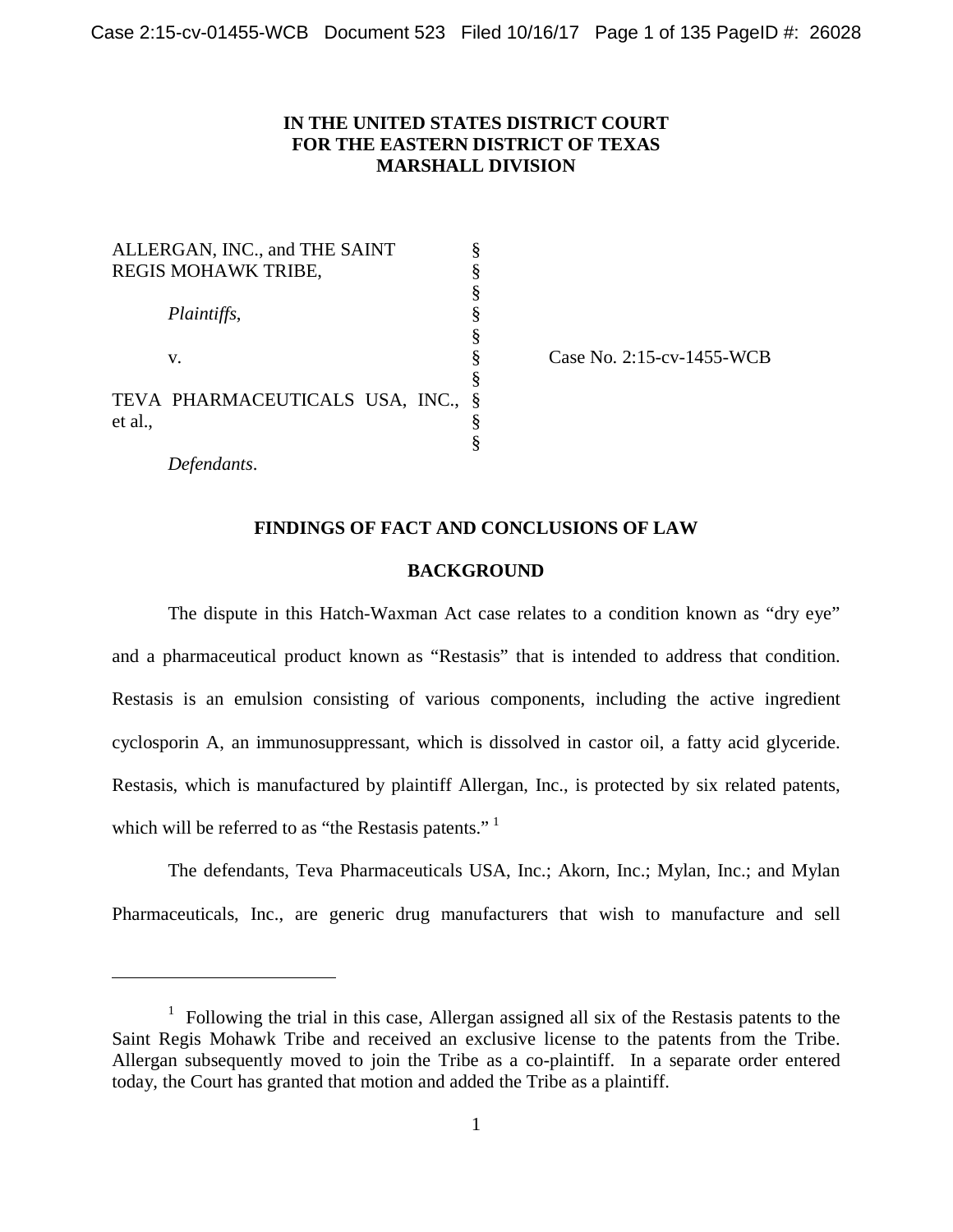**IN THE UNITED STATES DISTRICT COURT**
**FOR THE EASTERN DISTRICT OF TEXAS**
**MARSHALL DIVISION**

| | | |
|---|---|---|
| ALLERGAN, INC., and THE SAINT REGIS MOHAWK TRIBE, | § | |
| | § | |
| *Plaintiffs*, | § | |
| | § | |
| v. | § | Case No. 2:15-cv-1455-WCB |
| | § | |
| TEVA PHARMACEUTICALS USA, INC., et al., | § | |
| | § | |
| *Defendants*. | | |

## FINDINGS OF FACT AND CONCLUSIONS OF LAW

## BACKGROUND

The dispute in this Hatch-Waxman Act case relates to a condition known as "dry eye" and a pharmaceutical product known as "Restasis" that is intended to address that condition. Restasis is an emulsion consisting of various components, including the active ingredient cyclosporin A, an immunosuppressant, which is dissolved in castor oil, a fatty acid glyceride. Restasis, which is manufactured by plaintiff Allergan, Inc., is protected by six related patents, which will be referred to as "the Restasis patents." [1]

The defendants, Teva Pharmaceuticals USA, Inc.; Akorn, Inc.; Mylan, Inc.; and Mylan Pharmaceuticals, Inc., are generic drug manufacturers that wish to manufacture and sell

---

[1] Following the trial in this case, Allergan assigned all six of the Restasis patents to the Saint Regis Mohawk Tribe and received an exclusive license to the patents from the Tribe. Allergan subsequently moved to join the Tribe as a co-plaintiff. In a separate order entered today, the Court has granted that motion and added the Tribe as a plaintiff.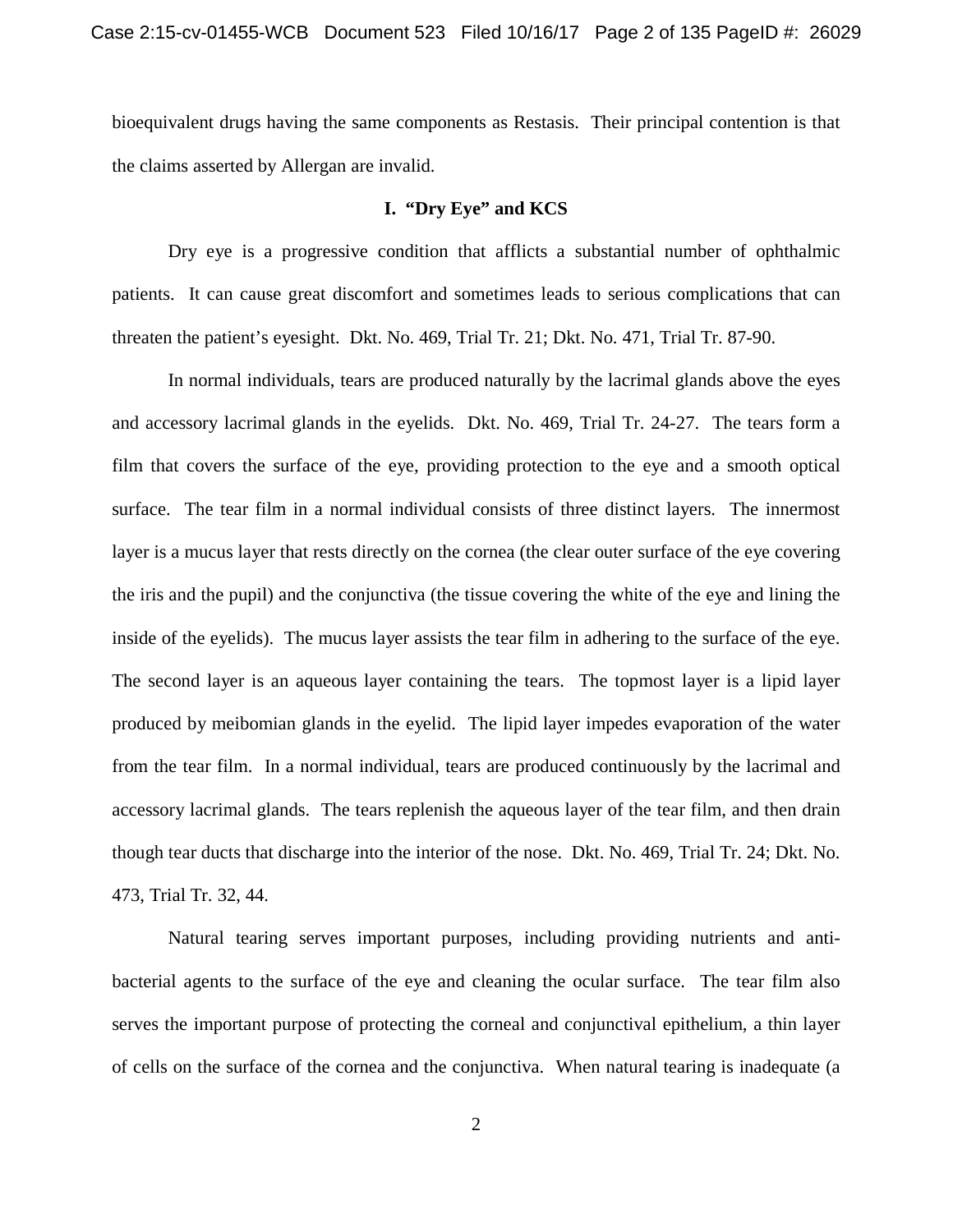bioequivalent drugs having the same components as Restasis. Their principal contention is that the claims asserted by Allergan are invalid.

## I. "Dry Eye" and KCS

Dry eye is a progressive condition that afflicts a substantial number of ophthalmic patients. It can cause great discomfort and sometimes leads to serious complications that can threaten the patient's eyesight. Dkt. No. 469, Trial Tr. 21; Dkt. No. 471, Trial Tr. 87-90.

In normal individuals, tears are produced naturally by the lacrimal glands above the eyes and accessory lacrimal glands in the eyelids. Dkt. No. 469, Trial Tr. 24-27. The tears form a film that covers the surface of the eye, providing protection to the eye and a smooth optical surface. The tear film in a normal individual consists of three distinct layers. The innermost layer is a mucus layer that rests directly on the cornea (the clear outer surface of the eye covering the iris and the pupil) and the conjunctiva (the tissue covering the white of the eye and lining the inside of the eyelids). The mucus layer assists the tear film in adhering to the surface of the eye. The second layer is an aqueous layer containing the tears. The topmost layer is a lipid layer produced by meibomian glands in the eyelid. The lipid layer impedes evaporation of the water from the tear film. In a normal individual, tears are produced continuously by the lacrimal and accessory lacrimal glands. The tears replenish the aqueous layer of the tear film, and then drain though tear ducts that discharge into the interior of the nose. Dkt. No. 469, Trial Tr. 24; Dkt. No. 473, Trial Tr. 32, 44.

Natural tearing serves important purposes, including providing nutrients and anti-bacterial agents to the surface of the eye and cleaning the ocular surface. The tear film also serves the important purpose of protecting the corneal and conjunctival epithelium, a thin layer of cells on the surface of the cornea and the conjunctiva. When natural tearing is inadequate (a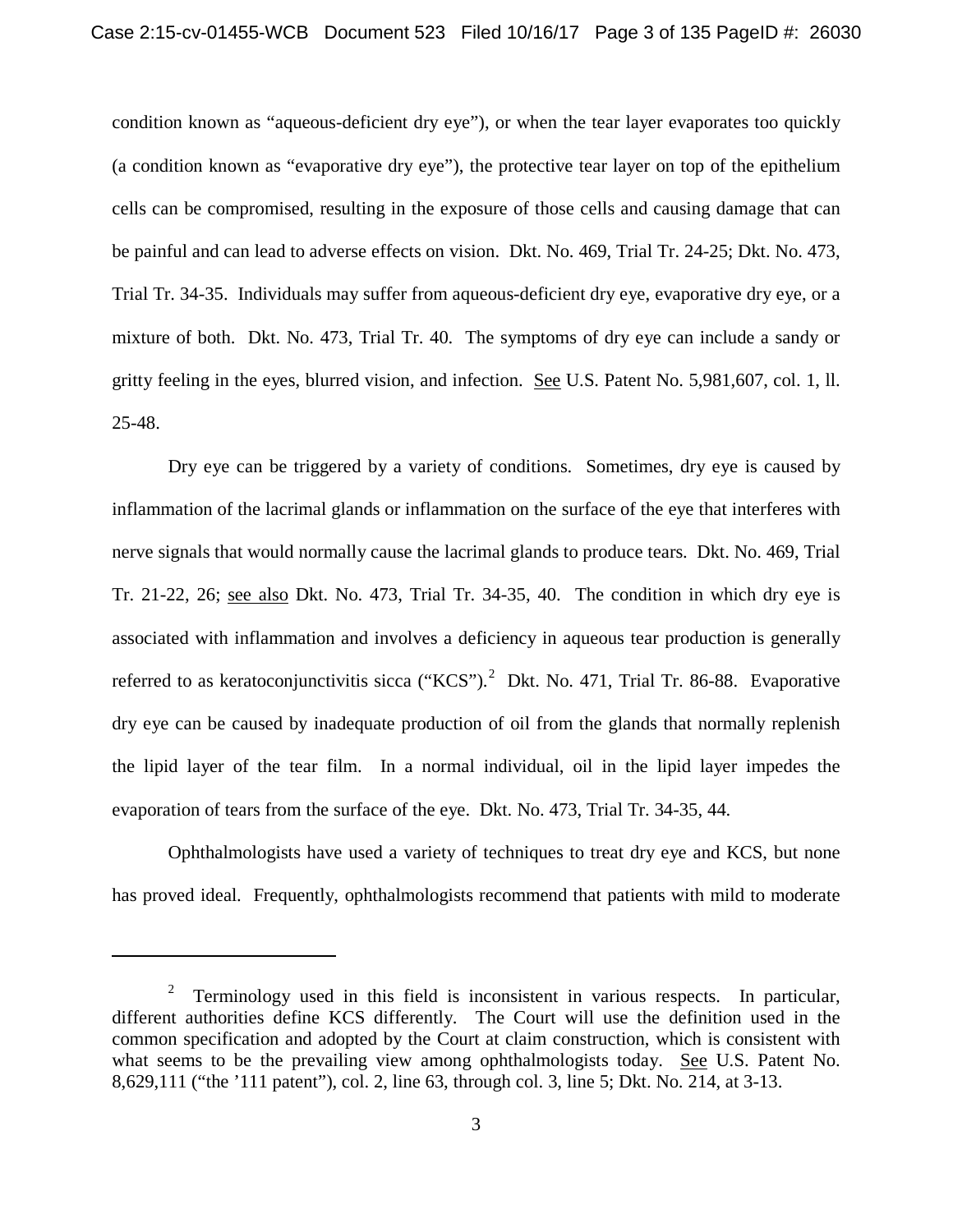condition known as "aqueous-deficient dry eye"), or when the tear layer evaporates too quickly (a condition known as "evaporative dry eye"), the protective tear layer on top of the epithelium cells can be compromised, resulting in the exposure of those cells and causing damage that can be painful and can lead to adverse effects on vision. Dkt. No. 469, Trial Tr. 24-25; Dkt. No. 473, Trial Tr. 34-35. Individuals may suffer from aqueous-deficient dry eye, evaporative dry eye, or a mixture of both. Dkt. No. 473, Trial Tr. 40. The symptoms of dry eye can include a sandy or gritty feeling in the eyes, blurred vision, and infection. See U.S. Patent No. 5,981,607, col. 1, ll. 25-48.

Dry eye can be triggered by a variety of conditions. Sometimes, dry eye is caused by inflammation of the lacrimal glands or inflammation on the surface of the eye that interferes with nerve signals that would normally cause the lacrimal glands to produce tears. Dkt. No. 469, Trial Tr. 21-22, 26; see also Dkt. No. 473, Trial Tr. 34-35, 40. The condition in which dry eye is associated with inflammation and involves a deficiency in aqueous tear production is generally referred to as keratoconjunctivitis sicca ("KCS").[2] Dkt. No. 471, Trial Tr. 86-88. Evaporative dry eye can be caused by inadequate production of oil from the glands that normally replenish the lipid layer of the tear film. In a normal individual, oil in the lipid layer impedes the evaporation of tears from the surface of the eye. Dkt. No. 473, Trial Tr. 34-35, 44.

Ophthalmologists have used a variety of techniques to treat dry eye and KCS, but none has proved ideal. Frequently, ophthalmologists recommend that patients with mild to moderate

---

[2] Terminology used in this field is inconsistent in various respects. In particular, different authorities define KCS differently. The Court will use the definition used in the common specification and adopted by the Court at claim construction, which is consistent with what seems to be the prevailing view among ophthalmologists today. See U.S. Patent No. 8,629,111 ("the '111 patent"), col. 2, line 63, through col. 3, line 5; Dkt. No. 214, at 3-13.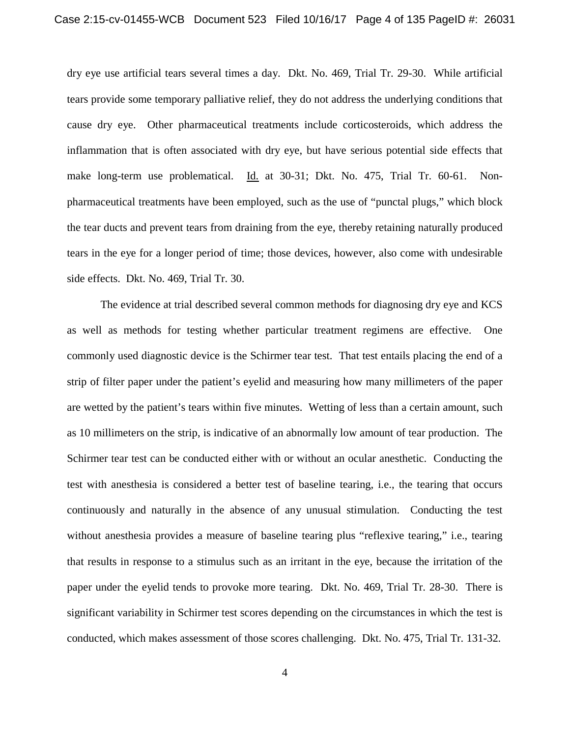dry eye use artificial tears several times a day. Dkt. No. 469, Trial Tr. 29-30. While artificial tears provide some temporary palliative relief, they do not address the underlying conditions that cause dry eye. Other pharmaceutical treatments include corticosteroids, which address the inflammation that is often associated with dry eye, but have serious potential side effects that make long-term use problematical. Id. at 30-31; Dkt. No. 475, Trial Tr. 60-61. Non-pharmaceutical treatments have been employed, such as the use of "punctal plugs," which block the tear ducts and prevent tears from draining from the eye, thereby retaining naturally produced tears in the eye for a longer period of time; those devices, however, also come with undesirable side effects. Dkt. No. 469, Trial Tr. 30.

The evidence at trial described several common methods for diagnosing dry eye and KCS as well as methods for testing whether particular treatment regimens are effective. One commonly used diagnostic device is the Schirmer tear test. That test entails placing the end of a strip of filter paper under the patient's eyelid and measuring how many millimeters of the paper are wetted by the patient's tears within five minutes. Wetting of less than a certain amount, such as 10 millimeters on the strip, is indicative of an abnormally low amount of tear production. The Schirmer tear test can be conducted either with or without an ocular anesthetic. Conducting the test with anesthesia is considered a better test of baseline tearing, i.e., the tearing that occurs continuously and naturally in the absence of any unusual stimulation. Conducting the test without anesthesia provides a measure of baseline tearing plus "reflexive tearing," i.e., tearing that results in response to a stimulus such as an irritant in the eye, because the irritation of the paper under the eyelid tends to provoke more tearing. Dkt. No. 469, Trial Tr. 28-30. There is significant variability in Schirmer test scores depending on the circumstances in which the test is conducted, which makes assessment of those scores challenging. Dkt. No. 475, Trial Tr. 131-32.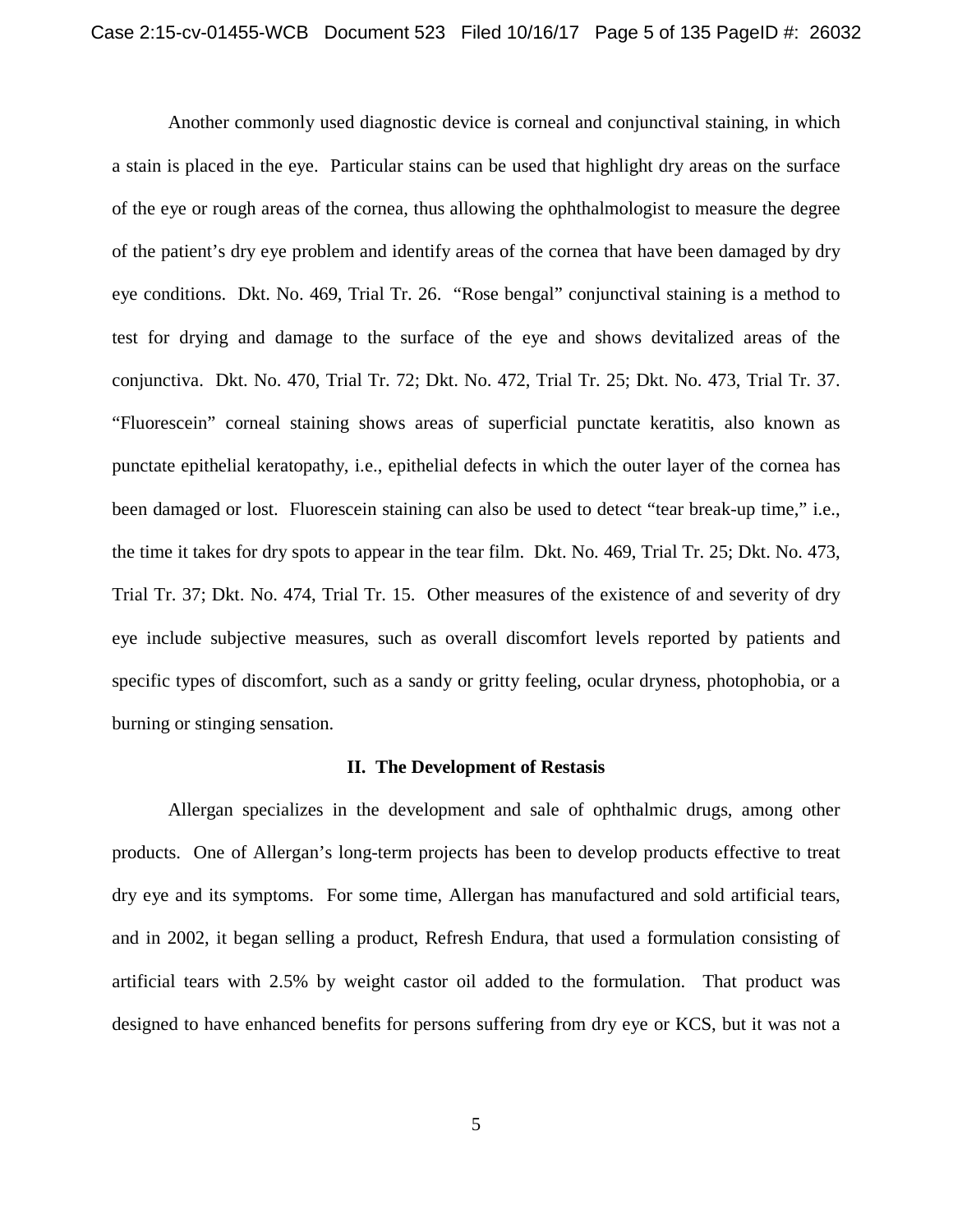Another commonly used diagnostic device is corneal and conjunctival staining, in which a stain is placed in the eye. Particular stains can be used that highlight dry areas on the surface of the eye or rough areas of the cornea, thus allowing the ophthalmologist to measure the degree of the patient's dry eye problem and identify areas of the cornea that have been damaged by dry eye conditions. Dkt. No. 469, Trial Tr. 26. "Rose bengal" conjunctival staining is a method to test for drying and damage to the surface of the eye and shows devitalized areas of the conjunctiva. Dkt. No. 470, Trial Tr. 72; Dkt. No. 472, Trial Tr. 25; Dkt. No. 473, Trial Tr. 37. "Fluorescein" corneal staining shows areas of superficial punctate keratitis, also known as punctate epithelial keratopathy, i.e., epithelial defects in which the outer layer of the cornea has been damaged or lost. Fluorescein staining can also be used to detect "tear break-up time," i.e., the time it takes for dry spots to appear in the tear film. Dkt. No. 469, Trial Tr. 25; Dkt. No. 473, Trial Tr. 37; Dkt. No. 474, Trial Tr. 15. Other measures of the existence of and severity of dry eye include subjective measures, such as overall discomfort levels reported by patients and specific types of discomfort, such as a sandy or gritty feeling, ocular dryness, photophobia, or a burning or stinging sensation.

## II. The Development of Restasis

Allergan specializes in the development and sale of ophthalmic drugs, among other products. One of Allergan's long-term projects has been to develop products effective to treat dry eye and its symptoms. For some time, Allergan has manufactured and sold artificial tears, and in 2002, it began selling a product, Refresh Endura, that used a formulation consisting of artificial tears with 2.5% by weight castor oil added to the formulation. That product was designed to have enhanced benefits for persons suffering from dry eye or KCS, but it was not a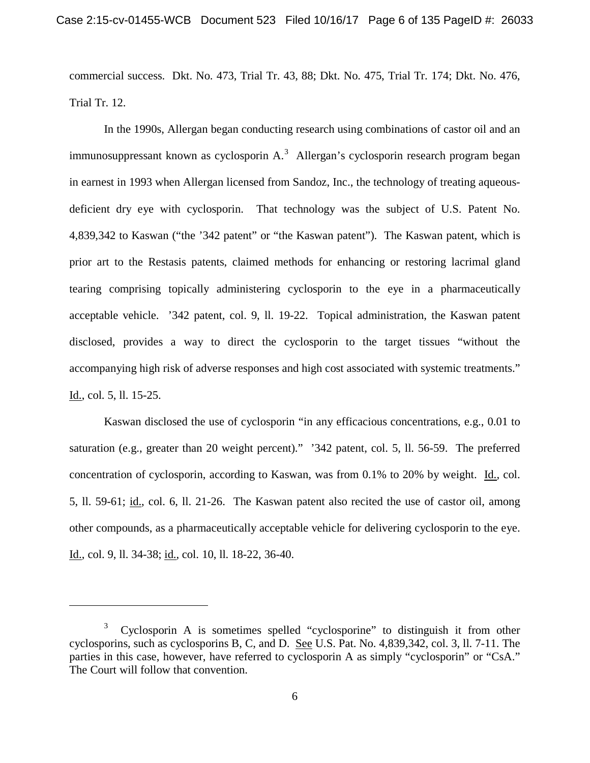commercial success. Dkt. No. 473, Trial Tr. 43, 88; Dkt. No. 475, Trial Tr. 174; Dkt. No. 476, Trial Tr. 12.

In the 1990s, Allergan began conducting research using combinations of castor oil and an immunosuppressant known as cyclosporin A.[3] Allergan's cyclosporin research program began in earnest in 1993 when Allergan licensed from Sandoz, Inc., the technology of treating aqueous-deficient dry eye with cyclosporin. That technology was the subject of U.S. Patent No. 4,839,342 to Kaswan ("the '342 patent" or "the Kaswan patent"). The Kaswan patent, which is prior art to the Restasis patents, claimed methods for enhancing or restoring lacrimal gland tearing comprising topically administering cyclosporin to the eye in a pharmaceutically acceptable vehicle. '342 patent, col. 9, ll. 19-22. Topical administration, the Kaswan patent disclosed, provides a way to direct the cyclosporin to the target tissues "without the accompanying high risk of adverse responses and high cost associated with systemic treatments." Id., col. 5, ll. 15-25.

Kaswan disclosed the use of cyclosporin "in any efficacious concentrations, e.g., 0.01 to saturation (e.g., greater than 20 weight percent)." '342 patent, col. 5, ll. 56-59. The preferred concentration of cyclosporin, according to Kaswan, was from 0.1% to 20% by weight. Id., col. 5, ll. 59-61; id., col. 6, ll. 21-26. The Kaswan patent also recited the use of castor oil, among other compounds, as a pharmaceutically acceptable vehicle for delivering cyclosporin to the eye. Id., col. 9, ll. 34-38; id., col. 10, ll. 18-22, 36-40.

---

[3] Cyclosporin A is sometimes spelled "cyclosporine" to distinguish it from other cyclosporins, such as cyclosporins B, C, and D. See U.S. Pat. No. 4,839,342, col. 3, ll. 7-11. The parties in this case, however, have referred to cyclosporin A as simply "cyclosporin" or "CsA." The Court will follow that convention.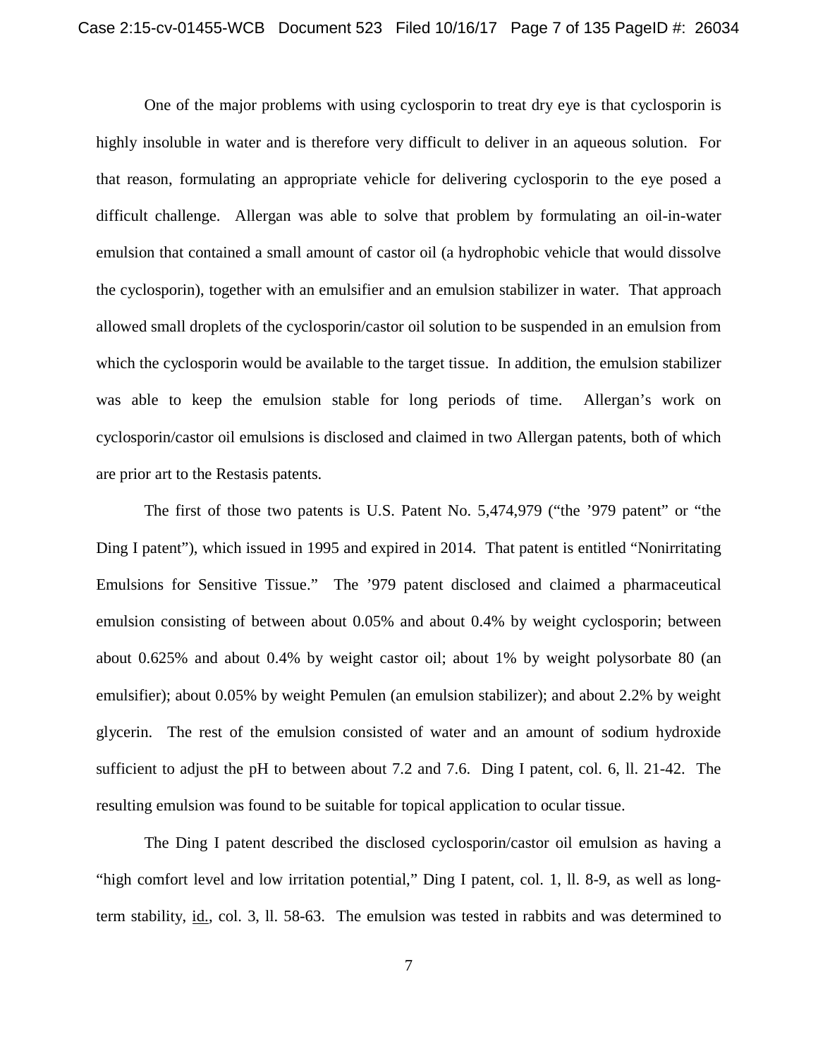One of the major problems with using cyclosporin to treat dry eye is that cyclosporin is highly insoluble in water and is therefore very difficult to deliver in an aqueous solution. For that reason, formulating an appropriate vehicle for delivering cyclosporin to the eye posed a difficult challenge. Allergan was able to solve that problem by formulating an oil-in-water emulsion that contained a small amount of castor oil (a hydrophobic vehicle that would dissolve the cyclosporin), together with an emulsifier and an emulsion stabilizer in water. That approach allowed small droplets of the cyclosporin/castor oil solution to be suspended in an emulsion from which the cyclosporin would be available to the target tissue. In addition, the emulsion stabilizer was able to keep the emulsion stable for long periods of time. Allergan's work on cyclosporin/castor oil emulsions is disclosed and claimed in two Allergan patents, both of which are prior art to the Restasis patents.

The first of those two patents is U.S. Patent No. 5,474,979 ("the '979 patent" or "the Ding I patent"), which issued in 1995 and expired in 2014. That patent is entitled "Nonirritating Emulsions for Sensitive Tissue." The '979 patent disclosed and claimed a pharmaceutical emulsion consisting of between about 0.05% and about 0.4% by weight cyclosporin; between about 0.625% and about 0.4% by weight castor oil; about 1% by weight polysorbate 80 (an emulsifier); about 0.05% by weight Pemulen (an emulsion stabilizer); and about 2.2% by weight glycerin. The rest of the emulsion consisted of water and an amount of sodium hydroxide sufficient to adjust the pH to between about 7.2 and 7.6. Ding I patent, col. 6, ll. 21-42. The resulting emulsion was found to be suitable for topical application to ocular tissue.

The Ding I patent described the disclosed cyclosporin/castor oil emulsion as having a "high comfort level and low irritation potential," Ding I patent, col. 1, ll. 8-9, as well as long-term stability, id., col. 3, ll. 58-63. The emulsion was tested in rabbits and was determined to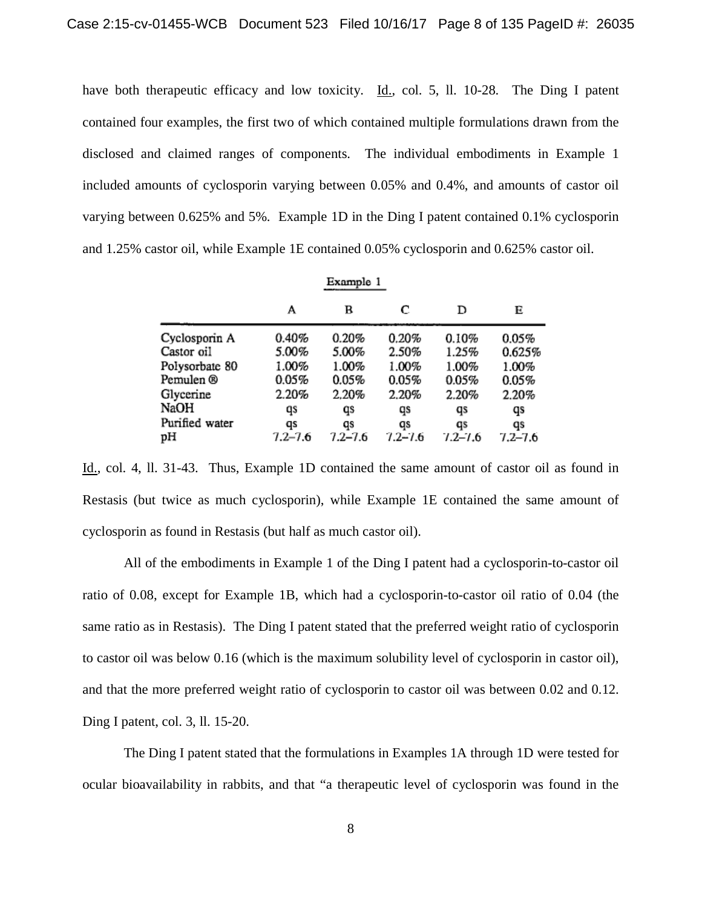have both therapeutic efficacy and low toxicity. Id., col. 5, ll. 10-28. The Ding I patent contained four examples, the first two of which contained multiple formulations drawn from the disclosed and claimed ranges of components. The individual embodiments in Example 1 included amounts of cyclosporin varying between 0.05% and 0.4%, and amounts of castor oil varying between 0.625% and 5%. Example 1D in the Ding I patent contained 0.1% cyclosporin and 1.25% castor oil, while Example 1E contained 0.05% cyclosporin and 0.625% castor oil.

Example 1

| | A | B | C | D | E |
|---|---|---|---|---|---|
| Cyclosporin A | 0.40% | 0.20% | 0.20% | 0.10% | 0.05% |
| Castor oil | 5.00% | 5.00% | 2.50% | 1.25% | 0.625% |
| Polysorbate 80 | 1.00% | 1.00% | 1.00% | 1.00% | 1.00% |
| Pemulen ® | 0.05% | 0.05% | 0.05% | 0.05% | 0.05% |
| Glycerine | 2.20% | 2.20% | 2.20% | 2.20% | 2.20% |
| NaOH | qs | qs | qs | qs | qs |
| Purified water | qs | qs | qs | qs | qs |
| pH | 7.2–7.6 | 7.2–7.6 | 7.2–7.6 | 7.2–7.6 | 7.2–7.6 |

Id., col. 4, ll. 31-43. Thus, Example 1D contained the same amount of castor oil as found in Restasis (but twice as much cyclosporin), while Example 1E contained the same amount of cyclosporin as found in Restasis (but half as much castor oil).

All of the embodiments in Example 1 of the Ding I patent had a cyclosporin-to-castor oil ratio of 0.08, except for Example 1B, which had a cyclosporin-to-castor oil ratio of 0.04 (the same ratio as in Restasis). The Ding I patent stated that the preferred weight ratio of cyclosporin to castor oil was below 0.16 (which is the maximum solubility level of cyclosporin in castor oil), and that the more preferred weight ratio of cyclosporin to castor oil was between 0.02 and 0.12. Ding I patent, col. 3, ll. 15-20.

The Ding I patent stated that the formulations in Examples 1A through 1D were tested for ocular bioavailability in rabbits, and that "a therapeutic level of cyclosporin was found in the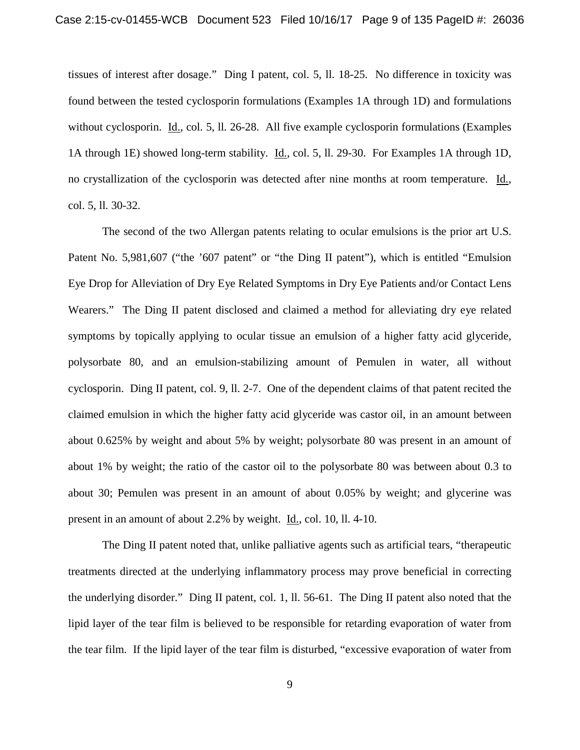tissues of interest after dosage." Ding I patent, col. 5, ll. 18-25. No difference in toxicity was found between the tested cyclosporin formulations (Examples 1A through 1D) and formulations without cyclosporin. Id., col. 5, ll. 26-28. All five example cyclosporin formulations (Examples 1A through 1E) showed long-term stability. Id., col. 5, ll. 29-30. For Examples 1A through 1D, no crystallization of the cyclosporin was detected after nine months at room temperature. Id., col. 5, ll. 30-32.

The second of the two Allergan patents relating to ocular emulsions is the prior art U.S. Patent No. 5,981,607 ("the '607 patent" or "the Ding II patent"), which is entitled "Emulsion Eye Drop for Alleviation of Dry Eye Related Symptoms in Dry Eye Patients and/or Contact Lens Wearers." The Ding II patent disclosed and claimed a method for alleviating dry eye related symptoms by topically applying to ocular tissue an emulsion of a higher fatty acid glyceride, polysorbate 80, and an emulsion-stabilizing amount of Pemulen in water, all without cyclosporin. Ding II patent, col. 9, ll. 2-7. One of the dependent claims of that patent recited the claimed emulsion in which the higher fatty acid glyceride was castor oil, in an amount between about 0.625% by weight and about 5% by weight; polysorbate 80 was present in an amount of about 1% by weight; the ratio of the castor oil to the polysorbate 80 was between about 0.3 to about 30; Pemulen was present in an amount of about 0.05% by weight; and glycerine was present in an amount of about 2.2% by weight. Id., col. 10, ll. 4-10.

The Ding II patent noted that, unlike palliative agents such as artificial tears, "therapeutic treatments directed at the underlying inflammatory process may prove beneficial in correcting the underlying disorder." Ding II patent, col. 1, ll. 56-61. The Ding II patent also noted that the lipid layer of the tear film is believed to be responsible for retarding evaporation of water from the tear film. If the lipid layer of the tear film is disturbed, "excessive evaporation of water from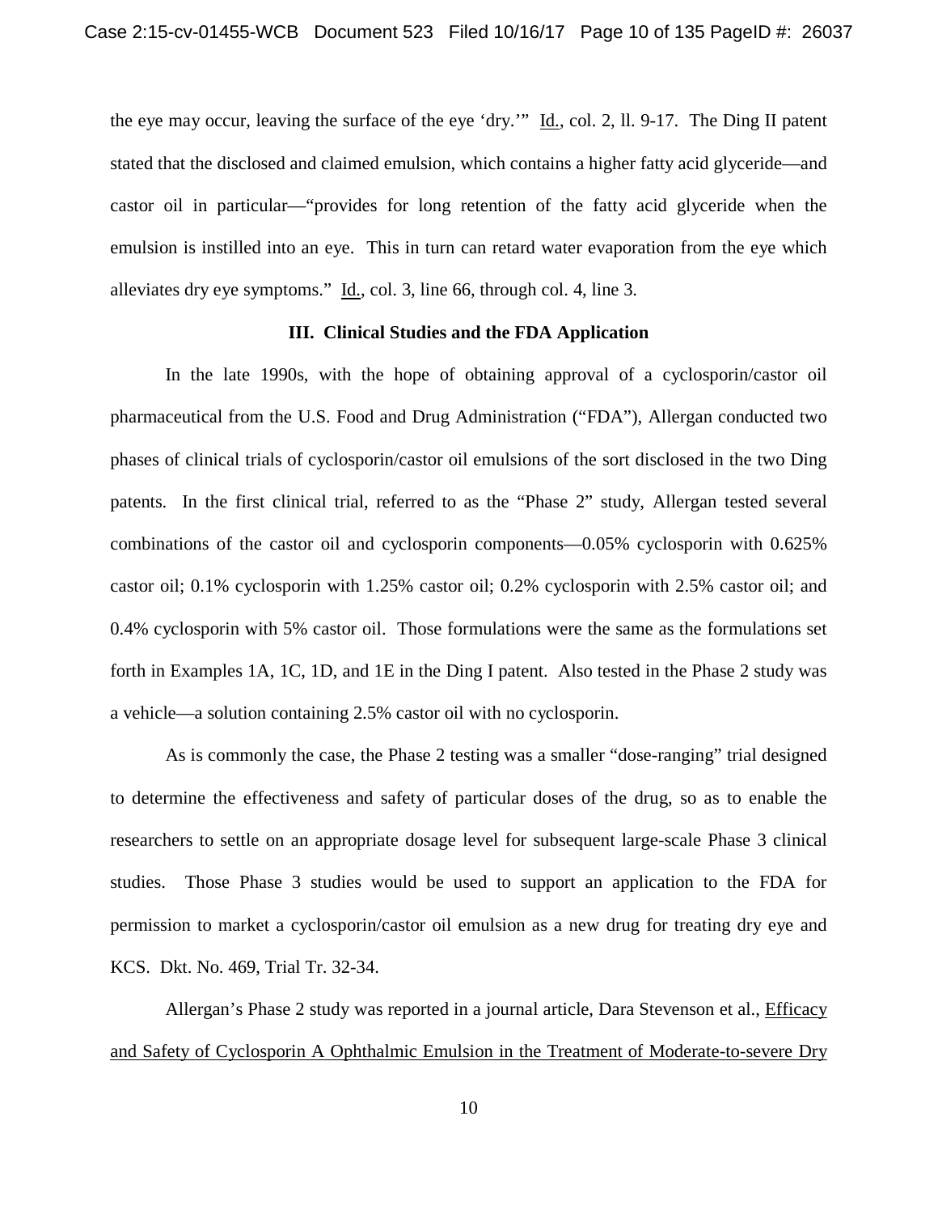the eye may occur, leaving the surface of the eye 'dry.'" Id., col. 2, ll. 9-17. The Ding II patent stated that the disclosed and claimed emulsion, which contains a higher fatty acid glyceride—and castor oil in particular—"provides for long retention of the fatty acid glyceride when the emulsion is instilled into an eye. This in turn can retard water evaporation from the eye which alleviates dry eye symptoms." Id., col. 3, line 66, through col. 4, line 3.

### III. Clinical Studies and the FDA Application

In the late 1990s, with the hope of obtaining approval of a cyclosporin/castor oil pharmaceutical from the U.S. Food and Drug Administration ("FDA"), Allergan conducted two phases of clinical trials of cyclosporin/castor oil emulsions of the sort disclosed in the two Ding patents. In the first clinical trial, referred to as the "Phase 2" study, Allergan tested several combinations of the castor oil and cyclosporin components—0.05% cyclosporin with 0.625% castor oil; 0.1% cyclosporin with 1.25% castor oil; 0.2% cyclosporin with 2.5% castor oil; and 0.4% cyclosporin with 5% castor oil. Those formulations were the same as the formulations set forth in Examples 1A, 1C, 1D, and 1E in the Ding I patent. Also tested in the Phase 2 study was a vehicle—a solution containing 2.5% castor oil with no cyclosporin.

As is commonly the case, the Phase 2 testing was a smaller "dose-ranging" trial designed to determine the effectiveness and safety of particular doses of the drug, so as to enable the researchers to settle on an appropriate dosage level for subsequent large-scale Phase 3 clinical studies. Those Phase 3 studies would be used to support an application to the FDA for permission to market a cyclosporin/castor oil emulsion as a new drug for treating dry eye and KCS. Dkt. No. 469, Trial Tr. 32-34.

Allergan's Phase 2 study was reported in a journal article, Dara Stevenson et al., Efficacy and Safety of Cyclosporin A Ophthalmic Emulsion in the Treatment of Moderate-to-severe Dry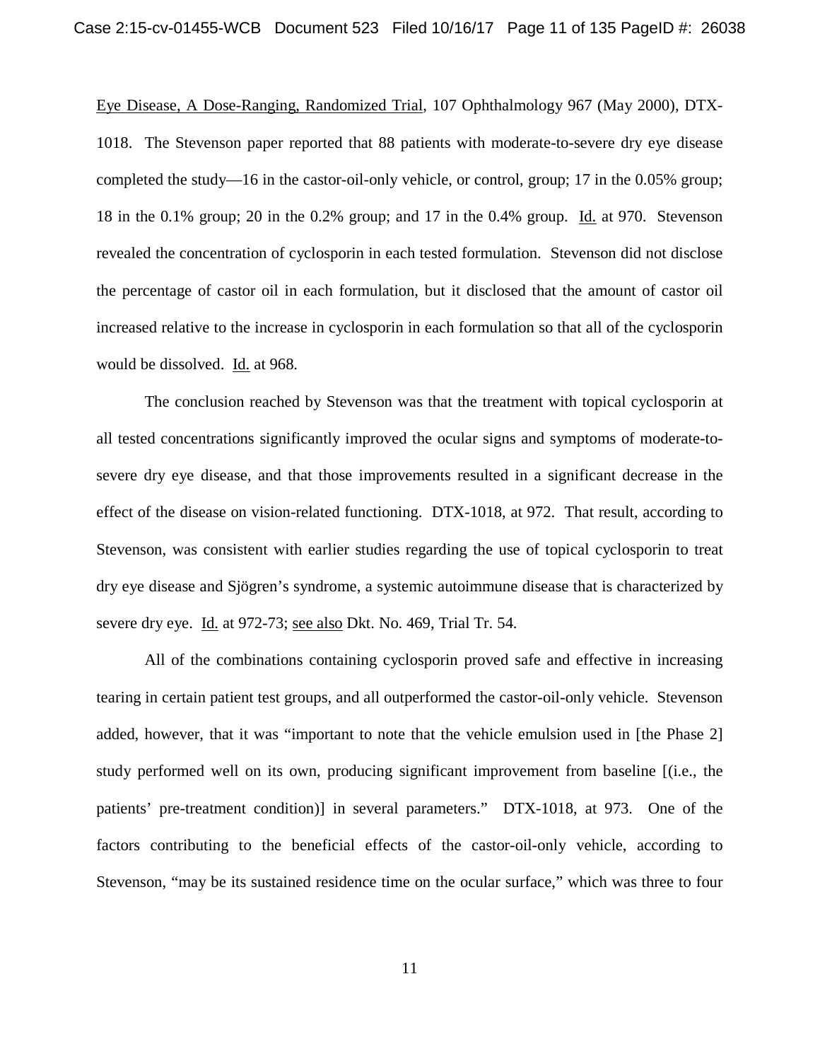Eye Disease, A Dose-Ranging, Randomized Trial, 107 Ophthalmology 967 (May 2000), DTX-1018. The Stevenson paper reported that 88 patients with moderate-to-severe dry eye disease completed the study—16 in the castor-oil-only vehicle, or control, group; 17 in the 0.05% group; 18 in the 0.1% group; 20 in the 0.2% group; and 17 in the 0.4% group. Id. at 970. Stevenson revealed the concentration of cyclosporin in each tested formulation. Stevenson did not disclose the percentage of castor oil in each formulation, but it disclosed that the amount of castor oil increased relative to the increase in cyclosporin in each formulation so that all of the cyclosporin would be dissolved. Id. at 968.

The conclusion reached by Stevenson was that the treatment with topical cyclosporin at all tested concentrations significantly improved the ocular signs and symptoms of moderate-to-severe dry eye disease, and that those improvements resulted in a significant decrease in the effect of the disease on vision-related functioning. DTX-1018, at 972. That result, according to Stevenson, was consistent with earlier studies regarding the use of topical cyclosporin to treat dry eye disease and Sjögren's syndrome, a systemic autoimmune disease that is characterized by severe dry eye. Id. at 972-73; see also Dkt. No. 469, Trial Tr. 54.

All of the combinations containing cyclosporin proved safe and effective in increasing tearing in certain patient test groups, and all outperformed the castor-oil-only vehicle. Stevenson added, however, that it was "important to note that the vehicle emulsion used in [the Phase 2] study performed well on its own, producing significant improvement from baseline [(i.e., the patients' pre-treatment condition)] in several parameters." DTX-1018, at 973. One of the factors contributing to the beneficial effects of the castor-oil-only vehicle, according to Stevenson, "may be its sustained residence time on the ocular surface," which was three to four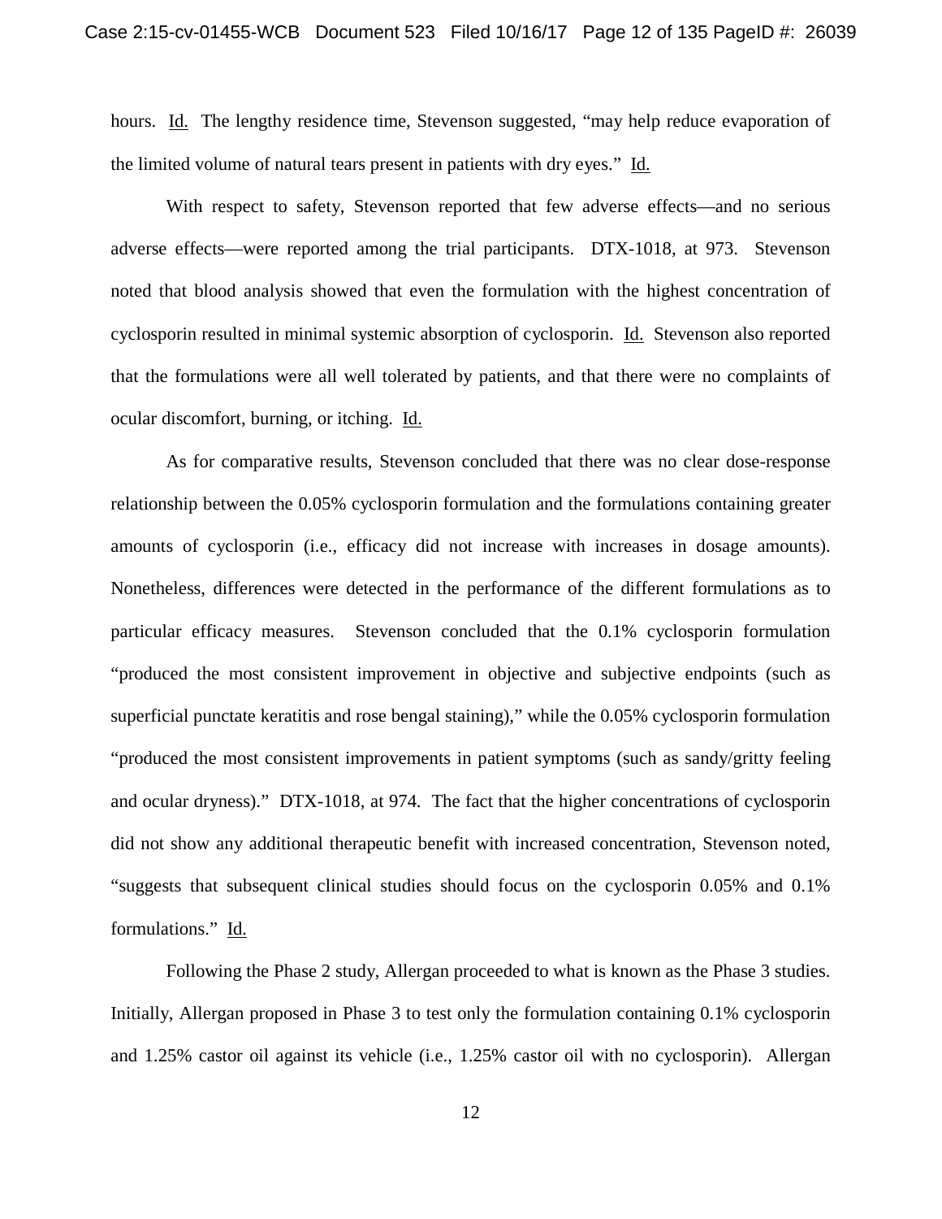hours. Id. The lengthy residence time, Stevenson suggested, "may help reduce evaporation of the limited volume of natural tears present in patients with dry eyes." Id.

With respect to safety, Stevenson reported that few adverse effects—and no serious adverse effects—were reported among the trial participants. DTX-1018, at 973. Stevenson noted that blood analysis showed that even the formulation with the highest concentration of cyclosporin resulted in minimal systemic absorption of cyclosporin. Id. Stevenson also reported that the formulations were all well tolerated by patients, and that there were no complaints of ocular discomfort, burning, or itching. Id.

As for comparative results, Stevenson concluded that there was no clear dose-response relationship between the 0.05% cyclosporin formulation and the formulations containing greater amounts of cyclosporin (i.e., efficacy did not increase with increases in dosage amounts). Nonetheless, differences were detected in the performance of the different formulations as to particular efficacy measures. Stevenson concluded that the 0.1% cyclosporin formulation "produced the most consistent improvement in objective and subjective endpoints (such as superficial punctate keratitis and rose bengal staining)," while the 0.05% cyclosporin formulation "produced the most consistent improvements in patient symptoms (such as sandy/gritty feeling and ocular dryness)." DTX-1018, at 974. The fact that the higher concentrations of cyclosporin did not show any additional therapeutic benefit with increased concentration, Stevenson noted, "suggests that subsequent clinical studies should focus on the cyclosporin 0.05% and 0.1% formulations." Id.

Following the Phase 2 study, Allergan proceeded to what is known as the Phase 3 studies. Initially, Allergan proposed in Phase 3 to test only the formulation containing 0.1% cyclosporin and 1.25% castor oil against its vehicle (i.e., 1.25% castor oil with no cyclosporin). Allergan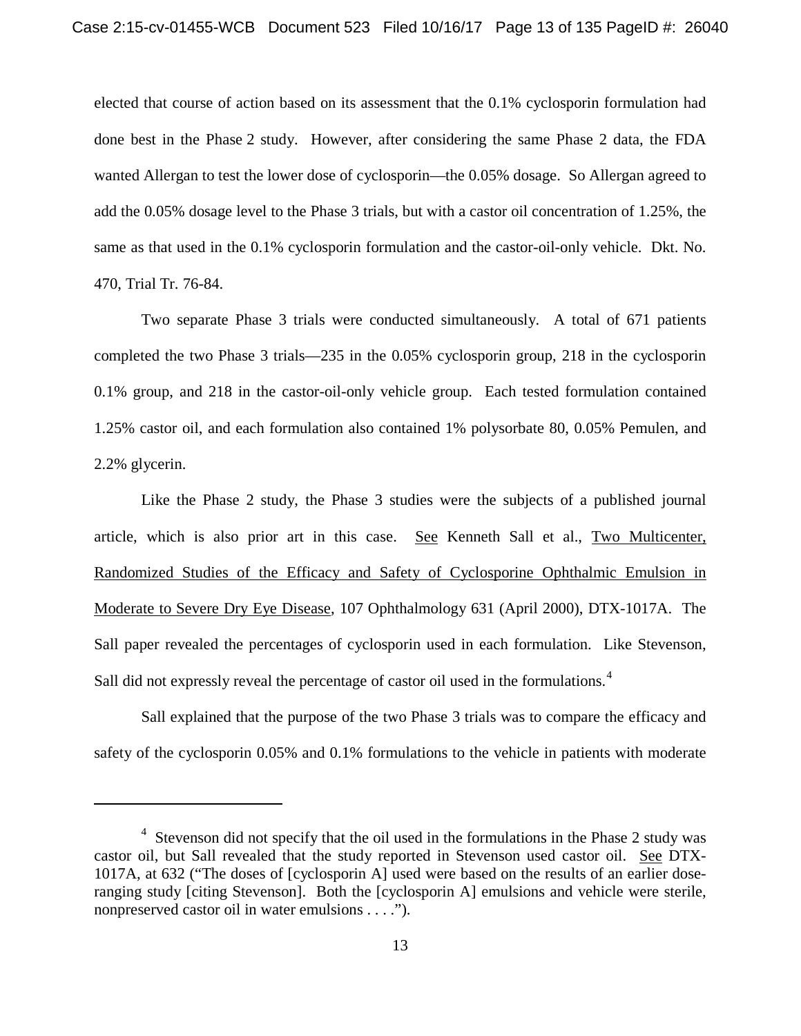elected that course of action based on its assessment that the 0.1% cyclosporin formulation had done best in the Phase 2 study. However, after considering the same Phase 2 data, the FDA wanted Allergan to test the lower dose of cyclosporin—the 0.05% dosage. So Allergan agreed to add the 0.05% dosage level to the Phase 3 trials, but with a castor oil concentration of 1.25%, the same as that used in the 0.1% cyclosporin formulation and the castor-oil-only vehicle. Dkt. No. 470, Trial Tr. 76-84.

Two separate Phase 3 trials were conducted simultaneously. A total of 671 patients completed the two Phase 3 trials—235 in the 0.05% cyclosporin group, 218 in the cyclosporin 0.1% group, and 218 in the castor-oil-only vehicle group. Each tested formulation contained 1.25% castor oil, and each formulation also contained 1% polysorbate 80, 0.05% Pemulen, and 2.2% glycerin.

Like the Phase 2 study, the Phase 3 studies were the subjects of a published journal article, which is also prior art in this case. See Kenneth Sall et al., Two Multicenter, Randomized Studies of the Efficacy and Safety of Cyclosporine Ophthalmic Emulsion in Moderate to Severe Dry Eye Disease, 107 Ophthalmology 631 (April 2000), DTX-1017A. The Sall paper revealed the percentages of cyclosporin used in each formulation. Like Stevenson, Sall did not expressly reveal the percentage of castor oil used in the formulations.[4]

Sall explained that the purpose of the two Phase 3 trials was to compare the efficacy and safety of the cyclosporin 0.05% and 0.1% formulations to the vehicle in patients with moderate

---

[4] Stevenson did not specify that the oil used in the formulations in the Phase 2 study was castor oil, but Sall revealed that the study reported in Stevenson used castor oil. See DTX-1017A, at 632 ("The doses of [cyclosporin A] used were based on the results of an earlier dose-ranging study [citing Stevenson]. Both the [cyclosporin A] emulsions and vehicle were sterile, nonpreserved castor oil in water emulsions . . . .").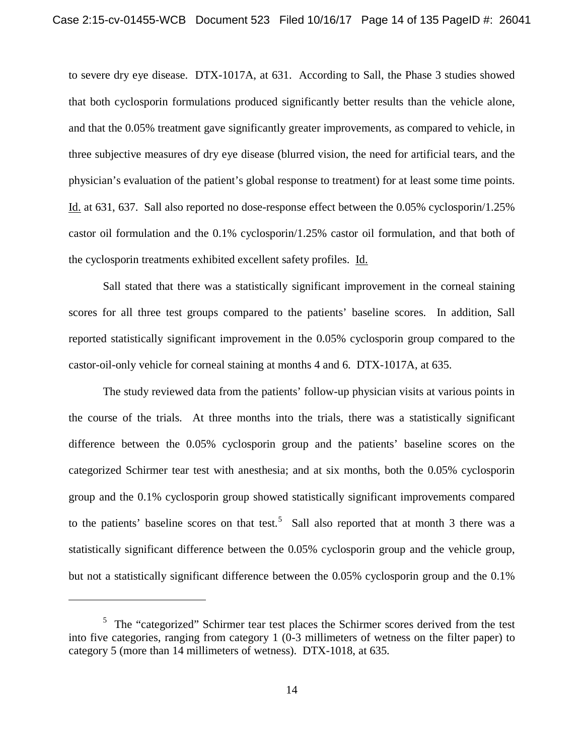to severe dry eye disease. DTX-1017A, at 631. According to Sall, the Phase 3 studies showed that both cyclosporin formulations produced significantly better results than the vehicle alone, and that the 0.05% treatment gave significantly greater improvements, as compared to vehicle, in three subjective measures of dry eye disease (blurred vision, the need for artificial tears, and the physician's evaluation of the patient's global response to treatment) for at least some time points. Id. at 631, 637. Sall also reported no dose-response effect between the 0.05% cyclosporin/1.25% castor oil formulation and the 0.1% cyclosporin/1.25% castor oil formulation, and that both of the cyclosporin treatments exhibited excellent safety profiles. Id.

Sall stated that there was a statistically significant improvement in the corneal staining scores for all three test groups compared to the patients' baseline scores. In addition, Sall reported statistically significant improvement in the 0.05% cyclosporin group compared to the castor-oil-only vehicle for corneal staining at months 4 and 6. DTX-1017A, at 635.

The study reviewed data from the patients' follow-up physician visits at various points in the course of the trials. At three months into the trials, there was a statistically significant difference between the 0.05% cyclosporin group and the patients' baseline scores on the categorized Schirmer tear test with anesthesia; and at six months, both the 0.05% cyclosporin group and the 0.1% cyclosporin group showed statistically significant improvements compared to the patients' baseline scores on that test.[5] Sall also reported that at month 3 there was a statistically significant difference between the 0.05% cyclosporin group and the vehicle group, but not a statistically significant difference between the 0.05% cyclosporin group and the 0.1%

---

[5] The "categorized" Schirmer tear test places the Schirmer scores derived from the test into five categories, ranging from category 1 (0-3 millimeters of wetness on the filter paper) to category 5 (more than 14 millimeters of wetness). DTX-1018, at 635.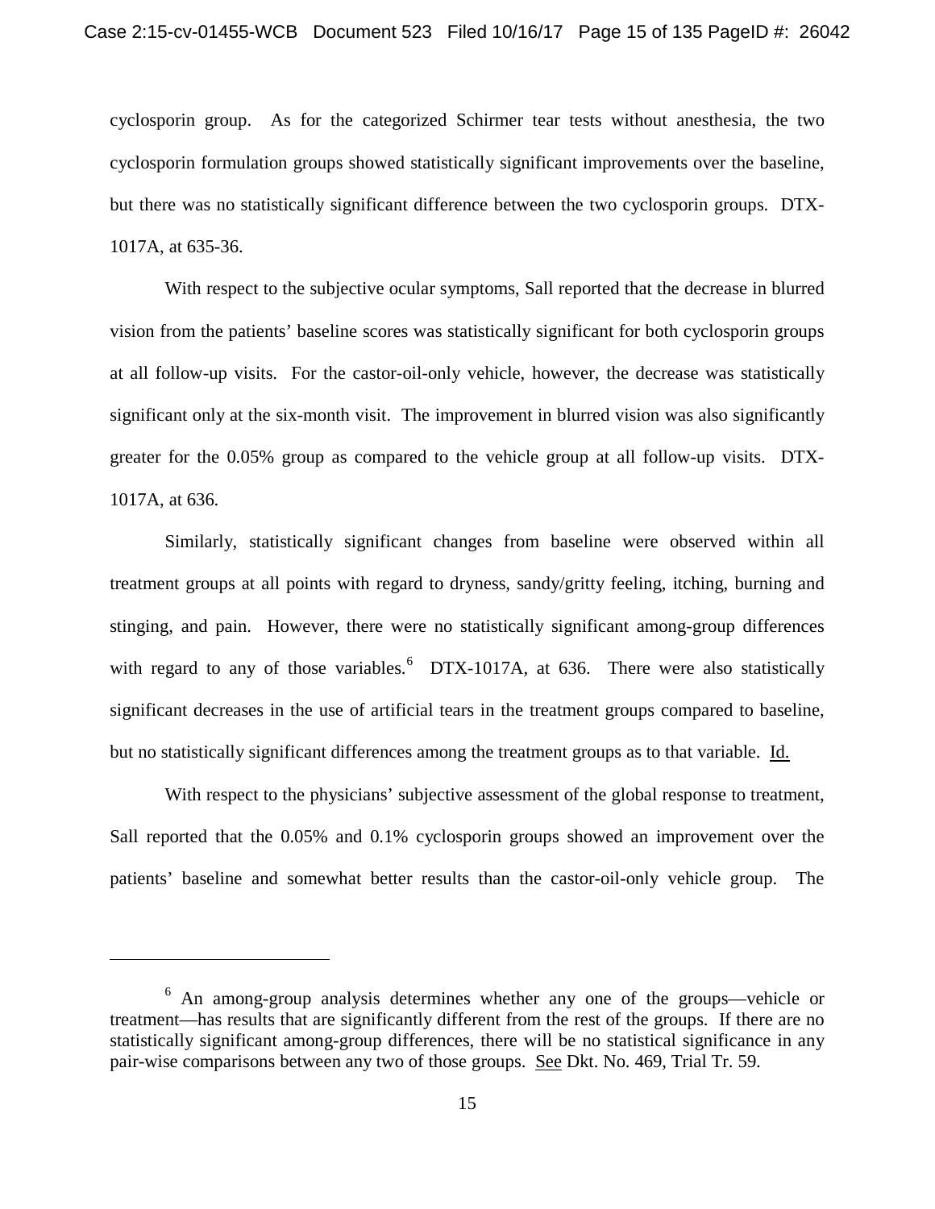cyclosporin group. As for the categorized Schirmer tear tests without anesthesia, the two cyclosporin formulation groups showed statistically significant improvements over the baseline, but there was no statistically significant difference between the two cyclosporin groups. DTX-1017A, at 635-36.

With respect to the subjective ocular symptoms, Sall reported that the decrease in blurred vision from the patients' baseline scores was statistically significant for both cyclosporin groups at all follow-up visits. For the castor-oil-only vehicle, however, the decrease was statistically significant only at the six-month visit. The improvement in blurred vision was also significantly greater for the 0.05% group as compared to the vehicle group at all follow-up visits. DTX-1017A, at 636.

Similarly, statistically significant changes from baseline were observed within all treatment groups at all points with regard to dryness, sandy/gritty feeling, itching, burning and stinging, and pain. However, there were no statistically significant among-group differences with regard to any of those variables.[6] DTX-1017A, at 636. There were also statistically significant decreases in the use of artificial tears in the treatment groups compared to baseline, but no statistically significant differences among the treatment groups as to that variable. Id.

With respect to the physicians' subjective assessment of the global response to treatment, Sall reported that the 0.05% and 0.1% cyclosporin groups showed an improvement over the patients' baseline and somewhat better results than the castor-oil-only vehicle group. The

---

[6] An among-group analysis determines whether any one of the groups—vehicle or treatment—has results that are significantly different from the rest of the groups. If there are no statistically significant among-group differences, there will be no statistical significance in any pair-wise comparisons between any two of those groups. See Dkt. No. 469, Trial Tr. 59.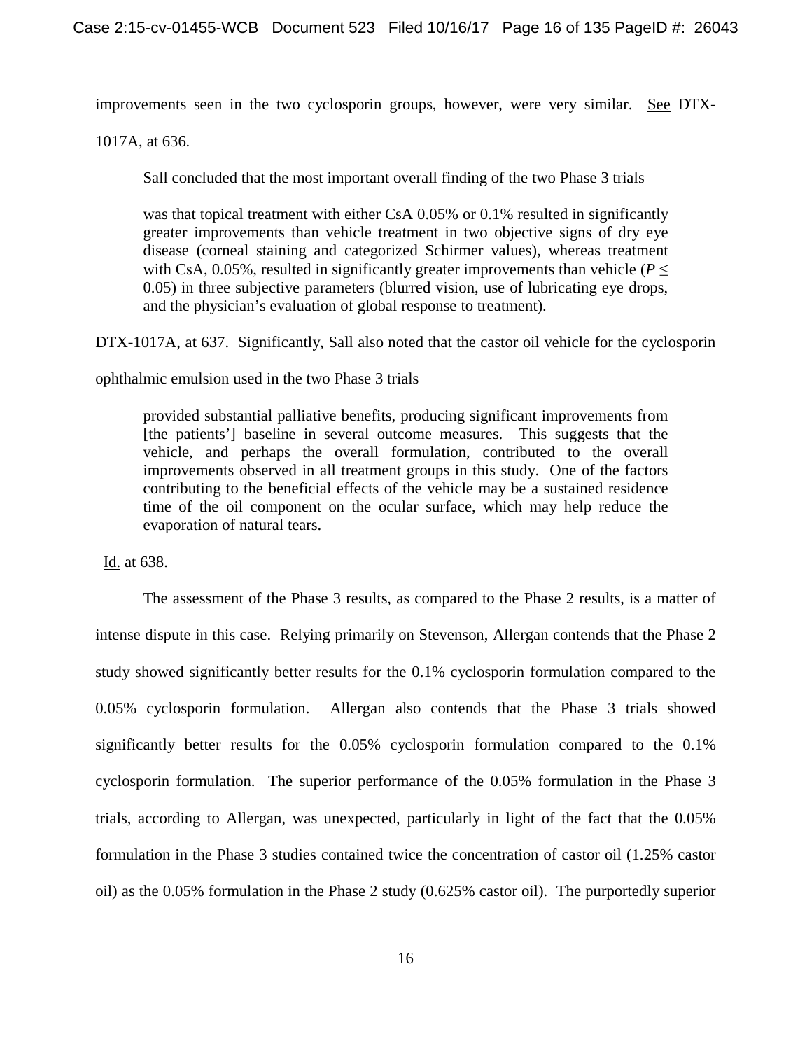improvements seen in the two cyclosporin groups, however, were very similar. See DTX-1017A, at 636.

Sall concluded that the most important overall finding of the two Phase 3 trials

> was that topical treatment with either CsA 0.05% or 0.1% resulted in significantly greater improvements than vehicle treatment in two objective signs of dry eye disease (corneal staining and categorized Schirmer values), whereas treatment with CsA, 0.05%, resulted in significantly greater improvements than vehicle ($P \leq 0.05$) in three subjective parameters (blurred vision, use of lubricating eye drops, and the physician's evaluation of global response to treatment).

DTX-1017A, at 637. Significantly, Sall also noted that the castor oil vehicle for the cyclosporin ophthalmic emulsion used in the two Phase 3 trials

> provided substantial palliative benefits, producing significant improvements from [the patients'] baseline in several outcome measures. This suggests that the vehicle, and perhaps the overall formulation, contributed to the overall improvements observed in all treatment groups in this study. One of the factors contributing to the beneficial effects of the vehicle may be a sustained residence time of the oil component on the ocular surface, which may help reduce the evaporation of natural tears.

Id. at 638.

The assessment of the Phase 3 results, as compared to the Phase 2 results, is a matter of intense dispute in this case. Relying primarily on Stevenson, Allergan contends that the Phase 2 study showed significantly better results for the 0.1% cyclosporin formulation compared to the 0.05% cyclosporin formulation. Allergan also contends that the Phase 3 trials showed significantly better results for the 0.05% cyclosporin formulation compared to the 0.1% cyclosporin formulation. The superior performance of the 0.05% formulation in the Phase 3 trials, according to Allergan, was unexpected, particularly in light of the fact that the 0.05% formulation in the Phase 3 studies contained twice the concentration of castor oil (1.25% castor oil) as the 0.05% formulation in the Phase 2 study (0.625% castor oil). The purportedly superior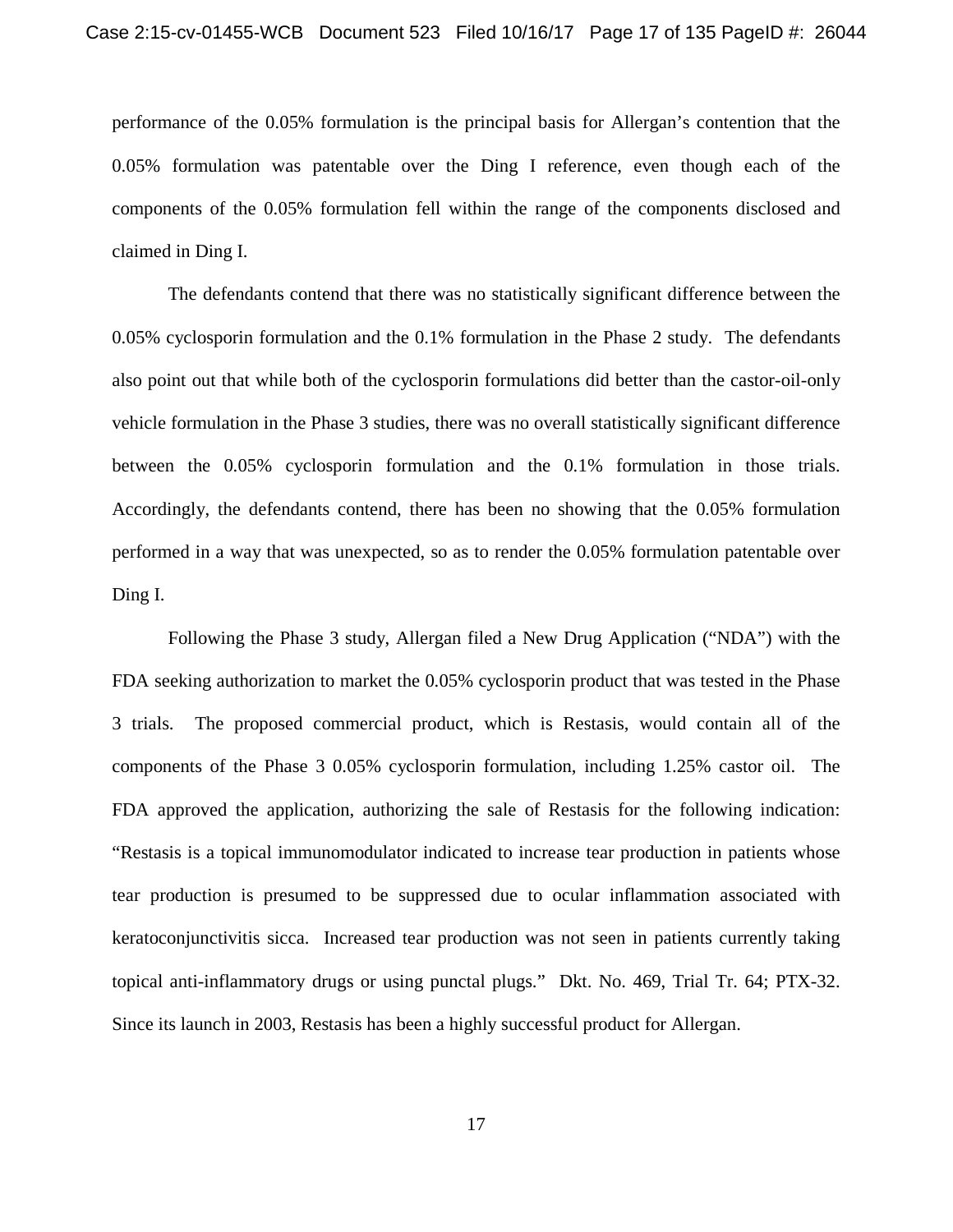performance of the 0.05% formulation is the principal basis for Allergan's contention that the 0.05% formulation was patentable over the Ding I reference, even though each of the components of the 0.05% formulation fell within the range of the components disclosed and claimed in Ding I.

The defendants contend that there was no statistically significant difference between the 0.05% cyclosporin formulation and the 0.1% formulation in the Phase 2 study. The defendants also point out that while both of the cyclosporin formulations did better than the castor-oil-only vehicle formulation in the Phase 3 studies, there was no overall statistically significant difference between the 0.05% cyclosporin formulation and the 0.1% formulation in those trials. Accordingly, the defendants contend, there has been no showing that the 0.05% formulation performed in a way that was unexpected, so as to render the 0.05% formulation patentable over Ding I.

Following the Phase 3 study, Allergan filed a New Drug Application ("NDA") with the FDA seeking authorization to market the 0.05% cyclosporin product that was tested in the Phase 3 trials. The proposed commercial product, which is Restasis, would contain all of the components of the Phase 3 0.05% cyclosporin formulation, including 1.25% castor oil. The FDA approved the application, authorizing the sale of Restasis for the following indication: "Restasis is a topical immunomodulator indicated to increase tear production in patients whose tear production is presumed to be suppressed due to ocular inflammation associated with keratoconjunctivitis sicca. Increased tear production was not seen in patients currently taking topical anti-inflammatory drugs or using punctal plugs." Dkt. No. 469, Trial Tr. 64; PTX-32. Since its launch in 2003, Restasis has been a highly successful product for Allergan.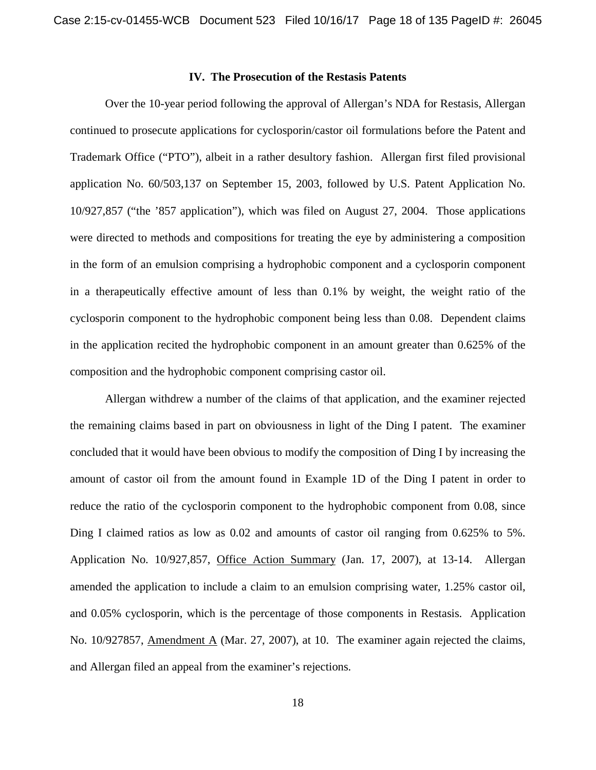### IV. The Prosecution of the Restasis Patents

Over the 10-year period following the approval of Allergan's NDA for Restasis, Allergan continued to prosecute applications for cyclosporin/castor oil formulations before the Patent and Trademark Office ("PTO"), albeit in a rather desultory fashion. Allergan first filed provisional application No. 60/503,137 on September 15, 2003, followed by U.S. Patent Application No. 10/927,857 ("the '857 application"), which was filed on August 27, 2004. Those applications were directed to methods and compositions for treating the eye by administering a composition in the form of an emulsion comprising a hydrophobic component and a cyclosporin component in a therapeutically effective amount of less than 0.1% by weight, the weight ratio of the cyclosporin component to the hydrophobic component being less than 0.08. Dependent claims in the application recited the hydrophobic component in an amount greater than 0.625% of the composition and the hydrophobic component comprising castor oil.

Allergan withdrew a number of the claims of that application, and the examiner rejected the remaining claims based in part on obviousness in light of the Ding I patent. The examiner concluded that it would have been obvious to modify the composition of Ding I by increasing the amount of castor oil from the amount found in Example 1D of the Ding I patent in order to reduce the ratio of the cyclosporin component to the hydrophobic component from 0.08, since Ding I claimed ratios as low as 0.02 and amounts of castor oil ranging from 0.625% to 5%. Application No. 10/927,857, <u>Office Action Summary</u> (Jan. 17, 2007), at 13-14. Allergan amended the application to include a claim to an emulsion comprising water, 1.25% castor oil, and 0.05% cyclosporin, which is the percentage of those components in Restasis. Application No. 10/927857, <u>Amendment A</u> (Mar. 27, 2007), at 10. The examiner again rejected the claims, and Allergan filed an appeal from the examiner's rejections.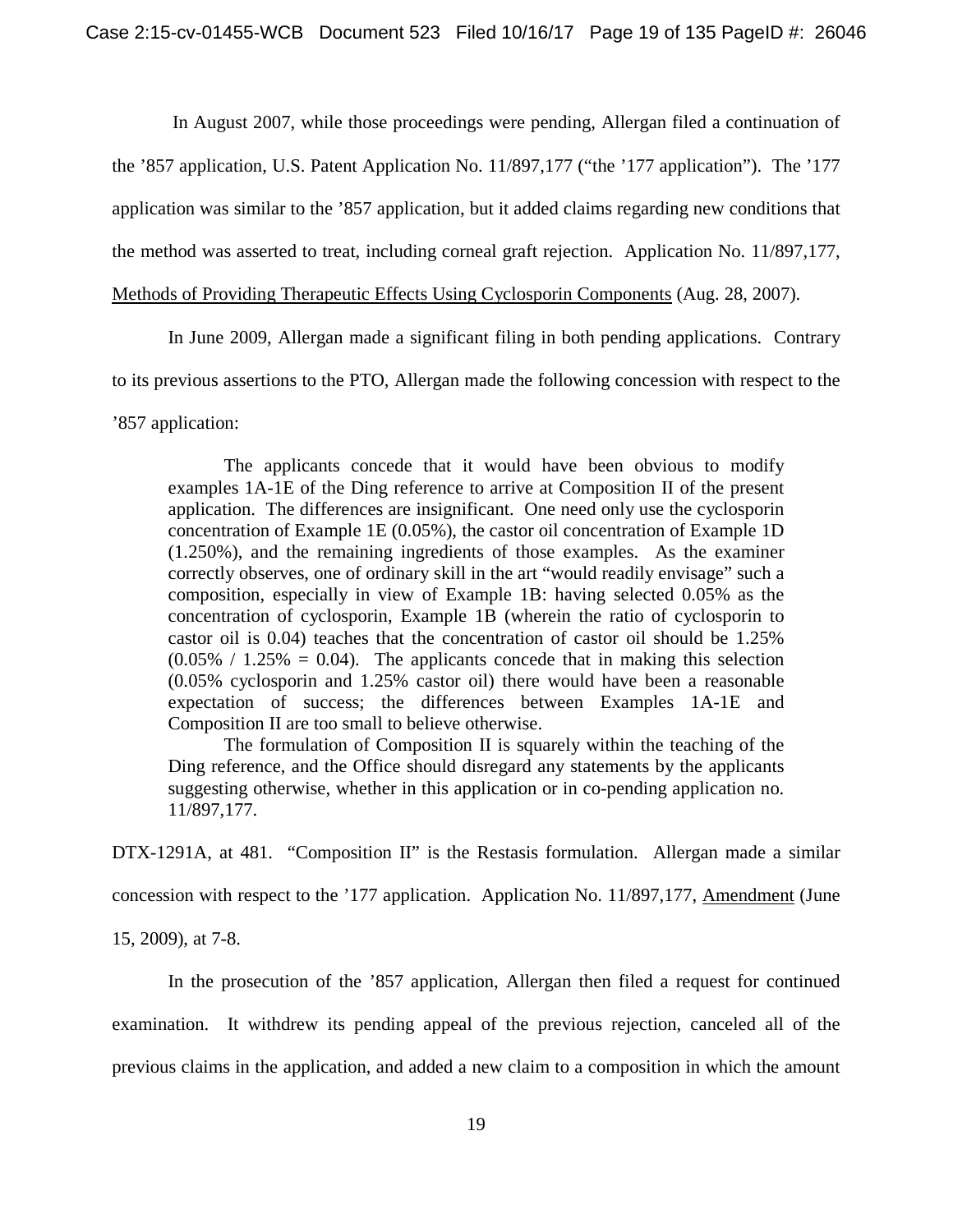In August 2007, while those proceedings were pending, Allergan filed a continuation of the '857 application, U.S. Patent Application No. 11/897,177 ("the '177 application"). The '177 application was similar to the '857 application, but it added claims regarding new conditions that the method was asserted to treat, including corneal graft rejection. Application No. 11/897,177, Methods of Providing Therapeutic Effects Using Cyclosporin Components (Aug. 28, 2007).

In June 2009, Allergan made a significant filing in both pending applications. Contrary to its previous assertions to the PTO, Allergan made the following concession with respect to the '857 application:

> The applicants concede that it would have been obvious to modify examples 1A-1E of the Ding reference to arrive at Composition II of the present application. The differences are insignificant. One need only use the cyclosporin concentration of Example 1E (0.05%), the castor oil concentration of Example 1D (1.250%), and the remaining ingredients of those examples. As the examiner correctly observes, one of ordinary skill in the art "would readily envisage" such a composition, especially in view of Example 1B: having selected 0.05% as the concentration of cyclosporin, Example 1B (wherein the ratio of cyclosporin to castor oil is 0.04) teaches that the concentration of castor oil should be 1.25% (0.05% / 1.25% = 0.04). The applicants concede that in making this selection (0.05% cyclosporin and 1.25% castor oil) there would have been a reasonable expectation of success; the differences between Examples 1A-1E and Composition II are too small to believe otherwise.
>
> The formulation of Composition II is squarely within the teaching of the Ding reference, and the Office should disregard any statements by the applicants suggesting otherwise, whether in this application or in co-pending application no. 11/897,177.

DTX-1291A, at 481. "Composition II" is the Restasis formulation. Allergan made a similar concession with respect to the '177 application. Application No. 11/897,177, Amendment (June 15, 2009), at 7-8.

In the prosecution of the '857 application, Allergan then filed a request for continued examination. It withdrew its pending appeal of the previous rejection, canceled all of the previous claims in the application, and added a new claim to a composition in which the amount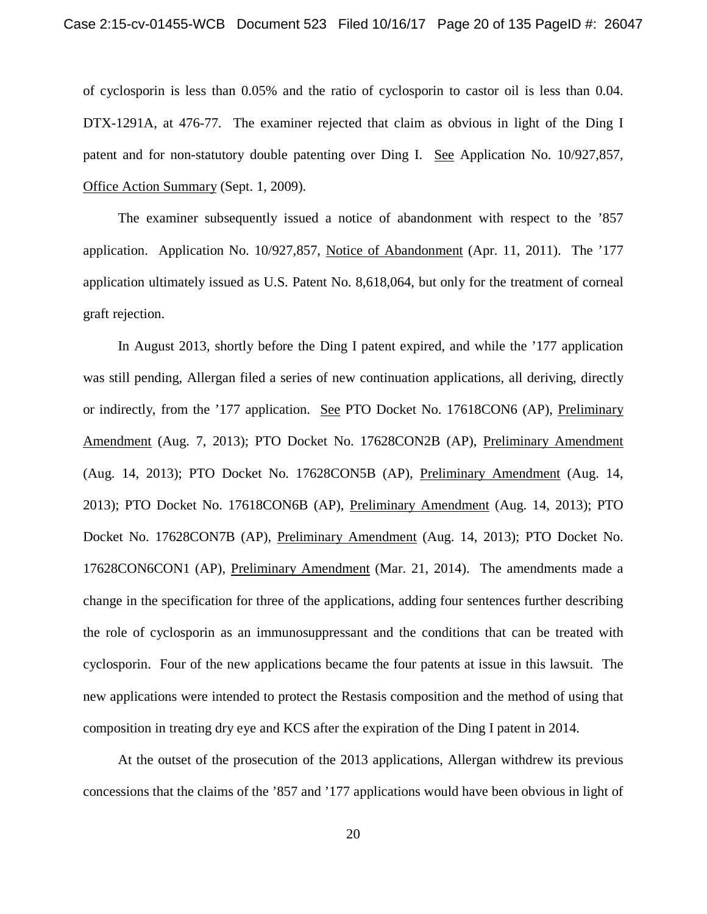of cyclosporin is less than 0.05% and the ratio of cyclosporin to castor oil is less than 0.04. DTX-1291A, at 476-77. The examiner rejected that claim as obvious in light of the Ding I patent and for non-statutory double patenting over Ding I. See Application No. 10/927,857, Office Action Summary (Sept. 1, 2009).

The examiner subsequently issued a notice of abandonment with respect to the '857 application. Application No. 10/927,857, Notice of Abandonment (Apr. 11, 2011). The '177 application ultimately issued as U.S. Patent No. 8,618,064, but only for the treatment of corneal graft rejection.

In August 2013, shortly before the Ding I patent expired, and while the '177 application was still pending, Allergan filed a series of new continuation applications, all deriving, directly or indirectly, from the '177 application. See PTO Docket No. 17618CON6 (AP), Preliminary Amendment (Aug. 7, 2013); PTO Docket No. 17628CON2B (AP), Preliminary Amendment (Aug. 14, 2013); PTO Docket No. 17628CON5B (AP), Preliminary Amendment (Aug. 14, 2013); PTO Docket No. 17618CON6B (AP), Preliminary Amendment (Aug. 14, 2013); PTO Docket No. 17628CON7B (AP), Preliminary Amendment (Aug. 14, 2013); PTO Docket No. 17628CON6CON1 (AP), Preliminary Amendment (Mar. 21, 2014). The amendments made a change in the specification for three of the applications, adding four sentences further describing the role of cyclosporin as an immunosuppressant and the conditions that can be treated with cyclosporin. Four of the new applications became the four patents at issue in this lawsuit. The new applications were intended to protect the Restasis composition and the method of using that composition in treating dry eye and KCS after the expiration of the Ding I patent in 2014.

At the outset of the prosecution of the 2013 applications, Allergan withdrew its previous concessions that the claims of the '857 and '177 applications would have been obvious in light of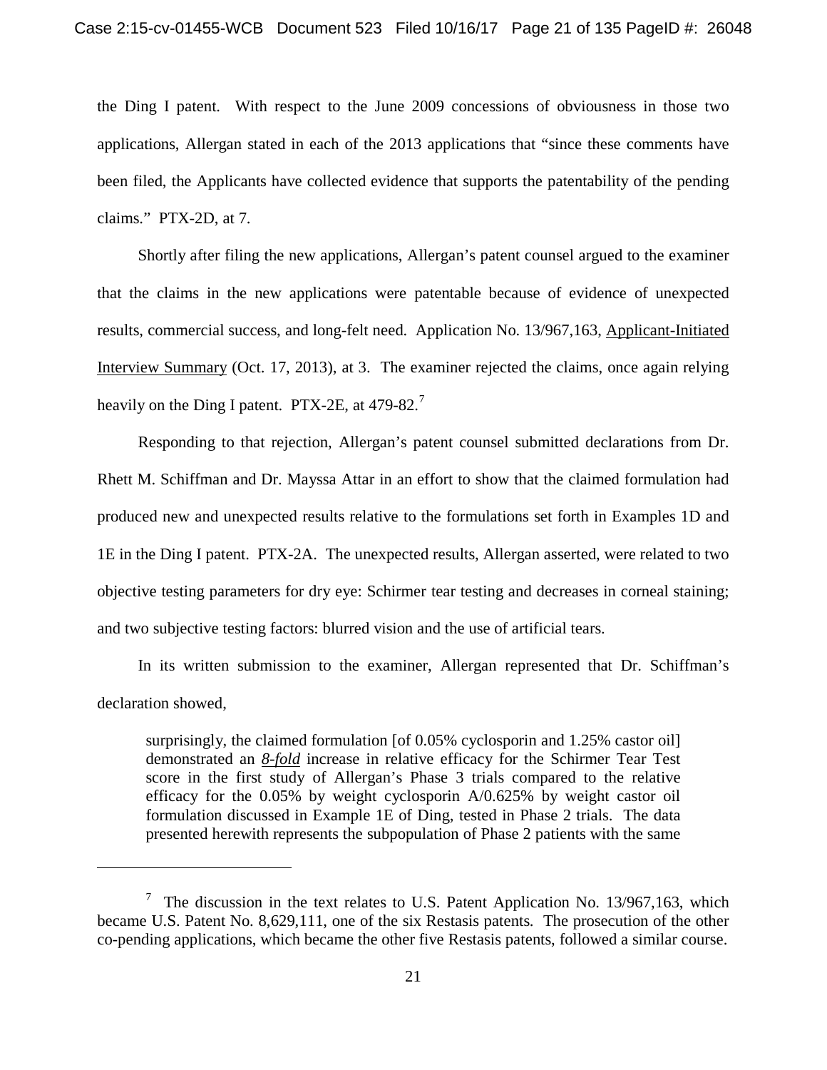the Ding I patent. With respect to the June 2009 concessions of obviousness in those two applications, Allergan stated in each of the 2013 applications that "since these comments have been filed, the Applicants have collected evidence that supports the patentability of the pending claims." PTX-2D, at 7.

Shortly after filing the new applications, Allergan's patent counsel argued to the examiner that the claims in the new applications were patentable because of evidence of unexpected results, commercial success, and long-felt need. Application No. 13/967,163, Applicant-Initiated Interview Summary (Oct. 17, 2013), at 3. The examiner rejected the claims, once again relying heavily on the Ding I patent. PTX-2E, at 479-82.[7]

Responding to that rejection, Allergan's patent counsel submitted declarations from Dr. Rhett M. Schiffman and Dr. Mayssa Attar in an effort to show that the claimed formulation had produced new and unexpected results relative to the formulations set forth in Examples 1D and 1E in the Ding I patent. PTX-2A. The unexpected results, Allergan asserted, were related to two objective testing parameters for dry eye: Schirmer tear testing and decreases in corneal staining; and two subjective testing factors: blurred vision and the use of artificial tears.

In its written submission to the examiner, Allergan represented that Dr. Schiffman's declaration showed,

> surprisingly, the claimed formulation [of 0.05% cyclosporin and 1.25% castor oil] demonstrated an ***8-fold*** increase in relative efficacy for the Schirmer Tear Test score in the first study of Allergan's Phase 3 trials compared to the relative efficacy for the 0.05% by weight cyclosporin A/0.625% by weight castor oil formulation discussed in Example 1E of Ding, tested in Phase 2 trials. The data presented herewith represents the subpopulation of Phase 2 patients with the same

---

[7] The discussion in the text relates to U.S. Patent Application No. 13/967,163, which became U.S. Patent No. 8,629,111, one of the six Restasis patents. The prosecution of the other co-pending applications, which became the other five Restasis patents, followed a similar course.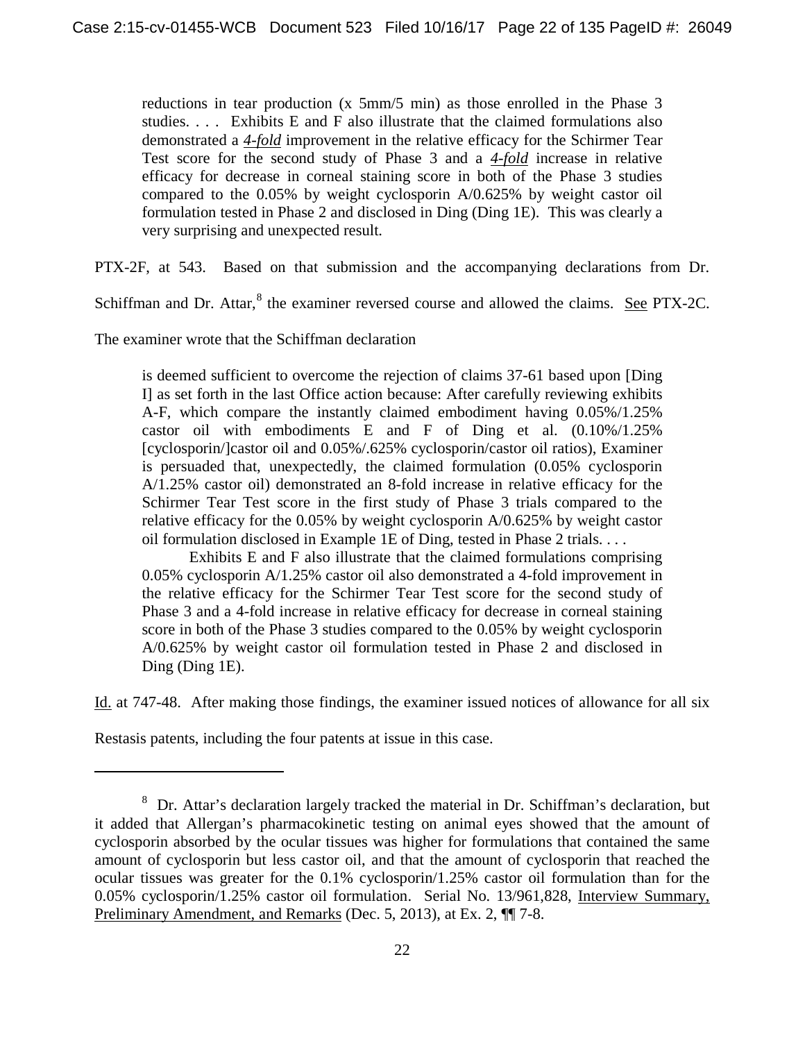> reductions in tear production (x 5mm/5 min) as those enrolled in the Phase 3 studies. . . . Exhibits E and F also illustrate that the claimed formulations also demonstrated a ***4-fold*** improvement in the relative efficacy for the Schirmer Tear Test score for the second study of Phase 3 and a ***4-fold*** increase in relative efficacy for decrease in corneal staining score in both of the Phase 3 studies compared to the 0.05% by weight cyclosporin A/0.625% by weight castor oil formulation tested in Phase 2 and disclosed in Ding (Ding 1E). This was clearly a very surprising and unexpected result.

PTX-2F, at 543. Based on that submission and the accompanying declarations from Dr. Schiffman and Dr. Attar,[8] the examiner reversed course and allowed the claims. See PTX-2C. The examiner wrote that the Schiffman declaration

> is deemed sufficient to overcome the rejection of claims 37-61 based upon [Ding I] as set forth in the last Office action because: After carefully reviewing exhibits A-F, which compare the instantly claimed embodiment having 0.05%/1.25% castor oil with embodiments E and F of Ding et al. (0.10%/1.25% [cyclosporin/]castor oil and 0.05%/.625% cyclosporin/castor oil ratios), Examiner is persuaded that, unexpectedly, the claimed formulation (0.05% cyclosporin A/1.25% castor oil) demonstrated an 8-fold increase in relative efficacy for the Schirmer Tear Test score in the first study of Phase 3 trials compared to the relative efficacy for the 0.05% by weight cyclosporin A/0.625% by weight castor oil formulation disclosed in Example 1E of Ding, tested in Phase 2 trials. . . .
>
> Exhibits E and F also illustrate that the claimed formulations comprising 0.05% cyclosporin A/1.25% castor oil also demonstrated a 4-fold improvement in the relative efficacy for the Schirmer Tear Test score for the second study of Phase 3 and a 4-fold increase in relative efficacy for decrease in corneal staining score in both of the Phase 3 studies compared to the 0.05% by weight cyclosporin A/0.625% by weight castor oil formulation tested in Phase 2 and disclosed in Ding (Ding 1E).

Id. at 747-48. After making those findings, the examiner issued notices of allowance for all six Restasis patents, including the four patents at issue in this case.

---

[8] Dr. Attar's declaration largely tracked the material in Dr. Schiffman's declaration, but it added that Allergan's pharmacokinetic testing on animal eyes showed that the amount of cyclosporin absorbed by the ocular tissues was higher for formulations that contained the same amount of cyclosporin but less castor oil, and that the amount of cyclosporin that reached the ocular tissues was greater for the 0.1% cyclosporin/1.25% castor oil formulation than for the 0.05% cyclosporin/1.25% castor oil formulation. Serial No. 13/961,828, Interview Summary, Preliminary Amendment, and Remarks (Dec. 5, 2013), at Ex. 2, ¶¶ 7-8.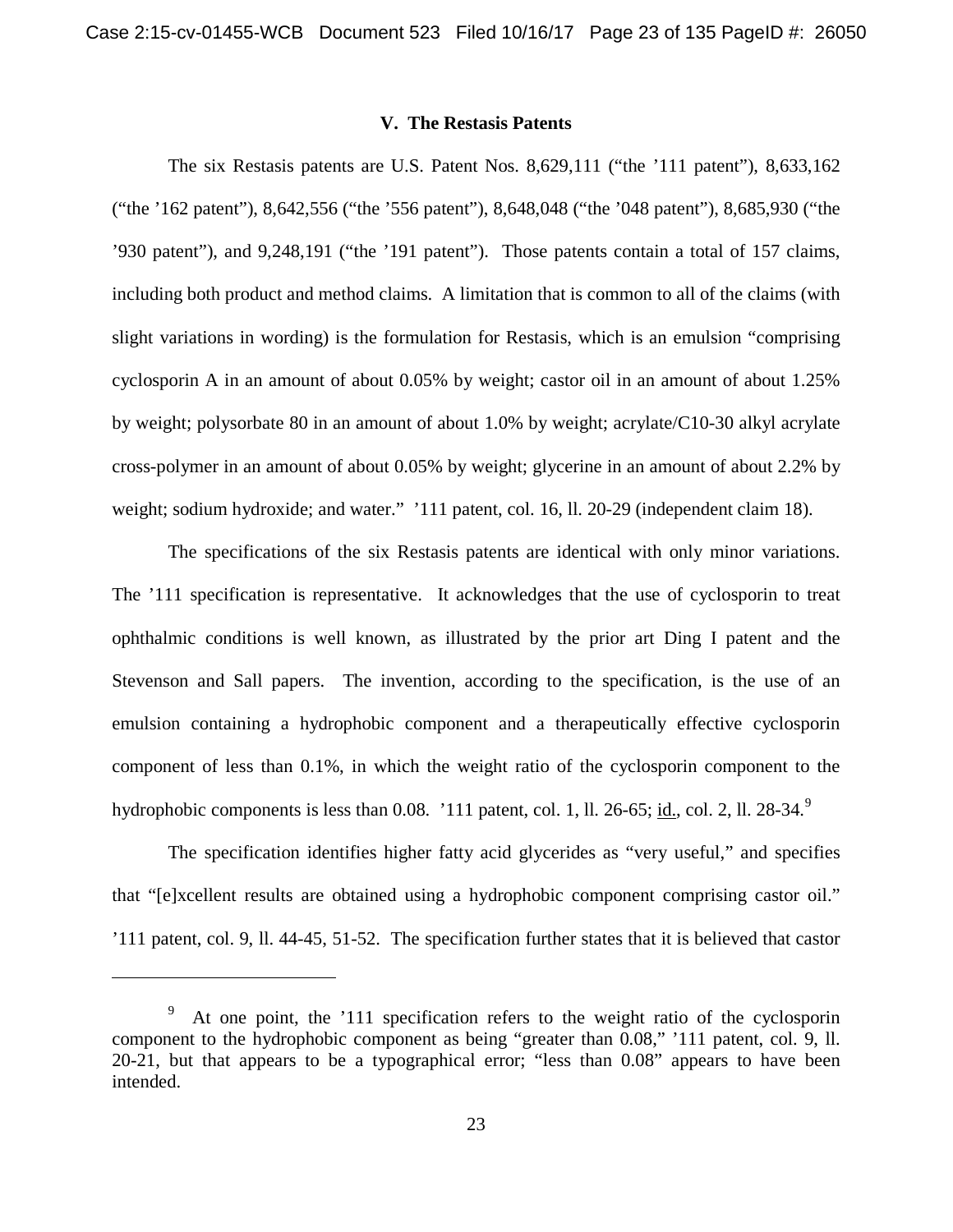### V. The Restasis Patents

The six Restasis patents are U.S. Patent Nos. 8,629,111 ("the '111 patent"), 8,633,162 ("the '162 patent"), 8,642,556 ("the '556 patent"), 8,648,048 ("the '048 patent"), 8,685,930 ("the '930 patent"), and 9,248,191 ("the '191 patent"). Those patents contain a total of 157 claims, including both product and method claims. A limitation that is common to all of the claims (with slight variations in wording) is the formulation for Restasis, which is an emulsion "comprising cyclosporin A in an amount of about 0.05% by weight; castor oil in an amount of about 1.25% by weight; polysorbate 80 in an amount of about 1.0% by weight; acrylate/C10-30 alkyl acrylate cross-polymer in an amount of about 0.05% by weight; glycerine in an amount of about 2.2% by weight; sodium hydroxide; and water." '111 patent, col. 16, ll. 20-29 (independent claim 18).

The specifications of the six Restasis patents are identical with only minor variations. The '111 specification is representative. It acknowledges that the use of cyclosporin to treat ophthalmic conditions is well known, as illustrated by the prior art Ding I patent and the Stevenson and Sall papers. The invention, according to the specification, is the use of an emulsion containing a hydrophobic component and a therapeutically effective cyclosporin component of less than 0.1%, in which the weight ratio of the cyclosporin component to the hydrophobic components is less than 0.08. '111 patent, col. 1, ll. 26-65; id., col. 2, ll. 28-34.[9]

The specification identifies higher fatty acid glycerides as "very useful," and specifies that "[e]xcellent results are obtained using a hydrophobic component comprising castor oil." '111 patent, col. 9, ll. 44-45, 51-52. The specification further states that it is believed that castor

---

[9] At one point, the '111 specification refers to the weight ratio of the cyclosporin component to the hydrophobic component as being "greater than 0.08," '111 patent, col. 9, ll. 20-21, but that appears to be a typographical error; "less than 0.08" appears to have been intended.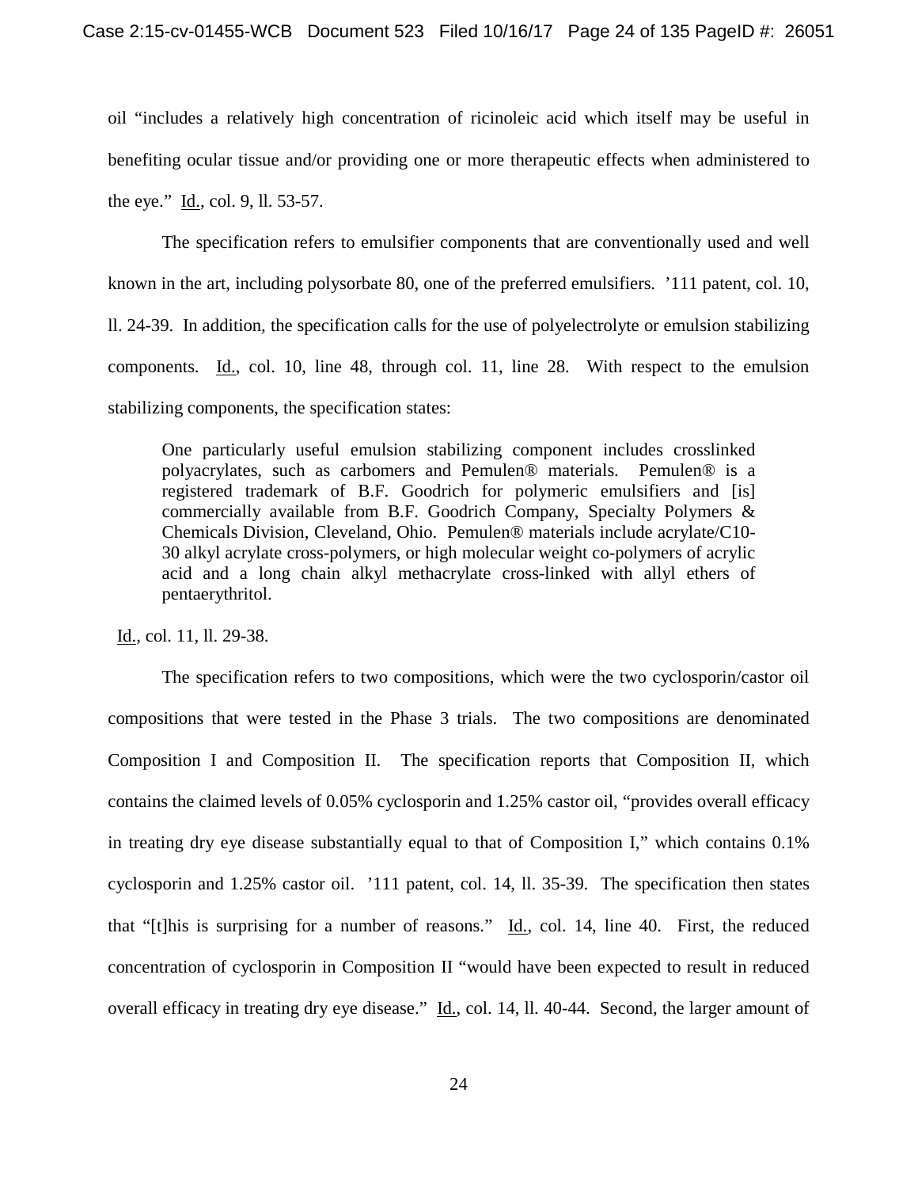oil "includes a relatively high concentration of ricinoleic acid which itself may be useful in benefiting ocular tissue and/or providing one or more therapeutic effects when administered to the eye." Id., col. 9, ll. 53-57.

The specification refers to emulsifier components that are conventionally used and well known in the art, including polysorbate 80, one of the preferred emulsifiers. '111 patent, col. 10, ll. 24-39. In addition, the specification calls for the use of polyelectrolyte or emulsion stabilizing components. Id., col. 10, line 48, through col. 11, line 28. With respect to the emulsion stabilizing components, the specification states:

> One particularly useful emulsion stabilizing component includes crosslinked polyacrylates, such as carbomers and Pemulen® materials. Pemulen® is a registered trademark of B.F. Goodrich for polymeric emulsifiers and [is] commercially available from B.F. Goodrich Company, Specialty Polymers & Chemicals Division, Cleveland, Ohio. Pemulen® materials include acrylate/C10-30 alkyl acrylate cross-polymers, or high molecular weight co-polymers of acrylic acid and a long chain alkyl methacrylate cross-linked with allyl ethers of pentaerythritol.

Id., col. 11, ll. 29-38.

The specification refers to two compositions, which were the two cyclosporin/castor oil compositions that were tested in the Phase 3 trials. The two compositions are denominated Composition I and Composition II. The specification reports that Composition II, which contains the claimed levels of 0.05% cyclosporin and 1.25% castor oil, "provides overall efficacy in treating dry eye disease substantially equal to that of Composition I," which contains 0.1% cyclosporin and 1.25% castor oil. '111 patent, col. 14, ll. 35-39. The specification then states that "[t]his is surprising for a number of reasons." Id., col. 14, line 40. First, the reduced concentration of cyclosporin in Composition II "would have been expected to result in reduced overall efficacy in treating dry eye disease." Id., col. 14, ll. 40-44. Second, the larger amount of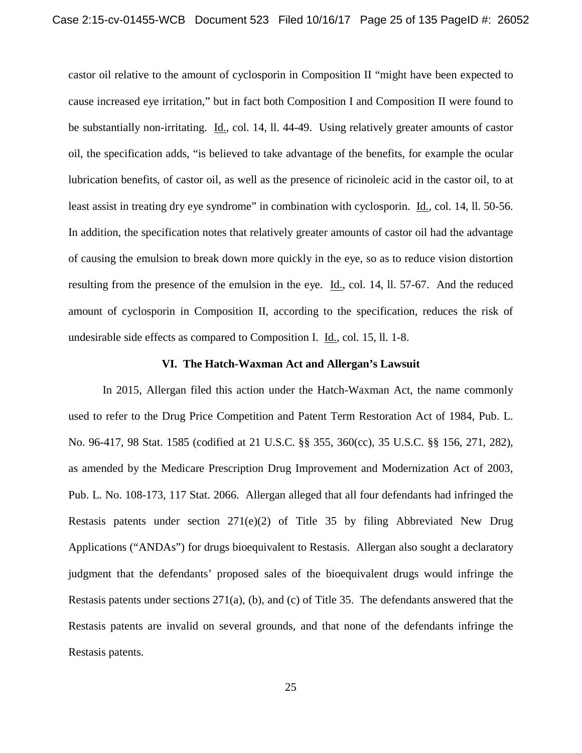castor oil relative to the amount of cyclosporin in Composition II "might have been expected to cause increased eye irritation," but in fact both Composition I and Composition II were found to be substantially non-irritating. Id., col. 14, ll. 44-49. Using relatively greater amounts of castor oil, the specification adds, "is believed to take advantage of the benefits, for example the ocular lubrication benefits, of castor oil, as well as the presence of ricinoleic acid in the castor oil, to at least assist in treating dry eye syndrome" in combination with cyclosporin. Id., col. 14, ll. 50-56. In addition, the specification notes that relatively greater amounts of castor oil had the advantage of causing the emulsion to break down more quickly in the eye, so as to reduce vision distortion resulting from the presence of the emulsion in the eye. Id., col. 14, ll. 57-67. And the reduced amount of cyclosporin in Composition II, according to the specification, reduces the risk of undesirable side effects as compared to Composition I. Id., col. 15, ll. 1-8.

## VI. The Hatch-Waxman Act and Allergan's Lawsuit

In 2015, Allergan filed this action under the Hatch-Waxman Act, the name commonly used to refer to the Drug Price Competition and Patent Term Restoration Act of 1984, Pub. L. No. 96-417, 98 Stat. 1585 (codified at 21 U.S.C. §§ 355, 360(cc), 35 U.S.C. §§ 156, 271, 282), as amended by the Medicare Prescription Drug Improvement and Modernization Act of 2003, Pub. L. No. 108-173, 117 Stat. 2066. Allergan alleged that all four defendants had infringed the Restasis patents under section 271(e)(2) of Title 35 by filing Abbreviated New Drug Applications ("ANDAs") for drugs bioequivalent to Restasis. Allergan also sought a declaratory judgment that the defendants' proposed sales of the bioequivalent drugs would infringe the Restasis patents under sections 271(a), (b), and (c) of Title 35. The defendants answered that the Restasis patents are invalid on several grounds, and that none of the defendants infringe the Restasis patents.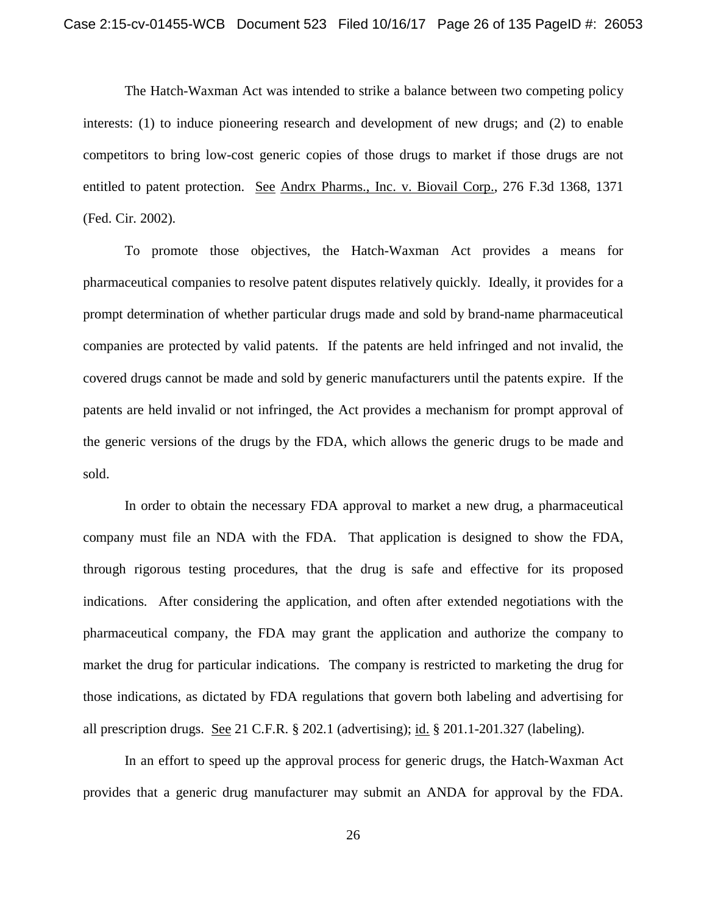The Hatch-Waxman Act was intended to strike a balance between two competing policy interests: (1) to induce pioneering research and development of new drugs; and (2) to enable competitors to bring low-cost generic copies of those drugs to market if those drugs are not entitled to patent protection. See Andrx Pharms., Inc. v. Biovail Corp., 276 F.3d 1368, 1371 (Fed. Cir. 2002).

To promote those objectives, the Hatch-Waxman Act provides a means for pharmaceutical companies to resolve patent disputes relatively quickly. Ideally, it provides for a prompt determination of whether particular drugs made and sold by brand-name pharmaceutical companies are protected by valid patents. If the patents are held infringed and not invalid, the covered drugs cannot be made and sold by generic manufacturers until the patents expire. If the patents are held invalid or not infringed, the Act provides a mechanism for prompt approval of the generic versions of the drugs by the FDA, which allows the generic drugs to be made and sold.

In order to obtain the necessary FDA approval to market a new drug, a pharmaceutical company must file an NDA with the FDA. That application is designed to show the FDA, through rigorous testing procedures, that the drug is safe and effective for its proposed indications. After considering the application, and often after extended negotiations with the pharmaceutical company, the FDA may grant the application and authorize the company to market the drug for particular indications. The company is restricted to marketing the drug for those indications, as dictated by FDA regulations that govern both labeling and advertising for all prescription drugs. See 21 C.F.R. § 202.1 (advertising); id. § 201.1-201.327 (labeling).

In an effort to speed up the approval process for generic drugs, the Hatch-Waxman Act provides that a generic drug manufacturer may submit an ANDA for approval by the FDA.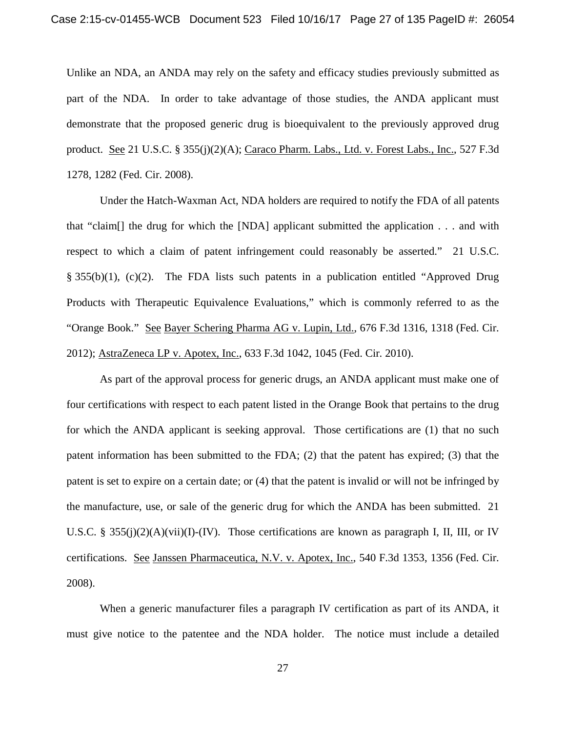Unlike an NDA, an ANDA may rely on the safety and efficacy studies previously submitted as part of the NDA. In order to take advantage of those studies, the ANDA applicant must demonstrate that the proposed generic drug is bioequivalent to the previously approved drug product. See 21 U.S.C. § 355(j)(2)(A); Caraco Pharm. Labs., Ltd. v. Forest Labs., Inc., 527 F.3d 1278, 1282 (Fed. Cir. 2008).

Under the Hatch-Waxman Act, NDA holders are required to notify the FDA of all patents that "claim[] the drug for which the [NDA] applicant submitted the application . . . and with respect to which a claim of patent infringement could reasonably be asserted." 21 U.S.C. § 355(b)(1), (c)(2). The FDA lists such patents in a publication entitled "Approved Drug Products with Therapeutic Equivalence Evaluations," which is commonly referred to as the "Orange Book." See Bayer Schering Pharma AG v. Lupin, Ltd., 676 F.3d 1316, 1318 (Fed. Cir. 2012); AstraZeneca LP v. Apotex, Inc., 633 F.3d 1042, 1045 (Fed. Cir. 2010).

As part of the approval process for generic drugs, an ANDA applicant must make one of four certifications with respect to each patent listed in the Orange Book that pertains to the drug for which the ANDA applicant is seeking approval. Those certifications are (1) that no such patent information has been submitted to the FDA; (2) that the patent has expired; (3) that the patent is set to expire on a certain date; or (4) that the patent is invalid or will not be infringed by the manufacture, use, or sale of the generic drug for which the ANDA has been submitted. 21 U.S.C. § 355(j)(2)(A)(vii)(I)-(IV). Those certifications are known as paragraph I, II, III, or IV certifications. See Janssen Pharmaceutica, N.V. v. Apotex, Inc., 540 F.3d 1353, 1356 (Fed. Cir. 2008).

When a generic manufacturer files a paragraph IV certification as part of its ANDA, it must give notice to the patentee and the NDA holder. The notice must include a detailed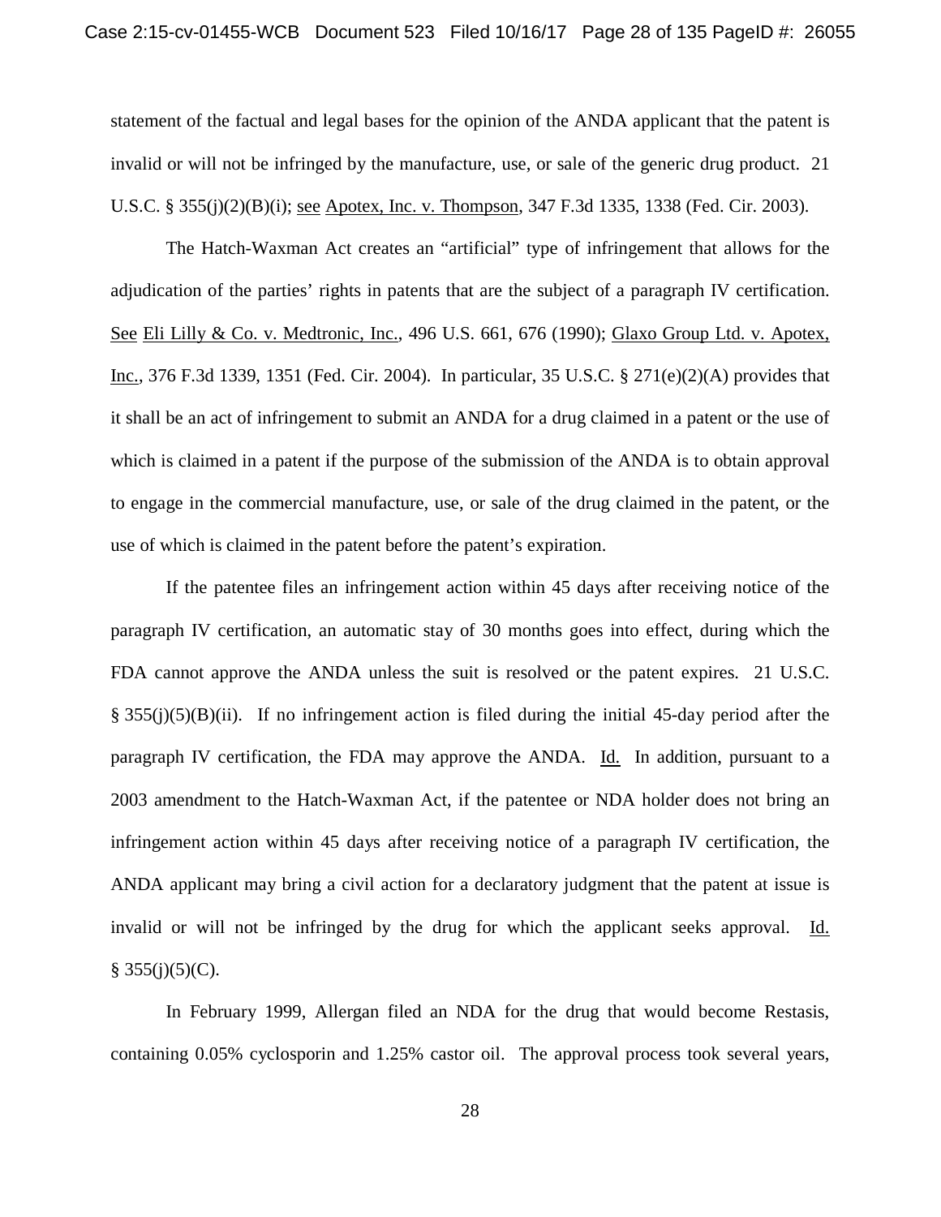statement of the factual and legal bases for the opinion of the ANDA applicant that the patent is invalid or will not be infringed by the manufacture, use, or sale of the generic drug product. 21 U.S.C. § 355(j)(2)(B)(i); see Apotex, Inc. v. Thompson, 347 F.3d 1335, 1338 (Fed. Cir. 2003).

The Hatch-Waxman Act creates an "artificial" type of infringement that allows for the adjudication of the parties' rights in patents that are the subject of a paragraph IV certification. See Eli Lilly & Co. v. Medtronic, Inc., 496 U.S. 661, 676 (1990); Glaxo Group Ltd. v. Apotex, Inc., 376 F.3d 1339, 1351 (Fed. Cir. 2004). In particular, 35 U.S.C. § 271(e)(2)(A) provides that it shall be an act of infringement to submit an ANDA for a drug claimed in a patent or the use of which is claimed in a patent if the purpose of the submission of the ANDA is to obtain approval to engage in the commercial manufacture, use, or sale of the drug claimed in the patent, or the use of which is claimed in the patent before the patent's expiration.

If the patentee files an infringement action within 45 days after receiving notice of the paragraph IV certification, an automatic stay of 30 months goes into effect, during which the FDA cannot approve the ANDA unless the suit is resolved or the patent expires. 21 U.S.C. § 355(j)(5)(B)(ii). If no infringement action is filed during the initial 45-day period after the paragraph IV certification, the FDA may approve the ANDA. Id. In addition, pursuant to a 2003 amendment to the Hatch-Waxman Act, if the patentee or NDA holder does not bring an infringement action within 45 days after receiving notice of a paragraph IV certification, the ANDA applicant may bring a civil action for a declaratory judgment that the patent at issue is invalid or will not be infringed by the drug for which the applicant seeks approval. Id. § 355(j)(5)(C).

In February 1999, Allergan filed an NDA for the drug that would become Restasis, containing 0.05% cyclosporin and 1.25% castor oil. The approval process took several years,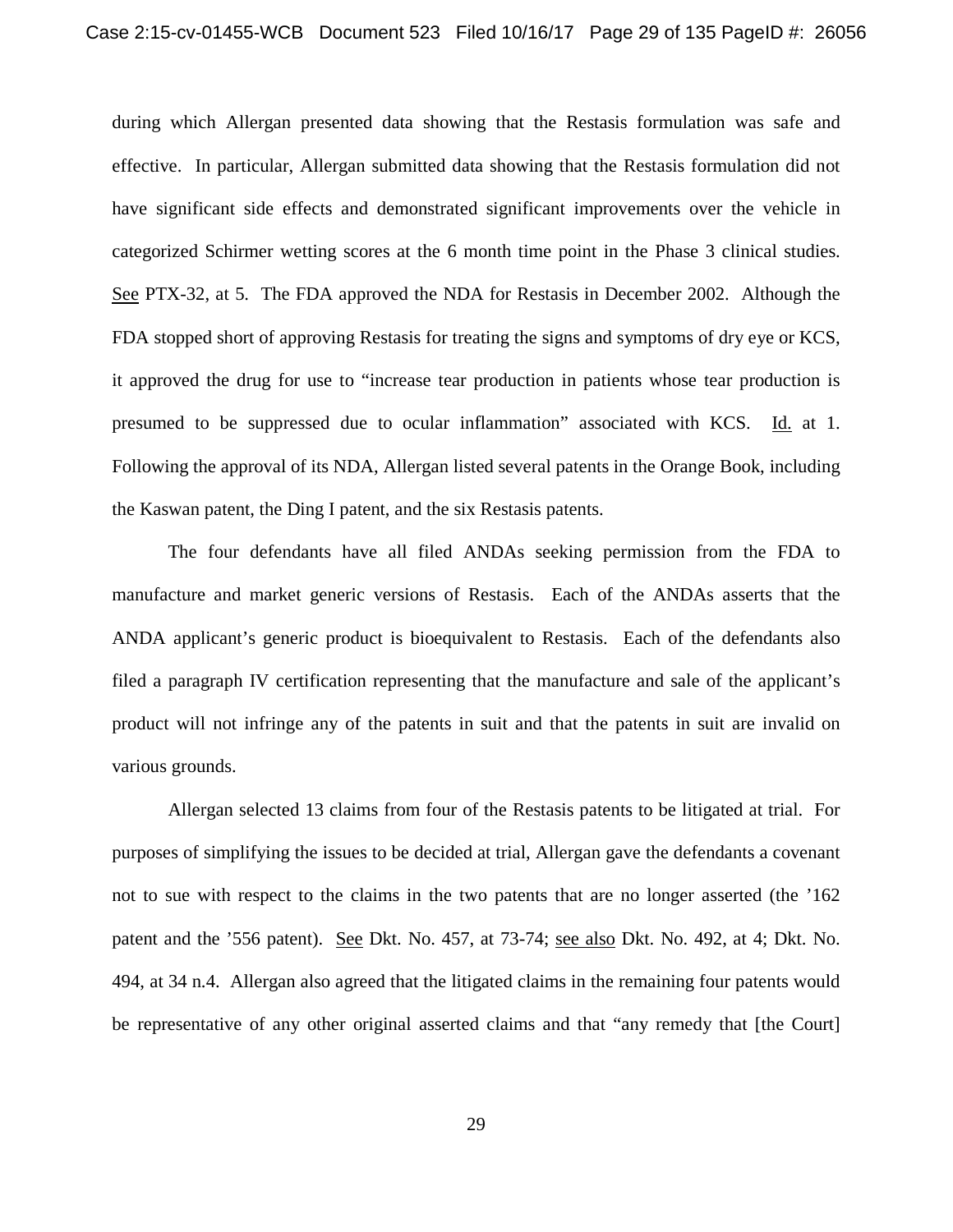during which Allergan presented data showing that the Restasis formulation was safe and effective. In particular, Allergan submitted data showing that the Restasis formulation did not have significant side effects and demonstrated significant improvements over the vehicle in categorized Schirmer wetting scores at the 6 month time point in the Phase 3 clinical studies. See PTX-32, at 5. The FDA approved the NDA for Restasis in December 2002. Although the FDA stopped short of approving Restasis for treating the signs and symptoms of dry eye or KCS, it approved the drug for use to "increase tear production in patients whose tear production is presumed to be suppressed due to ocular inflammation" associated with KCS. Id. at 1. Following the approval of its NDA, Allergan listed several patents in the Orange Book, including the Kaswan patent, the Ding I patent, and the six Restasis patents.

The four defendants have all filed ANDAs seeking permission from the FDA to manufacture and market generic versions of Restasis. Each of the ANDAs asserts that the ANDA applicant's generic product is bioequivalent to Restasis. Each of the defendants also filed a paragraph IV certification representing that the manufacture and sale of the applicant's product will not infringe any of the patents in suit and that the patents in suit are invalid on various grounds.

Allergan selected 13 claims from four of the Restasis patents to be litigated at trial. For purposes of simplifying the issues to be decided at trial, Allergan gave the defendants a covenant not to sue with respect to the claims in the two patents that are no longer asserted (the '162 patent and the '556 patent). See Dkt. No. 457, at 73-74; see also Dkt. No. 492, at 4; Dkt. No. 494, at 34 n.4. Allergan also agreed that the litigated claims in the remaining four patents would be representative of any other original asserted claims and that "any remedy that [the Court]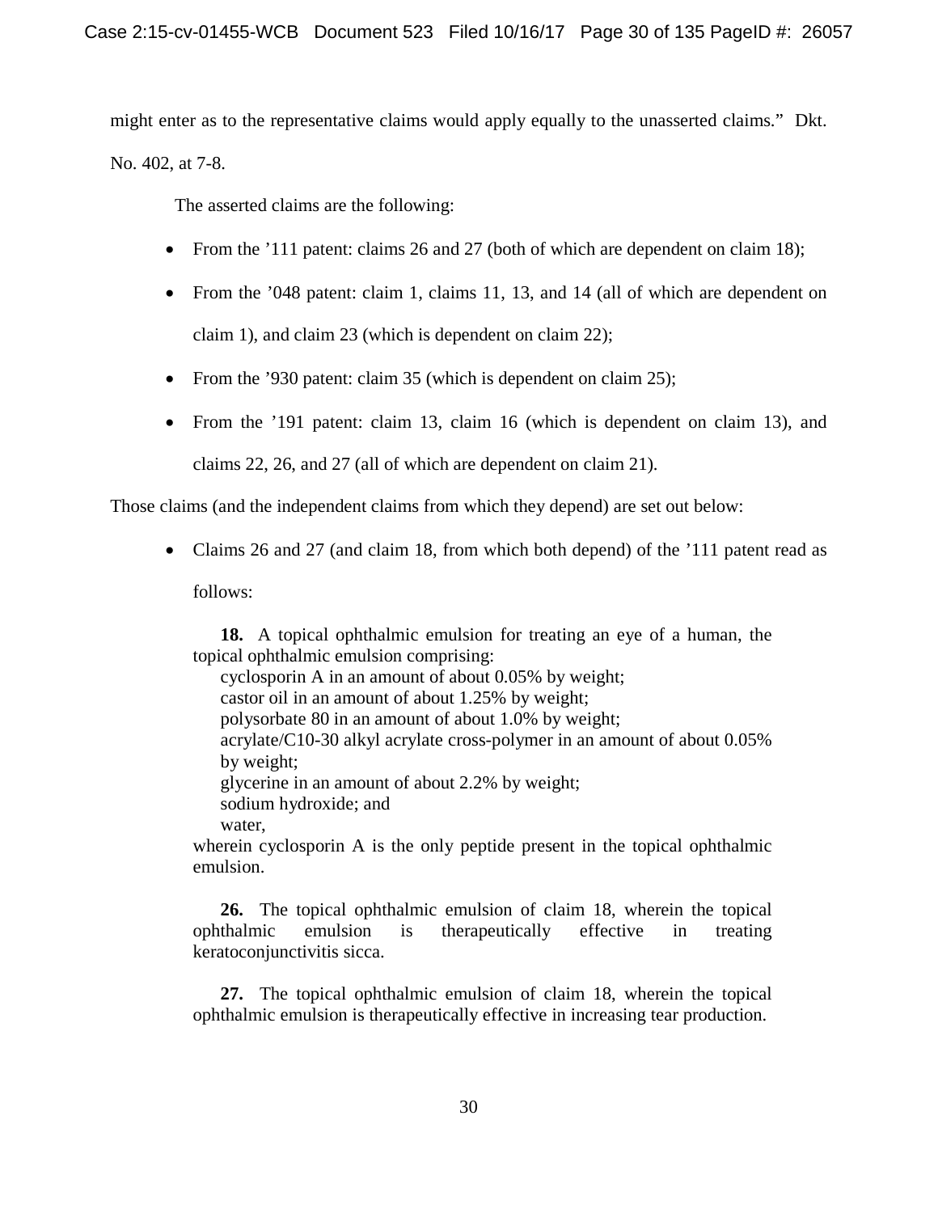might enter as to the representative claims would apply equally to the unasserted claims." Dkt. No. 402, at 7-8.

The asserted claims are the following:

- From the '111 patent: claims 26 and 27 (both of which are dependent on claim 18);
- From the '048 patent: claim 1, claims 11, 13, and 14 (all of which are dependent on claim 1), and claim 23 (which is dependent on claim 22);
- From the '930 patent: claim 35 (which is dependent on claim 25);
- From the '191 patent: claim 13, claim 16 (which is dependent on claim 13), and claims 22, 26, and 27 (all of which are dependent on claim 21).

Those claims (and the independent claims from which they depend) are set out below:

- Claims 26 and 27 (and claim 18, from which both depend) of the '111 patent read as follows:

> **18.** A topical ophthalmic emulsion for treating an eye of a human, the topical ophthalmic emulsion comprising:
>
> cyclosporin A in an amount of about 0.05% by weight;
>
> castor oil in an amount of about 1.25% by weight;
>
> polysorbate 80 in an amount of about 1.0% by weight;
>
> acrylate/C10-30 alkyl acrylate cross-polymer in an amount of about 0.05% by weight;
>
> glycerine in an amount of about 2.2% by weight;
>
> sodium hydroxide; and
>
> water,
>
> wherein cyclosporin A is the only peptide present in the topical ophthalmic emulsion.
>
> **26.** The topical ophthalmic emulsion of claim 18, wherein the topical ophthalmic emulsion is therapeutically effective in treating keratoconjunctivitis sicca.
>
> **27.** The topical ophthalmic emulsion of claim 18, wherein the topical ophthalmic emulsion is therapeutically effective in increasing tear production.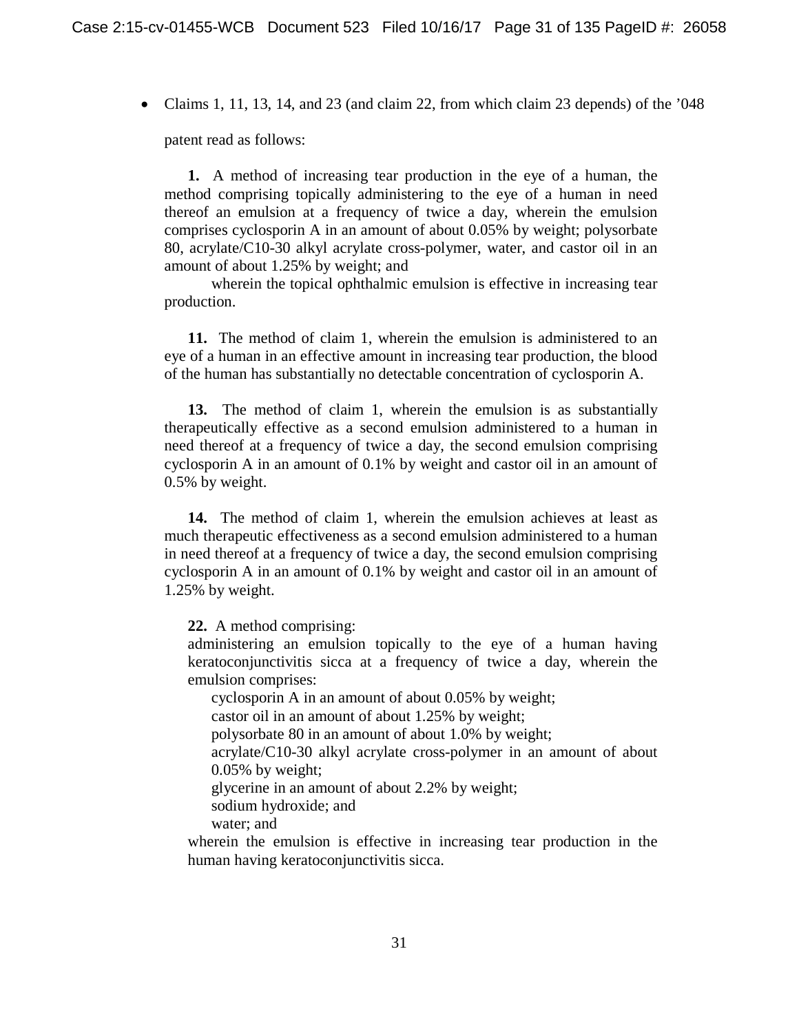- Claims 1, 11, 13, 14, and 23 (and claim 22, from which claim 23 depends) of the ’048 patent read as follows:

> **1.** A method of increasing tear production in the eye of a human, the method comprising topically administering to the eye of a human in need thereof an emulsion at a frequency of twice a day, wherein the emulsion comprises cyclosporin A in an amount of about 0.05% by weight; polysorbate 80, acrylate/C10-30 alkyl acrylate cross-polymer, water, and castor oil in an amount of about 1.25% by weight; and
>
> wherein the topical ophthalmic emulsion is effective in increasing tear production.
>
> **11.** The method of claim 1, wherein the emulsion is administered to an eye of a human in an effective amount in increasing tear production, the blood of the human has substantially no detectable concentration of cyclosporin A.
>
> **13.** The method of claim 1, wherein the emulsion is as substantially therapeutically effective as a second emulsion administered to a human in need thereof at a frequency of twice a day, the second emulsion comprising cyclosporin A in an amount of 0.1% by weight and castor oil in an amount of 0.5% by weight.
>
> **14.** The method of claim 1, wherein the emulsion achieves at least as much therapeutic effectiveness as a second emulsion administered to a human in need thereof at a frequency of twice a day, the second emulsion comprising cyclosporin A in an amount of 0.1% by weight and castor oil in an amount of 1.25% by weight.
>
> **22.** A method comprising:
>
> administering an emulsion topically to the eye of a human having keratoconjunctivitis sicca at a frequency of twice a day, wherein the emulsion comprises:
>
> cyclosporin A in an amount of about 0.05% by weight;
>
> castor oil in an amount of about 1.25% by weight;
>
> polysorbate 80 in an amount of about 1.0% by weight;
>
> acrylate/C10-30 alkyl acrylate cross-polymer in an amount of about 0.05% by weight;
>
> glycerine in an amount of about 2.2% by weight;
>
> sodium hydroxide; and
>
> water; and
>
> wherein the emulsion is effective in increasing tear production in the human having keratoconjunctivitis sicca.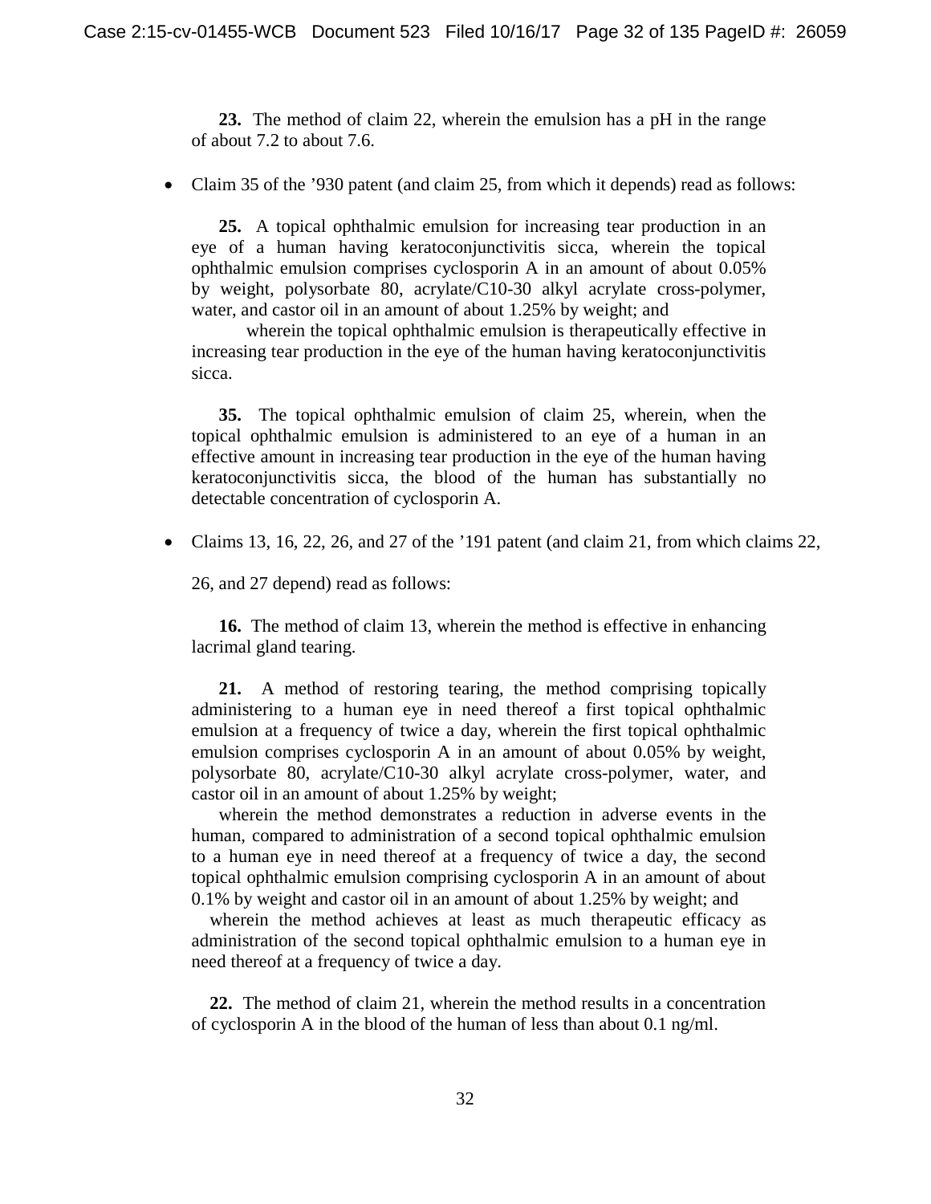**23.** The method of claim 22, wherein the emulsion has a pH in the range of about 7.2 to about 7.6.

- Claim 35 of the '930 patent (and claim 25, from which it depends) read as follows:

**25.** A topical ophthalmic emulsion for increasing tear production in an eye of a human having keratoconjunctivitis sicca, wherein the topical ophthalmic emulsion comprises cyclosporin A in an amount of about 0.05% by weight, polysorbate 80, acrylate/C10-30 alkyl acrylate cross-polymer, water, and castor oil in an amount of about 1.25% by weight; and

wherein the topical ophthalmic emulsion is therapeutically effective in increasing tear production in the eye of the human having keratoconjunctivitis sicca.

**35.** The topical ophthalmic emulsion of claim 25, wherein, when the topical ophthalmic emulsion is administered to an eye of a human in an effective amount in increasing tear production in the eye of the human having keratoconjunctivitis sicca, the blood of the human has substantially no detectable concentration of cyclosporin A.

- Claims 13, 16, 22, 26, and 27 of the '191 patent (and claim 21, from which claims 22, 26, and 27 depend) read as follows:

**16.** The method of claim 13, wherein the method is effective in enhancing lacrimal gland tearing.

**21.** A method of restoring tearing, the method comprising topically administering to a human eye in need thereof a first topical ophthalmic emulsion at a frequency of twice a day, wherein the first topical ophthalmic emulsion comprises cyclosporin A in an amount of about 0.05% by weight, polysorbate 80, acrylate/C10-30 alkyl acrylate cross-polymer, water, and castor oil in an amount of about 1.25% by weight;

wherein the method demonstrates a reduction in adverse events in the human, compared to administration of a second topical ophthalmic emulsion to a human eye in need thereof at a frequency of twice a day, the second topical ophthalmic emulsion comprising cyclosporin A in an amount of about 0.1% by weight and castor oil in an amount of about 1.25% by weight; and

wherein the method achieves at least as much therapeutic efficacy as administration of the second topical ophthalmic emulsion to a human eye in need thereof at a frequency of twice a day.

**22.** The method of claim 21, wherein the method results in a concentration of cyclosporin A in the blood of the human of less than about 0.1 ng/ml.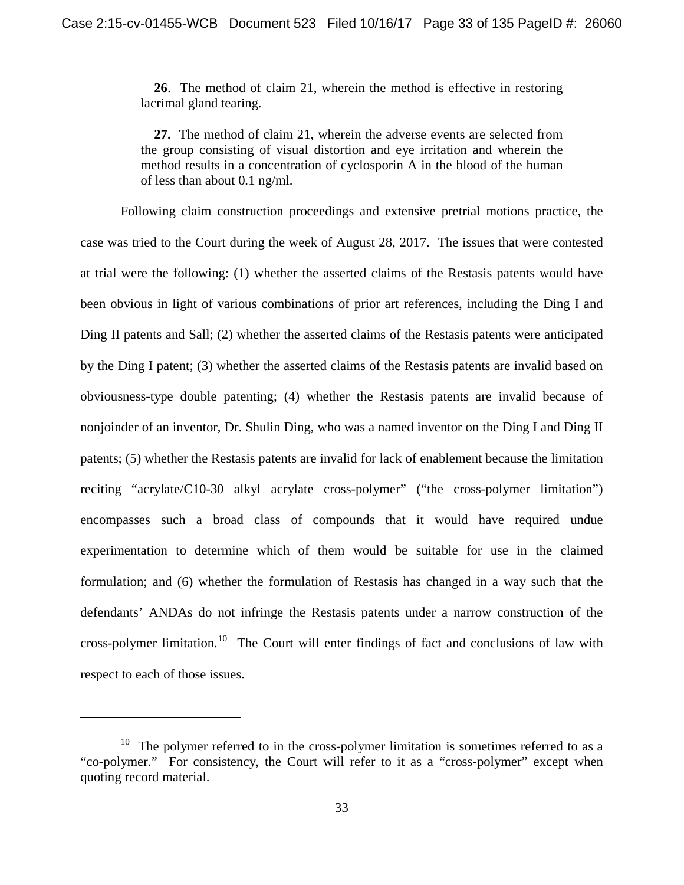**26**. The method of claim 21, wherein the method is effective in restoring lacrimal gland tearing.

**27.** The method of claim 21, wherein the adverse events are selected from the group consisting of visual distortion and eye irritation and wherein the method results in a concentration of cyclosporin A in the blood of the human of less than about 0.1 ng/ml.

Following claim construction proceedings and extensive pretrial motions practice, the case was tried to the Court during the week of August 28, 2017. The issues that were contested at trial were the following: (1) whether the asserted claims of the Restasis patents would have been obvious in light of various combinations of prior art references, including the Ding I and Ding II patents and Sall; (2) whether the asserted claims of the Restasis patents were anticipated by the Ding I patent; (3) whether the asserted claims of the Restasis patents are invalid based on obviousness-type double patenting; (4) whether the Restasis patents are invalid because of nonjoinder of an inventor, Dr. Shulin Ding, who was a named inventor on the Ding I and Ding II patents; (5) whether the Restasis patents are invalid for lack of enablement because the limitation reciting "acrylate/C10-30 alkyl acrylate cross-polymer" ("the cross-polymer limitation") encompasses such a broad class of compounds that it would have required undue experimentation to determine which of them would be suitable for use in the claimed formulation; and (6) whether the formulation of Restasis has changed in a way such that the defendants' ANDAs do not infringe the Restasis patents under a narrow construction of the cross-polymer limitation.[10] The Court will enter findings of fact and conclusions of law with respect to each of those issues.

---

[10] The polymer referred to in the cross-polymer limitation is sometimes referred to as a "co-polymer." For consistency, the Court will refer to it as a "cross-polymer" except when quoting record material.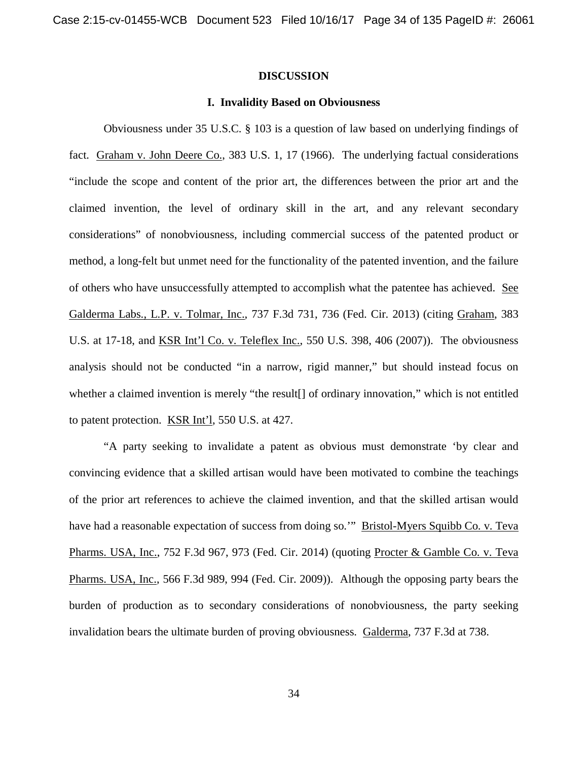## DISCUSSION

### I. Invalidity Based on Obviousness

Obviousness under 35 U.S.C. § 103 is a question of law based on underlying findings of fact. Graham v. John Deere Co., 383 U.S. 1, 17 (1966). The underlying factual considerations "include the scope and content of the prior art, the differences between the prior art and the claimed invention, the level of ordinary skill in the art, and any relevant secondary considerations" of nonobviousness, including commercial success of the patented product or method, a long-felt but unmet need for the functionality of the patented invention, and the failure of others who have unsuccessfully attempted to accomplish what the patentee has achieved. See Galderma Labs., L.P. v. Tolmar, Inc., 737 F.3d 731, 736 (Fed. Cir. 2013) (citing Graham, 383 U.S. at 17-18, and KSR Int'l Co. v. Teleflex Inc., 550 U.S. 398, 406 (2007)). The obviousness analysis should not be conducted "in a narrow, rigid manner," but should instead focus on whether a claimed invention is merely "the result[] of ordinary innovation," which is not entitled to patent protection. KSR Int'l, 550 U.S. at 427.

"A party seeking to invalidate a patent as obvious must demonstrate 'by clear and convincing evidence that a skilled artisan would have been motivated to combine the teachings of the prior art references to achieve the claimed invention, and that the skilled artisan would have had a reasonable expectation of success from doing so.'" Bristol-Myers Squibb Co. v. Teva Pharms. USA, Inc., 752 F.3d 967, 973 (Fed. Cir. 2014) (quoting Procter & Gamble Co. v. Teva Pharms. USA, Inc., 566 F.3d 989, 994 (Fed. Cir. 2009)). Although the opposing party bears the burden of production as to secondary considerations of nonobviousness, the party seeking invalidation bears the ultimate burden of proving obviousness. Galderma, 737 F.3d at 738.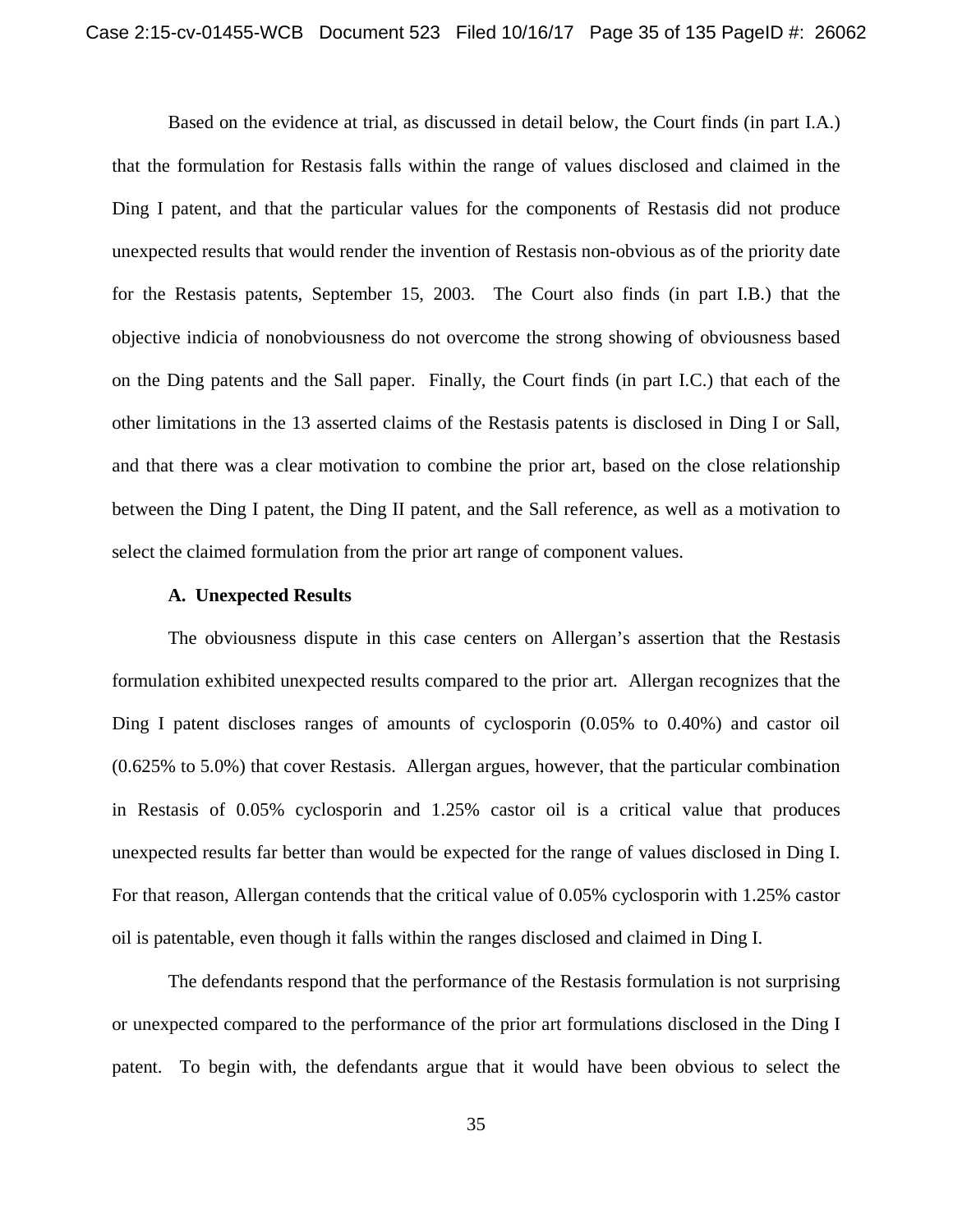Based on the evidence at trial, as discussed in detail below, the Court finds (in part I.A.) that the formulation for Restasis falls within the range of values disclosed and claimed in the Ding I patent, and that the particular values for the components of Restasis did not produce unexpected results that would render the invention of Restasis non-obvious as of the priority date for the Restasis patents, September 15, 2003. The Court also finds (in part I.B.) that the objective indicia of nonobviousness do not overcome the strong showing of obviousness based on the Ding patents and the Sall paper. Finally, the Court finds (in part I.C.) that each of the other limitations in the 13 asserted claims of the Restasis patents is disclosed in Ding I or Sall, and that there was a clear motivation to combine the prior art, based on the close relationship between the Ding I patent, the Ding II patent, and the Sall reference, as well as a motivation to select the claimed formulation from the prior art range of component values.

**A. Unexpected Results**

The obviousness dispute in this case centers on Allergan's assertion that the Restasis formulation exhibited unexpected results compared to the prior art. Allergan recognizes that the Ding I patent discloses ranges of amounts of cyclosporin (0.05% to 0.40%) and castor oil (0.625% to 5.0%) that cover Restasis. Allergan argues, however, that the particular combination in Restasis of 0.05% cyclosporin and 1.25% castor oil is a critical value that produces unexpected results far better than would be expected for the range of values disclosed in Ding I. For that reason, Allergan contends that the critical value of 0.05% cyclosporin with 1.25% castor oil is patentable, even though it falls within the ranges disclosed and claimed in Ding I.

The defendants respond that the performance of the Restasis formulation is not surprising or unexpected compared to the performance of the prior art formulations disclosed in the Ding I patent. To begin with, the defendants argue that it would have been obvious to select the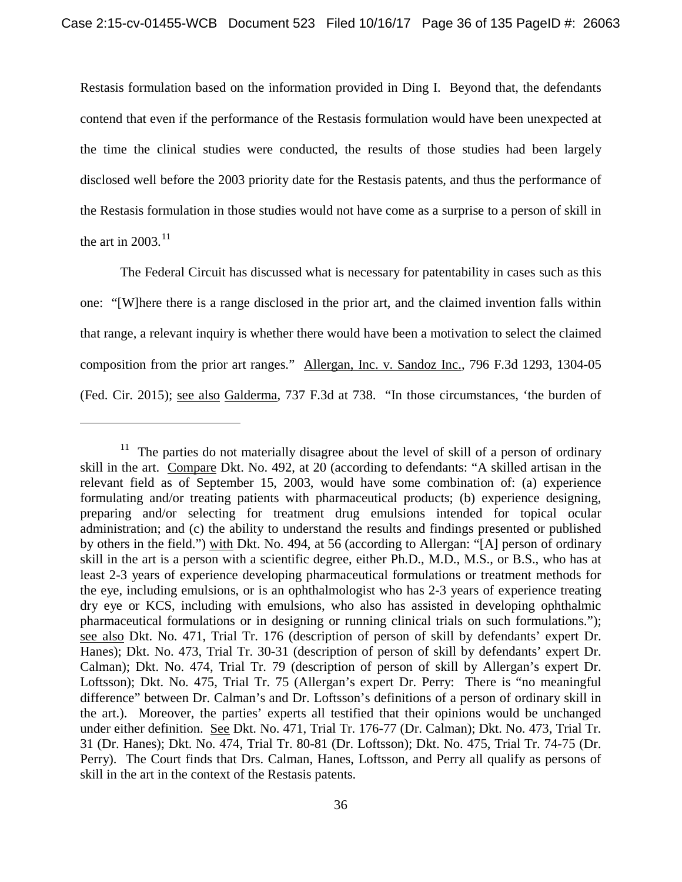Restasis formulation based on the information provided in Ding I. Beyond that, the defendants contend that even if the performance of the Restasis formulation would have been unexpected at the time the clinical studies were conducted, the results of those studies had been largely disclosed well before the 2003 priority date for the Restasis patents, and thus the performance of the Restasis formulation in those studies would not have come as a surprise to a person of skill in the art in 2003.[11]

The Federal Circuit has discussed what is necessary for patentability in cases such as this one: "[W]here there is a range disclosed in the prior art, and the claimed invention falls within that range, a relevant inquiry is whether there would have been a motivation to select the claimed composition from the prior art ranges." Allergan, Inc. v. Sandoz Inc., 796 F.3d 1293, 1304-05 (Fed. Cir. 2015); see also Galderma, 737 F.3d at 738. "In those circumstances, 'the burden of

---

[11] The parties do not materially disagree about the level of skill of a person of ordinary skill in the art. Compare Dkt. No. 492, at 20 (according to defendants: "A skilled artisan in the relevant field as of September 15, 2003, would have some combination of: (a) experience formulating and/or treating patients with pharmaceutical products; (b) experience designing, preparing and/or selecting for treatment drug emulsions intended for topical ocular administration; and (c) the ability to understand the results and findings presented or published by others in the field.") with Dkt. No. 494, at 56 (according to Allergan: "[A] person of ordinary skill in the art is a person with a scientific degree, either Ph.D., M.D., M.S., or B.S., who has at least 2-3 years of experience developing pharmaceutical formulations or treatment methods for the eye, including emulsions, or is an ophthalmologist who has 2-3 years of experience treating dry eye or KCS, including with emulsions, who also has assisted in developing ophthalmic pharmaceutical formulations or in designing or running clinical trials on such formulations."); see also Dkt. No. 471, Trial Tr. 176 (description of person of skill by defendants' expert Dr. Hanes); Dkt. No. 473, Trial Tr. 30-31 (description of person of skill by defendants' expert Dr. Calman); Dkt. No. 474, Trial Tr. 79 (description of person of skill by Allergan's expert Dr. Loftsson); Dkt. No. 475, Trial Tr. 75 (Allergan's expert Dr. Perry: There is "no meaningful difference" between Dr. Calman's and Dr. Loftsson's definitions of a person of ordinary skill in the art.). Moreover, the parties' experts all testified that their opinions would be unchanged under either definition. See Dkt. No. 471, Trial Tr. 176-77 (Dr. Calman); Dkt. No. 473, Trial Tr. 31 (Dr. Hanes); Dkt. No. 474, Trial Tr. 80-81 (Dr. Loftsson); Dkt. No. 475, Trial Tr. 74-75 (Dr. Perry). The Court finds that Drs. Calman, Hanes, Loftsson, and Perry all qualify as persons of skill in the art in the context of the Restasis patents.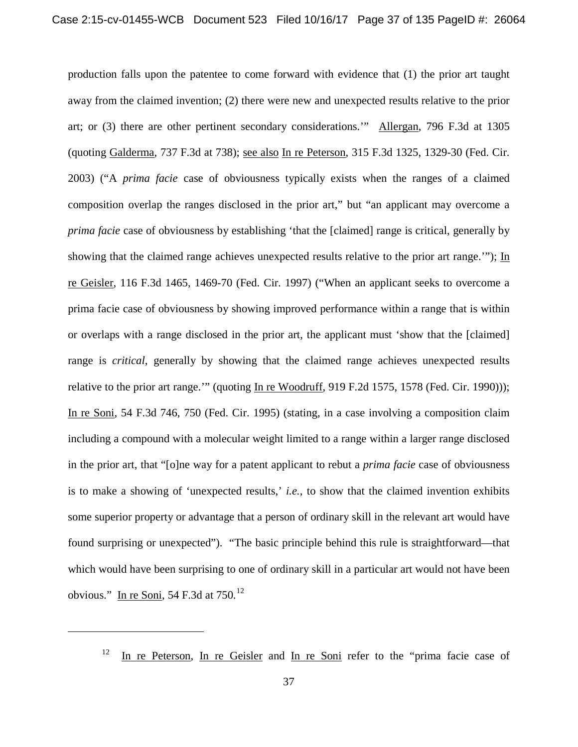production falls upon the patentee to come forward with evidence that (1) the prior art taught away from the claimed invention; (2) there were new and unexpected results relative to the prior art; or (3) there are other pertinent secondary considerations.'" Allergan, 796 F.3d at 1305 (quoting Galderma, 737 F.3d at 738); see also In re Peterson, 315 F.3d 1325, 1329-30 (Fed. Cir. 2003) ("A *prima facie* case of obviousness typically exists when the ranges of a claimed composition overlap the ranges disclosed in the prior art," but "an applicant may overcome a *prima facie* case of obviousness by establishing 'that the [claimed] range is critical, generally by showing that the claimed range achieves unexpected results relative to the prior art range.'"); In re Geisler, 116 F.3d 1465, 1469-70 (Fed. Cir. 1997) ("When an applicant seeks to overcome a prima facie case of obviousness by showing improved performance within a range that is within or overlaps with a range disclosed in the prior art, the applicant must 'show that the [claimed] range is *critical*, generally by showing that the claimed range achieves unexpected results relative to the prior art range.'" (quoting In re Woodruff, 919 F.2d 1575, 1578 (Fed. Cir. 1990))); In re Soni, 54 F.3d 746, 750 (Fed. Cir. 1995) (stating, in a case involving a composition claim including a compound with a molecular weight limited to a range within a larger range disclosed in the prior art, that "[o]ne way for a patent applicant to rebut a *prima facie* case of obviousness is to make a showing of 'unexpected results,' *i.e.*, to show that the claimed invention exhibits some superior property or advantage that a person of ordinary skill in the relevant art would have found surprising or unexpected"). "The basic principle behind this rule is straightforward—that which would have been surprising to one of ordinary skill in a particular art would not have been obvious." In re Soni, 54 F.3d at 750.[12]

---

[12] In re Peterson, In re Geisler and In re Soni refer to the "prima facie case of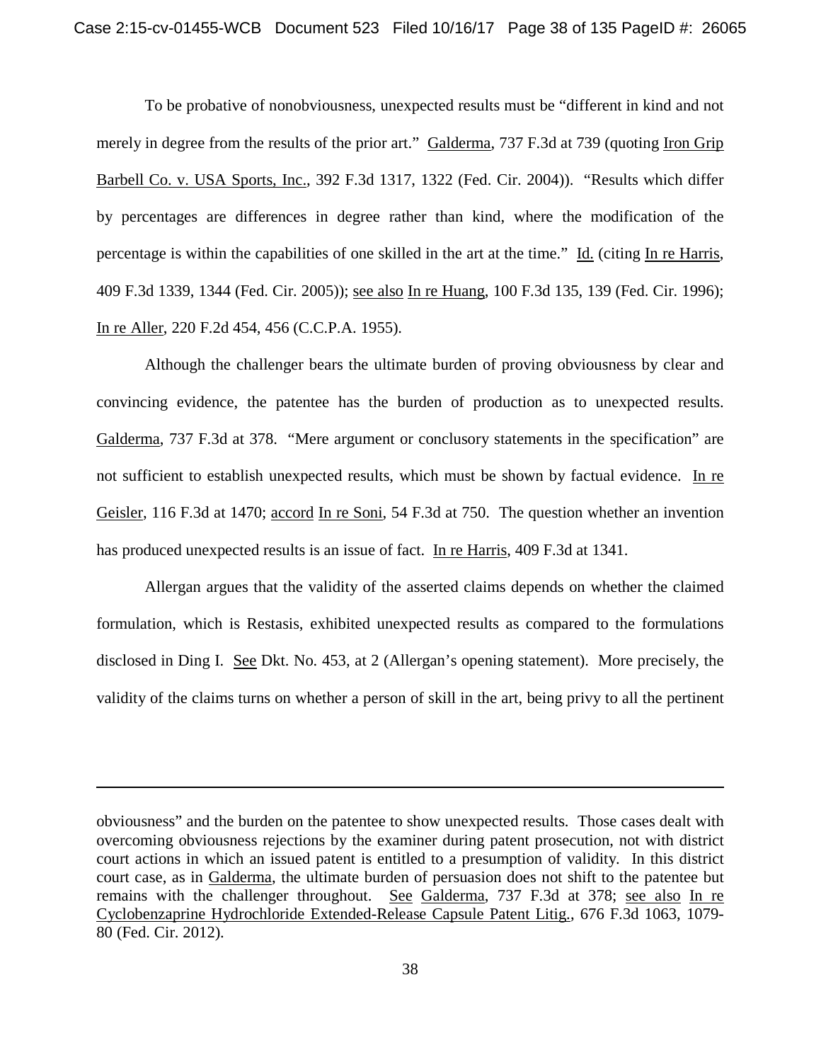To be probative of nonobviousness, unexpected results must be "different in kind and not merely in degree from the results of the prior art." Galderma, 737 F.3d at 739 (quoting Iron Grip Barbell Co. v. USA Sports, Inc., 392 F.3d 1317, 1322 (Fed. Cir. 2004)). "Results which differ by percentages are differences in degree rather than kind, where the modification of the percentage is within the capabilities of one skilled in the art at the time." Id. (citing In re Harris, 409 F.3d 1339, 1344 (Fed. Cir. 2005)); see also In re Huang, 100 F.3d 135, 139 (Fed. Cir. 1996); In re Aller, 220 F.2d 454, 456 (C.C.P.A. 1955).

Although the challenger bears the ultimate burden of proving obviousness by clear and convincing evidence, the patentee has the burden of production as to unexpected results. Galderma, 737 F.3d at 378. "Mere argument or conclusory statements in the specification" are not sufficient to establish unexpected results, which must be shown by factual evidence. In re Geisler, 116 F.3d at 1470; accord In re Soni, 54 F.3d at 750. The question whether an invention has produced unexpected results is an issue of fact. In re Harris, 409 F.3d at 1341.

Allergan argues that the validity of the asserted claims depends on whether the claimed formulation, which is Restasis, exhibited unexpected results as compared to the formulations disclosed in Ding I. See Dkt. No. 453, at 2 (Allergan's opening statement). More precisely, the validity of the claims turns on whether a person of skill in the art, being privy to all the pertinent

---

obviousness" and the burden on the patentee to show unexpected results. Those cases dealt with overcoming obviousness rejections by the examiner during patent prosecution, not with district court actions in which an issued patent is entitled to a presumption of validity. In this district court case, as in Galderma, the ultimate burden of persuasion does not shift to the patentee but remains with the challenger throughout. See Galderma, 737 F.3d at 378; see also In re Cyclobenzaprine Hydrochloride Extended-Release Capsule Patent Litig., 676 F.3d 1063, 1079-80 (Fed. Cir. 2012).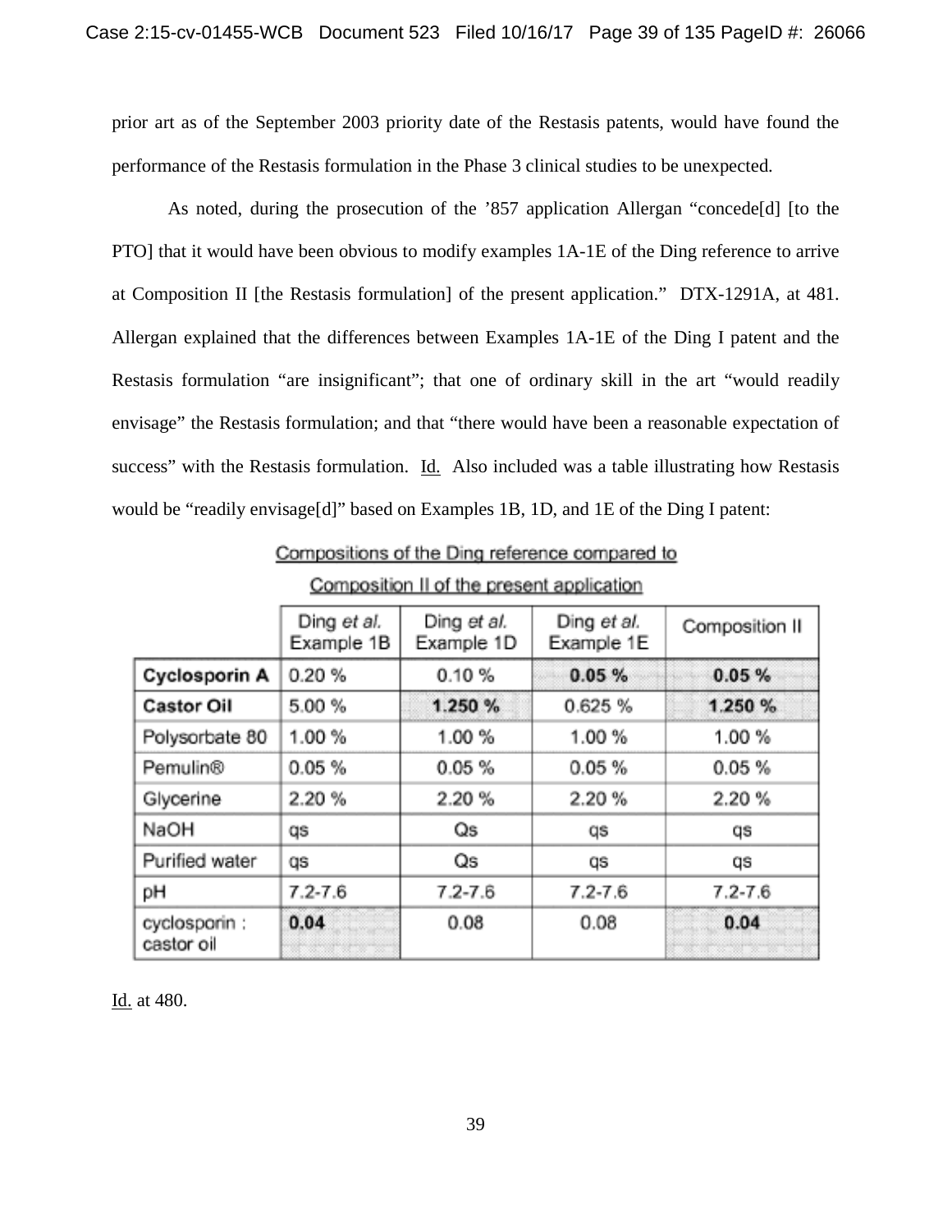prior art as of the September 2003 priority date of the Restasis patents, would have found the performance of the Restasis formulation in the Phase 3 clinical studies to be unexpected.

As noted, during the prosecution of the ’857 application Allergan “concede[d] [to the PTO] that it would have been obvious to modify examples 1A-1E of the Ding reference to arrive at Composition II [the Restasis formulation] of the present application.” DTX-1291A, at 481. Allergan explained that the differences between Examples 1A-1E of the Ding I patent and the Restasis formulation “are insignificant”; that one of ordinary skill in the art “would readily envisage” the Restasis formulation; and that “there would have been a reasonable expectation of success” with the Restasis formulation. Id. Also included was a table illustrating how Restasis would be “readily envisage[d]” based on Examples 1B, 1D, and 1E of the Ding I patent:

Compositions of the Ding reference compared to Composition II of the present application

| | Ding *et al.* Example 1B | Ding *et al.* Example 1D | Ding *et al.* Example 1E | Composition II |
|---|---|---|---|---|
| **Cyclosporin A** | 0.20 % | 0.10 % | **0.05 %** | **0.05 %** |
| **Castor Oil** | 5.00 % | **1.250 %** | 0.625 % | **1.250 %** |
| Polysorbate 80 | 1.00 % | 1.00 % | 1.00 % | 1.00 % |
| Pemulin® | 0.05 % | 0.05 % | 0.05 % | 0.05 % |
| Glycerine | 2.20 % | 2.20 % | 2.20 % | 2.20 % |
| NaOH | qs | Qs | qs | qs |
| Purified water | qs | Qs | qs | qs |
| pH | 7.2-7.6 | 7.2-7.6 | 7.2-7.6 | 7.2-7.6 |
| cyclosporin : castor oil | **0.04** | 0.08 | 0.08 | **0.04** |

Id. at 480.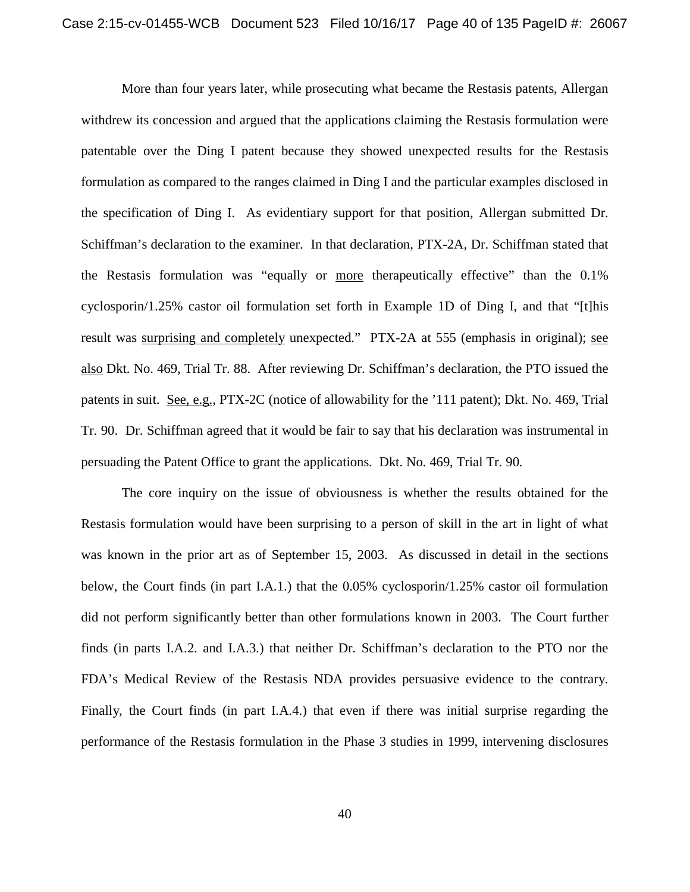More than four years later, while prosecuting what became the Restasis patents, Allergan withdrew its concession and argued that the applications claiming the Restasis formulation were patentable over the Ding I patent because they showed unexpected results for the Restasis formulation as compared to the ranges claimed in Ding I and the particular examples disclosed in the specification of Ding I. As evidentiary support for that position, Allergan submitted Dr. Schiffman's declaration to the examiner. In that declaration, PTX-2A, Dr. Schiffman stated that the Restasis formulation was "equally or <u>more</u> therapeutically effective" than the 0.1% cyclosporin/1.25% castor oil formulation set forth in Example 1D of Ding I, and that "[t]his result was <u>surprising and completely</u> unexpected." PTX-2A at 555 (emphasis in original); <u>see also</u> Dkt. No. 469, Trial Tr. 88. After reviewing Dr. Schiffman's declaration, the PTO issued the patents in suit. <u>See, e.g.</u>, PTX-2C (notice of allowability for the '111 patent); Dkt. No. 469, Trial Tr. 90. Dr. Schiffman agreed that it would be fair to say that his declaration was instrumental in persuading the Patent Office to grant the applications. Dkt. No. 469, Trial Tr. 90.

The core inquiry on the issue of obviousness is whether the results obtained for the Restasis formulation would have been surprising to a person of skill in the art in light of what was known in the prior art as of September 15, 2003. As discussed in detail in the sections below, the Court finds (in part I.A.1.) that the 0.05% cyclosporin/1.25% castor oil formulation did not perform significantly better than other formulations known in 2003. The Court further finds (in parts I.A.2. and I.A.3.) that neither Dr. Schiffman's declaration to the PTO nor the FDA's Medical Review of the Restasis NDA provides persuasive evidence to the contrary. Finally, the Court finds (in part I.A.4.) that even if there was initial surprise regarding the performance of the Restasis formulation in the Phase 3 studies in 1999, intervening disclosures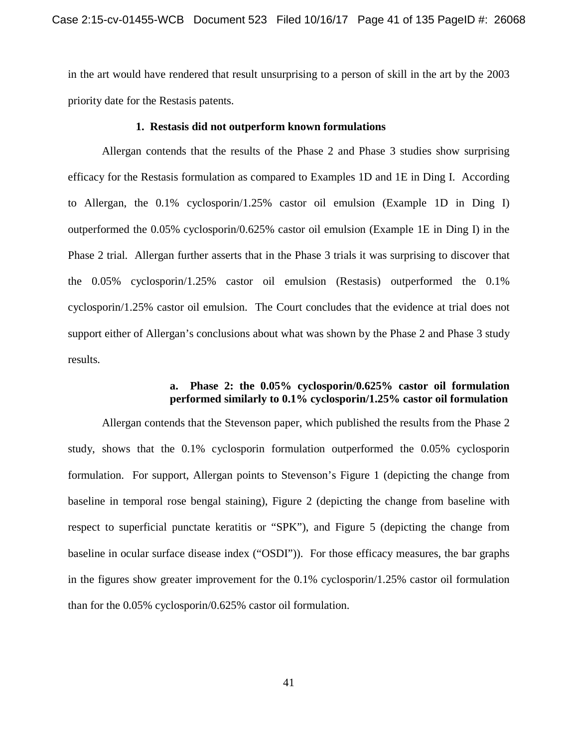in the art would have rendered that result unsurprising to a person of skill in the art by the 2003 priority date for the Restasis patents.

### 1. Restasis did not outperform known formulations

Allergan contends that the results of the Phase 2 and Phase 3 studies show surprising efficacy for the Restasis formulation as compared to Examples 1D and 1E in Ding I. According to Allergan, the 0.1% cyclosporin/1.25% castor oil emulsion (Example 1D in Ding I) outperformed the 0.05% cyclosporin/0.625% castor oil emulsion (Example 1E in Ding I) in the Phase 2 trial. Allergan further asserts that in the Phase 3 trials it was surprising to discover that the 0.05% cyclosporin/1.25% castor oil emulsion (Restasis) outperformed the 0.1% cyclosporin/1.25% castor oil emulsion. The Court concludes that the evidence at trial does not support either of Allergan's conclusions about what was shown by the Phase 2 and Phase 3 study results.

#### a. Phase 2: the 0.05% cyclosporin/0.625% castor oil formulation performed similarly to 0.1% cyclosporin/1.25% castor oil formulation

Allergan contends that the Stevenson paper, which published the results from the Phase 2 study, shows that the 0.1% cyclosporin formulation outperformed the 0.05% cyclosporin formulation. For support, Allergan points to Stevenson's Figure 1 (depicting the change from baseline in temporal rose bengal staining), Figure 2 (depicting the change from baseline with respect to superficial punctate keratitis or "SPK"), and Figure 5 (depicting the change from baseline in ocular surface disease index ("OSDI")). For those efficacy measures, the bar graphs in the figures show greater improvement for the 0.1% cyclosporin/1.25% castor oil formulation than for the 0.05% cyclosporin/0.625% castor oil formulation.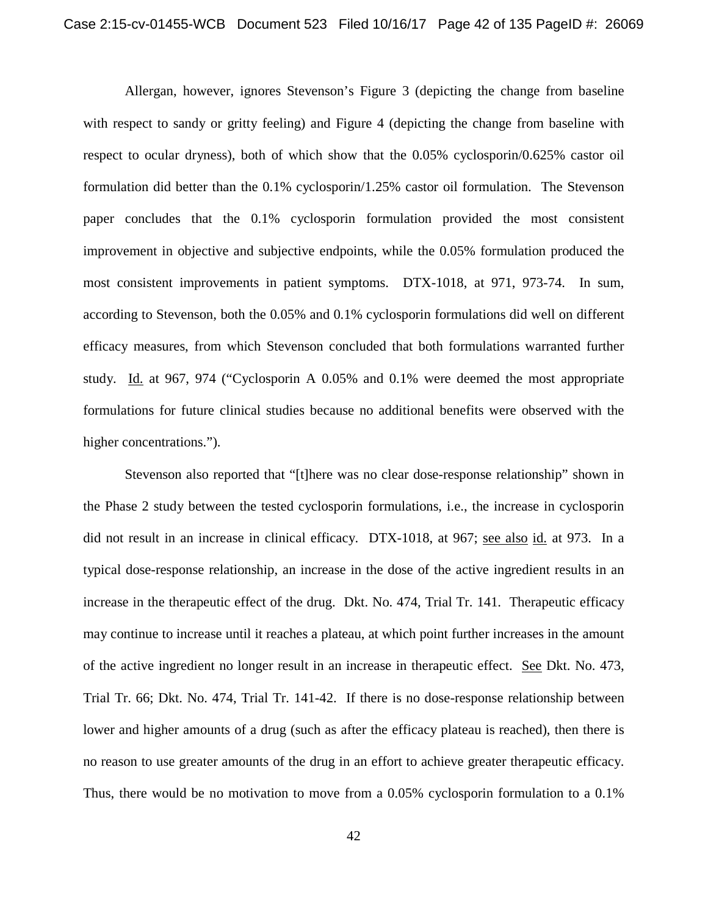Allergan, however, ignores Stevenson's Figure 3 (depicting the change from baseline with respect to sandy or gritty feeling) and Figure 4 (depicting the change from baseline with respect to ocular dryness), both of which show that the 0.05% cyclosporin/0.625% castor oil formulation did better than the 0.1% cyclosporin/1.25% castor oil formulation. The Stevenson paper concludes that the 0.1% cyclosporin formulation provided the most consistent improvement in objective and subjective endpoints, while the 0.05% formulation produced the most consistent improvements in patient symptoms. DTX-1018, at 971, 973-74. In sum, according to Stevenson, both the 0.05% and 0.1% cyclosporin formulations did well on different efficacy measures, from which Stevenson concluded that both formulations warranted further study. Id. at 967, 974 ("Cyclosporin A 0.05% and 0.1% were deemed the most appropriate formulations for future clinical studies because no additional benefits were observed with the higher concentrations.").

Stevenson also reported that "[t]here was no clear dose-response relationship" shown in the Phase 2 study between the tested cyclosporin formulations, i.e., the increase in cyclosporin did not result in an increase in clinical efficacy. DTX-1018, at 967; see also id. at 973. In a typical dose-response relationship, an increase in the dose of the active ingredient results in an increase in the therapeutic effect of the drug. Dkt. No. 474, Trial Tr. 141. Therapeutic efficacy may continue to increase until it reaches a plateau, at which point further increases in the amount of the active ingredient no longer result in an increase in therapeutic effect. See Dkt. No. 473, Trial Tr. 66; Dkt. No. 474, Trial Tr. 141-42. If there is no dose-response relationship between lower and higher amounts of a drug (such as after the efficacy plateau is reached), then there is no reason to use greater amounts of the drug in an effort to achieve greater therapeutic efficacy. Thus, there would be no motivation to move from a 0.05% cyclosporin formulation to a 0.1%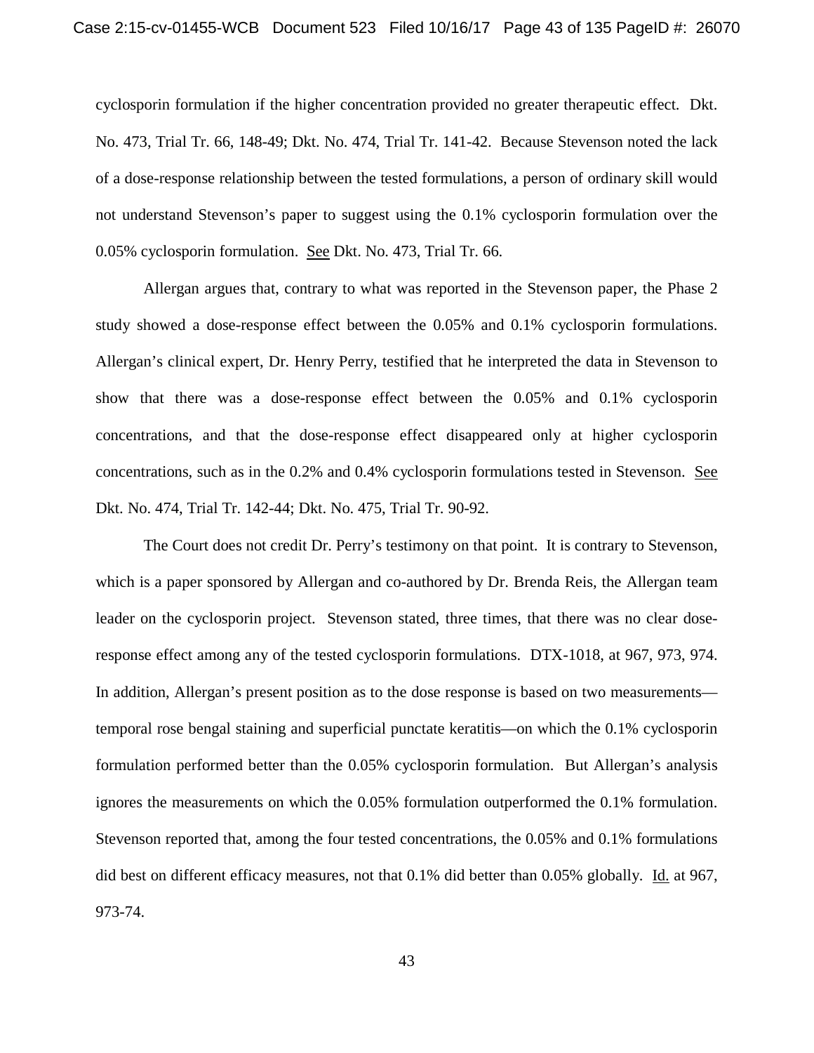cyclosporin formulation if the higher concentration provided no greater therapeutic effect. Dkt. No. 473, Trial Tr. 66, 148-49; Dkt. No. 474, Trial Tr. 141-42. Because Stevenson noted the lack of a dose-response relationship between the tested formulations, a person of ordinary skill would not understand Stevenson's paper to suggest using the 0.1% cyclosporin formulation over the 0.05% cyclosporin formulation. See Dkt. No. 473, Trial Tr. 66.

Allergan argues that, contrary to what was reported in the Stevenson paper, the Phase 2 study showed a dose-response effect between the 0.05% and 0.1% cyclosporin formulations. Allergan's clinical expert, Dr. Henry Perry, testified that he interpreted the data in Stevenson to show that there was a dose-response effect between the 0.05% and 0.1% cyclosporin concentrations, and that the dose-response effect disappeared only at higher cyclosporin concentrations, such as in the 0.2% and 0.4% cyclosporin formulations tested in Stevenson. See Dkt. No. 474, Trial Tr. 142-44; Dkt. No. 475, Trial Tr. 90-92.

The Court does not credit Dr. Perry's testimony on that point. It is contrary to Stevenson, which is a paper sponsored by Allergan and co-authored by Dr. Brenda Reis, the Allergan team leader on the cyclosporin project. Stevenson stated, three times, that there was no clear dose-response effect among any of the tested cyclosporin formulations. DTX-1018, at 967, 973, 974. In addition, Allergan's present position as to the dose response is based on two measurements—temporal rose bengal staining and superficial punctate keratitis—on which the 0.1% cyclosporin formulation performed better than the 0.05% cyclosporin formulation. But Allergan's analysis ignores the measurements on which the 0.05% formulation outperformed the 0.1% formulation. Stevenson reported that, among the four tested concentrations, the 0.05% and 0.1% formulations did best on different efficacy measures, not that 0.1% did better than 0.05% globally. Id. at 967, 973-74.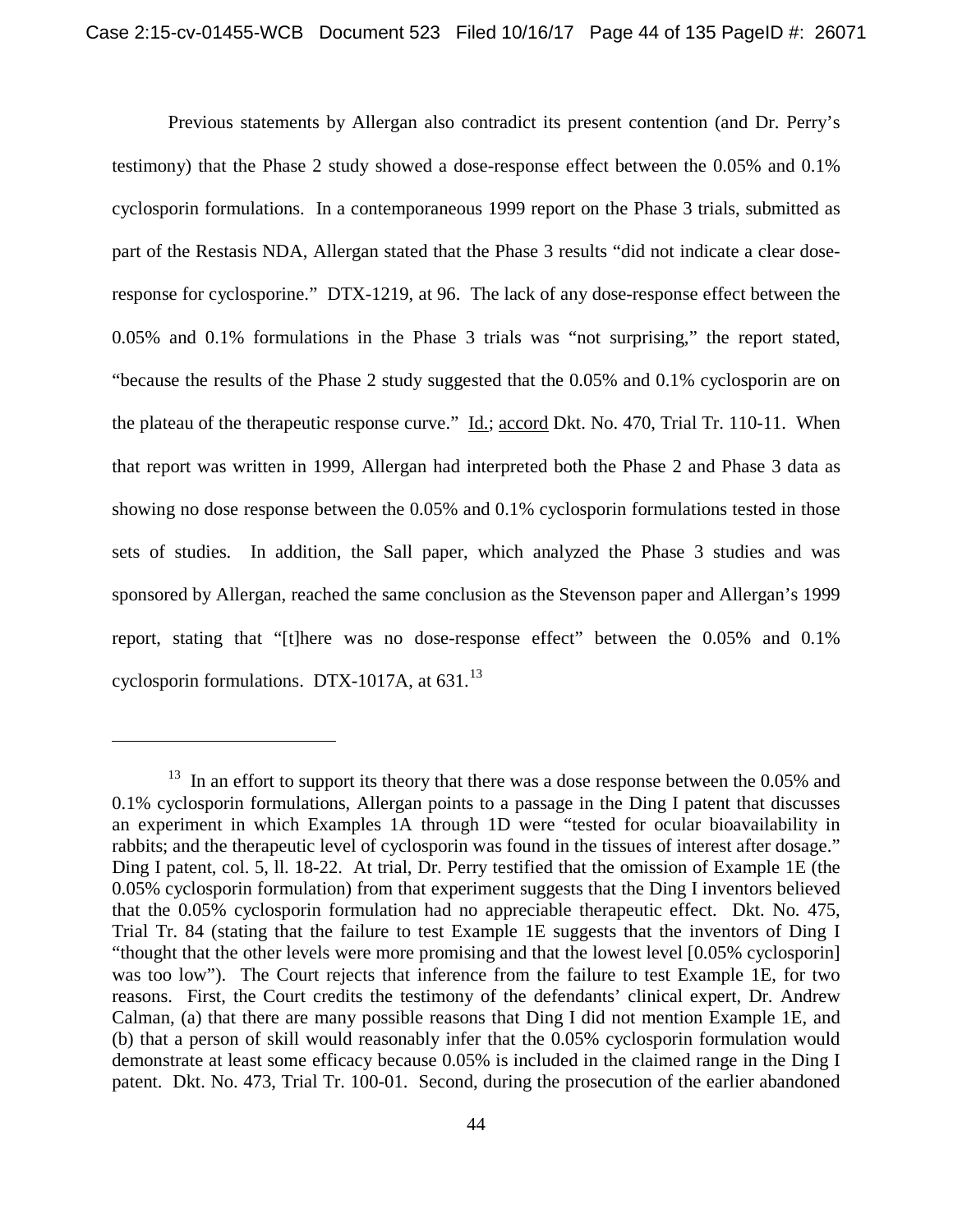Previous statements by Allergan also contradict its present contention (and Dr. Perry's testimony) that the Phase 2 study showed a dose-response effect between the 0.05% and 0.1% cyclosporin formulations. In a contemporaneous 1999 report on the Phase 3 trials, submitted as part of the Restasis NDA, Allergan stated that the Phase 3 results "did not indicate a clear dose-response for cyclosporine." DTX-1219, at 96. The lack of any dose-response effect between the 0.05% and 0.1% formulations in the Phase 3 trials was "not surprising," the report stated, "because the results of the Phase 2 study suggested that the 0.05% and 0.1% cyclosporin are on the plateau of the therapeutic response curve." Id.; accord Dkt. No. 470, Trial Tr. 110-11. When that report was written in 1999, Allergan had interpreted both the Phase 2 and Phase 3 data as showing no dose response between the 0.05% and 0.1% cyclosporin formulations tested in those sets of studies. In addition, the Sall paper, which analyzed the Phase 3 studies and was sponsored by Allergan, reached the same conclusion as the Stevenson paper and Allergan's 1999 report, stating that "[t]here was no dose-response effect" between the 0.05% and 0.1% cyclosporin formulations. DTX-1017A, at 631.[13]

---

[13] In an effort to support its theory that there was a dose response between the 0.05% and 0.1% cyclosporin formulations, Allergan points to a passage in the Ding I patent that discusses an experiment in which Examples 1A through 1D were "tested for ocular bioavailability in rabbits; and the therapeutic level of cyclosporin was found in the tissues of interest after dosage." Ding I patent, col. 5, ll. 18-22. At trial, Dr. Perry testified that the omission of Example 1E (the 0.05% cyclosporin formulation) from that experiment suggests that the Ding I inventors believed that the 0.05% cyclosporin formulation had no appreciable therapeutic effect. Dkt. No. 475, Trial Tr. 84 (stating that the failure to test Example 1E suggests that the inventors of Ding I "thought that the other levels were more promising and that the lowest level [0.05% cyclosporin] was too low"). The Court rejects that inference from the failure to test Example 1E, for two reasons. First, the Court credits the testimony of the defendants' clinical expert, Dr. Andrew Calman, (a) that there are many possible reasons that Ding I did not mention Example 1E, and (b) that a person of skill would reasonably infer that the 0.05% cyclosporin formulation would demonstrate at least some efficacy because 0.05% is included in the claimed range in the Ding I patent. Dkt. No. 473, Trial Tr. 100-01. Second, during the prosecution of the earlier abandoned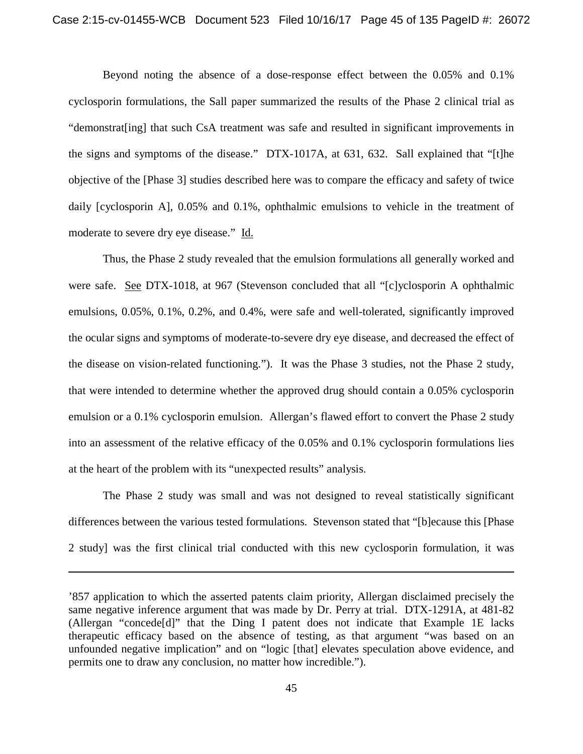Beyond noting the absence of a dose-response effect between the 0.05% and 0.1% cyclosporin formulations, the Sall paper summarized the results of the Phase 2 clinical trial as "demonstrat[ing] that such CsA treatment was safe and resulted in significant improvements in the signs and symptoms of the disease." DTX-1017A, at 631, 632. Sall explained that "[t]he objective of the [Phase 3] studies described here was to compare the efficacy and safety of twice daily [cyclosporin A], 0.05% and 0.1%, ophthalmic emulsions to vehicle in the treatment of moderate to severe dry eye disease." Id.

Thus, the Phase 2 study revealed that the emulsion formulations all generally worked and were safe. See DTX-1018, at 967 (Stevenson concluded that all "[c]yclosporin A ophthalmic emulsions, 0.05%, 0.1%, 0.2%, and 0.4%, were safe and well-tolerated, significantly improved the ocular signs and symptoms of moderate-to-severe dry eye disease, and decreased the effect of the disease on vision-related functioning."). It was the Phase 3 studies, not the Phase 2 study, that were intended to determine whether the approved drug should contain a 0.05% cyclosporin emulsion or a 0.1% cyclosporin emulsion. Allergan's flawed effort to convert the Phase 2 study into an assessment of the relative efficacy of the 0.05% and 0.1% cyclosporin formulations lies at the heart of the problem with its "unexpected results" analysis.

The Phase 2 study was small and was not designed to reveal statistically significant differences between the various tested formulations. Stevenson stated that "[b]ecause this [Phase 2 study] was the first clinical trial conducted with this new cyclosporin formulation, it was

---

'857 application to which the asserted patents claim priority, Allergan disclaimed precisely the same negative inference argument that was made by Dr. Perry at trial. DTX-1291A, at 481-82 (Allergan "concede[d]" that the Ding I patent does not indicate that Example 1E lacks therapeutic efficacy based on the absence of testing, as that argument "was based on an unfounded negative implication" and on "logic [that] elevates speculation above evidence, and permits one to draw any conclusion, no matter how incredible.").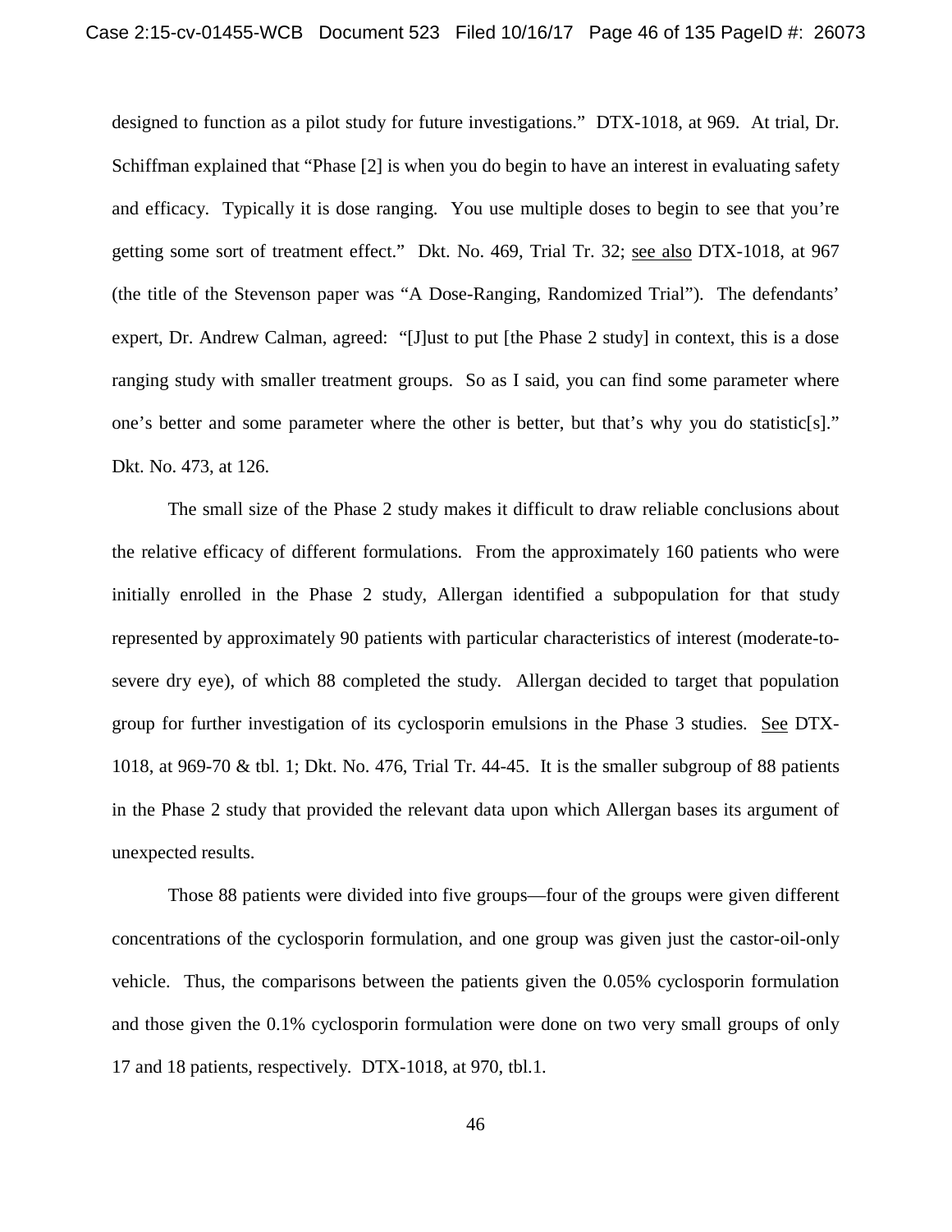designed to function as a pilot study for future investigations." DTX-1018, at 969. At trial, Dr. Schiffman explained that "Phase [2] is when you do begin to have an interest in evaluating safety and efficacy. Typically it is dose ranging. You use multiple doses to begin to see that you're getting some sort of treatment effect." Dkt. No. 469, Trial Tr. 32; see also DTX-1018, at 967 (the title of the Stevenson paper was "A Dose-Ranging, Randomized Trial"). The defendants' expert, Dr. Andrew Calman, agreed: "[J]ust to put [the Phase 2 study] in context, this is a dose ranging study with smaller treatment groups. So as I said, you can find some parameter where one's better and some parameter where the other is better, but that's why you do statistic[s]." Dkt. No. 473, at 126.

The small size of the Phase 2 study makes it difficult to draw reliable conclusions about the relative efficacy of different formulations. From the approximately 160 patients who were initially enrolled in the Phase 2 study, Allergan identified a subpopulation for that study represented by approximately 90 patients with particular characteristics of interest (moderate-to-severe dry eye), of which 88 completed the study. Allergan decided to target that population group for further investigation of its cyclosporin emulsions in the Phase 3 studies. See DTX-1018, at 969-70 & tbl. 1; Dkt. No. 476, Trial Tr. 44-45. It is the smaller subgroup of 88 patients in the Phase 2 study that provided the relevant data upon which Allergan bases its argument of unexpected results.

Those 88 patients were divided into five groups—four of the groups were given different concentrations of the cyclosporin formulation, and one group was given just the castor-oil-only vehicle. Thus, the comparisons between the patients given the 0.05% cyclosporin formulation and those given the 0.1% cyclosporin formulation were done on two very small groups of only 17 and 18 patients, respectively. DTX-1018, at 970, tbl.1.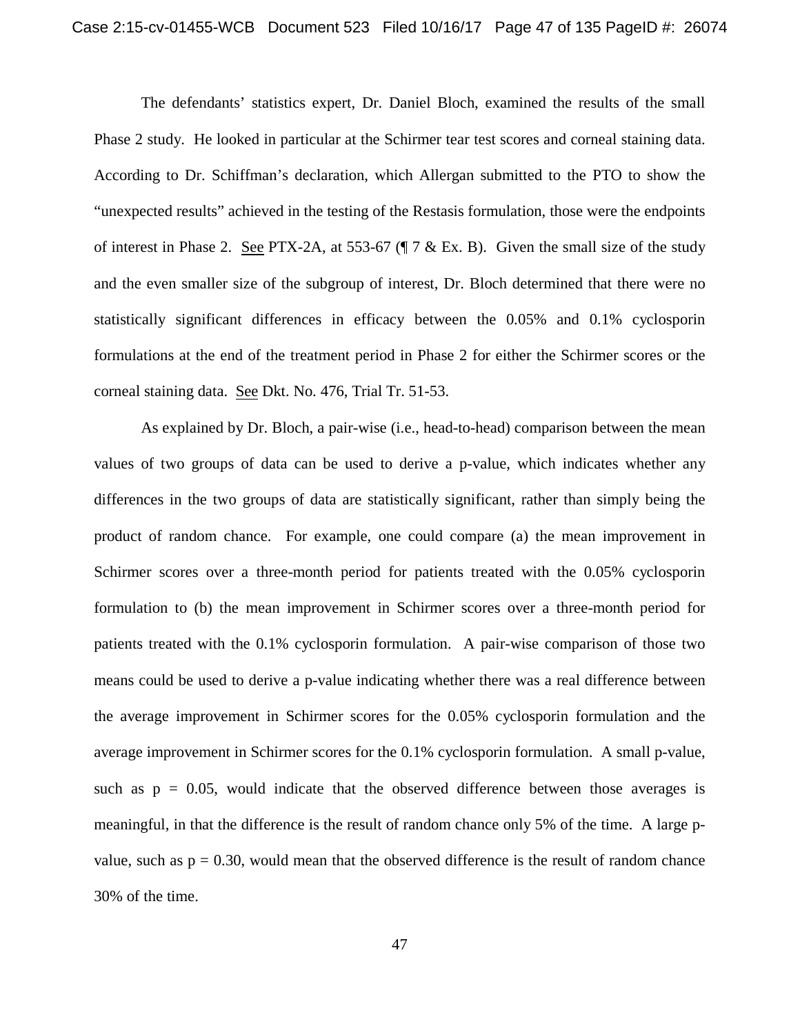The defendants' statistics expert, Dr. Daniel Bloch, examined the results of the small Phase 2 study. He looked in particular at the Schirmer tear test scores and corneal staining data. According to Dr. Schiffman's declaration, which Allergan submitted to the PTO to show the "unexpected results" achieved in the testing of the Restasis formulation, those were the endpoints of interest in Phase 2. See PTX-2A, at 553-67 (¶ 7 & Ex. B). Given the small size of the study and the even smaller size of the subgroup of interest, Dr. Bloch determined that there were no statistically significant differences in efficacy between the 0.05% and 0.1% cyclosporin formulations at the end of the treatment period in Phase 2 for either the Schirmer scores or the corneal staining data. See Dkt. No. 476, Trial Tr. 51-53.

As explained by Dr. Bloch, a pair-wise (i.e., head-to-head) comparison between the mean values of two groups of data can be used to derive a p-value, which indicates whether any differences in the two groups of data are statistically significant, rather than simply being the product of random chance. For example, one could compare (a) the mean improvement in Schirmer scores over a three-month period for patients treated with the 0.05% cyclosporin formulation to (b) the mean improvement in Schirmer scores over a three-month period for patients treated with the 0.1% cyclosporin formulation. A pair-wise comparison of those two means could be used to derive a p-value indicating whether there was a real difference between the average improvement in Schirmer scores for the 0.05% cyclosporin formulation and the average improvement in Schirmer scores for the 0.1% cyclosporin formulation. A small p-value, such as $p = 0.05$, would indicate that the observed difference between those averages is meaningful, in that the difference is the result of random chance only 5% of the time. A large p-value, such as $p = 0.30$, would mean that the observed difference is the result of random chance 30% of the time.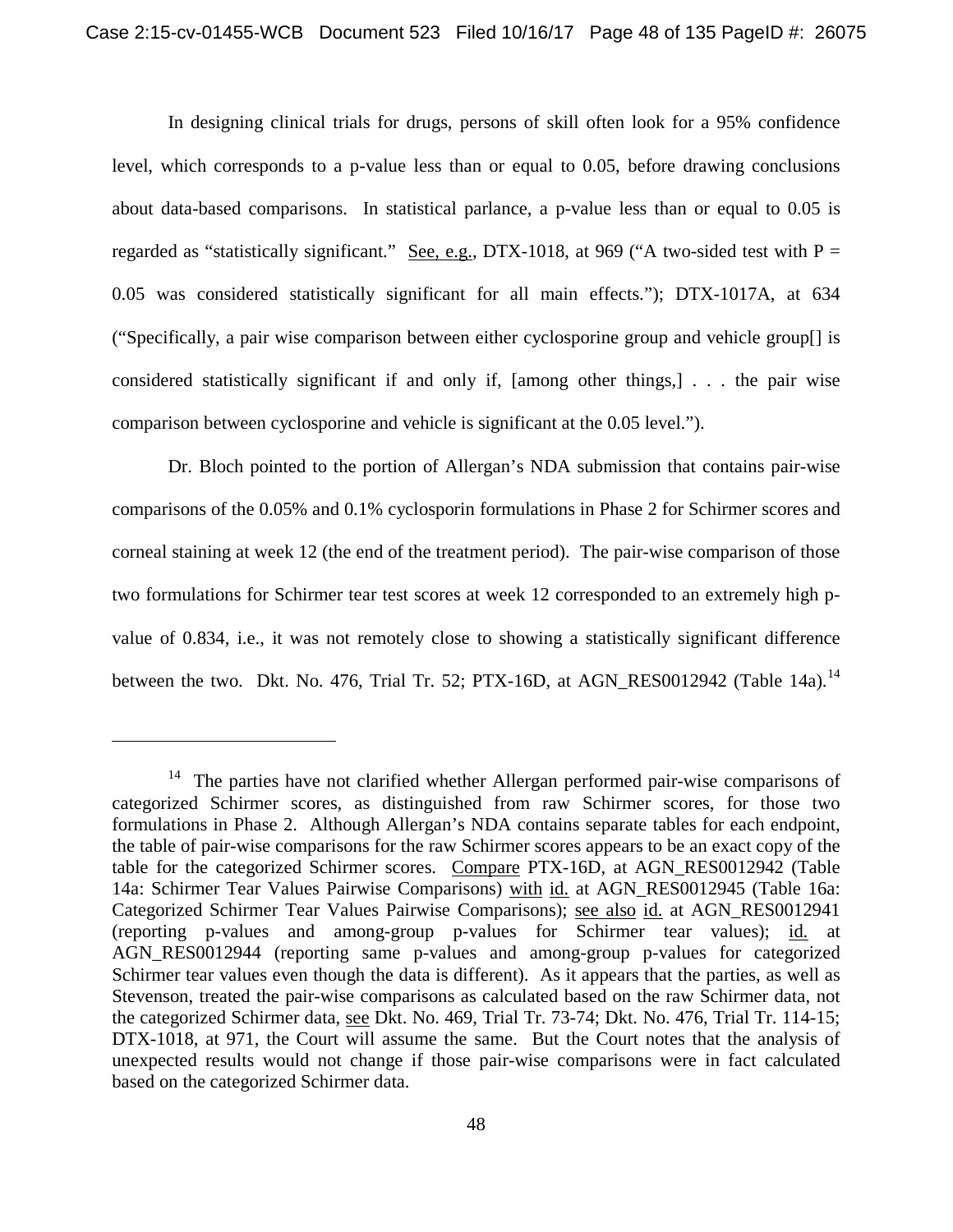In designing clinical trials for drugs, persons of skill often look for a 95% confidence level, which corresponds to a p-value less than or equal to 0.05, before drawing conclusions about data-based comparisons. In statistical parlance, a p-value less than or equal to 0.05 is regarded as "statistically significant." See, e.g., DTX-1018, at 969 ("A two-sided test with P = 0.05 was considered statistically significant for all main effects."); DTX-1017A, at 634 ("Specifically, a pair wise comparison between either cyclosporine group and vehicle group[] is considered statistically significant if and only if, [among other things,] . . . the pair wise comparison between cyclosporine and vehicle is significant at the 0.05 level.").

Dr. Bloch pointed to the portion of Allergan's NDA submission that contains pair-wise comparisons of the 0.05% and 0.1% cyclosporin formulations in Phase 2 for Schirmer scores and corneal staining at week 12 (the end of the treatment period). The pair-wise comparison of those two formulations for Schirmer tear test scores at week 12 corresponded to an extremely high p-value of 0.834, i.e., it was not remotely close to showing a statistically significant difference between the two. Dkt. No. 476, Trial Tr. 52; PTX-16D, at AGN_RES0012942 (Table 14a).[14]

---

[14] The parties have not clarified whether Allergan performed pair-wise comparisons of categorized Schirmer scores, as distinguished from raw Schirmer scores, for those two formulations in Phase 2. Although Allergan's NDA contains separate tables for each endpoint, the table of pair-wise comparisons for the raw Schirmer scores appears to be an exact copy of the table for the categorized Schirmer scores. Compare PTX-16D, at AGN_RES0012942 (Table 14a: Schirmer Tear Values Pairwise Comparisons) with id. at AGN_RES0012945 (Table 16a: Categorized Schirmer Tear Values Pairwise Comparisons); see also id. at AGN_RES0012941 (reporting p-values and among-group p-values for Schirmer tear values); id. at AGN_RES0012944 (reporting same p-values and among-group p-values for categorized Schirmer tear values even though the data is different). As it appears that the parties, as well as Stevenson, treated the pair-wise comparisons as calculated based on the raw Schirmer data, not the categorized Schirmer data, see Dkt. No. 469, Trial Tr. 73-74; Dkt. No. 476, Trial Tr. 114-15; DTX-1018, at 971, the Court will assume the same. But the Court notes that the analysis of unexpected results would not change if those pair-wise comparisons were in fact calculated based on the categorized Schirmer data.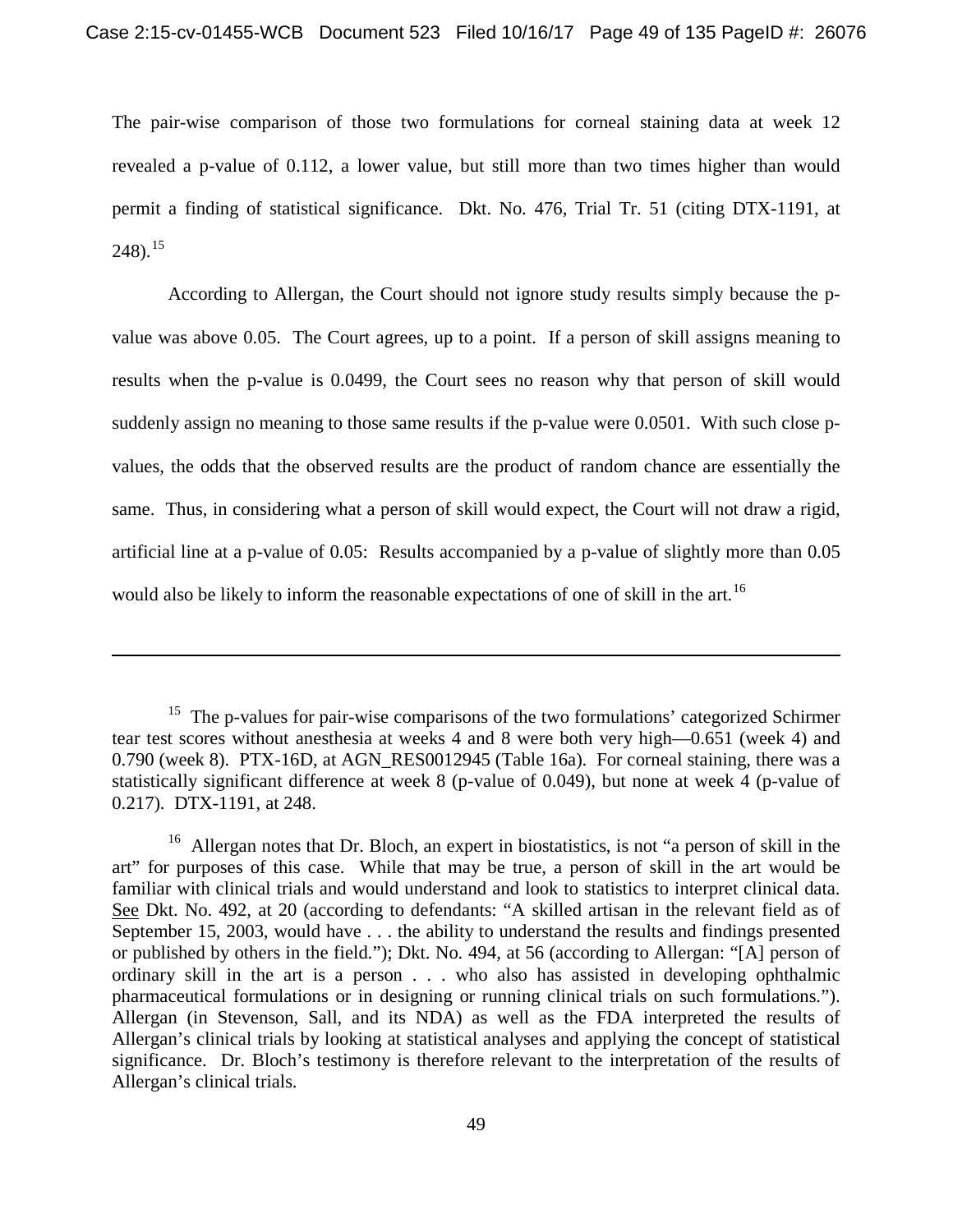The pair-wise comparison of those two formulations for corneal staining data at week 12 revealed a p-value of 0.112, a lower value, but still more than two times higher than would permit a finding of statistical significance. Dkt. No. 476, Trial Tr. 51 (citing DTX-1191, at 248).[15]

According to Allergan, the Court should not ignore study results simply because the p-value was above 0.05. The Court agrees, up to a point. If a person of skill assigns meaning to results when the p-value is 0.0499, the Court sees no reason why that person of skill would suddenly assign no meaning to those same results if the p-value were 0.0501. With such close p-values, the odds that the observed results are the product of random chance are essentially the same. Thus, in considering what a person of skill would expect, the Court will not draw a rigid, artificial line at a p-value of 0.05: Results accompanied by a p-value of slightly more than 0.05 would also be likely to inform the reasonable expectations of one of skill in the art.[16]

---

[15] The p-values for pair-wise comparisons of the two formulations' categorized Schirmer tear test scores without anesthesia at weeks 4 and 8 were both very high—0.651 (week 4) and 0.790 (week 8). PTX-16D, at AGN_RES0012945 (Table 16a). For corneal staining, there was a statistically significant difference at week 8 (p-value of 0.049), but none at week 4 (p-value of 0.217). DTX-1191, at 248.

[16] Allergan notes that Dr. Bloch, an expert in biostatistics, is not "a person of skill in the art" for purposes of this case. While that may be true, a person of skill in the art would be familiar with clinical trials and would understand and look to statistics to interpret clinical data. See Dkt. No. 492, at 20 (according to defendants: "A skilled artisan in the relevant field as of September 15, 2003, would have . . . the ability to understand the results and findings presented or published by others in the field."); Dkt. No. 494, at 56 (according to Allergan: "[A] person of ordinary skill in the art is a person . . . who also has assisted in developing ophthalmic pharmaceutical formulations or in designing or running clinical trials on such formulations."). Allergan (in Stevenson, Sall, and its NDA) as well as the FDA interpreted the results of Allergan's clinical trials by looking at statistical analyses and applying the concept of statistical significance. Dr. Bloch's testimony is therefore relevant to the interpretation of the results of Allergan's clinical trials.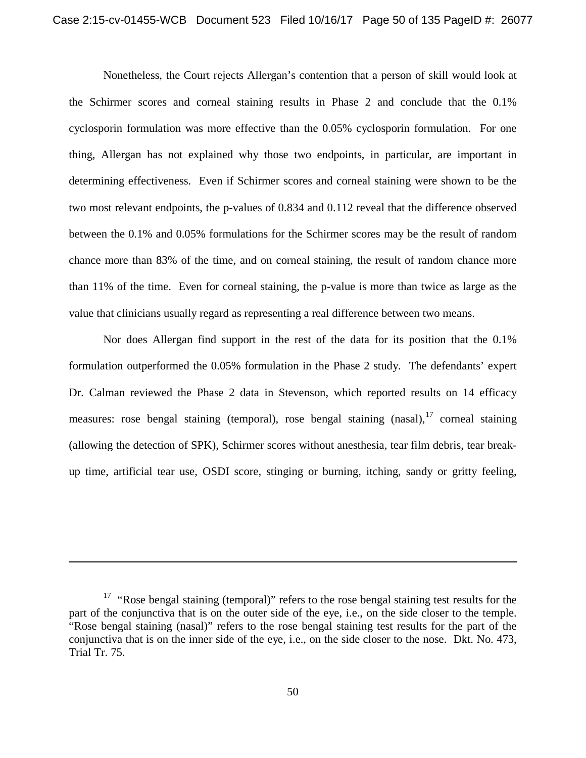Nonetheless, the Court rejects Allergan's contention that a person of skill would look at the Schirmer scores and corneal staining results in Phase 2 and conclude that the 0.1% cyclosporin formulation was more effective than the 0.05% cyclosporin formulation. For one thing, Allergan has not explained why those two endpoints, in particular, are important in determining effectiveness. Even if Schirmer scores and corneal staining were shown to be the two most relevant endpoints, the p-values of 0.834 and 0.112 reveal that the difference observed between the 0.1% and 0.05% formulations for the Schirmer scores may be the result of random chance more than 83% of the time, and on corneal staining, the result of random chance more than 11% of the time. Even for corneal staining, the p-value is more than twice as large as the value that clinicians usually regard as representing a real difference between two means.

Nor does Allergan find support in the rest of the data for its position that the 0.1% formulation outperformed the 0.05% formulation in the Phase 2 study. The defendants' expert Dr. Calman reviewed the Phase 2 data in Stevenson, which reported results on 14 efficacy measures: rose bengal staining (temporal), rose bengal staining (nasal),[17] corneal staining (allowing the detection of SPK), Schirmer scores without anesthesia, tear film debris, tear break-up time, artificial tear use, OSDI score, stinging or burning, itching, sandy or gritty feeling,

---

[17] "Rose bengal staining (temporal)" refers to the rose bengal staining test results for the part of the conjunctiva that is on the outer side of the eye, i.e., on the side closer to the temple. "Rose bengal staining (nasal)" refers to the rose bengal staining test results for the part of the conjunctiva that is on the inner side of the eye, i.e., on the side closer to the nose. Dkt. No. 473, Trial Tr. 75.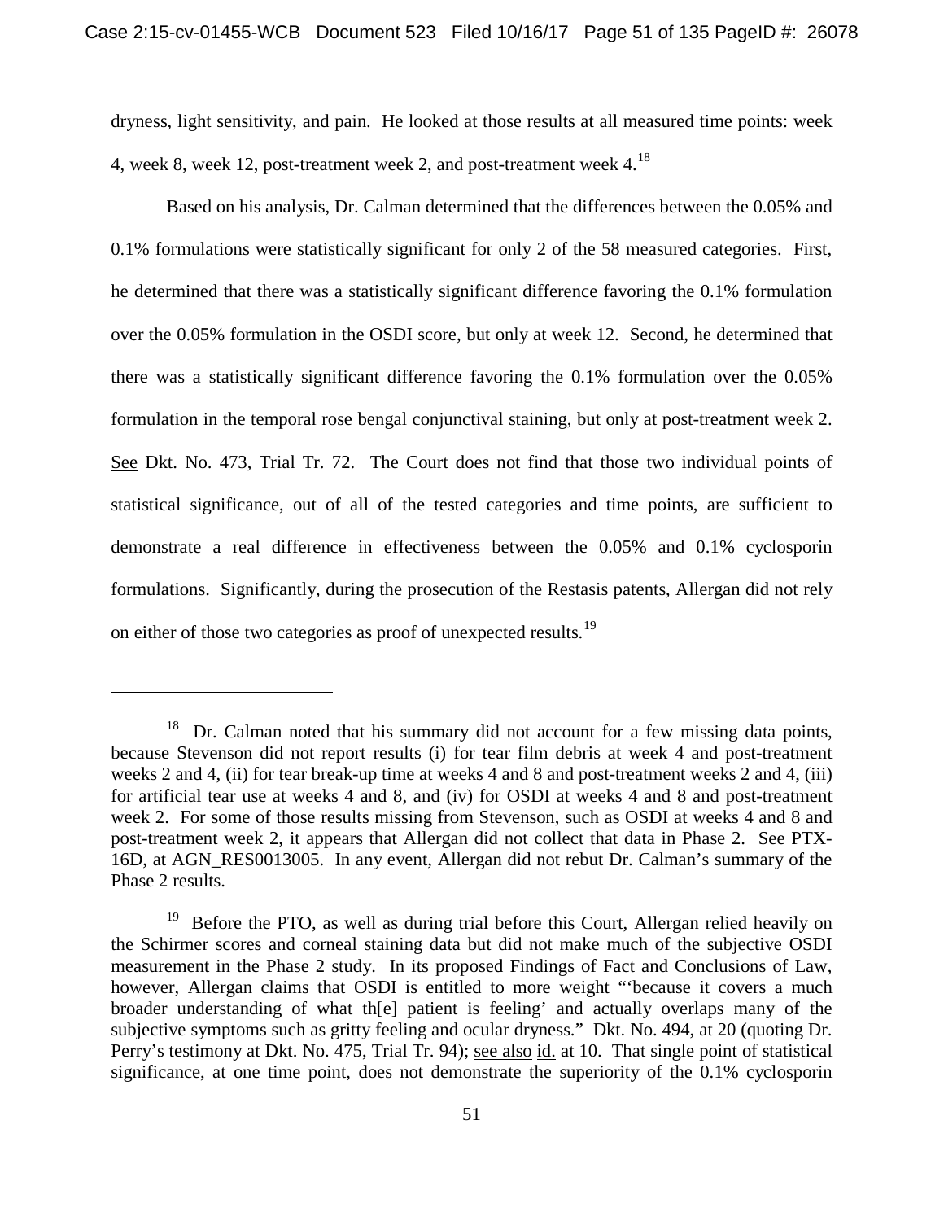dryness, light sensitivity, and pain. He looked at those results at all measured time points: week 4, week 8, week 12, post-treatment week 2, and post-treatment week 4.[18]

Based on his analysis, Dr. Calman determined that the differences between the 0.05% and 0.1% formulations were statistically significant for only 2 of the 58 measured categories. First, he determined that there was a statistically significant difference favoring the 0.1% formulation over the 0.05% formulation in the OSDI score, but only at week 12. Second, he determined that there was a statistically significant difference favoring the 0.1% formulation over the 0.05% formulation in the temporal rose bengal conjunctival staining, but only at post-treatment week 2. See Dkt. No. 473, Trial Tr. 72. The Court does not find that those two individual points of statistical significance, out of all of the tested categories and time points, are sufficient to demonstrate a real difference in effectiveness between the 0.05% and 0.1% cyclosporin formulations. Significantly, during the prosecution of the Restasis patents, Allergan did not rely on either of those two categories as proof of unexpected results.[19]

---

[18] Dr. Calman noted that his summary did not account for a few missing data points, because Stevenson did not report results (i) for tear film debris at week 4 and post-treatment weeks 2 and 4, (ii) for tear break-up time at weeks 4 and 8 and post-treatment weeks 2 and 4, (iii) for artificial tear use at weeks 4 and 8, and (iv) for OSDI at weeks 4 and 8 and post-treatment week 2. For some of those results missing from Stevenson, such as OSDI at weeks 4 and 8 and post-treatment week 2, it appears that Allergan did not collect that data in Phase 2. See PTX-16D, at AGN_RES0013005. In any event, Allergan did not rebut Dr. Calman's summary of the Phase 2 results.

[19] Before the PTO, as well as during trial before this Court, Allergan relied heavily on the Schirmer scores and corneal staining data but did not make much of the subjective OSDI measurement in the Phase 2 study. In its proposed Findings of Fact and Conclusions of Law, however, Allergan claims that OSDI is entitled to more weight "'because it covers a much broader understanding of what th[e] patient is feeling' and actually overlaps many of the subjective symptoms such as gritty feeling and ocular dryness." Dkt. No. 494, at 20 (quoting Dr. Perry's testimony at Dkt. No. 475, Trial Tr. 94); see also id. at 10. That single point of statistical significance, at one time point, does not demonstrate the superiority of the 0.1% cyclosporin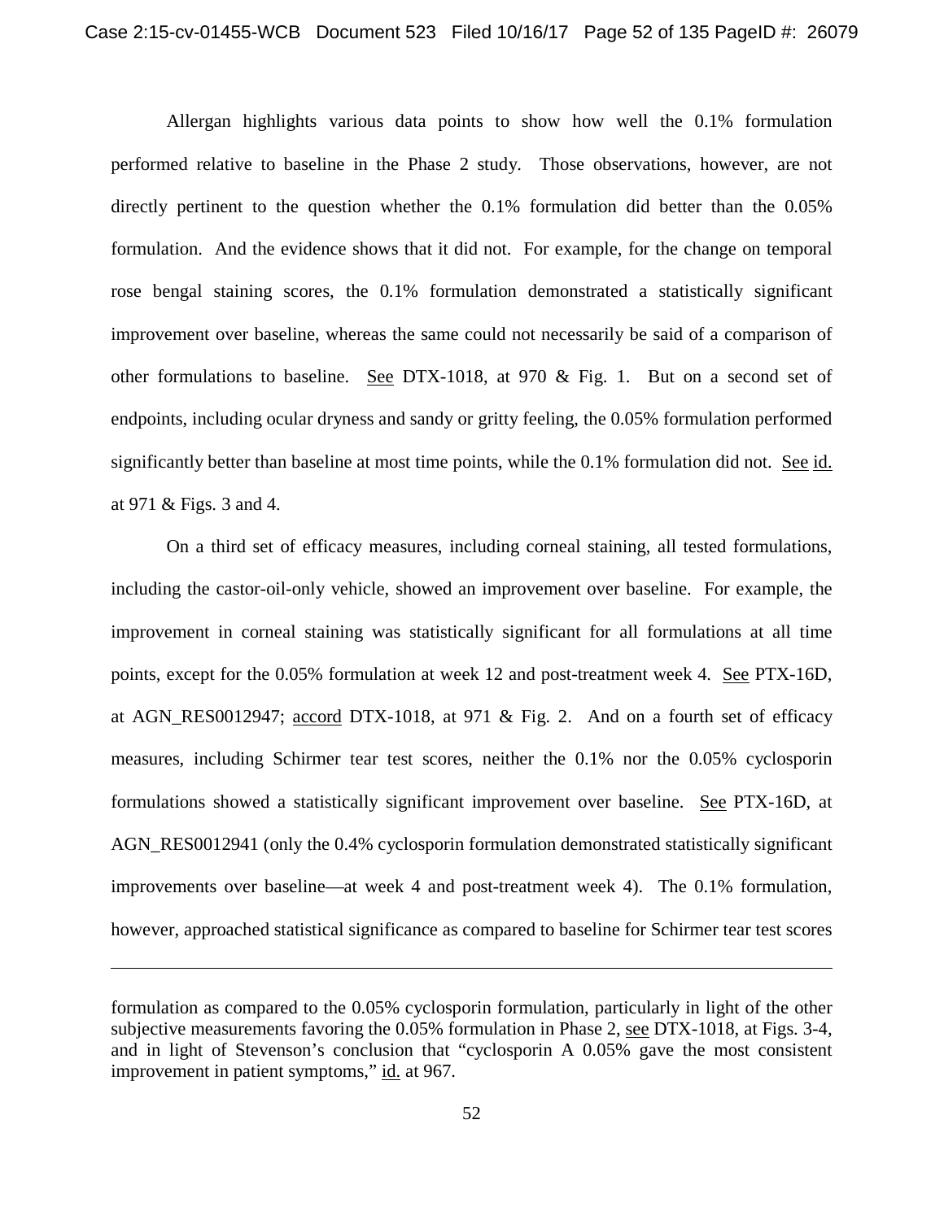Allergan highlights various data points to show how well the 0.1% formulation performed relative to baseline in the Phase 2 study. Those observations, however, are not directly pertinent to the question whether the 0.1% formulation did better than the 0.05% formulation. And the evidence shows that it did not. For example, for the change on temporal rose bengal staining scores, the 0.1% formulation demonstrated a statistically significant improvement over baseline, whereas the same could not necessarily be said of a comparison of other formulations to baseline. See DTX-1018, at 970 & Fig. 1. But on a second set of endpoints, including ocular dryness and sandy or gritty feeling, the 0.05% formulation performed significantly better than baseline at most time points, while the 0.1% formulation did not. See id. at 971 & Figs. 3 and 4.

On a third set of efficacy measures, including corneal staining, all tested formulations, including the castor-oil-only vehicle, showed an improvement over baseline. For example, the improvement in corneal staining was statistically significant for all formulations at all time points, except for the 0.05% formulation at week 12 and post-treatment week 4. See PTX-16D, at AGN_RES0012947; accord DTX-1018, at 971 & Fig. 2. And on a fourth set of efficacy measures, including Schirmer tear test scores, neither the 0.1% nor the 0.05% cyclosporin formulations showed a statistically significant improvement over baseline. See PTX-16D, at AGN_RES0012941 (only the 0.4% cyclosporin formulation demonstrated statistically significant improvements over baseline—at week 4 and post-treatment week 4). The 0.1% formulation, however, approached statistical significance as compared to baseline for Schirmer tear test scores

---

formulation as compared to the 0.05% cyclosporin formulation, particularly in light of the other subjective measurements favoring the 0.05% formulation in Phase 2, see DTX-1018, at Figs. 3-4, and in light of Stevenson's conclusion that "cyclosporin A 0.05% gave the most consistent improvement in patient symptoms," id. at 967.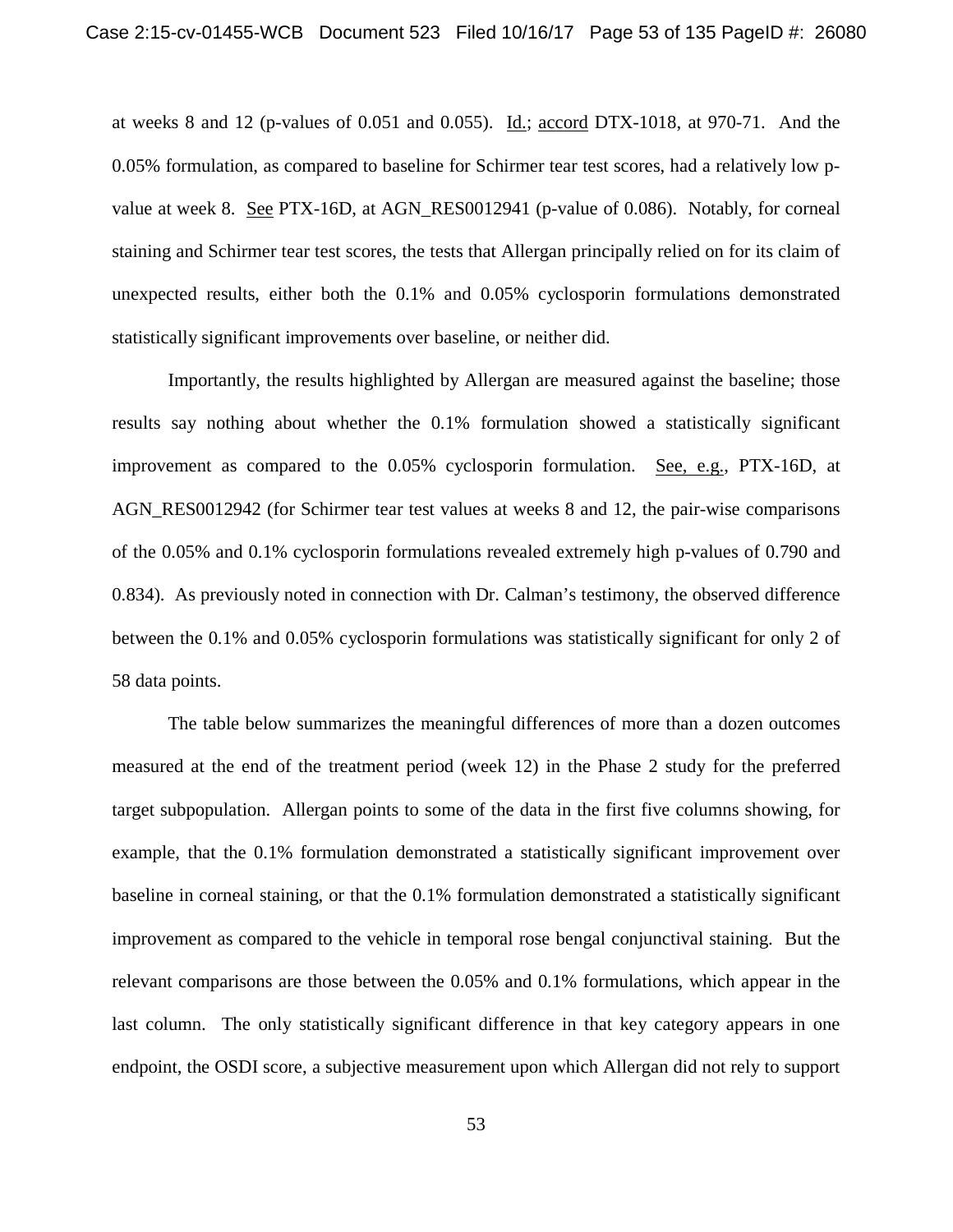at weeks 8 and 12 (p-values of 0.051 and 0.055). Id.; accord DTX-1018, at 970-71. And the 0.05% formulation, as compared to baseline for Schirmer tear test scores, had a relatively low p-value at week 8. See PTX-16D, at AGN_RES0012941 (p-value of 0.086). Notably, for corneal staining and Schirmer tear test scores, the tests that Allergan principally relied on for its claim of unexpected results, either both the 0.1% and 0.05% cyclosporin formulations demonstrated statistically significant improvements over baseline, or neither did.

Importantly, the results highlighted by Allergan are measured against the baseline; those results say nothing about whether the 0.1% formulation showed a statistically significant improvement as compared to the 0.05% cyclosporin formulation. See, e.g., PTX-16D, at AGN_RES0012942 (for Schirmer tear test values at weeks 8 and 12, the pair-wise comparisons of the 0.05% and 0.1% cyclosporin formulations revealed extremely high p-values of 0.790 and 0.834). As previously noted in connection with Dr. Calman's testimony, the observed difference between the 0.1% and 0.05% cyclosporin formulations was statistically significant for only 2 of 58 data points.

The table below summarizes the meaningful differences of more than a dozen outcomes measured at the end of the treatment period (week 12) in the Phase 2 study for the preferred target subpopulation. Allergan points to some of the data in the first five columns showing, for example, that the 0.1% formulation demonstrated a statistically significant improvement over baseline in corneal staining, or that the 0.1% formulation demonstrated a statistically significant improvement as compared to the vehicle in temporal rose bengal conjunctival staining. But the relevant comparisons are those between the 0.05% and 0.1% formulations, which appear in the last column. The only statistically significant difference in that key category appears in one endpoint, the OSDI score, a subjective measurement upon which Allergan did not rely to support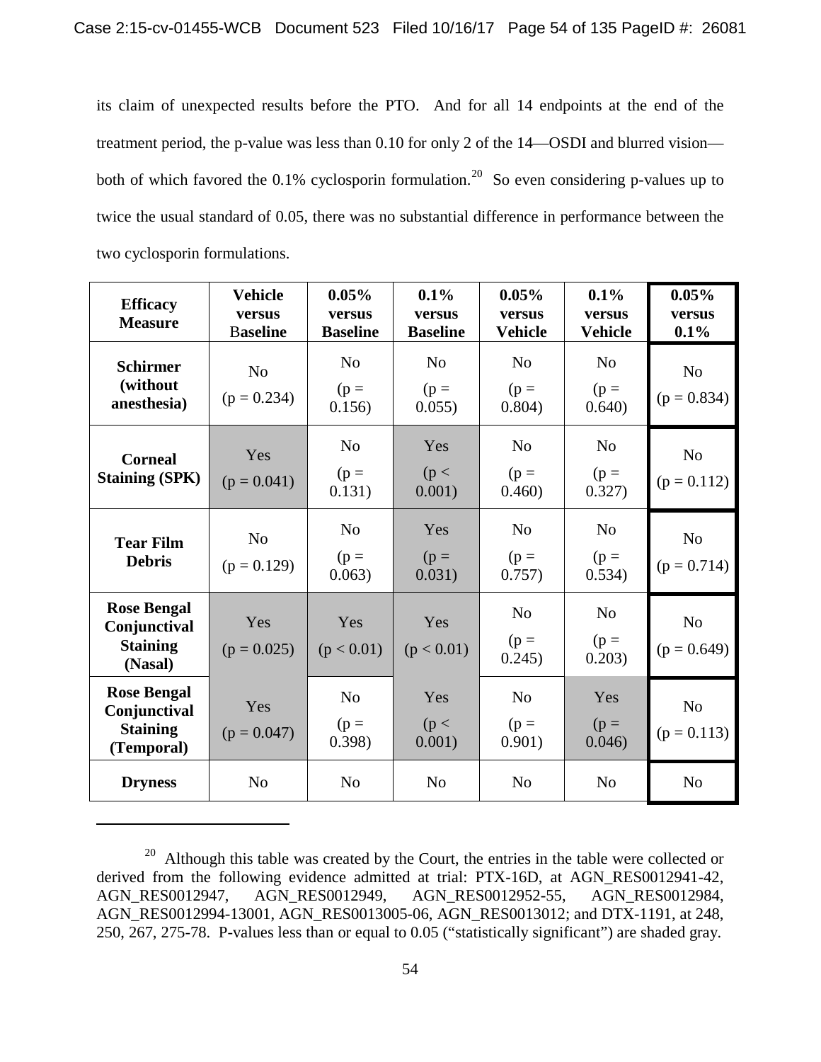its claim of unexpected results before the PTO. And for all 14 endpoints at the end of the treatment period, the p-value was less than 0.10 for only 2 of the 14—OSDI and blurred vision—both of which favored the 0.1% cyclosporin formulation.[20] So even considering p-values up to twice the usual standard of 0.05, there was no substantial difference in performance between the two cyclosporin formulations.

| Efficacy Measure | Vehicle versus Baseline | 0.05% versus Baseline | 0.1% versus Baseline | 0.05% versus Vehicle | 0.1% versus Vehicle | 0.05% versus 0.1% |
|---|---|---|---|---|---|---|
| **Schirmer (without anesthesia)** | No ($p = 0.234$) | No ($p = 0.156$) | No ($p = 0.055$) | No ($p = 0.804$) | No ($p = 0.640$) | No ($p = 0.834$) |
| **Corneal Staining (SPK)** | Yes ($p = 0.041$) | No ($p = 0.131$) | Yes ($p < 0.001$) | No ($p = 0.460$) | No ($p = 0.327$) | No ($p = 0.112$) |
| **Tear Film Debris** | No ($p = 0.129$) | No ($p = 0.063$) | Yes ($p = 0.031$) | No ($p = 0.757$) | No ($p = 0.534$) | No ($p = 0.714$) |
| **Rose Bengal Conjunctival Staining (Nasal)** | Yes ($p = 0.025$) | Yes ($p < 0.01$) | Yes ($p < 0.01$) | No ($p = 0.245$) | No ($p = 0.203$) | No ($p = 0.649$) |
| **Rose Bengal Conjunctival Staining (Temporal)** | Yes ($p = 0.047$) | No ($p = 0.398$) | Yes ($p < 0.001$) | No ($p = 0.901$) | Yes ($p = 0.046$) | No ($p = 0.113$) |
| **Dryness** | No | No | No | No | No | No |

[20] Although this table was created by the Court, the entries in the table were collected or derived from the following evidence admitted at trial: PTX-16D, at AGN_RES0012941-42, AGN_RES0012947, AGN_RES0012949, AGN_RES0012952-55, AGN_RES0012984, AGN_RES0012994-13001, AGN_RES0013005-06, AGN_RES0013012; and DTX-1191, at 248, 250, 267, 275-78. P-values less than or equal to 0.05 ("statistically significant") are shaded gray.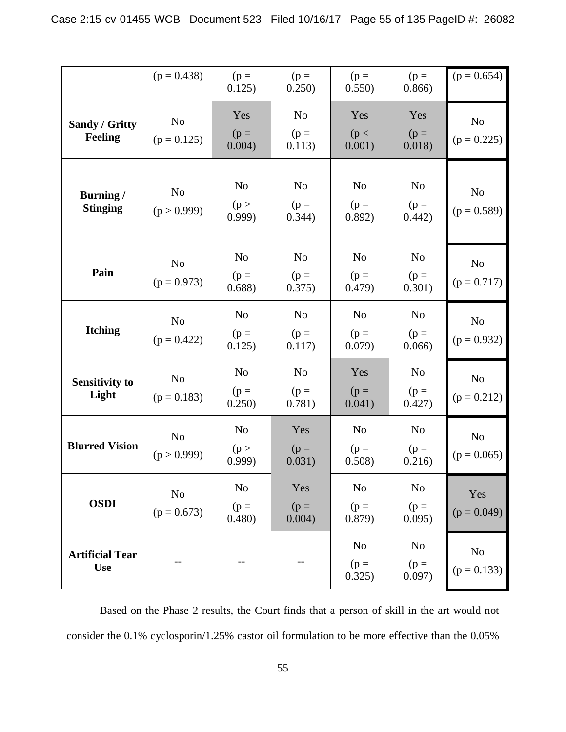| | | | | | | |
|---|---|---|---|---|---|---|
| | (p = 0.438) | (p = 0.125) | (p = 0.250) | (p = 0.550) | (p = 0.866) | (p = 0.654) |
| **Sandy / Gritty Feeling** | No (p = 0.125) | Yes (p = 0.004) | No (p = 0.113) | Yes (p < 0.001) | Yes (p = 0.018) | No (p = 0.225) |
| **Burning / Stinging** | No (p > 0.999) | No (p > 0.999) | No (p = 0.344) | No (p = 0.892) | No (p = 0.442) | No (p = 0.589) |
| **Pain** | No (p = 0.973) | No (p = 0.688) | No (p = 0.375) | No (p = 0.479) | No (p = 0.301) | No (p = 0.717) |
| **Itching** | No (p = 0.422) | No (p = 0.125) | No (p = 0.117) | No (p = 0.079) | No (p = 0.066) | No (p = 0.932) |
| **Sensitivity to Light** | No (p = 0.183) | No (p = 0.250) | No (p = 0.781) | Yes (p = 0.041) | No (p = 0.427) | No (p = 0.212) |
| **Blurred Vision** | No (p > 0.999) | No (p > 0.999) | Yes (p = 0.031) | No (p = 0.508) | No (p = 0.216) | No (p = 0.065) |
| **OSDI** | No (p = 0.673) | No (p = 0.480) | Yes (p = 0.004) | No (p = 0.879) | No (p = 0.095) | Yes (p = 0.049) |
| **Artificial Tear Use** | -- | -- | -- | No (p = 0.325) | No (p = 0.097) | No (p = 0.133) |

Based on the Phase 2 results, the Court finds that a person of skill in the art would not consider the 0.1% cyclosporin/1.25% castor oil formulation to be more effective than the 0.05%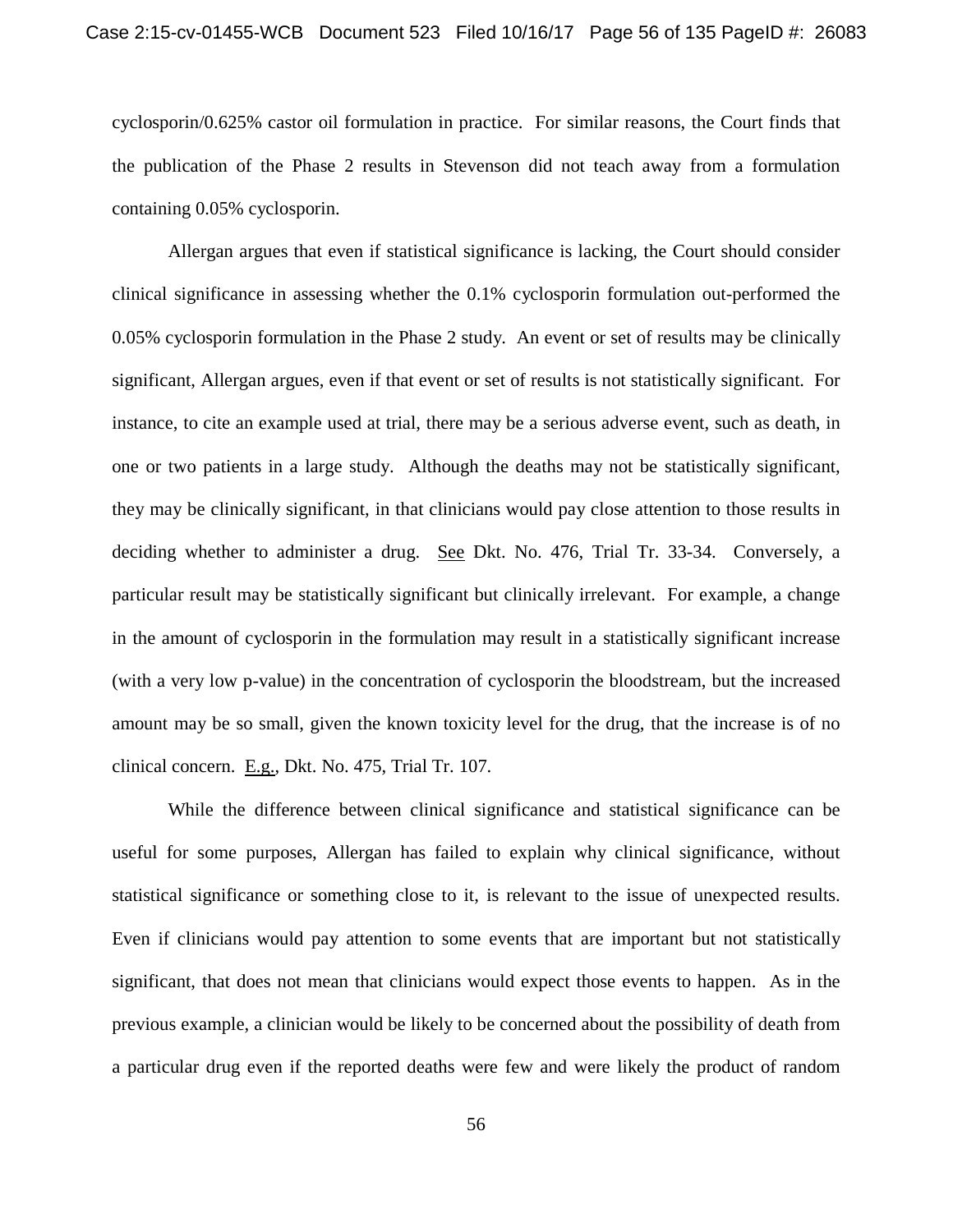cyclosporin/0.625% castor oil formulation in practice. For similar reasons, the Court finds that the publication of the Phase 2 results in Stevenson did not teach away from a formulation containing 0.05% cyclosporin.

Allergan argues that even if statistical significance is lacking, the Court should consider clinical significance in assessing whether the 0.1% cyclosporin formulation out-performed the 0.05% cyclosporin formulation in the Phase 2 study. An event or set of results may be clinically significant, Allergan argues, even if that event or set of results is not statistically significant. For instance, to cite an example used at trial, there may be a serious adverse event, such as death, in one or two patients in a large study. Although the deaths may not be statistically significant, they may be clinically significant, in that clinicians would pay close attention to those results in deciding whether to administer a drug. See Dkt. No. 476, Trial Tr. 33-34. Conversely, a particular result may be statistically significant but clinically irrelevant. For example, a change in the amount of cyclosporin in the formulation may result in a statistically significant increase (with a very low p-value) in the concentration of cyclosporin the bloodstream, but the increased amount may be so small, given the known toxicity level for the drug, that the increase is of no clinical concern. E.g., Dkt. No. 475, Trial Tr. 107.

While the difference between clinical significance and statistical significance can be useful for some purposes, Allergan has failed to explain why clinical significance, without statistical significance or something close to it, is relevant to the issue of unexpected results. Even if clinicians would pay attention to some events that are important but not statistically significant, that does not mean that clinicians would expect those events to happen. As in the previous example, a clinician would be likely to be concerned about the possibility of death from a particular drug even if the reported deaths were few and were likely the product of random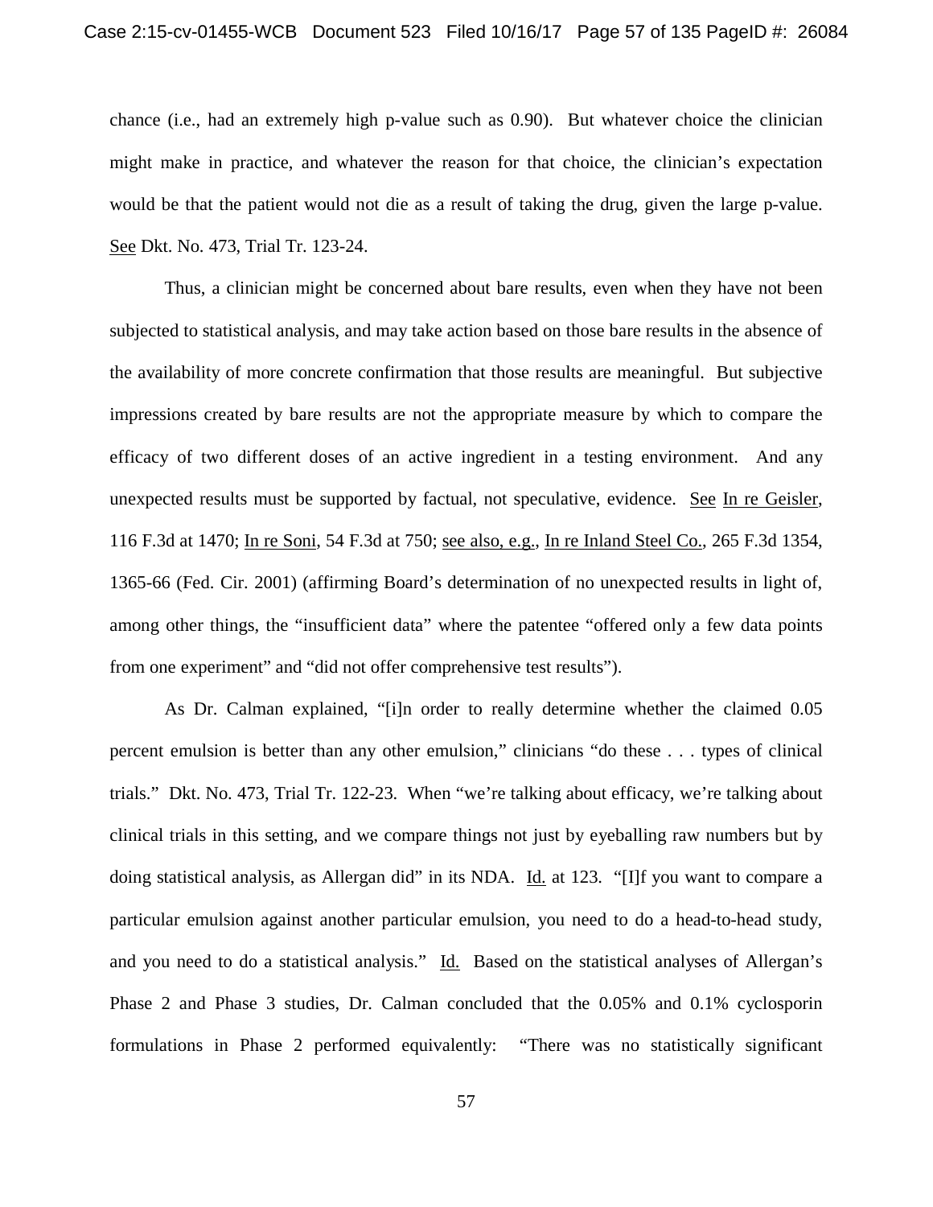chance (i.e., had an extremely high p-value such as 0.90). But whatever choice the clinician might make in practice, and whatever the reason for that choice, the clinician's expectation would be that the patient would not die as a result of taking the drug, given the large p-value. See Dkt. No. 473, Trial Tr. 123-24.

Thus, a clinician might be concerned about bare results, even when they have not been subjected to statistical analysis, and may take action based on those bare results in the absence of the availability of more concrete confirmation that those results are meaningful. But subjective impressions created by bare results are not the appropriate measure by which to compare the efficacy of two different doses of an active ingredient in a testing environment. And any unexpected results must be supported by factual, not speculative, evidence. See In re Geisler, 116 F.3d at 1470; In re Soni, 54 F.3d at 750; see also, e.g., In re Inland Steel Co., 265 F.3d 1354, 1365-66 (Fed. Cir. 2001) (affirming Board's determination of no unexpected results in light of, among other things, the "insufficient data" where the patentee "offered only a few data points from one experiment" and "did not offer comprehensive test results").

As Dr. Calman explained, "[i]n order to really determine whether the claimed 0.05 percent emulsion is better than any other emulsion," clinicians "do these . . . types of clinical trials." Dkt. No. 473, Trial Tr. 122-23. When "we're talking about efficacy, we're talking about clinical trials in this setting, and we compare things not just by eyeballing raw numbers but by doing statistical analysis, as Allergan did" in its NDA. Id. at 123. "[I]f you want to compare a particular emulsion against another particular emulsion, you need to do a head-to-head study, and you need to do a statistical analysis." Id. Based on the statistical analyses of Allergan's Phase 2 and Phase 3 studies, Dr. Calman concluded that the 0.05% and 0.1% cyclosporin formulations in Phase 2 performed equivalently: "There was no statistically significant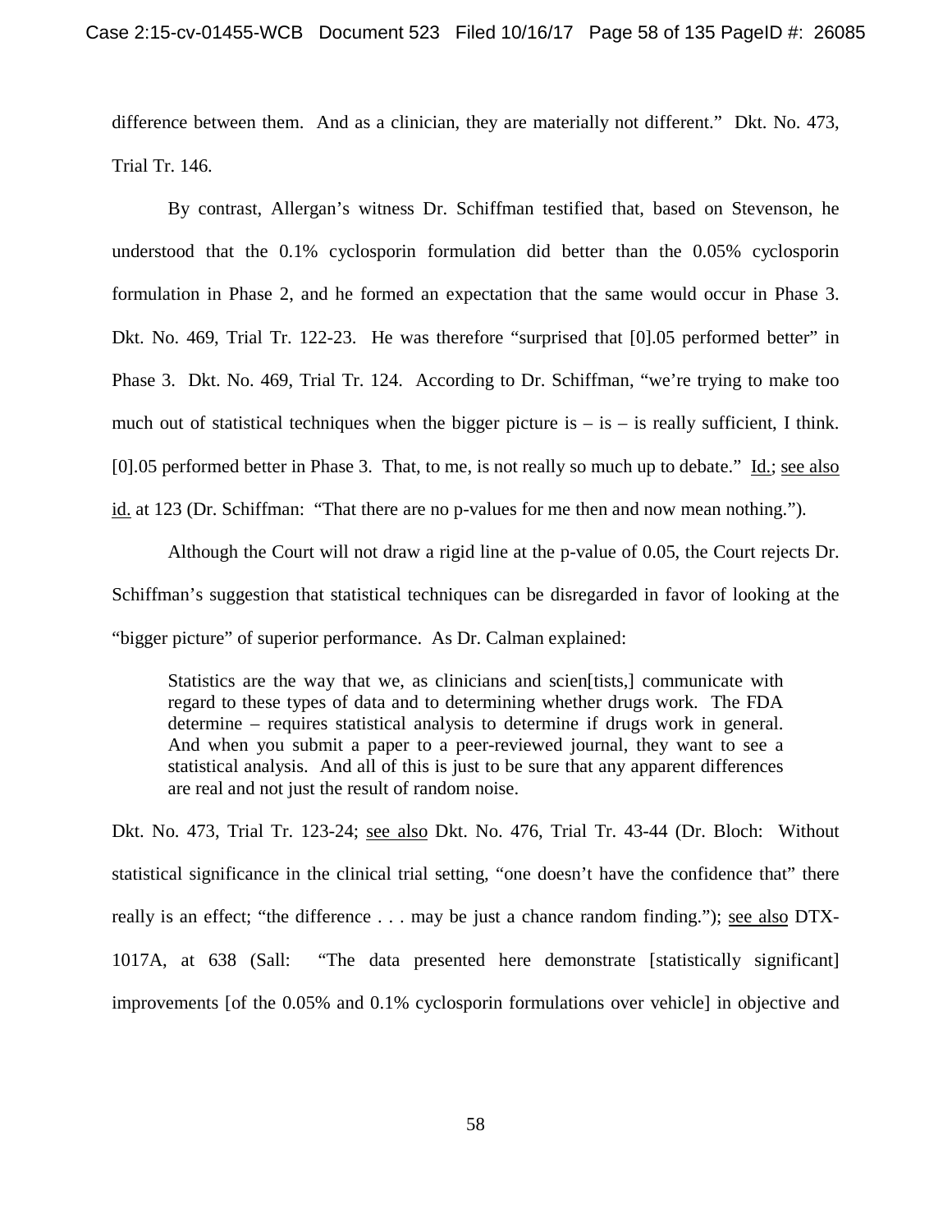difference between them. And as a clinician, they are materially not different." Dkt. No. 473, Trial Tr. 146.

By contrast, Allergan's witness Dr. Schiffman testified that, based on Stevenson, he understood that the 0.1% cyclosporin formulation did better than the 0.05% cyclosporin formulation in Phase 2, and he formed an expectation that the same would occur in Phase 3. Dkt. No. 469, Trial Tr. 122-23. He was therefore "surprised that [0].05 performed better" in Phase 3. Dkt. No. 469, Trial Tr. 124. According to Dr. Schiffman, "we're trying to make too much out of statistical techniques when the bigger picture is – is – is really sufficient, I think. [0].05 performed better in Phase 3. That, to me, is not really so much up to debate." Id.; see also id. at 123 (Dr. Schiffman: "That there are no p-values for me then and now mean nothing.").

Although the Court will not draw a rigid line at the p-value of 0.05, the Court rejects Dr. Schiffman's suggestion that statistical techniques can be disregarded in favor of looking at the "bigger picture" of superior performance. As Dr. Calman explained:

> Statistics are the way that we, as clinicians and scien[tists,] communicate with regard to these types of data and to determining whether drugs work. The FDA determine – requires statistical analysis to determine if drugs work in general. And when you submit a paper to a peer-reviewed journal, they want to see a statistical analysis. And all of this is just to be sure that any apparent differences are real and not just the result of random noise.

Dkt. No. 473, Trial Tr. 123-24; see also Dkt. No. 476, Trial Tr. 43-44 (Dr. Bloch: Without statistical significance in the clinical trial setting, "one doesn't have the confidence that" there really is an effect; "the difference . . . may be just a chance random finding."); see also DTX-1017A, at 638 (Sall: "The data presented here demonstrate [statistically significant] improvements [of the 0.05% and 0.1% cyclosporin formulations over vehicle] in objective and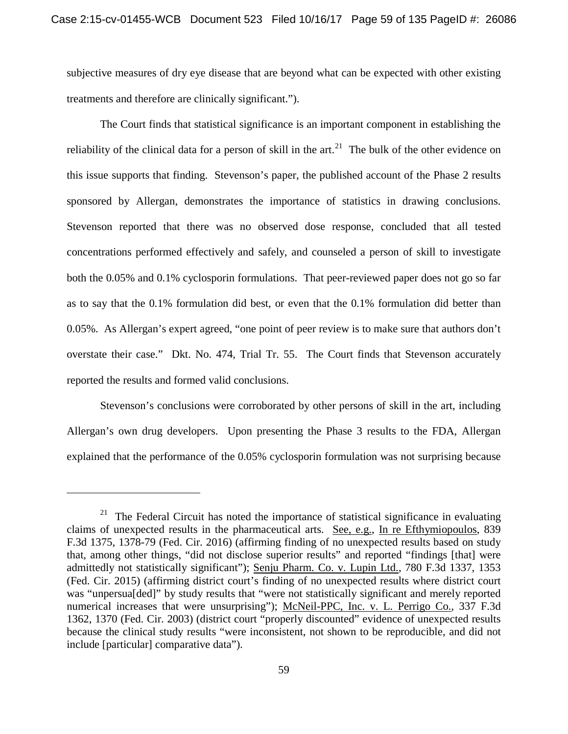subjective measures of dry eye disease that are beyond what can be expected with other existing treatments and therefore are clinically significant.").

The Court finds that statistical significance is an important component in establishing the reliability of the clinical data for a person of skill in the art.[21] The bulk of the other evidence on this issue supports that finding. Stevenson's paper, the published account of the Phase 2 results sponsored by Allergan, demonstrates the importance of statistics in drawing conclusions. Stevenson reported that there was no observed dose response, concluded that all tested concentrations performed effectively and safely, and counseled a person of skill to investigate both the 0.05% and 0.1% cyclosporin formulations. That peer-reviewed paper does not go so far as to say that the 0.1% formulation did best, or even that the 0.1% formulation did better than 0.05%. As Allergan's expert agreed, "one point of peer review is to make sure that authors don't overstate their case." Dkt. No. 474, Trial Tr. 55. The Court finds that Stevenson accurately reported the results and formed valid conclusions.

Stevenson's conclusions were corroborated by other persons of skill in the art, including Allergan's own drug developers. Upon presenting the Phase 3 results to the FDA, Allergan explained that the performance of the 0.05% cyclosporin formulation was not surprising because

---

[21] The Federal Circuit has noted the importance of statistical significance in evaluating claims of unexpected results in the pharmaceutical arts. See, e.g., In re Efthymiopoulos, 839 F.3d 1375, 1378-79 (Fed. Cir. 2016) (affirming finding of no unexpected results based on study that, among other things, "did not disclose superior results" and reported "findings [that] were admittedly not statistically significant"); Senju Pharm. Co. v. Lupin Ltd., 780 F.3d 1337, 1353 (Fed. Cir. 2015) (affirming district court's finding of no unexpected results where district court was "unpersua[ded]" by study results that "were not statistically significant and merely reported numerical increases that were unsurprising"); McNeil-PPC, Inc. v. L. Perrigo Co., 337 F.3d 1362, 1370 (Fed. Cir. 2003) (district court "properly discounted" evidence of unexpected results because the clinical study results "were inconsistent, not shown to be reproducible, and did not include [particular] comparative data").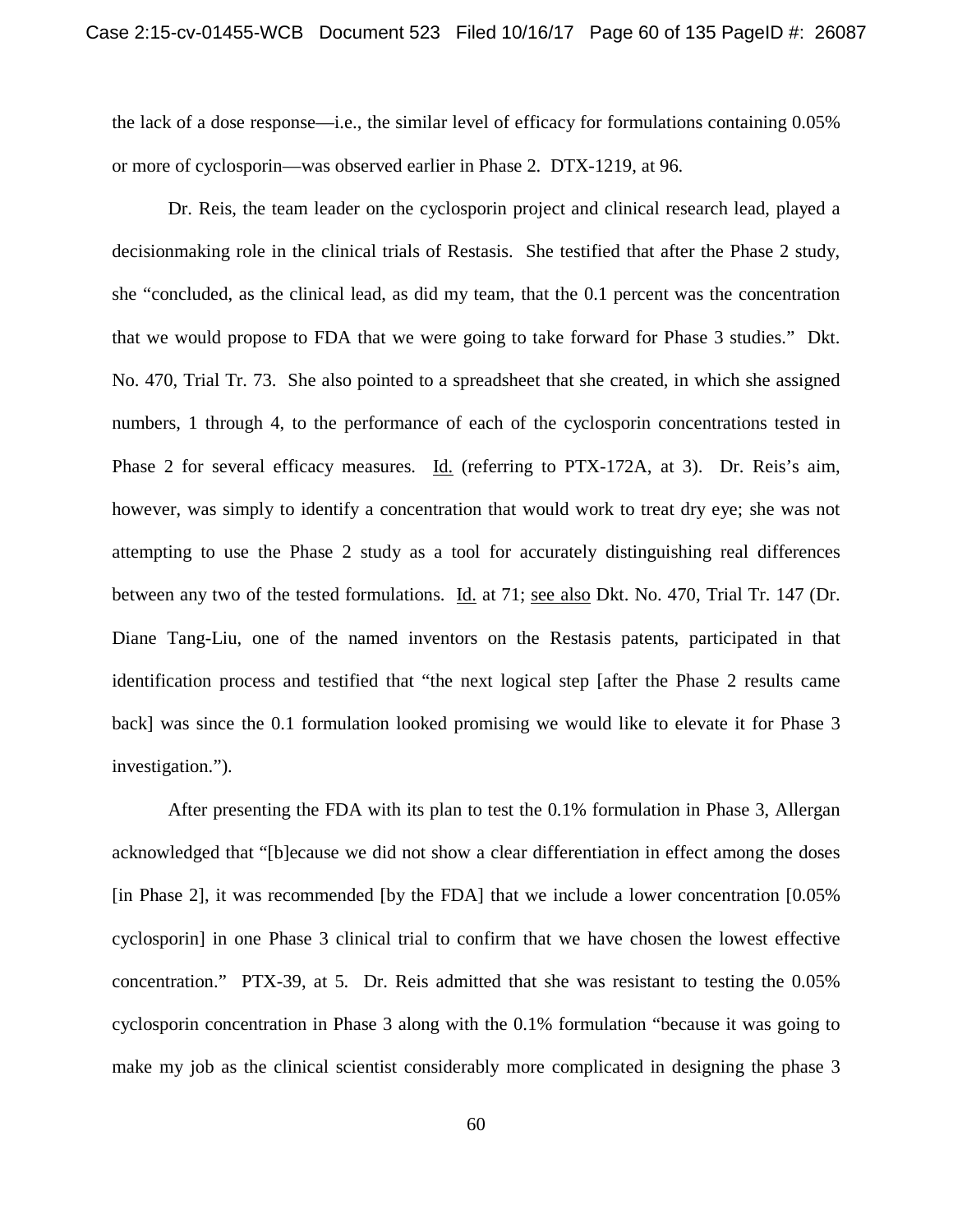the lack of a dose response—i.e., the similar level of efficacy for formulations containing 0.05% or more of cyclosporin—was observed earlier in Phase 2. DTX-1219, at 96.

Dr. Reis, the team leader on the cyclosporin project and clinical research lead, played a decisionmaking role in the clinical trials of Restasis. She testified that after the Phase 2 study, she "concluded, as the clinical lead, as did my team, that the 0.1 percent was the concentration that we would propose to FDA that we were going to take forward for Phase 3 studies." Dkt. No. 470, Trial Tr. 73. She also pointed to a spreadsheet that she created, in which she assigned numbers, 1 through 4, to the performance of each of the cyclosporin concentrations tested in Phase 2 for several efficacy measures. Id. (referring to PTX-172A, at 3). Dr. Reis's aim, however, was simply to identify a concentration that would work to treat dry eye; she was not attempting to use the Phase 2 study as a tool for accurately distinguishing real differences between any two of the tested formulations. Id. at 71; see also Dkt. No. 470, Trial Tr. 147 (Dr. Diane Tang-Liu, one of the named inventors on the Restasis patents, participated in that identification process and testified that "the next logical step [after the Phase 2 results came back] was since the 0.1 formulation looked promising we would like to elevate it for Phase 3 investigation.").

After presenting the FDA with its plan to test the 0.1% formulation in Phase 3, Allergan acknowledged that "[b]ecause we did not show a clear differentiation in effect among the doses [in Phase 2], it was recommended [by the FDA] that we include a lower concentration [0.05% cyclosporin] in one Phase 3 clinical trial to confirm that we have chosen the lowest effective concentration." PTX-39, at 5. Dr. Reis admitted that she was resistant to testing the 0.05% cyclosporin concentration in Phase 3 along with the 0.1% formulation "because it was going to make my job as the clinical scientist considerably more complicated in designing the phase 3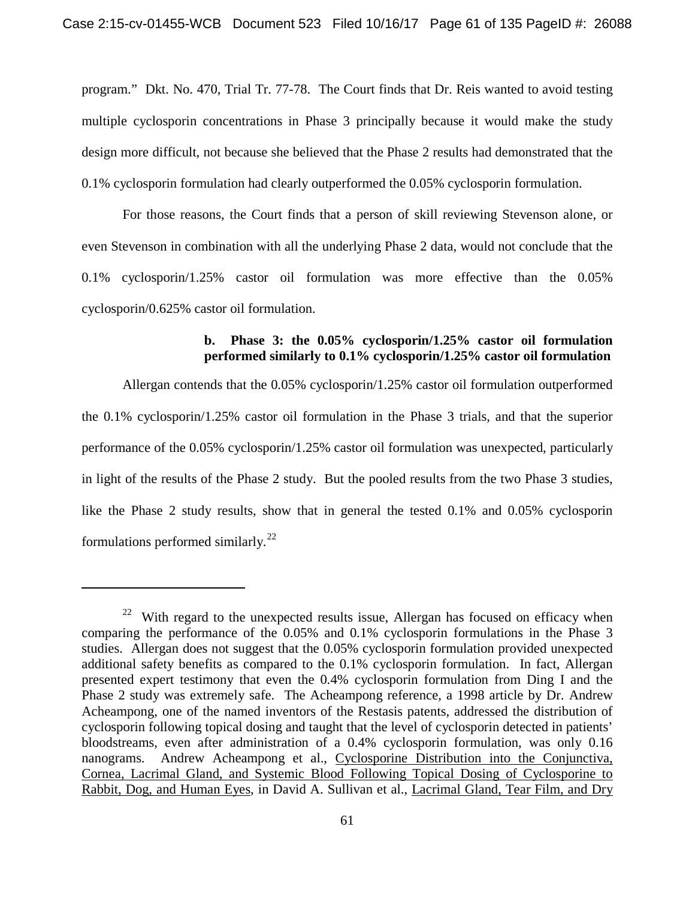program." Dkt. No. 470, Trial Tr. 77-78. The Court finds that Dr. Reis wanted to avoid testing multiple cyclosporin concentrations in Phase 3 principally because it would make the study design more difficult, not because she believed that the Phase 2 results had demonstrated that the 0.1% cyclosporin formulation had clearly outperformed the 0.05% cyclosporin formulation.

For those reasons, the Court finds that a person of skill reviewing Stevenson alone, or even Stevenson in combination with all the underlying Phase 2 data, would not conclude that the 0.1% cyclosporin/1.25% castor oil formulation was more effective than the 0.05% cyclosporin/0.625% castor oil formulation.

**b. Phase 3: the 0.05% cyclosporin/1.25% castor oil formulation performed similarly to 0.1% cyclosporin/1.25% castor oil formulation**

Allergan contends that the 0.05% cyclosporin/1.25% castor oil formulation outperformed the 0.1% cyclosporin/1.25% castor oil formulation in the Phase 3 trials, and that the superior performance of the 0.05% cyclosporin/1.25% castor oil formulation was unexpected, particularly in light of the results of the Phase 2 study. But the pooled results from the two Phase 3 studies, like the Phase 2 study results, show that in general the tested 0.1% and 0.05% cyclosporin formulations performed similarly.[22]

---

[22] With regard to the unexpected results issue, Allergan has focused on efficacy when comparing the performance of the 0.05% and 0.1% cyclosporin formulations in the Phase 3 studies. Allergan does not suggest that the 0.05% cyclosporin formulation provided unexpected additional safety benefits as compared to the 0.1% cyclosporin formulation. In fact, Allergan presented expert testimony that even the 0.4% cyclosporin formulation from Ding I and the Phase 2 study was extremely safe. The Acheampong reference, a 1998 article by Dr. Andrew Acheampong, one of the named inventors of the Restasis patents, addressed the distribution of cyclosporin following topical dosing and taught that the level of cyclosporin detected in patients' bloodstreams, even after administration of a 0.4% cyclosporin formulation, was only 0.16 nanograms. Andrew Acheampong et al., Cyclosporine Distribution into the Conjunctiva, Cornea, Lacrimal Gland, and Systemic Blood Following Topical Dosing of Cyclosporine to Rabbit, Dog, and Human Eyes, in David A. Sullivan et al., Lacrimal Gland, Tear Film, and Dry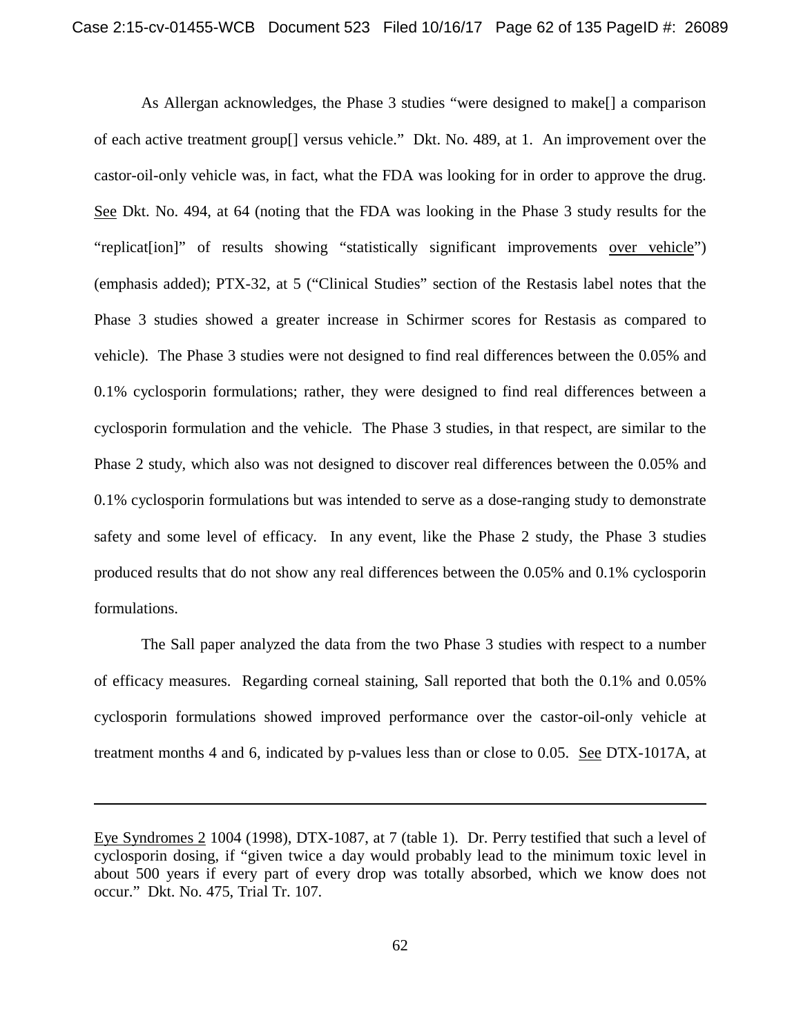As Allergan acknowledges, the Phase 3 studies "were designed to make[] a comparison of each active treatment group[] versus vehicle." Dkt. No. 489, at 1. An improvement over the castor-oil-only vehicle was, in fact, what the FDA was looking for in order to approve the drug. See Dkt. No. 494, at 64 (noting that the FDA was looking in the Phase 3 study results for the "replicat[ion]" of results showing "statistically significant improvements over vehicle") (emphasis added); PTX-32, at 5 ("Clinical Studies" section of the Restasis label notes that the Phase 3 studies showed a greater increase in Schirmer scores for Restasis as compared to vehicle). The Phase 3 studies were not designed to find real differences between the 0.05% and 0.1% cyclosporin formulations; rather, they were designed to find real differences between a cyclosporin formulation and the vehicle. The Phase 3 studies, in that respect, are similar to the Phase 2 study, which also was not designed to discover real differences between the 0.05% and 0.1% cyclosporin formulations but was intended to serve as a dose-ranging study to demonstrate safety and some level of efficacy. In any event, like the Phase 2 study, the Phase 3 studies produced results that do not show any real differences between the 0.05% and 0.1% cyclosporin formulations.

The Sall paper analyzed the data from the two Phase 3 studies with respect to a number of efficacy measures. Regarding corneal staining, Sall reported that both the 0.1% and 0.05% cyclosporin formulations showed improved performance over the castor-oil-only vehicle at treatment months 4 and 6, indicated by p-values less than or close to 0.05. See DTX-1017A, at

---

Eye Syndromes 2 1004 (1998), DTX-1087, at 7 (table 1). Dr. Perry testified that such a level of cyclosporin dosing, if "given twice a day would probably lead to the minimum toxic level in about 500 years if every part of every drop was totally absorbed, which we know does not occur." Dkt. No. 475, Trial Tr. 107.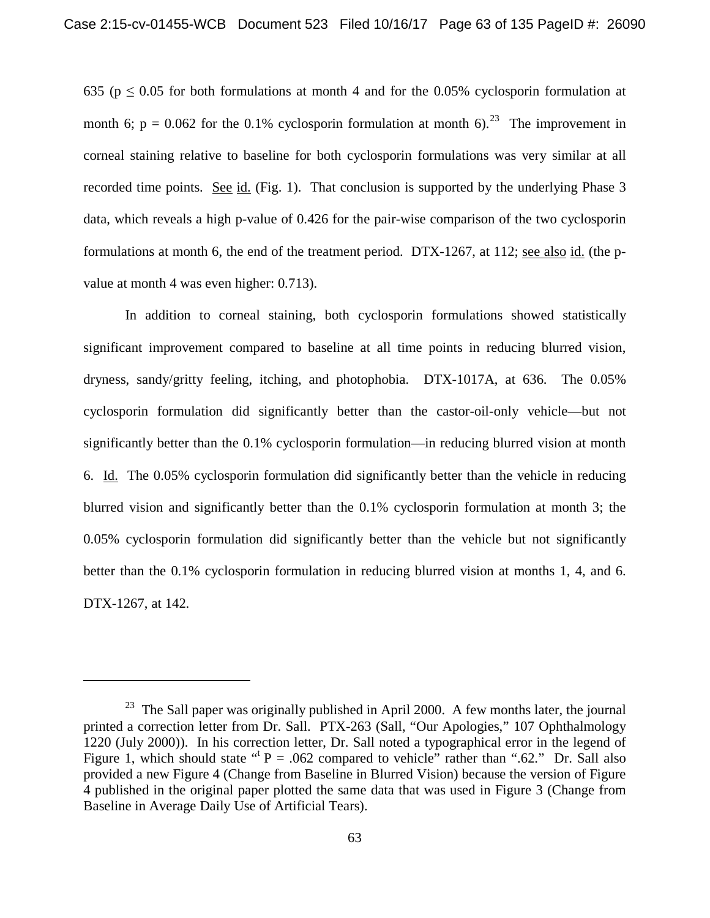635 ($p \leq 0.05$ for both formulations at month 4 and for the 0.05% cyclosporin formulation at month 6; $p = 0.062$ for the 0.1% cyclosporin formulation at month 6).[23] The improvement in corneal staining relative to baseline for both cyclosporin formulations was very similar at all recorded time points. See id. (Fig. 1). That conclusion is supported by the underlying Phase 3 data, which reveals a high p-value of 0.426 for the pair-wise comparison of the two cyclosporin formulations at month 6, the end of the treatment period. DTX-1267, at 112; see also id. (the p-value at month 4 was even higher: 0.713).

In addition to corneal staining, both cyclosporin formulations showed statistically significant improvement compared to baseline at all time points in reducing blurred vision, dryness, sandy/gritty feeling, itching, and photophobia. DTX-1017A, at 636. The 0.05% cyclosporin formulation did significantly better than the castor-oil-only vehicle—but not significantly better than the 0.1% cyclosporin formulation—in reducing blurred vision at month 6. Id. The 0.05% cyclosporin formulation did significantly better than the vehicle in reducing blurred vision and significantly better than the 0.1% cyclosporin formulation at month 3; the 0.05% cyclosporin formulation did significantly better than the vehicle but not significantly better than the 0.1% cyclosporin formulation in reducing blurred vision at months 1, 4, and 6. DTX-1267, at 142.

---

[23] The Sall paper was originally published in April 2000. A few months later, the journal printed a correction letter from Dr. Sall. PTX-263 (Sall, "Our Apologies," 107 Ophthalmology 1220 (July 2000)). In his correction letter, Dr. Sall noted a typographical error in the legend of Figure 1, which should state "[t] P = .062 compared to vehicle" rather than ".62." Dr. Sall also provided a new Figure 4 (Change from Baseline in Blurred Vision) because the version of Figure 4 published in the original paper plotted the same data that was used in Figure 3 (Change from Baseline in Average Daily Use of Artificial Tears).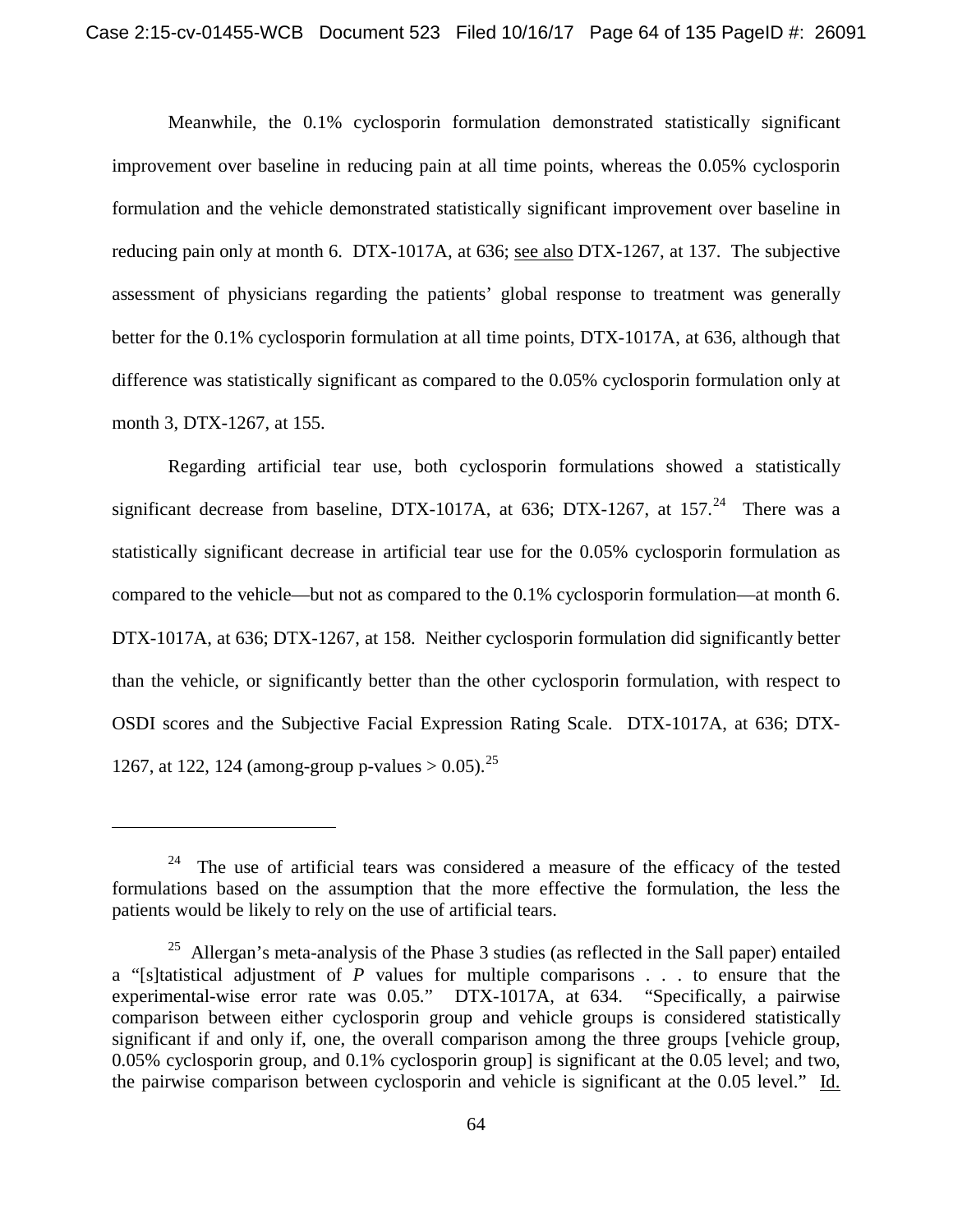Meanwhile, the 0.1% cyclosporin formulation demonstrated statistically significant improvement over baseline in reducing pain at all time points, whereas the 0.05% cyclosporin formulation and the vehicle demonstrated statistically significant improvement over baseline in reducing pain only at month 6. DTX-1017A, at 636; see also DTX-1267, at 137. The subjective assessment of physicians regarding the patients' global response to treatment was generally better for the 0.1% cyclosporin formulation at all time points, DTX-1017A, at 636, although that difference was statistically significant as compared to the 0.05% cyclosporin formulation only at month 3, DTX-1267, at 155.

Regarding artificial tear use, both cyclosporin formulations showed a statistically significant decrease from baseline, DTX-1017A, at 636; DTX-1267, at 157.[24] There was a statistically significant decrease in artificial tear use for the 0.05% cyclosporin formulation as compared to the vehicle—but not as compared to the 0.1% cyclosporin formulation—at month 6. DTX-1017A, at 636; DTX-1267, at 158. Neither cyclosporin formulation did significantly better than the vehicle, or significantly better than the other cyclosporin formulation, with respect to OSDI scores and the Subjective Facial Expression Rating Scale. DTX-1017A, at 636; DTX-1267, at 122, 124 (among-group p-values > 0.05).[25]

---

[24] The use of artificial tears was considered a measure of the efficacy of the tested formulations based on the assumption that the more effective the formulation, the less the patients would be likely to rely on the use of artificial tears.

[25] Allergan's meta-analysis of the Phase 3 studies (as reflected in the Sall paper) entailed a "[s]tatistical adjustment of *P* values for multiple comparisons . . . to ensure that the experimental-wise error rate was 0.05." DTX-1017A, at 634. "Specifically, a pairwise comparison between either cyclosporin group and vehicle groups is considered statistically significant if and only if, one, the overall comparison among the three groups [vehicle group, 0.05% cyclosporin group, and 0.1% cyclosporin group] is significant at the 0.05 level; and two, the pairwise comparison between cyclosporin and vehicle is significant at the 0.05 level." Id.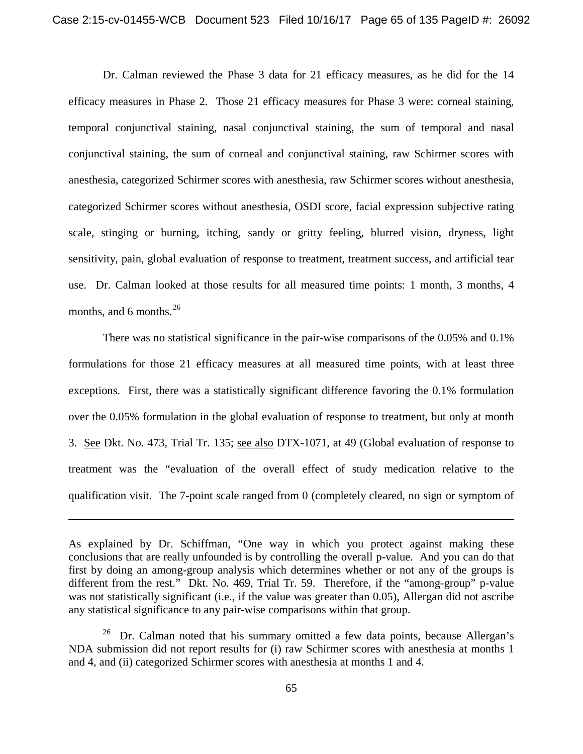Dr. Calman reviewed the Phase 3 data for 21 efficacy measures, as he did for the 14 efficacy measures in Phase 2. Those 21 efficacy measures for Phase 3 were: corneal staining, temporal conjunctival staining, nasal conjunctival staining, the sum of temporal and nasal conjunctival staining, the sum of corneal and conjunctival staining, raw Schirmer scores with anesthesia, categorized Schirmer scores with anesthesia, raw Schirmer scores without anesthesia, categorized Schirmer scores without anesthesia, OSDI score, facial expression subjective rating scale, stinging or burning, itching, sandy or gritty feeling, blurred vision, dryness, light sensitivity, pain, global evaluation of response to treatment, treatment success, and artificial tear use. Dr. Calman looked at those results for all measured time points: 1 month, 3 months, 4 months, and 6 months.[26]

There was no statistical significance in the pair-wise comparisons of the 0.05% and 0.1% formulations for those 21 efficacy measures at all measured time points, with at least three exceptions. First, there was a statistically significant difference favoring the 0.1% formulation over the 0.05% formulation in the global evaluation of response to treatment, but only at month 3. See Dkt. No. 473, Trial Tr. 135; see also DTX-1071, at 49 (Global evaluation of response to treatment was the "evaluation of the overall effect of study medication relative to the qualification visit. The 7-point scale ranged from 0 (completely cleared, no sign or symptom of

---

As explained by Dr. Schiffman, "One way in which you protect against making these conclusions that are really unfounded is by controlling the overall p-value. And you can do that first by doing an among-group analysis which determines whether or not any of the groups is different from the rest." Dkt. No. 469, Trial Tr. 59. Therefore, if the "among-group" p-value was not statistically significant (i.e., if the value was greater than 0.05), Allergan did not ascribe any statistical significance to any pair-wise comparisons within that group.

[26] Dr. Calman noted that his summary omitted a few data points, because Allergan's NDA submission did not report results for (i) raw Schirmer scores with anesthesia at months 1 and 4, and (ii) categorized Schirmer scores with anesthesia at months 1 and 4.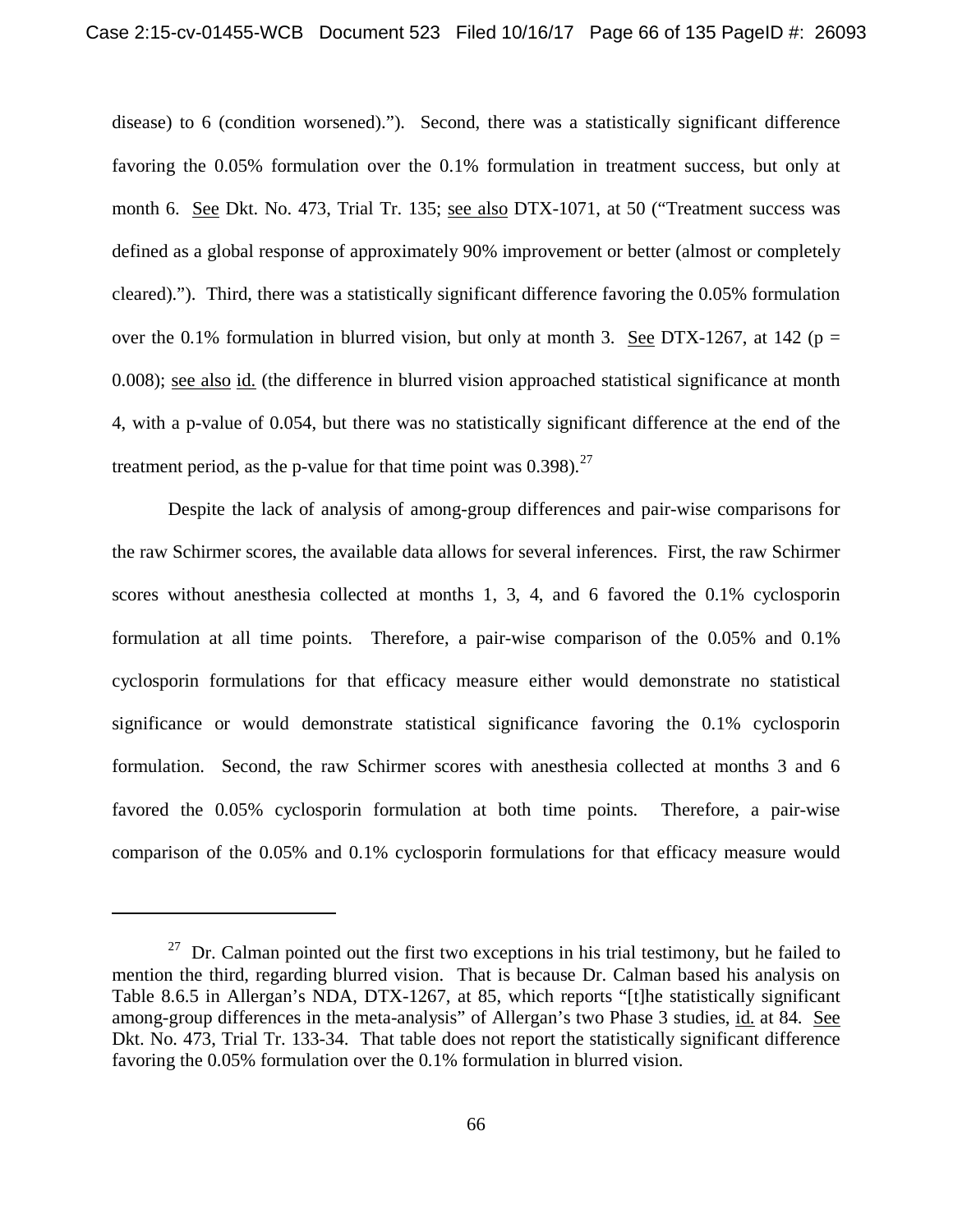disease) to 6 (condition worsened)."). Second, there was a statistically significant difference favoring the 0.05% formulation over the 0.1% formulation in treatment success, but only at month 6. See Dkt. No. 473, Trial Tr. 135; see also DTX-1071, at 50 ("Treatment success was defined as a global response of approximately 90% improvement or better (almost or completely cleared)."). Third, there was a statistically significant difference favoring the 0.05% formulation over the 0.1% formulation in blurred vision, but only at month 3. See DTX-1267, at 142 ($p = 0.008$); see also id. (the difference in blurred vision approached statistical significance at month 4, with a p-value of 0.054, but there was no statistically significant difference at the end of the treatment period, as the p-value for that time point was 0.398).[27]

Despite the lack of analysis of among-group differences and pair-wise comparisons for the raw Schirmer scores, the available data allows for several inferences. First, the raw Schirmer scores without anesthesia collected at months 1, 3, 4, and 6 favored the 0.1% cyclosporin formulation at all time points. Therefore, a pair-wise comparison of the 0.05% and 0.1% cyclosporin formulations for that efficacy measure either would demonstrate no statistical significance or would demonstrate statistical significance favoring the 0.1% cyclosporin formulation. Second, the raw Schirmer scores with anesthesia collected at months 3 and 6 favored the 0.05% cyclosporin formulation at both time points. Therefore, a pair-wise comparison of the 0.05% and 0.1% cyclosporin formulations for that efficacy measure would

[27] Dr. Calman pointed out the first two exceptions in his trial testimony, but he failed to mention the third, regarding blurred vision. That is because Dr. Calman based his analysis on Table 8.6.5 in Allergan's NDA, DTX-1267, at 85, which reports "[t]he statistically significant among-group differences in the meta-analysis" of Allergan's two Phase 3 studies, id. at 84. See Dkt. No. 473, Trial Tr. 133-34. That table does not report the statistically significant difference favoring the 0.05% formulation over the 0.1% formulation in blurred vision.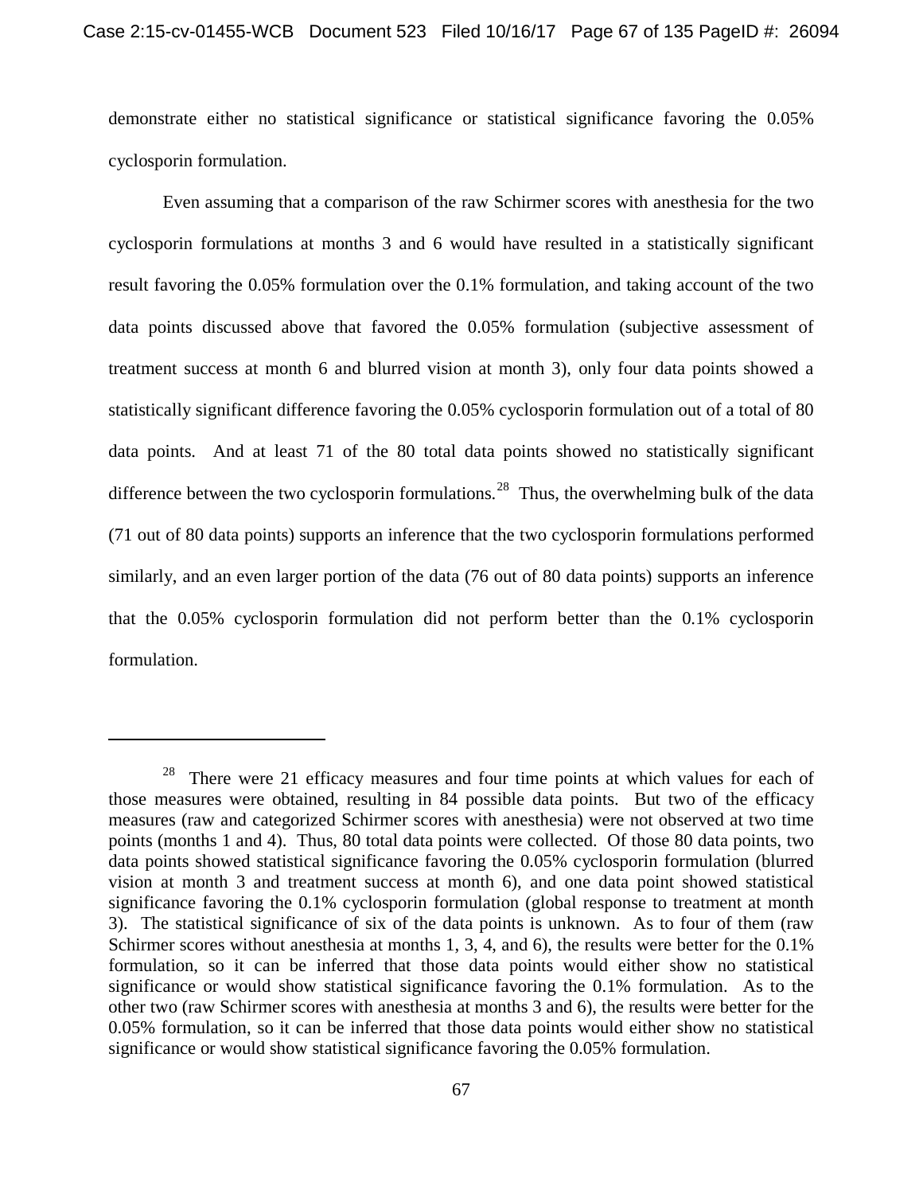demonstrate either no statistical significance or statistical significance favoring the 0.05% cyclosporin formulation.

Even assuming that a comparison of the raw Schirmer scores with anesthesia for the two cyclosporin formulations at months 3 and 6 would have resulted in a statistically significant result favoring the 0.05% formulation over the 0.1% formulation, and taking account of the two data points discussed above that favored the 0.05% formulation (subjective assessment of treatment success at month 6 and blurred vision at month 3), only four data points showed a statistically significant difference favoring the 0.05% cyclosporin formulation out of a total of 80 data points. And at least 71 of the 80 total data points showed no statistically significant difference between the two cyclosporin formulations.[28] Thus, the overwhelming bulk of the data (71 out of 80 data points) supports an inference that the two cyclosporin formulations performed similarly, and an even larger portion of the data (76 out of 80 data points) supports an inference that the 0.05% cyclosporin formulation did not perform better than the 0.1% cyclosporin formulation.

---

[28] There were 21 efficacy measures and four time points at which values for each of those measures were obtained, resulting in 84 possible data points. But two of the efficacy measures (raw and categorized Schirmer scores with anesthesia) were not observed at two time points (months 1 and 4). Thus, 80 total data points were collected. Of those 80 data points, two data points showed statistical significance favoring the 0.05% cyclosporin formulation (blurred vision at month 3 and treatment success at month 6), and one data point showed statistical significance favoring the 0.1% cyclosporin formulation (global response to treatment at month 3). The statistical significance of six of the data points is unknown. As to four of them (raw Schirmer scores without anesthesia at months 1, 3, 4, and 6), the results were better for the 0.1% formulation, so it can be inferred that those data points would either show no statistical significance or would show statistical significance favoring the 0.1% formulation. As to the other two (raw Schirmer scores with anesthesia at months 3 and 6), the results were better for the 0.05% formulation, so it can be inferred that those data points would either show no statistical significance or would show statistical significance favoring the 0.05% formulation.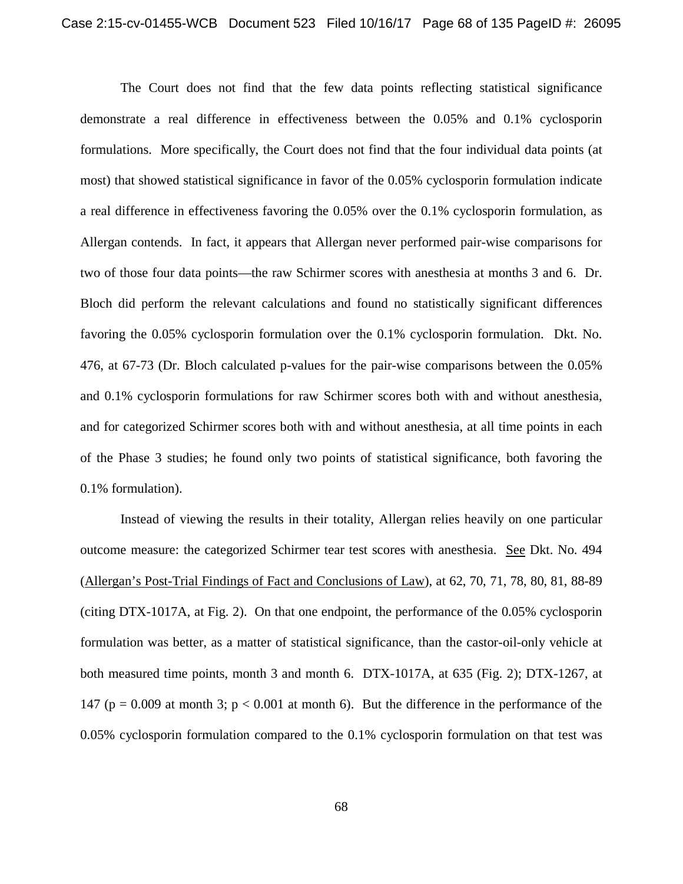The Court does not find that the few data points reflecting statistical significance demonstrate a real difference in effectiveness between the 0.05% and 0.1% cyclosporin formulations. More specifically, the Court does not find that the four individual data points (at most) that showed statistical significance in favor of the 0.05% cyclosporin formulation indicate a real difference in effectiveness favoring the 0.05% over the 0.1% cyclosporin formulation, as Allergan contends. In fact, it appears that Allergan never performed pair-wise comparisons for two of those four data points—the raw Schirmer scores with anesthesia at months 3 and 6. Dr. Bloch did perform the relevant calculations and found no statistically significant differences favoring the 0.05% cyclosporin formulation over the 0.1% cyclosporin formulation. Dkt. No. 476, at 67-73 (Dr. Bloch calculated p-values for the pair-wise comparisons between the 0.05% and 0.1% cyclosporin formulations for raw Schirmer scores both with and without anesthesia, and for categorized Schirmer scores both with and without anesthesia, at all time points in each of the Phase 3 studies; he found only two points of statistical significance, both favoring the 0.1% formulation).

Instead of viewing the results in their totality, Allergan relies heavily on one particular outcome measure: the categorized Schirmer tear test scores with anesthesia. See Dkt. No. 494 (Allergan's Post-Trial Findings of Fact and Conclusions of Law), at 62, 70, 71, 78, 80, 81, 88-89 (citing DTX-1017A, at Fig. 2). On that one endpoint, the performance of the 0.05% cyclosporin formulation was better, as a matter of statistical significance, than the castor-oil-only vehicle at both measured time points, month 3 and month 6. DTX-1017A, at 635 (Fig. 2); DTX-1267, at 147 ($p = 0.009$ at month 3; $p < 0.001$ at month 6). But the difference in the performance of the 0.05% cyclosporin formulation compared to the 0.1% cyclosporin formulation on that test was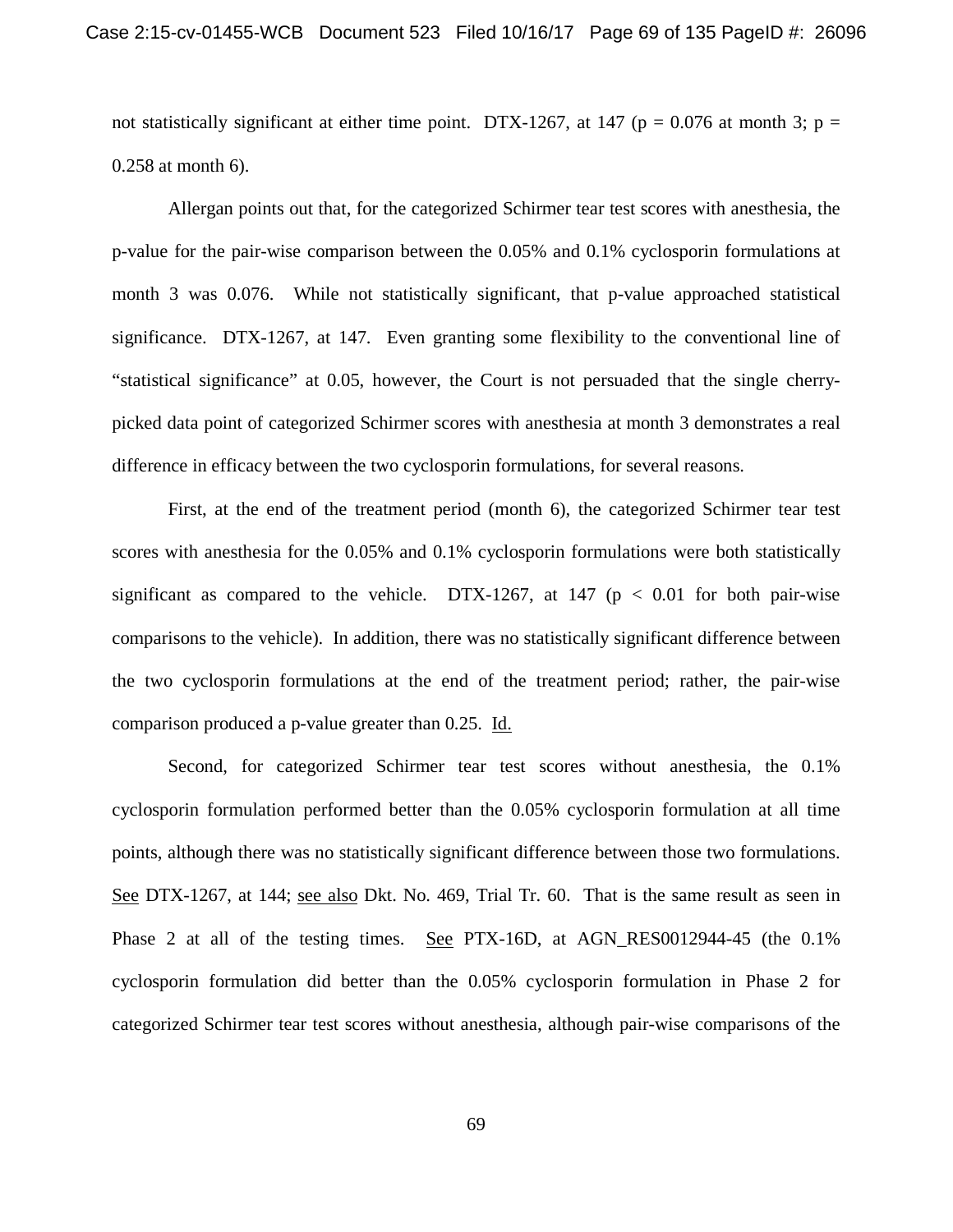not statistically significant at either time point. DTX-1267, at 147 ($p = 0.076$ at month 3; $p = 0.258$ at month 6).

Allergan points out that, for the categorized Schirmer tear test scores with anesthesia, the p-value for the pair-wise comparison between the 0.05% and 0.1% cyclosporin formulations at month 3 was 0.076. While not statistically significant, that p-value approached statistical significance. DTX-1267, at 147. Even granting some flexibility to the conventional line of "statistical significance" at 0.05, however, the Court is not persuaded that the single cherry-picked data point of categorized Schirmer scores with anesthesia at month 3 demonstrates a real difference in efficacy between the two cyclosporin formulations, for several reasons.

First, at the end of the treatment period (month 6), the categorized Schirmer tear test scores with anesthesia for the 0.05% and 0.1% cyclosporin formulations were both statistically significant as compared to the vehicle. DTX-1267, at 147 ($p < 0.01$ for both pair-wise comparisons to the vehicle). In addition, there was no statistically significant difference between the two cyclosporin formulations at the end of the treatment period; rather, the pair-wise comparison produced a p-value greater than 0.25. Id.

Second, for categorized Schirmer tear test scores without anesthesia, the 0.1% cyclosporin formulation performed better than the 0.05% cyclosporin formulation at all time points, although there was no statistically significant difference between those two formulations. See DTX-1267, at 144; see also Dkt. No. 469, Trial Tr. 60. That is the same result as seen in Phase 2 at all of the testing times. See PTX-16D, at AGN_RES0012944-45 (the 0.1% cyclosporin formulation did better than the 0.05% cyclosporin formulation in Phase 2 for categorized Schirmer tear test scores without anesthesia, although pair-wise comparisons of the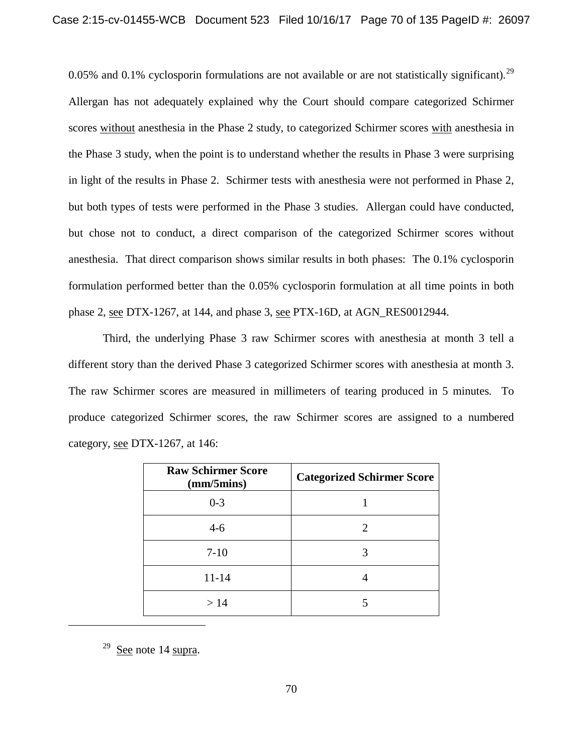0.05% and 0.1% cyclosporin formulations are not available or are not statistically significant).[29] Allergan has not adequately explained why the Court should compare categorized Schirmer scores without anesthesia in the Phase 2 study, to categorized Schirmer scores with anesthesia in the Phase 3 study, when the point is to understand whether the results in Phase 3 were surprising in light of the results in Phase 2. Schirmer tests with anesthesia were not performed in Phase 2, but both types of tests were performed in the Phase 3 studies. Allergan could have conducted, but chose not to conduct, a direct comparison of the categorized Schirmer scores without anesthesia. That direct comparison shows similar results in both phases: The 0.1% cyclosporin formulation performed better than the 0.05% cyclosporin formulation at all time points in both phase 2, see DTX-1267, at 144, and phase 3, see PTX-16D, at AGN_RES0012944.

Third, the underlying Phase 3 raw Schirmer scores with anesthesia at month 3 tell a different story than the derived Phase 3 categorized Schirmer scores with anesthesia at month 3. The raw Schirmer scores are measured in millimeters of tearing produced in 5 minutes. To produce categorized Schirmer scores, the raw Schirmer scores are assigned to a numbered category, see DTX-1267, at 146:

| Raw Schirmer Score (mm/5mins) | Categorized Schirmer Score |
|---|---|
| 0-3 | 1 |
| 4-6 | 2 |
| 7-10 | 3 |
| 11-14 | 4 |
| > 14 | 5 |

[29] See note 14 supra.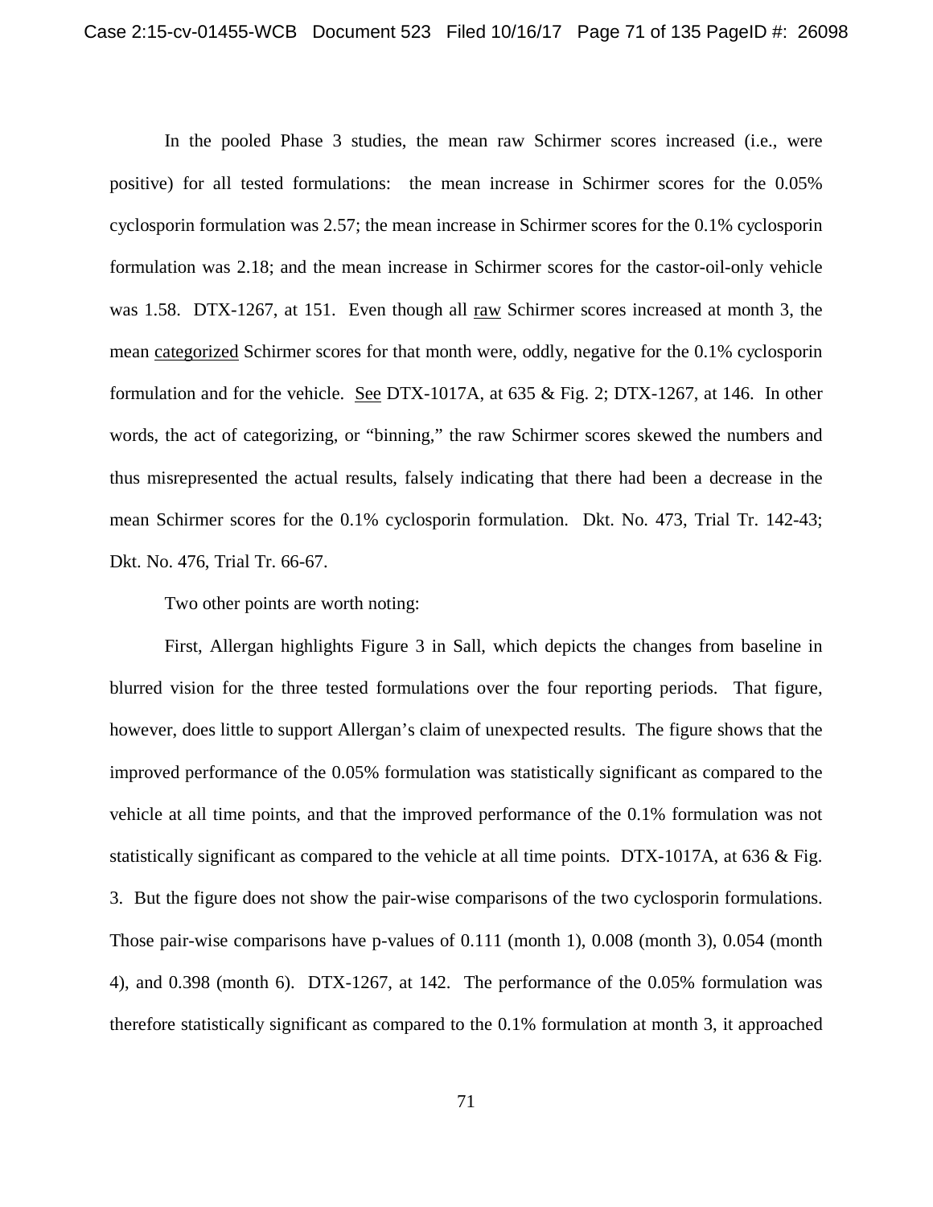In the pooled Phase 3 studies, the mean raw Schirmer scores increased (i.e., were positive) for all tested formulations: the mean increase in Schirmer scores for the 0.05% cyclosporin formulation was 2.57; the mean increase in Schirmer scores for the 0.1% cyclosporin formulation was 2.18; and the mean increase in Schirmer scores for the castor-oil-only vehicle was 1.58. DTX-1267, at 151. Even though all raw Schirmer scores increased at month 3, the mean categorized Schirmer scores for that month were, oddly, negative for the 0.1% cyclosporin formulation and for the vehicle. See DTX-1017A, at 635 & Fig. 2; DTX-1267, at 146. In other words, the act of categorizing, or "binning," the raw Schirmer scores skewed the numbers and thus misrepresented the actual results, falsely indicating that there had been a decrease in the mean Schirmer scores for the 0.1% cyclosporin formulation. Dkt. No. 473, Trial Tr. 142-43; Dkt. No. 476, Trial Tr. 66-67.

Two other points are worth noting:

First, Allergan highlights Figure 3 in Sall, which depicts the changes from baseline in blurred vision for the three tested formulations over the four reporting periods. That figure, however, does little to support Allergan's claim of unexpected results. The figure shows that the improved performance of the 0.05% formulation was statistically significant as compared to the vehicle at all time points, and that the improved performance of the 0.1% formulation was not statistically significant as compared to the vehicle at all time points. DTX-1017A, at 636 & Fig. 3. But the figure does not show the pair-wise comparisons of the two cyclosporin formulations. Those pair-wise comparisons have p-values of 0.111 (month 1), 0.008 (month 3), 0.054 (month 4), and 0.398 (month 6). DTX-1267, at 142. The performance of the 0.05% formulation was therefore statistically significant as compared to the 0.1% formulation at month 3, it approached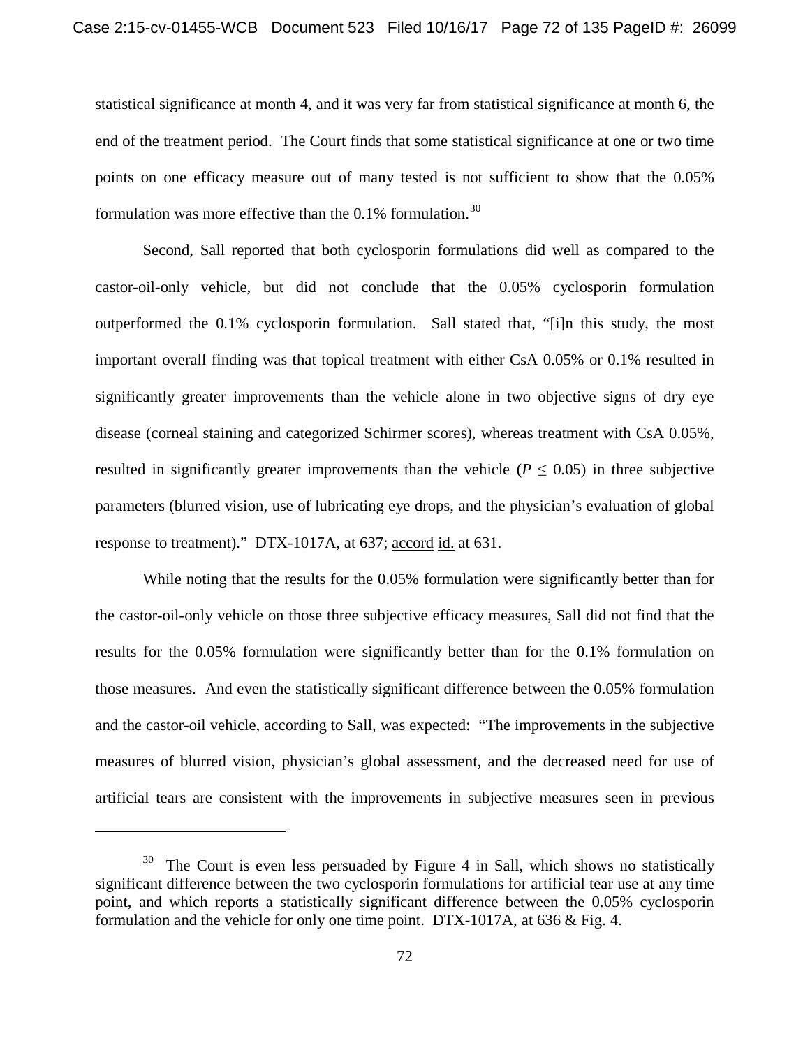statistical significance at month 4, and it was very far from statistical significance at month 6, the end of the treatment period. The Court finds that some statistical significance at one or two time points on one efficacy measure out of many tested is not sufficient to show that the 0.05% formulation was more effective than the 0.1% formulation.[30]

Second, Sall reported that both cyclosporin formulations did well as compared to the castor-oil-only vehicle, but did not conclude that the 0.05% cyclosporin formulation outperformed the 0.1% cyclosporin formulation. Sall stated that, "[i]n this study, the most important overall finding was that topical treatment with either CsA 0.05% or 0.1% resulted in significantly greater improvements than the vehicle alone in two objective signs of dry eye disease (corneal staining and categorized Schirmer scores), whereas treatment with CsA 0.05%, resulted in significantly greater improvements than the vehicle ($P \leq 0.05$) in three subjective parameters (blurred vision, use of lubricating eye drops, and the physician's evaluation of global response to treatment)." DTX-1017A, at 637; accord id. at 631.

While noting that the results for the 0.05% formulation were significantly better than for the castor-oil-only vehicle on those three subjective efficacy measures, Sall did not find that the results for the 0.05% formulation were significantly better than for the 0.1% formulation on those measures. And even the statistically significant difference between the 0.05% formulation and the castor-oil vehicle, according to Sall, was expected: "The improvements in the subjective measures of blurred vision, physician's global assessment, and the decreased need for use of artificial tears are consistent with the improvements in subjective measures seen in previous

[30] The Court is even less persuaded by Figure 4 in Sall, which shows no statistically significant difference between the two cyclosporin formulations for artificial tear use at any time point, and which reports a statistically significant difference between the 0.05% cyclosporin formulation and the vehicle for only one time point. DTX-1017A, at 636 & Fig. 4.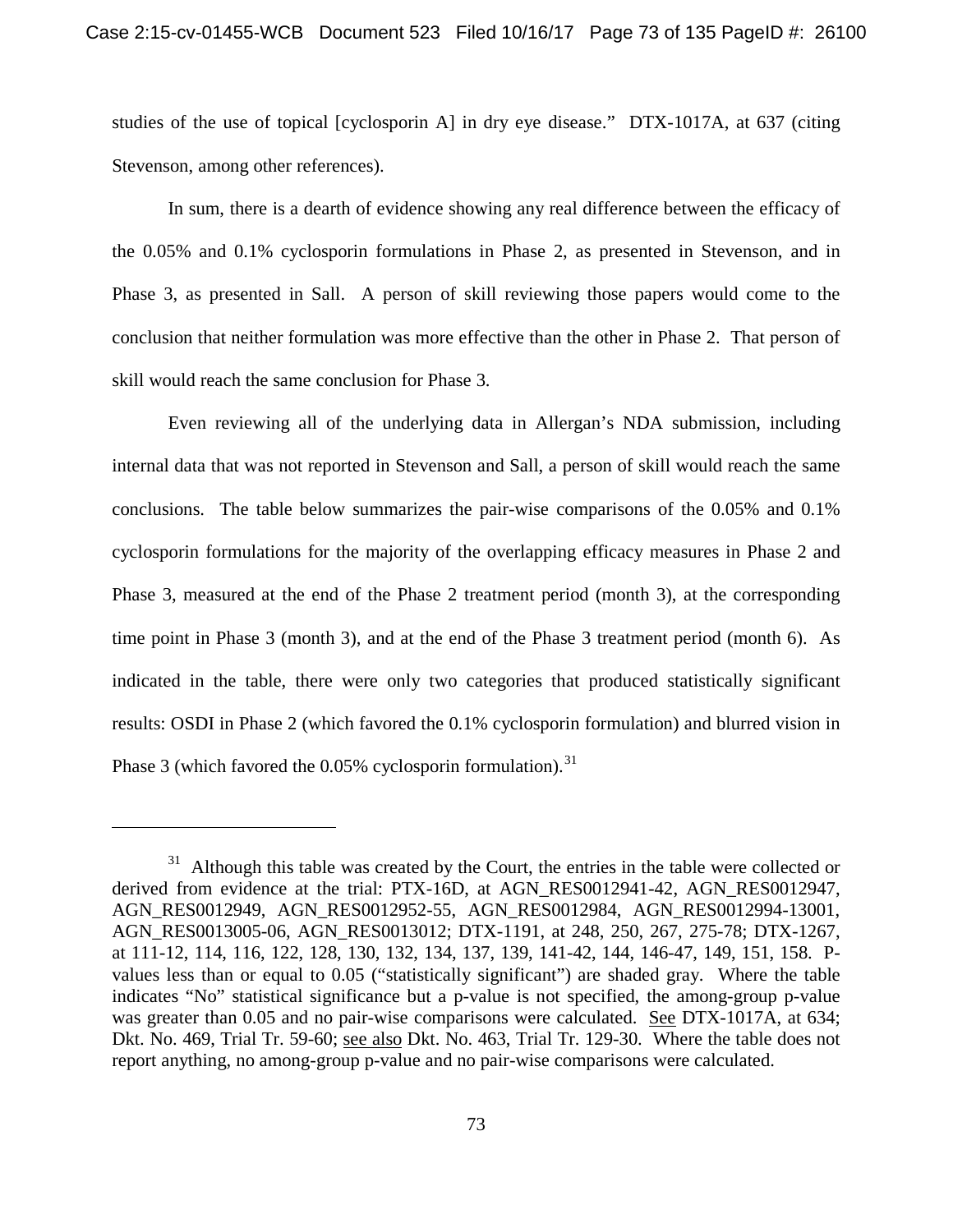studies of the use of topical [cyclosporin A] in dry eye disease." DTX-1017A, at 637 (citing Stevenson, among other references).

In sum, there is a dearth of evidence showing any real difference between the efficacy of the 0.05% and 0.1% cyclosporin formulations in Phase 2, as presented in Stevenson, and in Phase 3, as presented in Sall. A person of skill reviewing those papers would come to the conclusion that neither formulation was more effective than the other in Phase 2. That person of skill would reach the same conclusion for Phase 3.

Even reviewing all of the underlying data in Allergan's NDA submission, including internal data that was not reported in Stevenson and Sall, a person of skill would reach the same conclusions. The table below summarizes the pair-wise comparisons of the 0.05% and 0.1% cyclosporin formulations for the majority of the overlapping efficacy measures in Phase 2 and Phase 3, measured at the end of the Phase 2 treatment period (month 3), at the corresponding time point in Phase 3 (month 3), and at the end of the Phase 3 treatment period (month 6). As indicated in the table, there were only two categories that produced statistically significant results: OSDI in Phase 2 (which favored the 0.1% cyclosporin formulation) and blurred vision in Phase 3 (which favored the 0.05% cyclosporin formulation).[31]

---

[31] Although this table was created by the Court, the entries in the table were collected or derived from evidence at the trial: PTX-16D, at AGN_RES0012941-42, AGN_RES0012947, AGN_RES0012949, AGN_RES0012952-55, AGN_RES0012984, AGN_RES0012994-13001, AGN_RES0013005-06, AGN_RES0013012; DTX-1191, at 248, 250, 267, 275-78; DTX-1267, at 111-12, 114, 116, 122, 128, 130, 132, 134, 137, 139, 141-42, 144, 146-47, 149, 151, 158. P-values less than or equal to 0.05 ("statistically significant") are shaded gray. Where the table indicates "No" statistical significance but a p-value is not specified, the among-group p-value was greater than 0.05 and no pair-wise comparisons were calculated. See DTX-1017A, at 634; Dkt. No. 469, Trial Tr. 59-60; see also Dkt. No. 463, Trial Tr. 129-30. Where the table does not report anything, no among-group p-value and no pair-wise comparisons were calculated.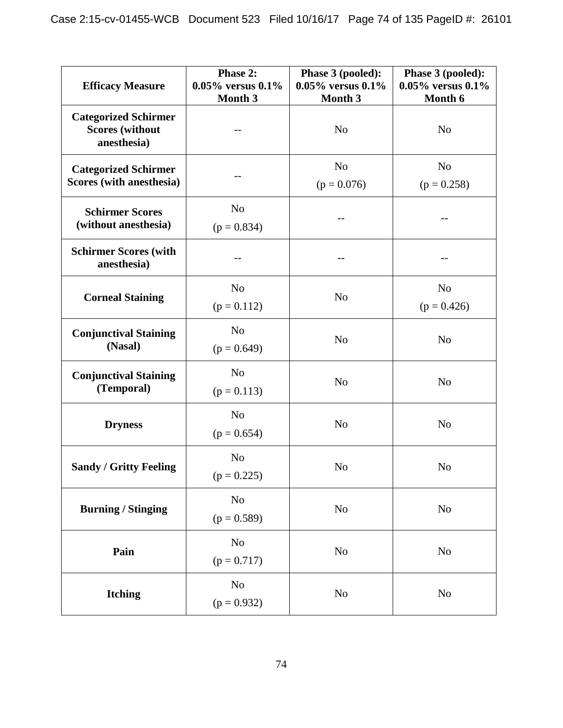| Efficacy Measure | Phase 2: 0.05% versus 0.1% Month 3 | Phase 3 (pooled): 0.05% versus 0.1% Month 3 | Phase 3 (pooled): 0.05% versus 0.1% Month 6 |
|---|---|---|---|
| Categorized Schirmer Scores (without anesthesia) | -- | No | No |
| Categorized Schirmer Scores (with anesthesia) | -- | No (p = 0.076) | No (p = 0.258) |
| Schirmer Scores (without anesthesia) | No (p = 0.834) | -- | -- |
| Schirmer Scores (with anesthesia) | -- | -- | -- |
| Corneal Staining | No (p = 0.112) | No | No (p = 0.426) |
| Conjunctival Staining (Nasal) | No (p = 0.649) | No | No |
| Conjunctival Staining (Temporal) | No (p = 0.113) | No | No |
| Dryness | No (p = 0.654) | No | No |
| Sandy / Gritty Feeling | No (p = 0.225) | No | No |
| Burning / Stinging | No (p = 0.589) | No | No |
| Pain | No (p = 0.717) | No | No |
| Itching | No (p = 0.932) | No | No |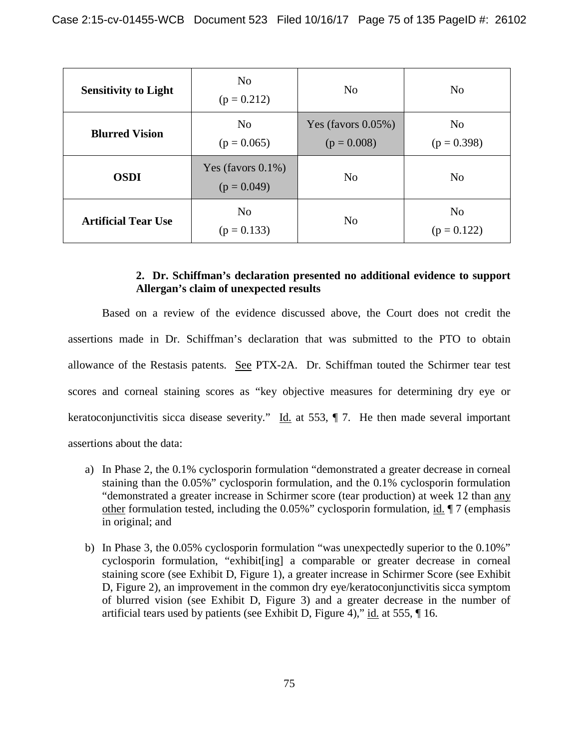| | | | |
|---|---|---|---|
| **Sensitivity to Light** | No (p = 0.212) | No | No |
| **Blurred Vision** | No (p = 0.065) | Yes (favors 0.05%) (p = 0.008) | No (p = 0.398) |
| **OSDI** | Yes (favors 0.1%) (p = 0.049) | No | No |
| **Artificial Tear Use** | No (p = 0.133) | No | No (p = 0.122) |

### 2. Dr. Schiffman's declaration presented no additional evidence to support Allergan's claim of unexpected results

Based on a review of the evidence discussed above, the Court does not credit the assertions made in Dr. Schiffman's declaration that was submitted to the PTO to obtain allowance of the Restasis patents. See PTX-2A. Dr. Schiffman touted the Schirmer tear test scores and corneal staining scores as "key objective measures for determining dry eye or keratoconjunctivitis sicca disease severity." Id. at 553, ¶ 7. He then made several important assertions about the data:

a) In Phase 2, the 0.1% cyclosporin formulation "demonstrated a greater decrease in corneal staining than the 0.05%" cyclosporin formulation, and the 0.1% cyclosporin formulation "demonstrated a greater increase in Schirmer score (tear production) at week 12 than any other formulation tested, including the 0.05%" cyclosporin formulation, id. ¶ 7 (emphasis in original; and

b) In Phase 3, the 0.05% cyclosporin formulation "was unexpectedly superior to the 0.10%" cyclosporin formulation, "exhibit[ing] a comparable or greater decrease in corneal staining score (see Exhibit D, Figure 1), a greater increase in Schirmer Score (see Exhibit D, Figure 2), an improvement in the common dry eye/keratoconjunctivitis sicca symptom of blurred vision (see Exhibit D, Figure 3) and a greater decrease in the number of artificial tears used by patients (see Exhibit D, Figure 4)," id. at 555, ¶ 16.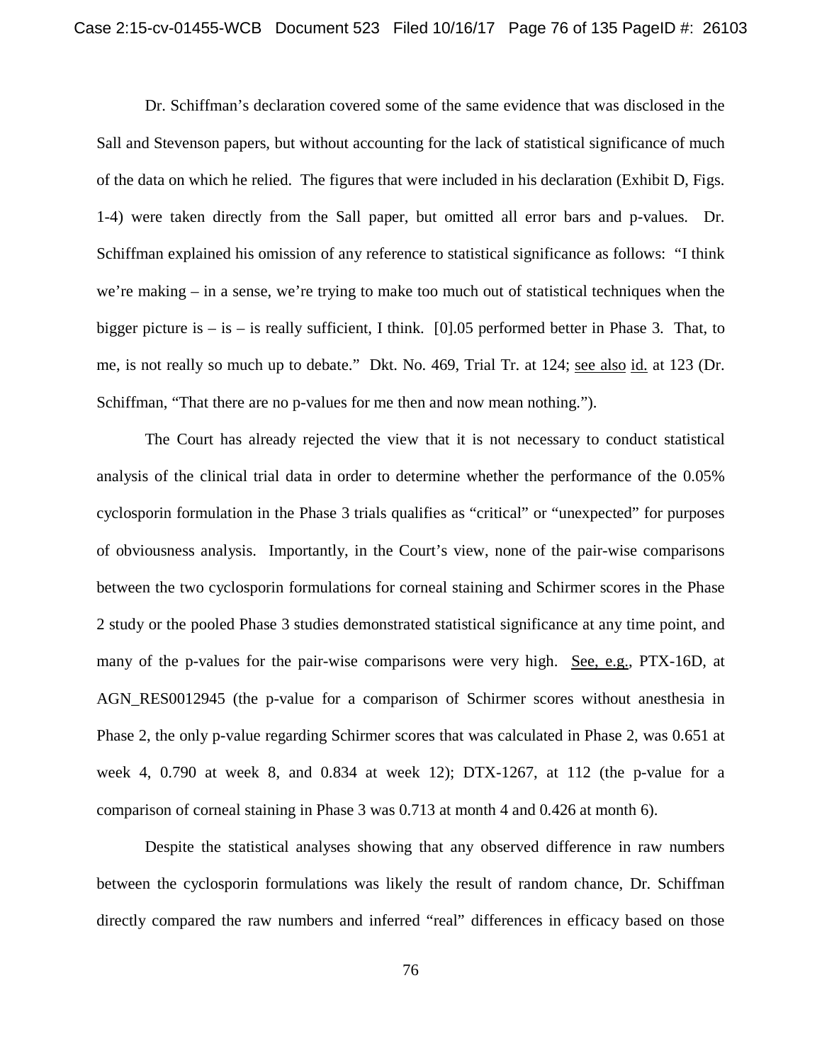Dr. Schiffman's declaration covered some of the same evidence that was disclosed in the Sall and Stevenson papers, but without accounting for the lack of statistical significance of much of the data on which he relied. The figures that were included in his declaration (Exhibit D, Figs. 1-4) were taken directly from the Sall paper, but omitted all error bars and p-values. Dr. Schiffman explained his omission of any reference to statistical significance as follows: "I think we're making – in a sense, we're trying to make too much out of statistical techniques when the bigger picture is – is – is really sufficient, I think. [0].05 performed better in Phase 3. That, to me, is not really so much up to debate." Dkt. No. 469, Trial Tr. at 124; see also id. at 123 (Dr. Schiffman, "That there are no p-values for me then and now mean nothing.").

The Court has already rejected the view that it is not necessary to conduct statistical analysis of the clinical trial data in order to determine whether the performance of the 0.05% cyclosporin formulation in the Phase 3 trials qualifies as "critical" or "unexpected" for purposes of obviousness analysis. Importantly, in the Court's view, none of the pair-wise comparisons between the two cyclosporin formulations for corneal staining and Schirmer scores in the Phase 2 study or the pooled Phase 3 studies demonstrated statistical significance at any time point, and many of the p-values for the pair-wise comparisons were very high. See, e.g., PTX-16D, at AGN_RES0012945 (the p-value for a comparison of Schirmer scores without anesthesia in Phase 2, the only p-value regarding Schirmer scores that was calculated in Phase 2, was 0.651 at week 4, 0.790 at week 8, and 0.834 at week 12); DTX-1267, at 112 (the p-value for a comparison of corneal staining in Phase 3 was 0.713 at month 4 and 0.426 at month 6).

Despite the statistical analyses showing that any observed difference in raw numbers between the cyclosporin formulations was likely the result of random chance, Dr. Schiffman directly compared the raw numbers and inferred "real" differences in efficacy based on those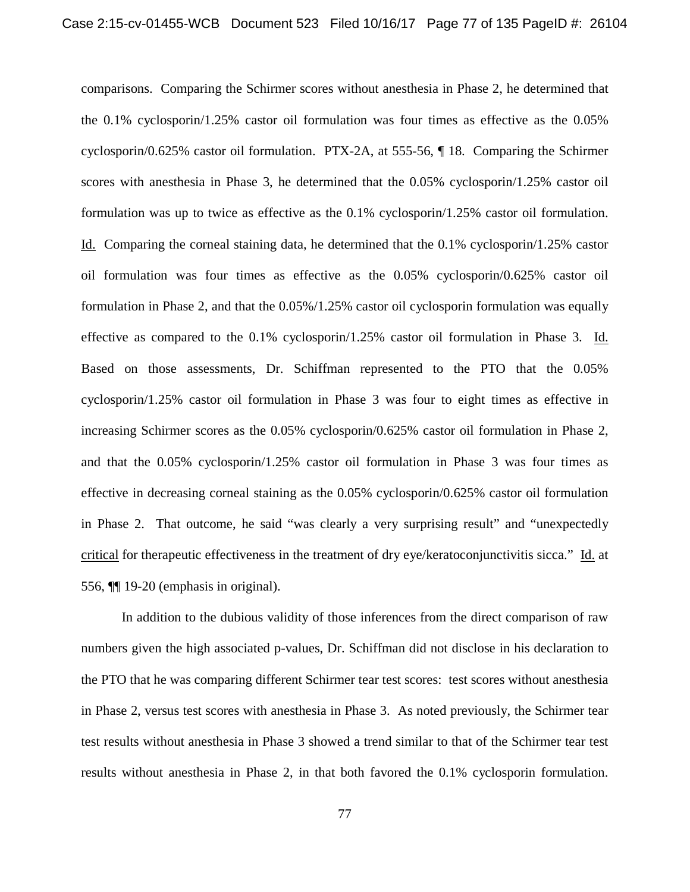comparisons. Comparing the Schirmer scores without anesthesia in Phase 2, he determined that the 0.1% cyclosporin/1.25% castor oil formulation was four times as effective as the 0.05% cyclosporin/0.625% castor oil formulation. PTX-2A, at 555-56, ¶ 18. Comparing the Schirmer scores with anesthesia in Phase 3, he determined that the 0.05% cyclosporin/1.25% castor oil formulation was up to twice as effective as the 0.1% cyclosporin/1.25% castor oil formulation. Id. Comparing the corneal staining data, he determined that the 0.1% cyclosporin/1.25% castor oil formulation was four times as effective as the 0.05% cyclosporin/0.625% castor oil formulation in Phase 2, and that the 0.05%/1.25% castor oil cyclosporin formulation was equally effective as compared to the 0.1% cyclosporin/1.25% castor oil formulation in Phase 3. Id. Based on those assessments, Dr. Schiffman represented to the PTO that the 0.05% cyclosporin/1.25% castor oil formulation in Phase 3 was four to eight times as effective in increasing Schirmer scores as the 0.05% cyclosporin/0.625% castor oil formulation in Phase 2, and that the 0.05% cyclosporin/1.25% castor oil formulation in Phase 3 was four times as effective in decreasing corneal staining as the 0.05% cyclosporin/0.625% castor oil formulation in Phase 2. That outcome, he said "was clearly a very surprising result" and "unexpectedly critical for therapeutic effectiveness in the treatment of dry eye/keratoconjunctivitis sicca." Id. at 556, ¶¶ 19-20 (emphasis in original).

In addition to the dubious validity of those inferences from the direct comparison of raw numbers given the high associated p-values, Dr. Schiffman did not disclose in his declaration to the PTO that he was comparing different Schirmer tear test scores: test scores without anesthesia in Phase 2, versus test scores with anesthesia in Phase 3. As noted previously, the Schirmer tear test results without anesthesia in Phase 3 showed a trend similar to that of the Schirmer tear test results without anesthesia in Phase 2, in that both favored the 0.1% cyclosporin formulation.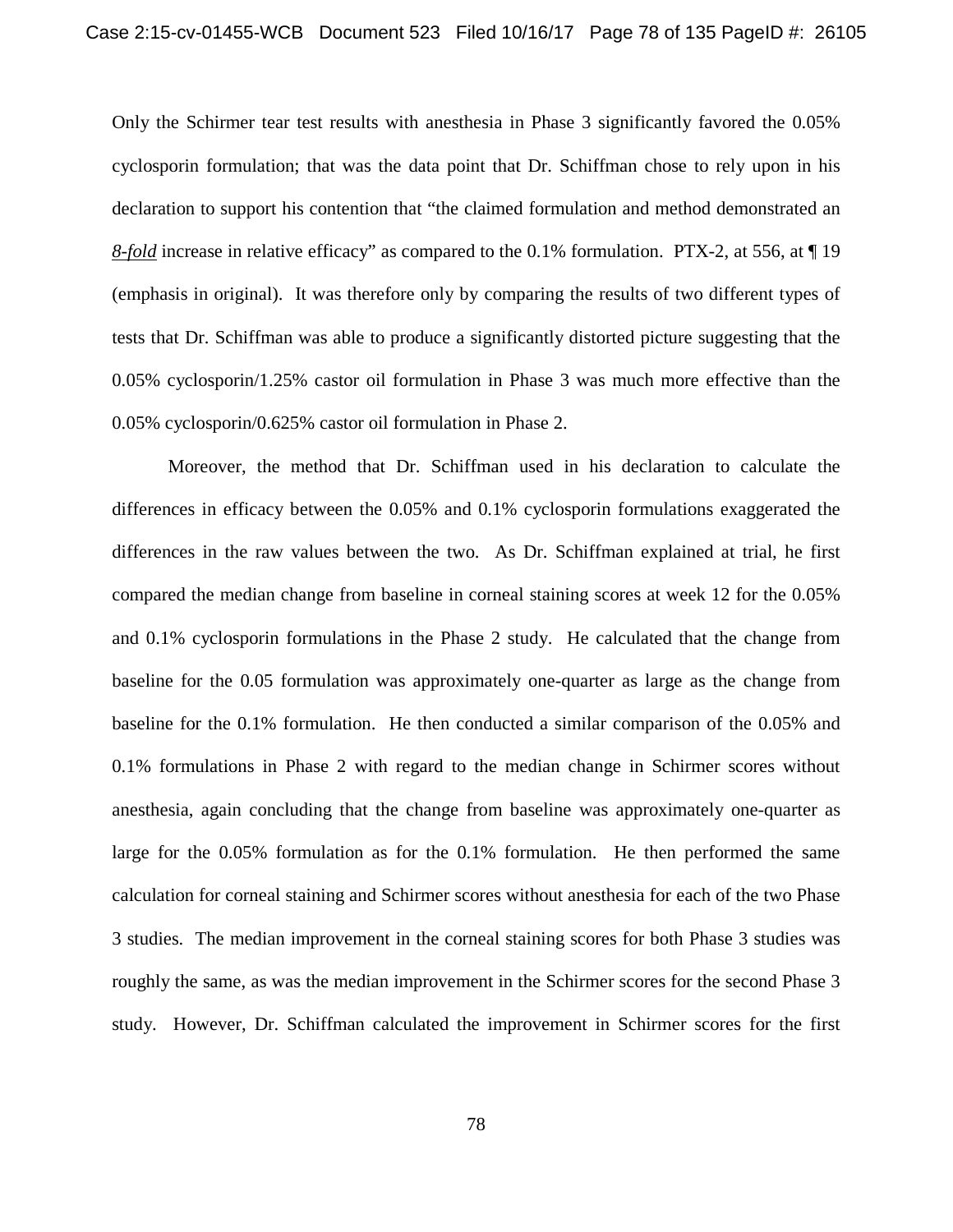Only the Schirmer tear test results with anesthesia in Phase 3 significantly favored the 0.05% cyclosporin formulation; that was the data point that Dr. Schiffman chose to rely upon in his declaration to support his contention that "the claimed formulation and method demonstrated an ***8-fold*** increase in relative efficacy" as compared to the 0.1% formulation. PTX-2, at 556, at ¶ 19 (emphasis in original). It was therefore only by comparing the results of two different types of tests that Dr. Schiffman was able to produce a significantly distorted picture suggesting that the 0.05% cyclosporin/1.25% castor oil formulation in Phase 3 was much more effective than the 0.05% cyclosporin/0.625% castor oil formulation in Phase 2.

Moreover, the method that Dr. Schiffman used in his declaration to calculate the differences in efficacy between the 0.05% and 0.1% cyclosporin formulations exaggerated the differences in the raw values between the two. As Dr. Schiffman explained at trial, he first compared the median change from baseline in corneal staining scores at week 12 for the 0.05% and 0.1% cyclosporin formulations in the Phase 2 study. He calculated that the change from baseline for the 0.05 formulation was approximately one-quarter as large as the change from baseline for the 0.1% formulation. He then conducted a similar comparison of the 0.05% and 0.1% formulations in Phase 2 with regard to the median change in Schirmer scores without anesthesia, again concluding that the change from baseline was approximately one-quarter as large for the 0.05% formulation as for the 0.1% formulation. He then performed the same calculation for corneal staining and Schirmer scores without anesthesia for each of the two Phase 3 studies. The median improvement in the corneal staining scores for both Phase 3 studies was roughly the same, as was the median improvement in the Schirmer scores for the second Phase 3 study. However, Dr. Schiffman calculated the improvement in Schirmer scores for the first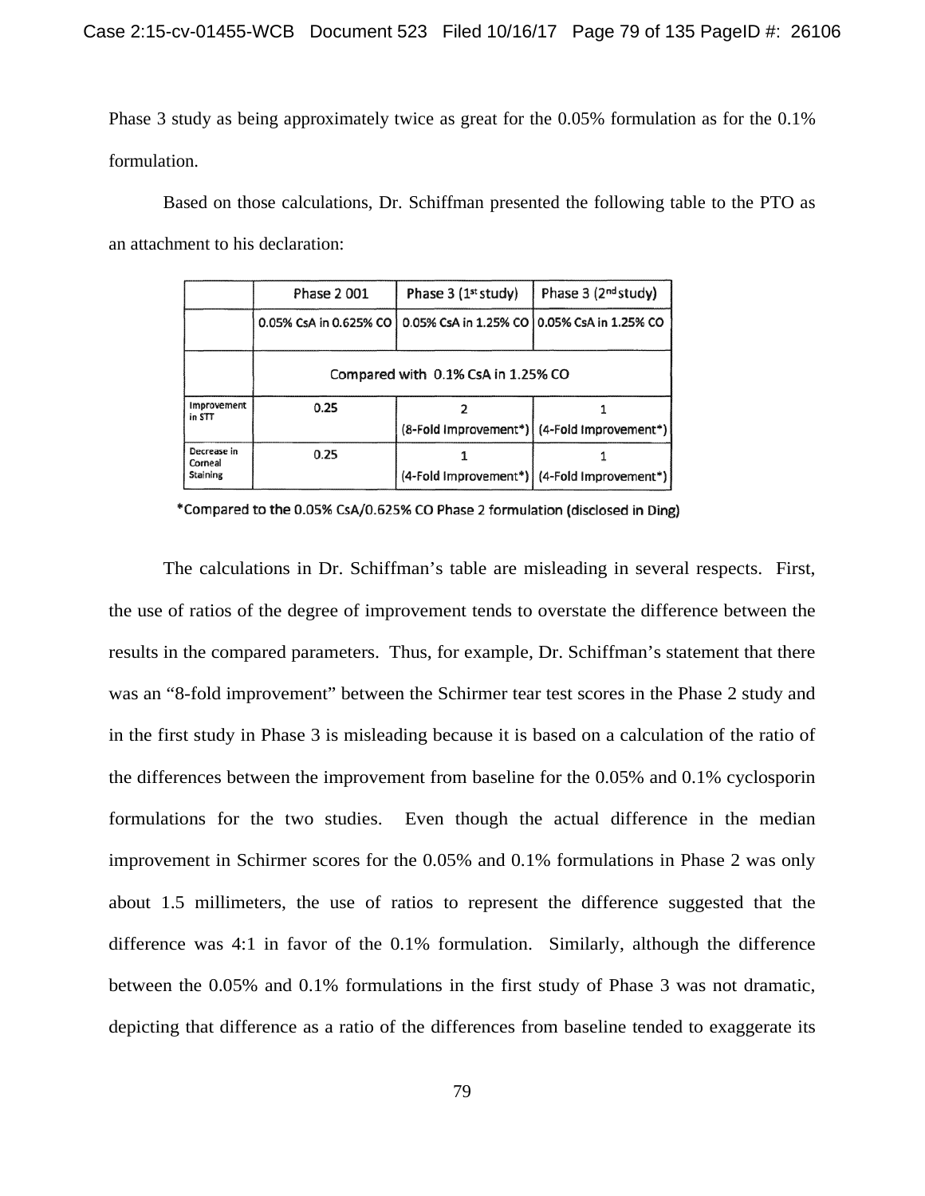Phase 3 study as being approximately twice as great for the 0.05% formulation as for the 0.1% formulation.

Based on those calculations, Dr. Schiffman presented the following table to the PTO as an attachment to his declaration:

| | Phase 2 001 | Phase 3 (1st study) | Phase 3 (2nd study) |
|---|---|---|---|
| | 0.05% CsA in 0.625% CO | 0.05% CsA in 1.25% CO | 0.05% CsA in 1.25% CO |
| | Compared with 0.1% CsA in 1.25% CO | | |
| Improvement in STT | 0.25 | 2 (8-Fold Improvement*) | 1 (4-Fold Improvement*) |
| Decrease in Corneal Staining | 0.25 | 1 (4-Fold Improvement*) | 1 (4-Fold Improvement*) |

*Compared to the 0.05% CsA/0.625% CO Phase 2 formulation (disclosed in Ding)

The calculations in Dr. Schiffman's table are misleading in several respects. First, the use of ratios of the degree of improvement tends to overstate the difference between the results in the compared parameters. Thus, for example, Dr. Schiffman's statement that there was an "8-fold improvement" between the Schirmer tear test scores in the Phase 2 study and in the first study in Phase 3 is misleading because it is based on a calculation of the ratio of the differences between the improvement from baseline for the 0.05% and 0.1% cyclosporin formulations for the two studies. Even though the actual difference in the median improvement in Schirmer scores for the 0.05% and 0.1% formulations in Phase 2 was only about 1.5 millimeters, the use of ratios to represent the difference suggested that the difference was 4:1 in favor of the 0.1% formulation. Similarly, although the difference between the 0.05% and 0.1% formulations in the first study of Phase 3 was not dramatic, depicting that difference as a ratio of the differences from baseline tended to exaggerate its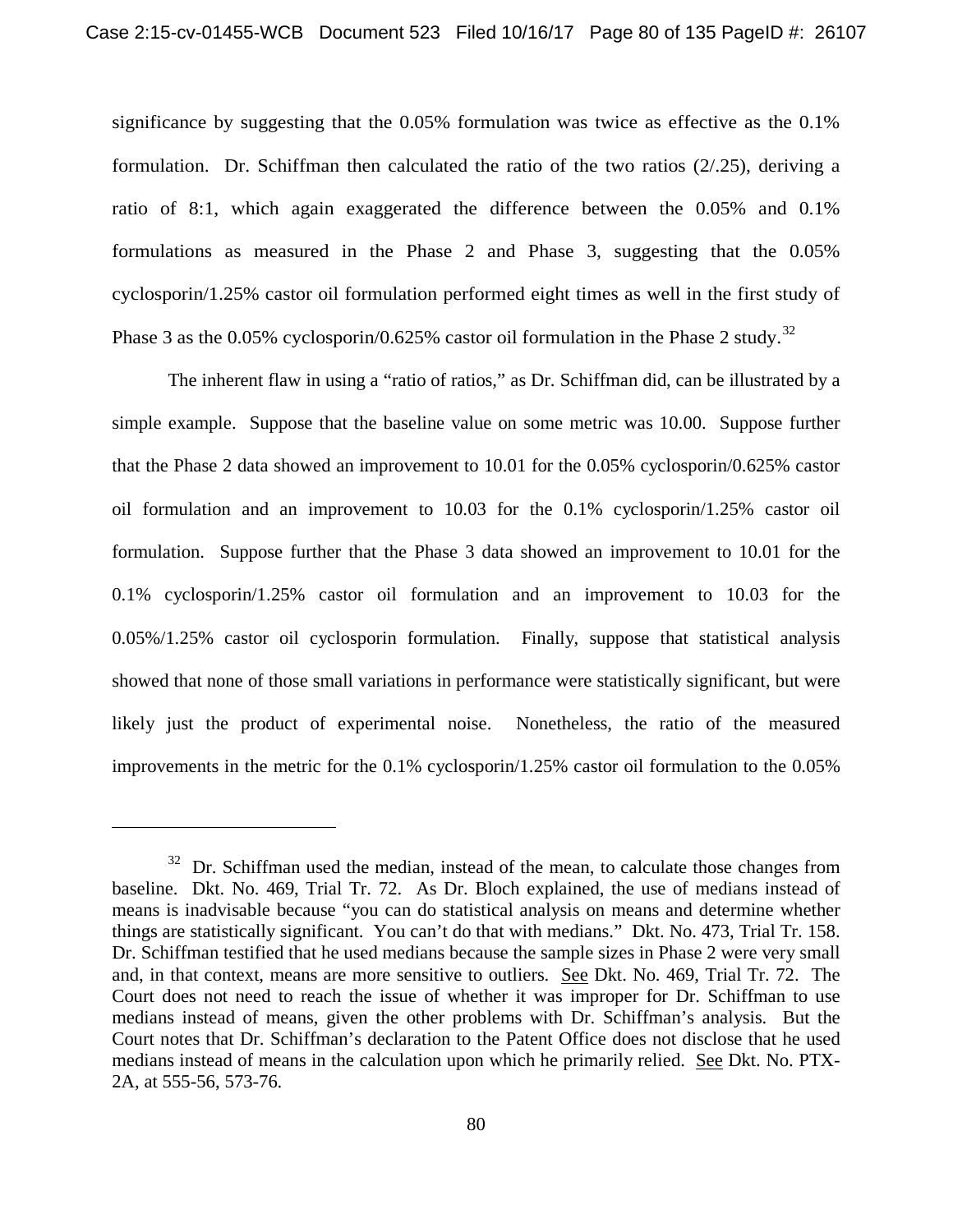significance by suggesting that the 0.05% formulation was twice as effective as the 0.1% formulation. Dr. Schiffman then calculated the ratio of the two ratios (2/.25), deriving a ratio of 8:1, which again exaggerated the difference between the 0.05% and 0.1% formulations as measured in the Phase 2 and Phase 3, suggesting that the 0.05% cyclosporin/1.25% castor oil formulation performed eight times as well in the first study of Phase 3 as the 0.05% cyclosporin/0.625% castor oil formulation in the Phase 2 study.[32]

The inherent flaw in using a "ratio of ratios," as Dr. Schiffman did, can be illustrated by a simple example. Suppose that the baseline value on some metric was 10.00. Suppose further that the Phase 2 data showed an improvement to 10.01 for the 0.05% cyclosporin/0.625% castor oil formulation and an improvement to 10.03 for the 0.1% cyclosporin/1.25% castor oil formulation. Suppose further that the Phase 3 data showed an improvement to 10.01 for the 0.1% cyclosporin/1.25% castor oil formulation and an improvement to 10.03 for the 0.05%/1.25% castor oil cyclosporin formulation. Finally, suppose that statistical analysis showed that none of those small variations in performance were statistically significant, but were likely just the product of experimental noise. Nonetheless, the ratio of the measured improvements in the metric for the 0.1% cyclosporin/1.25% castor oil formulation to the 0.05%

---

[32] Dr. Schiffman used the median, instead of the mean, to calculate those changes from baseline. Dkt. No. 469, Trial Tr. 72. As Dr. Bloch explained, the use of medians instead of means is inadvisable because "you can do statistical analysis on means and determine whether things are statistically significant. You can't do that with medians." Dkt. No. 473, Trial Tr. 158. Dr. Schiffman testified that he used medians because the sample sizes in Phase 2 were very small and, in that context, means are more sensitive to outliers. See Dkt. No. 469, Trial Tr. 72. The Court does not need to reach the issue of whether it was improper for Dr. Schiffman to use medians instead of means, given the other problems with Dr. Schiffman's analysis. But the Court notes that Dr. Schiffman's declaration to the Patent Office does not disclose that he used medians instead of means in the calculation upon which he primarily relied. See Dkt. No. PTX-2A, at 555-56, 573-76.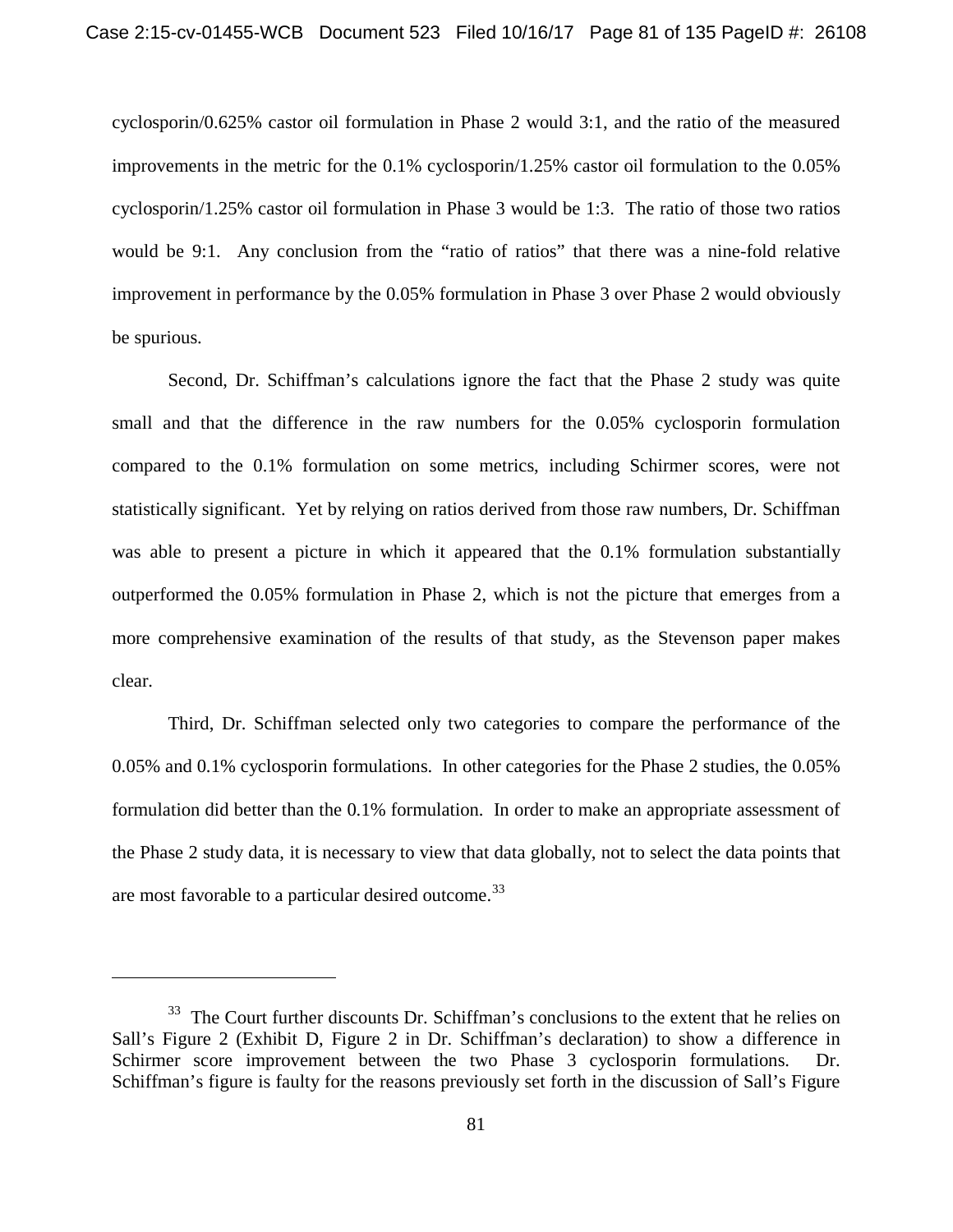cyclosporin/0.625% castor oil formulation in Phase 2 would 3:1, and the ratio of the measured improvements in the metric for the 0.1% cyclosporin/1.25% castor oil formulation to the 0.05% cyclosporin/1.25% castor oil formulation in Phase 3 would be 1:3. The ratio of those two ratios would be 9:1. Any conclusion from the "ratio of ratios" that there was a nine-fold relative improvement in performance by the 0.05% formulation in Phase 3 over Phase 2 would obviously be spurious.

Second, Dr. Schiffman's calculations ignore the fact that the Phase 2 study was quite small and that the difference in the raw numbers for the 0.05% cyclosporin formulation compared to the 0.1% formulation on some metrics, including Schirmer scores, were not statistically significant. Yet by relying on ratios derived from those raw numbers, Dr. Schiffman was able to present a picture in which it appeared that the 0.1% formulation substantially outperformed the 0.05% formulation in Phase 2, which is not the picture that emerges from a more comprehensive examination of the results of that study, as the Stevenson paper makes clear.

Third, Dr. Schiffman selected only two categories to compare the performance of the 0.05% and 0.1% cyclosporin formulations. In other categories for the Phase 2 studies, the 0.05% formulation did better than the 0.1% formulation. In order to make an appropriate assessment of the Phase 2 study data, it is necessary to view that data globally, not to select the data points that are most favorable to a particular desired outcome.[33]

---

[33] The Court further discounts Dr. Schiffman's conclusions to the extent that he relies on Sall's Figure 2 (Exhibit D, Figure 2 in Dr. Schiffman's declaration) to show a difference in Schirmer score improvement between the two Phase 3 cyclosporin formulations. Dr. Schiffman's figure is faulty for the reasons previously set forth in the discussion of Sall's Figure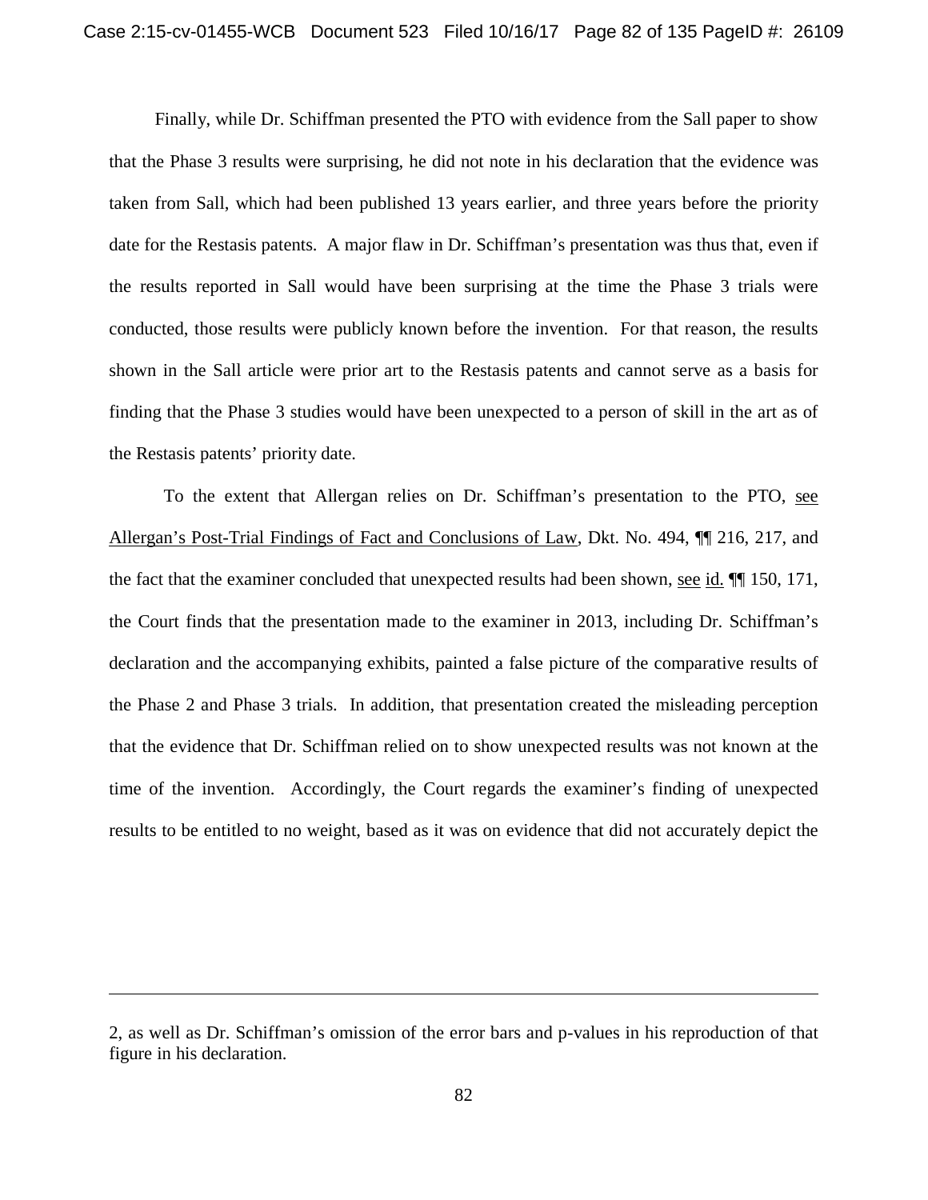Finally, while Dr. Schiffman presented the PTO with evidence from the Sall paper to show that the Phase 3 results were surprising, he did not note in his declaration that the evidence was taken from Sall, which had been published 13 years earlier, and three years before the priority date for the Restasis patents. A major flaw in Dr. Schiffman's presentation was thus that, even if the results reported in Sall would have been surprising at the time the Phase 3 trials were conducted, those results were publicly known before the invention. For that reason, the results shown in the Sall article were prior art to the Restasis patents and cannot serve as a basis for finding that the Phase 3 studies would have been unexpected to a person of skill in the art as of the Restasis patents' priority date.

To the extent that Allergan relies on Dr. Schiffman's presentation to the PTO, see Allergan's Post-Trial Findings of Fact and Conclusions of Law, Dkt. No. 494, ¶¶ 216, 217, and the fact that the examiner concluded that unexpected results had been shown, see id. ¶¶ 150, 171, the Court finds that the presentation made to the examiner in 2013, including Dr. Schiffman's declaration and the accompanying exhibits, painted a false picture of the comparative results of the Phase 2 and Phase 3 trials. In addition, that presentation created the misleading perception that the evidence that Dr. Schiffman relied on to show unexpected results was not known at the time of the invention. Accordingly, the Court regards the examiner's finding of unexpected results to be entitled to no weight, based as it was on evidence that did not accurately depict the

---

2, as well as Dr. Schiffman's omission of the error bars and p-values in his reproduction of that figure in his declaration.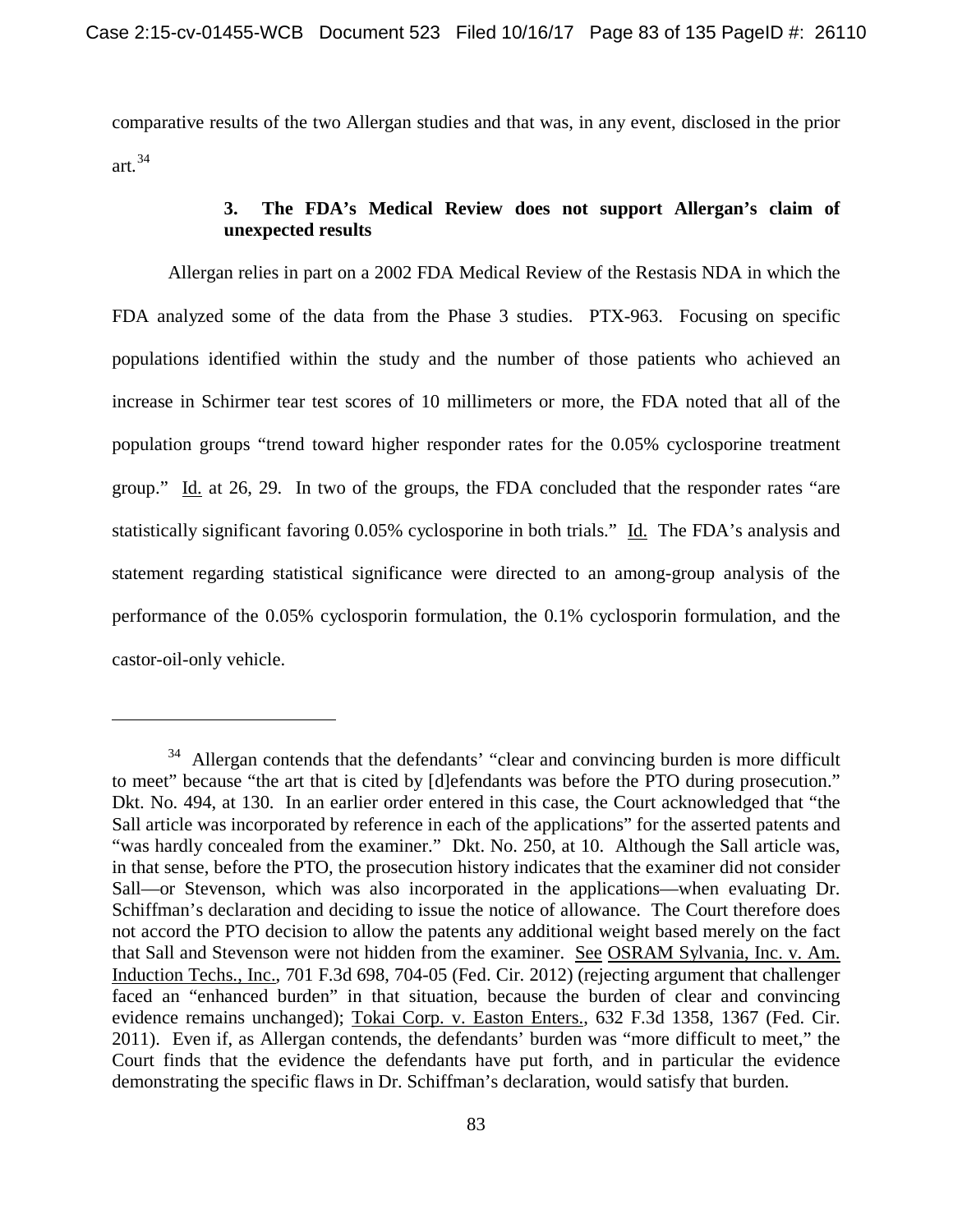comparative results of the two Allergan studies and that was, in any event, disclosed in the prior art.[34]

### 3. The FDA's Medical Review does not support Allergan's claim of unexpected results

Allergan relies in part on a 2002 FDA Medical Review of the Restasis NDA in which the FDA analyzed some of the data from the Phase 3 studies. PTX-963. Focusing on specific populations identified within the study and the number of those patients who achieved an increase in Schirmer tear test scores of 10 millimeters or more, the FDA noted that all of the population groups "trend toward higher responder rates for the 0.05% cyclosporine treatment group." Id. at 26, 29. In two of the groups, the FDA concluded that the responder rates "are statistically significant favoring 0.05% cyclosporine in both trials." Id. The FDA's analysis and statement regarding statistical significance were directed to an among-group analysis of the performance of the 0.05% cyclosporin formulation, the 0.1% cyclosporin formulation, and the castor-oil-only vehicle.

---

[34] Allergan contends that the defendants' "clear and convincing burden is more difficult to meet" because "the art that is cited by [d]efendants was before the PTO during prosecution." Dkt. No. 494, at 130. In an earlier order entered in this case, the Court acknowledged that "the Sall article was incorporated by reference in each of the applications" for the asserted patents and "was hardly concealed from the examiner." Dkt. No. 250, at 10. Although the Sall article was, in that sense, before the PTO, the prosecution history indicates that the examiner did not consider Sall—or Stevenson, which was also incorporated in the applications—when evaluating Dr. Schiffman's declaration and deciding to issue the notice of allowance. The Court therefore does not accord the PTO decision to allow the patents any additional weight based merely on the fact that Sall and Stevenson were not hidden from the examiner. See OSRAM Sylvania, Inc. v. Am. Induction Techs., Inc., 701 F.3d 698, 704-05 (Fed. Cir. 2012) (rejecting argument that challenger faced an "enhanced burden" in that situation, because the burden of clear and convincing evidence remains unchanged); Tokai Corp. v. Easton Enters., 632 F.3d 1358, 1367 (Fed. Cir. 2011). Even if, as Allergan contends, the defendants' burden was "more difficult to meet," the Court finds that the evidence the defendants have put forth, and in particular the evidence demonstrating the specific flaws in Dr. Schiffman's declaration, would satisfy that burden.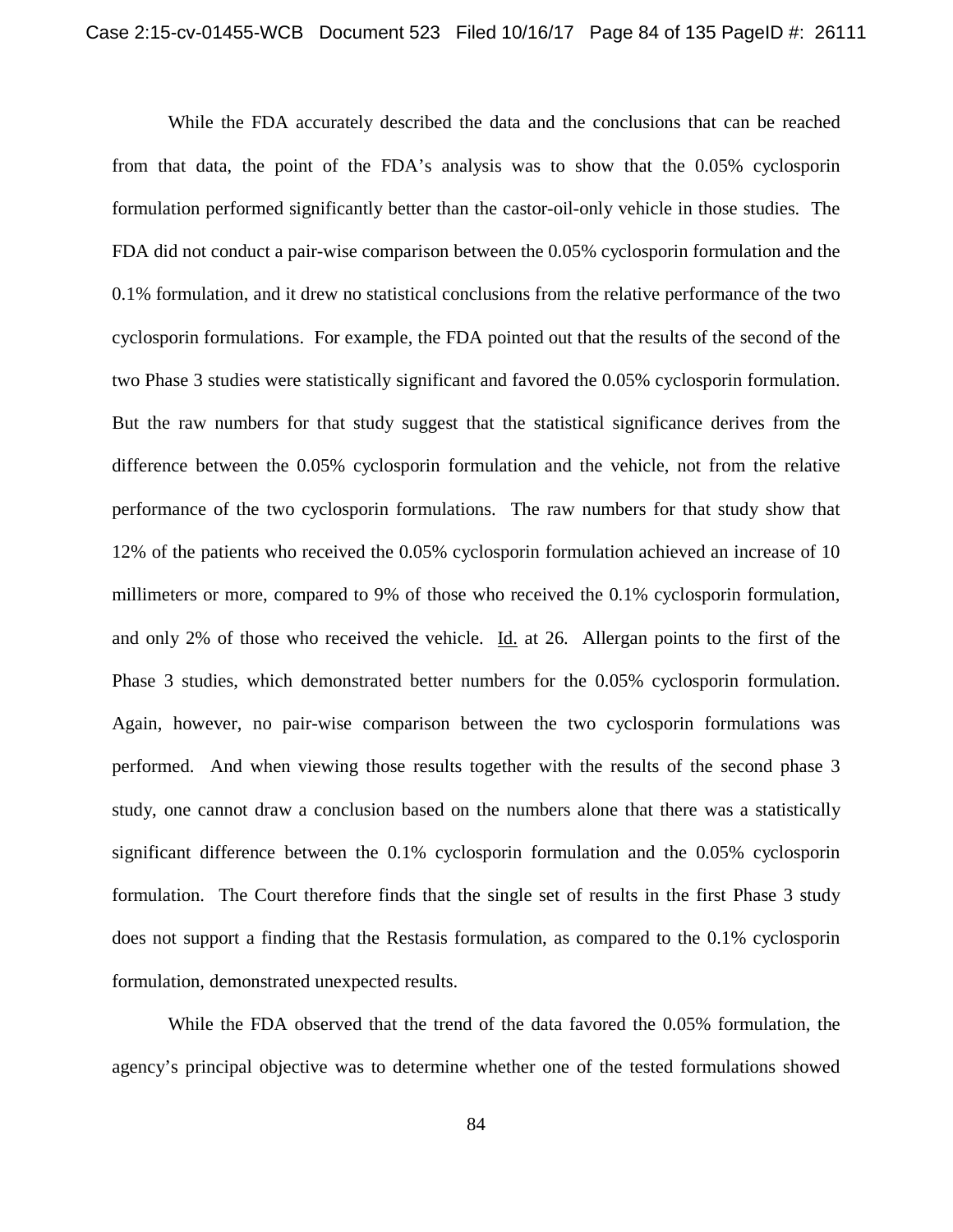While the FDA accurately described the data and the conclusions that can be reached from that data, the point of the FDA's analysis was to show that the 0.05% cyclosporin formulation performed significantly better than the castor-oil-only vehicle in those studies. The FDA did not conduct a pair-wise comparison between the 0.05% cyclosporin formulation and the 0.1% formulation, and it drew no statistical conclusions from the relative performance of the two cyclosporin formulations. For example, the FDA pointed out that the results of the second of the two Phase 3 studies were statistically significant and favored the 0.05% cyclosporin formulation. But the raw numbers for that study suggest that the statistical significance derives from the difference between the 0.05% cyclosporin formulation and the vehicle, not from the relative performance of the two cyclosporin formulations. The raw numbers for that study show that 12% of the patients who received the 0.05% cyclosporin formulation achieved an increase of 10 millimeters or more, compared to 9% of those who received the 0.1% cyclosporin formulation, and only 2% of those who received the vehicle. Id. at 26. Allergan points to the first of the Phase 3 studies, which demonstrated better numbers for the 0.05% cyclosporin formulation. Again, however, no pair-wise comparison between the two cyclosporin formulations was performed. And when viewing those results together with the results of the second phase 3 study, one cannot draw a conclusion based on the numbers alone that there was a statistically significant difference between the 0.1% cyclosporin formulation and the 0.05% cyclosporin formulation. The Court therefore finds that the single set of results in the first Phase 3 study does not support a finding that the Restasis formulation, as compared to the 0.1% cyclosporin formulation, demonstrated unexpected results.

While the FDA observed that the trend of the data favored the 0.05% formulation, the agency's principal objective was to determine whether one of the tested formulations showed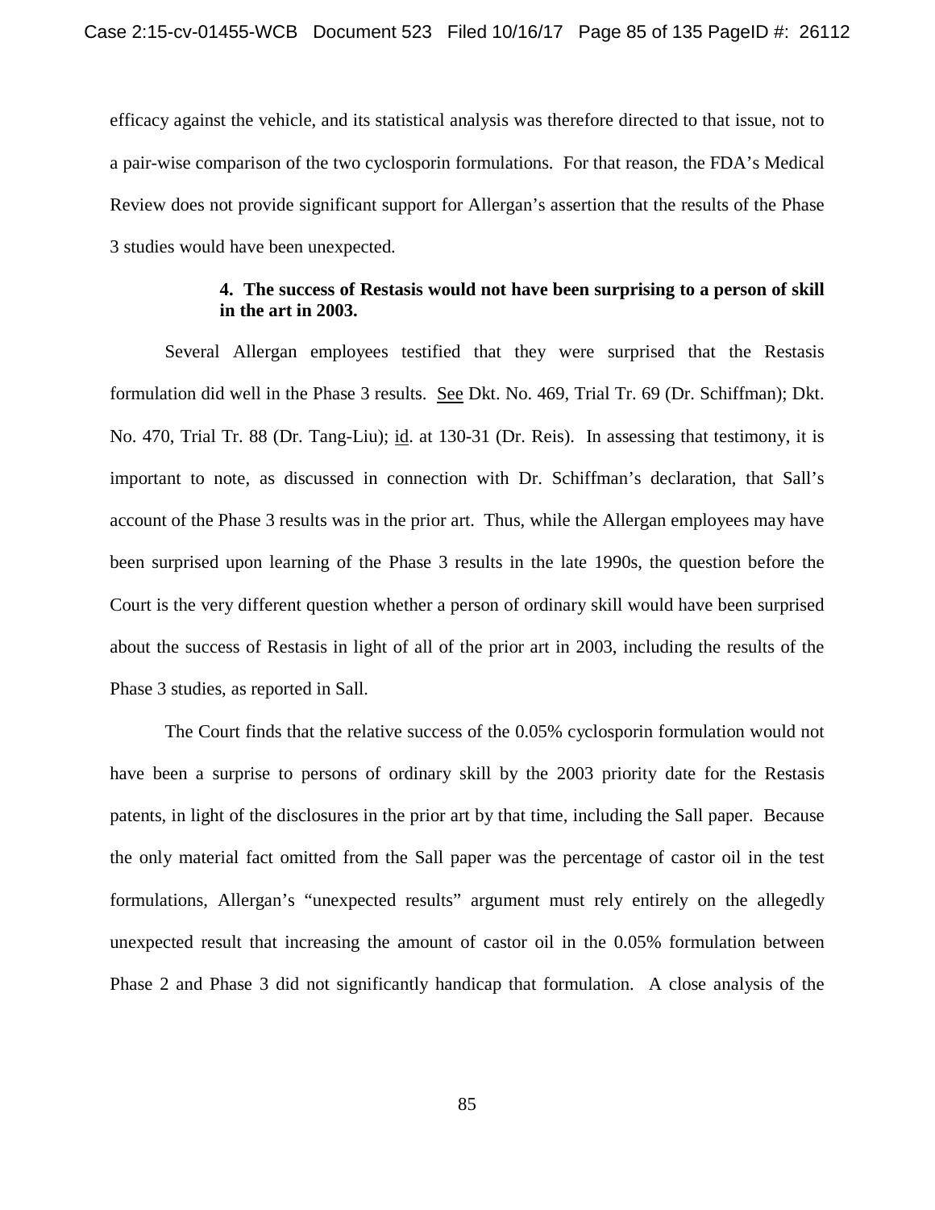efficacy against the vehicle, and its statistical analysis was therefore directed to that issue, not to a pair-wise comparison of the two cyclosporin formulations. For that reason, the FDA's Medical Review does not provide significant support for Allergan's assertion that the results of the Phase 3 studies would have been unexpected.

**4. The success of Restasis would not have been surprising to a person of skill in the art in 2003.**

Several Allergan employees testified that they were surprised that the Restasis formulation did well in the Phase 3 results. See Dkt. No. 469, Trial Tr. 69 (Dr. Schiffman); Dkt. No. 470, Trial Tr. 88 (Dr. Tang-Liu); id. at 130-31 (Dr. Reis). In assessing that testimony, it is important to note, as discussed in connection with Dr. Schiffman's declaration, that Sall's account of the Phase 3 results was in the prior art. Thus, while the Allergan employees may have been surprised upon learning of the Phase 3 results in the late 1990s, the question before the Court is the very different question whether a person of ordinary skill would have been surprised about the success of Restasis in light of all of the prior art in 2003, including the results of the Phase 3 studies, as reported in Sall.

The Court finds that the relative success of the 0.05% cyclosporin formulation would not have been a surprise to persons of ordinary skill by the 2003 priority date for the Restasis patents, in light of the disclosures in the prior art by that time, including the Sall paper. Because the only material fact omitted from the Sall paper was the percentage of castor oil in the test formulations, Allergan's "unexpected results" argument must rely entirely on the allegedly unexpected result that increasing the amount of castor oil in the 0.05% formulation between Phase 2 and Phase 3 did not significantly handicap that formulation. A close analysis of the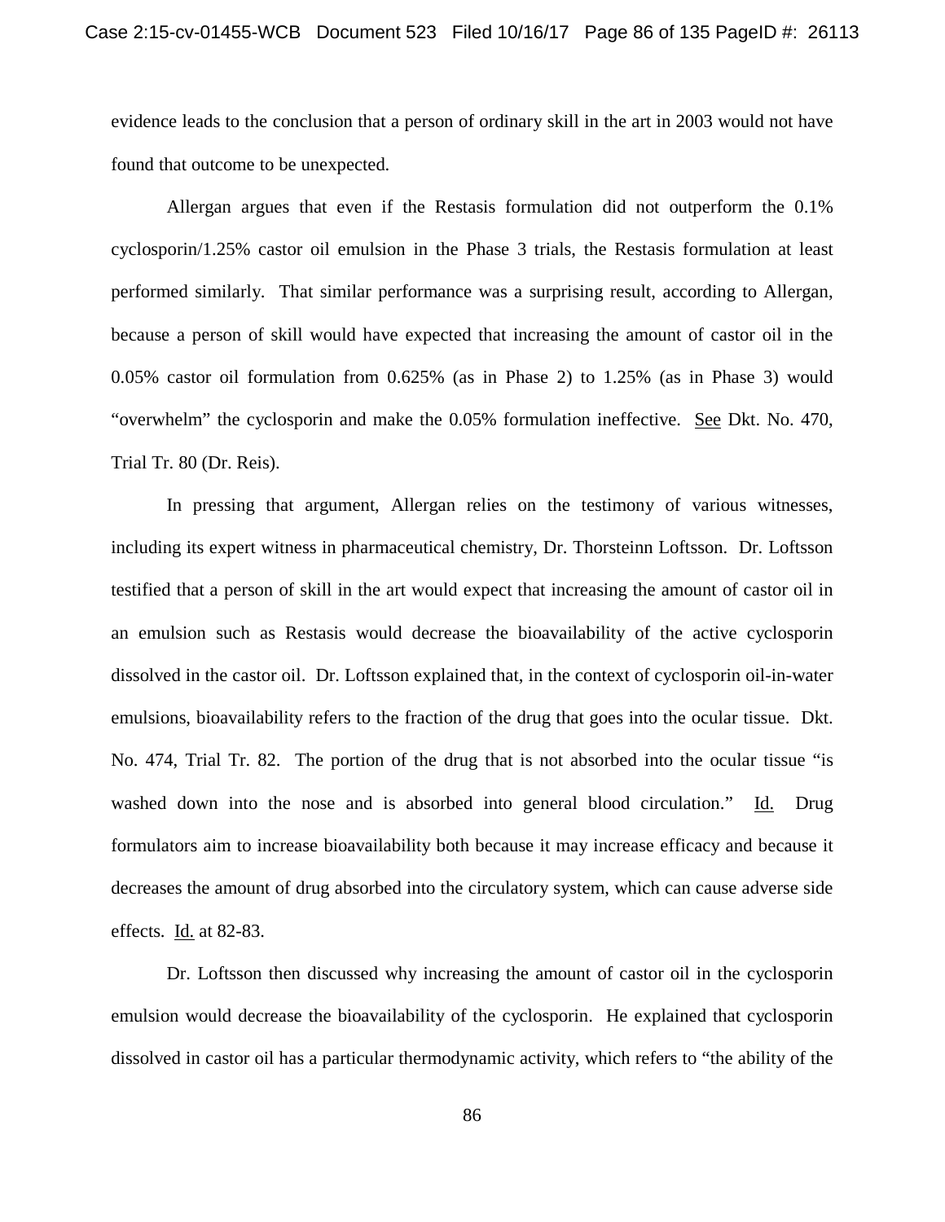evidence leads to the conclusion that a person of ordinary skill in the art in 2003 would not have found that outcome to be unexpected.

Allergan argues that even if the Restasis formulation did not outperform the 0.1% cyclosporin/1.25% castor oil emulsion in the Phase 3 trials, the Restasis formulation at least performed similarly. That similar performance was a surprising result, according to Allergan, because a person of skill would have expected that increasing the amount of castor oil in the 0.05% castor oil formulation from 0.625% (as in Phase 2) to 1.25% (as in Phase 3) would "overwhelm" the cyclosporin and make the 0.05% formulation ineffective. See Dkt. No. 470, Trial Tr. 80 (Dr. Reis).

In pressing that argument, Allergan relies on the testimony of various witnesses, including its expert witness in pharmaceutical chemistry, Dr. Thorsteinn Loftsson. Dr. Loftsson testified that a person of skill in the art would expect that increasing the amount of castor oil in an emulsion such as Restasis would decrease the bioavailability of the active cyclosporin dissolved in the castor oil. Dr. Loftsson explained that, in the context of cyclosporin oil-in-water emulsions, bioavailability refers to the fraction of the drug that goes into the ocular tissue. Dkt. No. 474, Trial Tr. 82. The portion of the drug that is not absorbed into the ocular tissue "is washed down into the nose and is absorbed into general blood circulation." Id. Drug formulators aim to increase bioavailability both because it may increase efficacy and because it decreases the amount of drug absorbed into the circulatory system, which can cause adverse side effects. Id. at 82-83.

Dr. Loftsson then discussed why increasing the amount of castor oil in the cyclosporin emulsion would decrease the bioavailability of the cyclosporin. He explained that cyclosporin dissolved in castor oil has a particular thermodynamic activity, which refers to "the ability of the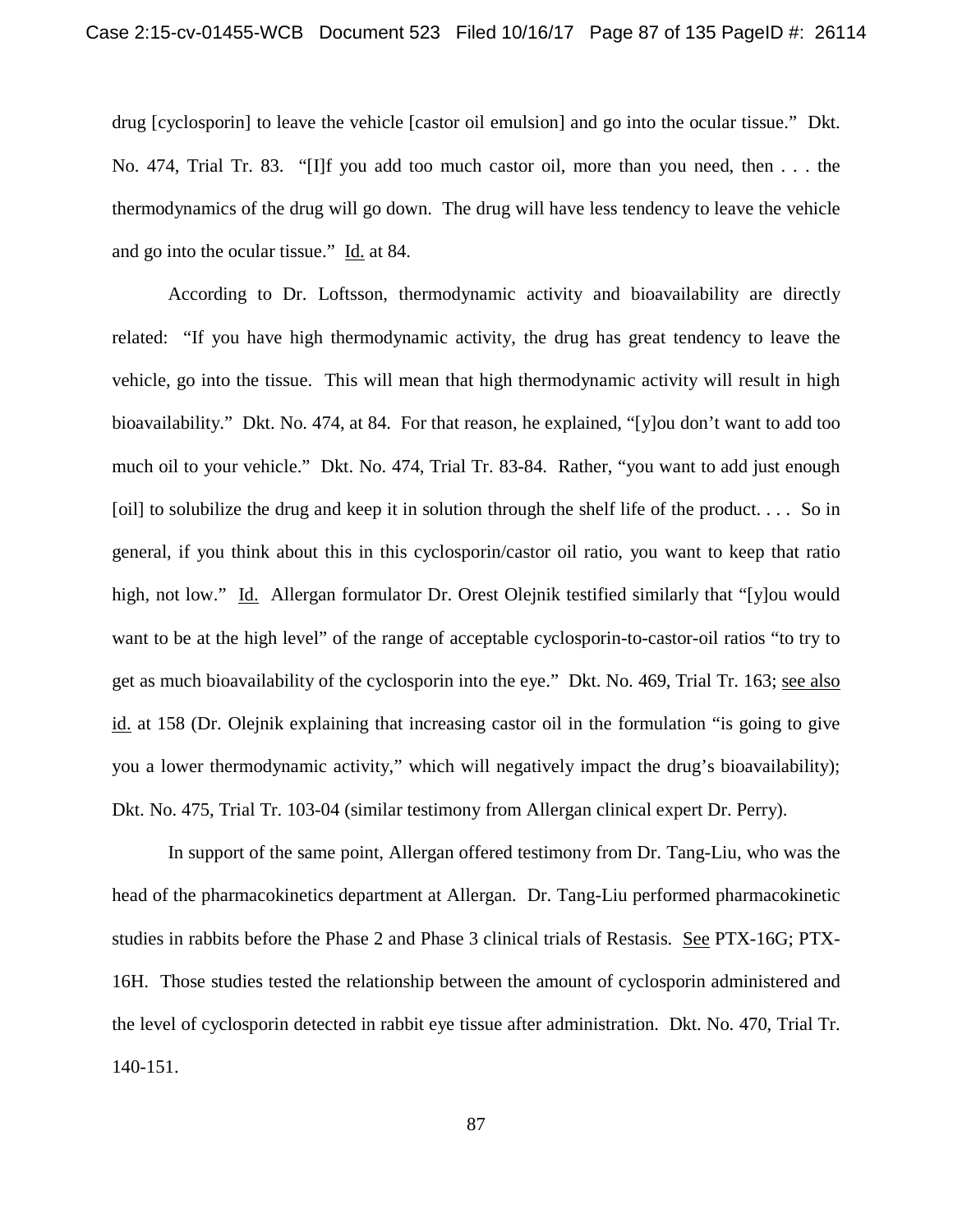drug [cyclosporin] to leave the vehicle [castor oil emulsion] and go into the ocular tissue." Dkt. No. 474, Trial Tr. 83. "[I]f you add too much castor oil, more than you need, then . . . the thermodynamics of the drug will go down. The drug will have less tendency to leave the vehicle and go into the ocular tissue." Id. at 84.

According to Dr. Loftsson, thermodynamic activity and bioavailability are directly related: "If you have high thermodynamic activity, the drug has great tendency to leave the vehicle, go into the tissue. This will mean that high thermodynamic activity will result in high bioavailability." Dkt. No. 474, at 84. For that reason, he explained, "[y]ou don't want to add too much oil to your vehicle." Dkt. No. 474, Trial Tr. 83-84. Rather, "you want to add just enough [oil] to solubilize the drug and keep it in solution through the shelf life of the product. . . . So in general, if you think about this in this cyclosporin/castor oil ratio, you want to keep that ratio high, not low." Id. Allergan formulator Dr. Orest Olejnik testified similarly that "[y]ou would want to be at the high level" of the range of acceptable cyclosporin-to-castor-oil ratios "to try to get as much bioavailability of the cyclosporin into the eye." Dkt. No. 469, Trial Tr. 163; see also id. at 158 (Dr. Olejnik explaining that increasing castor oil in the formulation "is going to give you a lower thermodynamic activity," which will negatively impact the drug's bioavailability); Dkt. No. 475, Trial Tr. 103-04 (similar testimony from Allergan clinical expert Dr. Perry).

In support of the same point, Allergan offered testimony from Dr. Tang-Liu, who was the head of the pharmacokinetics department at Allergan. Dr. Tang-Liu performed pharmacokinetic studies in rabbits before the Phase 2 and Phase 3 clinical trials of Restasis. See PTX-16G; PTX-16H. Those studies tested the relationship between the amount of cyclosporin administered and the level of cyclosporin detected in rabbit eye tissue after administration. Dkt. No. 470, Trial Tr. 140-151.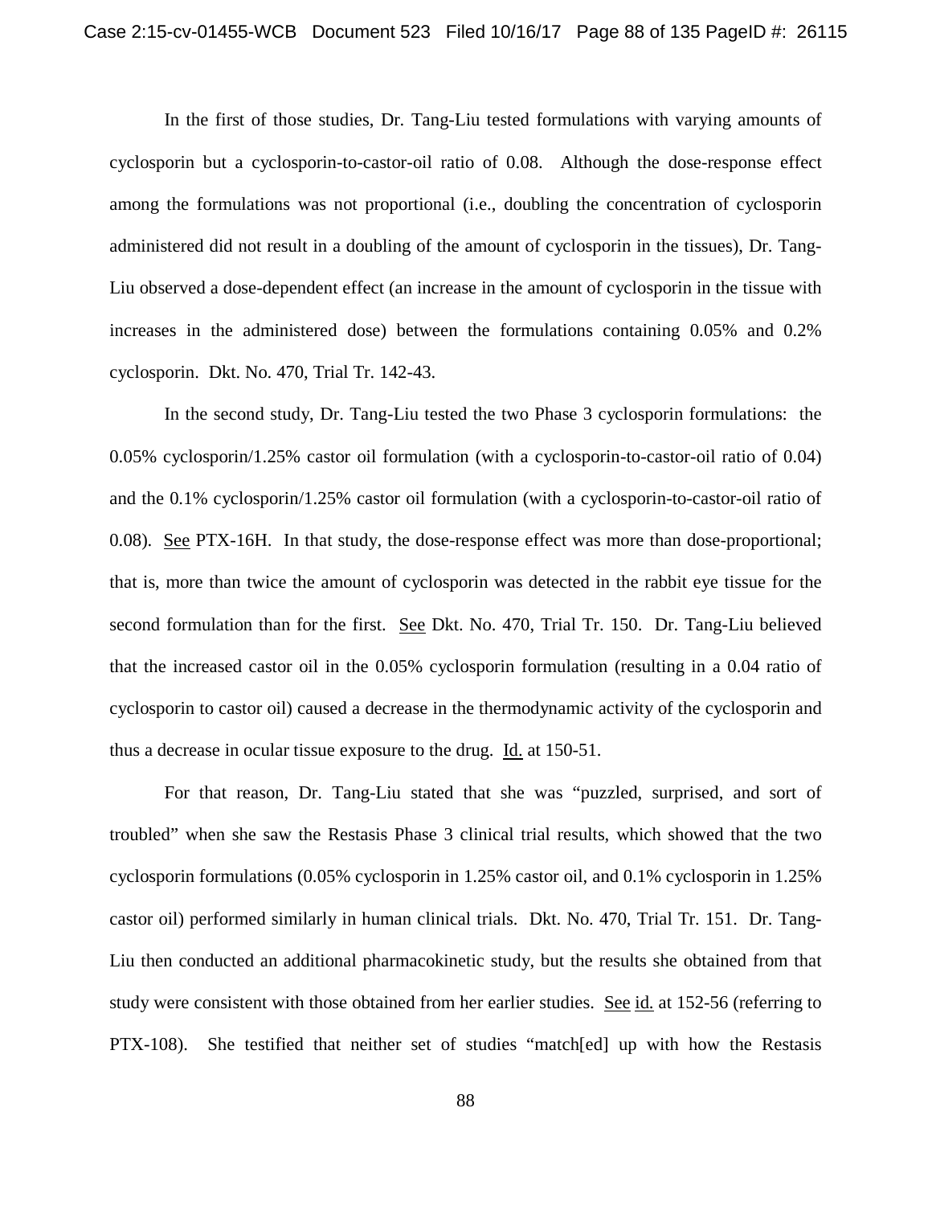In the first of those studies, Dr. Tang-Liu tested formulations with varying amounts of cyclosporin but a cyclosporin-to-castor-oil ratio of 0.08. Although the dose-response effect among the formulations was not proportional (i.e., doubling the concentration of cyclosporin administered did not result in a doubling of the amount of cyclosporin in the tissues), Dr. Tang-Liu observed a dose-dependent effect (an increase in the amount of cyclosporin in the tissue with increases in the administered dose) between the formulations containing 0.05% and 0.2% cyclosporin. Dkt. No. 470, Trial Tr. 142-43.

In the second study, Dr. Tang-Liu tested the two Phase 3 cyclosporin formulations: the 0.05% cyclosporin/1.25% castor oil formulation (with a cyclosporin-to-castor-oil ratio of 0.04) and the 0.1% cyclosporin/1.25% castor oil formulation (with a cyclosporin-to-castor-oil ratio of 0.08). See PTX-16H. In that study, the dose-response effect was more than dose-proportional; that is, more than twice the amount of cyclosporin was detected in the rabbit eye tissue for the second formulation than for the first. See Dkt. No. 470, Trial Tr. 150. Dr. Tang-Liu believed that the increased castor oil in the 0.05% cyclosporin formulation (resulting in a 0.04 ratio of cyclosporin to castor oil) caused a decrease in the thermodynamic activity of the cyclosporin and thus a decrease in ocular tissue exposure to the drug. Id. at 150-51.

For that reason, Dr. Tang-Liu stated that she was "puzzled, surprised, and sort of troubled" when she saw the Restasis Phase 3 clinical trial results, which showed that the two cyclosporin formulations (0.05% cyclosporin in 1.25% castor oil, and 0.1% cyclosporin in 1.25% castor oil) performed similarly in human clinical trials. Dkt. No. 470, Trial Tr. 151. Dr. Tang-Liu then conducted an additional pharmacokinetic study, but the results she obtained from that study were consistent with those obtained from her earlier studies. See id. at 152-56 (referring to PTX-108). She testified that neither set of studies "match[ed] up with how the Restasis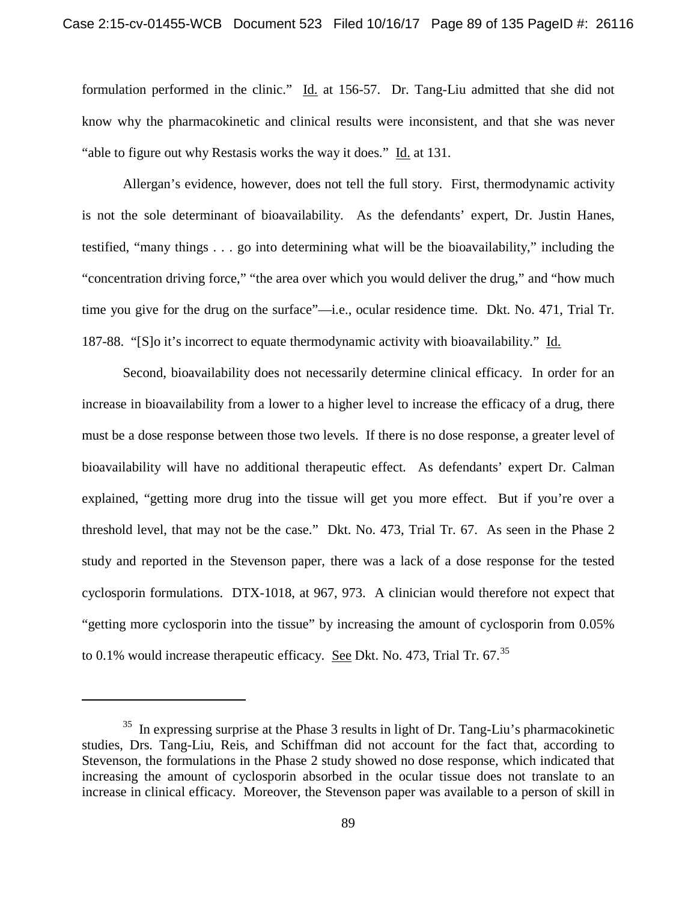formulation performed in the clinic." Id. at 156-57. Dr. Tang-Liu admitted that she did not know why the pharmacokinetic and clinical results were inconsistent, and that she was never "able to figure out why Restasis works the way it does." Id. at 131.

Allergan's evidence, however, does not tell the full story. First, thermodynamic activity is not the sole determinant of bioavailability. As the defendants' expert, Dr. Justin Hanes, testified, "many things . . . go into determining what will be the bioavailability," including the "concentration driving force," "the area over which you would deliver the drug," and "how much time you give for the drug on the surface"—i.e., ocular residence time. Dkt. No. 471, Trial Tr. 187-88. "[S]o it's incorrect to equate thermodynamic activity with bioavailability." Id.

Second, bioavailability does not necessarily determine clinical efficacy. In order for an increase in bioavailability from a lower to a higher level to increase the efficacy of a drug, there must be a dose response between those two levels. If there is no dose response, a greater level of bioavailability will have no additional therapeutic effect. As defendants' expert Dr. Calman explained, "getting more drug into the tissue will get you more effect. But if you're over a threshold level, that may not be the case." Dkt. No. 473, Trial Tr. 67. As seen in the Phase 2 study and reported in the Stevenson paper, there was a lack of a dose response for the tested cyclosporin formulations. DTX-1018, at 967, 973. A clinician would therefore not expect that "getting more cyclosporin into the tissue" by increasing the amount of cyclosporin from 0.05% to 0.1% would increase therapeutic efficacy. See Dkt. No. 473, Trial Tr. 67.[35]

---

[35] In expressing surprise at the Phase 3 results in light of Dr. Tang-Liu's pharmacokinetic studies, Drs. Tang-Liu, Reis, and Schiffman did not account for the fact that, according to Stevenson, the formulations in the Phase 2 study showed no dose response, which indicated that increasing the amount of cyclosporin absorbed in the ocular tissue does not translate to an increase in clinical efficacy. Moreover, the Stevenson paper was available to a person of skill in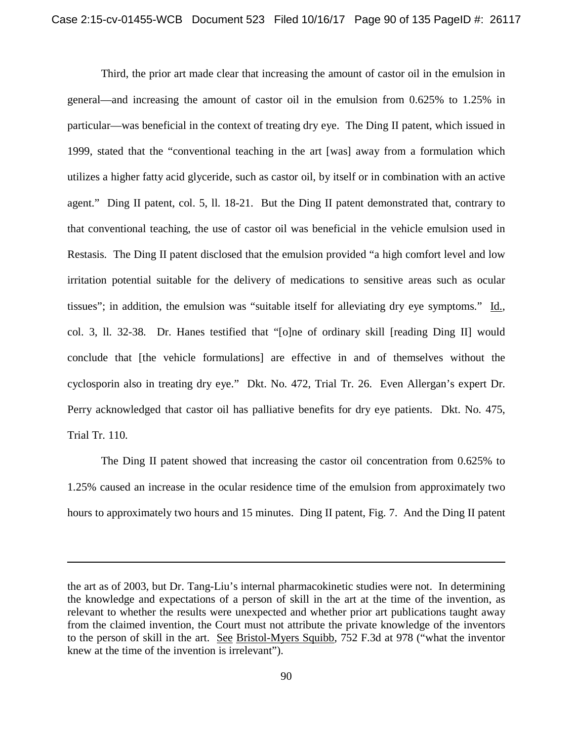Third, the prior art made clear that increasing the amount of castor oil in the emulsion in general—and increasing the amount of castor oil in the emulsion from 0.625% to 1.25% in particular—was beneficial in the context of treating dry eye. The Ding II patent, which issued in 1999, stated that the "conventional teaching in the art [was] away from a formulation which utilizes a higher fatty acid glyceride, such as castor oil, by itself or in combination with an active agent." Ding II patent, col. 5, ll. 18-21. But the Ding II patent demonstrated that, contrary to that conventional teaching, the use of castor oil was beneficial in the vehicle emulsion used in Restasis. The Ding II patent disclosed that the emulsion provided "a high comfort level and low irritation potential suitable for the delivery of medications to sensitive areas such as ocular tissues"; in addition, the emulsion was "suitable itself for alleviating dry eye symptoms." Id., col. 3, ll. 32-38. Dr. Hanes testified that "[o]ne of ordinary skill [reading Ding II] would conclude that [the vehicle formulations] are effective in and of themselves without the cyclosporin also in treating dry eye." Dkt. No. 472, Trial Tr. 26. Even Allergan's expert Dr. Perry acknowledged that castor oil has palliative benefits for dry eye patients. Dkt. No. 475, Trial Tr. 110.

The Ding II patent showed that increasing the castor oil concentration from 0.625% to 1.25% caused an increase in the ocular residence time of the emulsion from approximately two hours to approximately two hours and 15 minutes. Ding II patent, Fig. 7. And the Ding II patent

---

the art as of 2003, but Dr. Tang-Liu's internal pharmacokinetic studies were not. In determining the knowledge and expectations of a person of skill in the art at the time of the invention, as relevant to whether the results were unexpected and whether prior art publications taught away from the claimed invention, the Court must not attribute the private knowledge of the inventors to the person of skill in the art. See Bristol-Myers Squibb, 752 F.3d at 978 ("what the inventor knew at the time of the invention is irrelevant").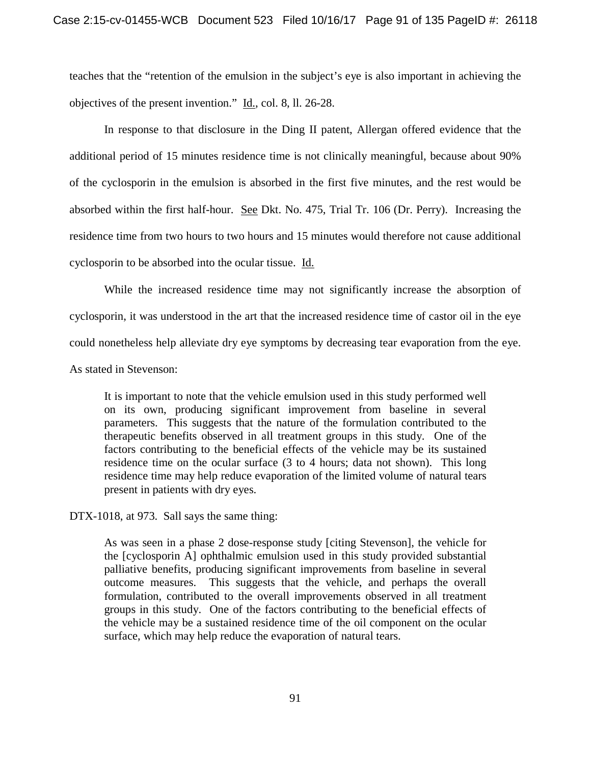teaches that the "retention of the emulsion in the subject's eye is also important in achieving the objectives of the present invention." Id., col. 8, ll. 26-28.

In response to that disclosure in the Ding II patent, Allergan offered evidence that the additional period of 15 minutes residence time is not clinically meaningful, because about 90% of the cyclosporin in the emulsion is absorbed in the first five minutes, and the rest would be absorbed within the first half-hour. See Dkt. No. 475, Trial Tr. 106 (Dr. Perry). Increasing the residence time from two hours to two hours and 15 minutes would therefore not cause additional cyclosporin to be absorbed into the ocular tissue. Id.

While the increased residence time may not significantly increase the absorption of cyclosporin, it was understood in the art that the increased residence time of castor oil in the eye could nonetheless help alleviate dry eye symptoms by decreasing tear evaporation from the eye. As stated in Stevenson:

> It is important to note that the vehicle emulsion used in this study performed well on its own, producing significant improvement from baseline in several parameters. This suggests that the nature of the formulation contributed to the therapeutic benefits observed in all treatment groups in this study. One of the factors contributing to the beneficial effects of the vehicle may be its sustained residence time on the ocular surface (3 to 4 hours; data not shown). This long residence time may help reduce evaporation of the limited volume of natural tears present in patients with dry eyes.

DTX-1018, at 973. Sall says the same thing:

> As was seen in a phase 2 dose-response study [citing Stevenson], the vehicle for the [cyclosporin A] ophthalmic emulsion used in this study provided substantial palliative benefits, producing significant improvements from baseline in several outcome measures. This suggests that the vehicle, and perhaps the overall formulation, contributed to the overall improvements observed in all treatment groups in this study. One of the factors contributing to the beneficial effects of the vehicle may be a sustained residence time of the oil component on the ocular surface, which may help reduce the evaporation of natural tears.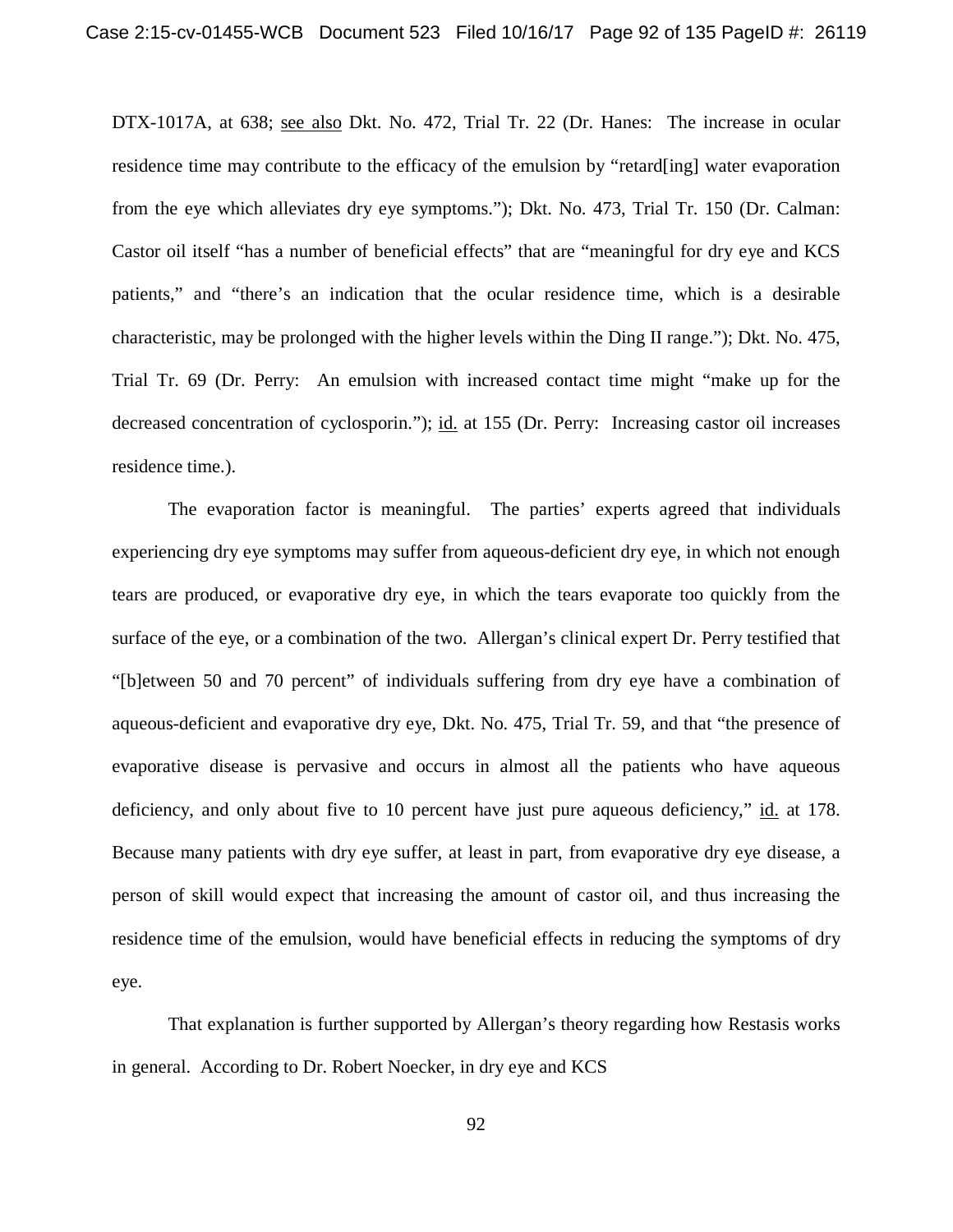DTX-1017A, at 638; see also Dkt. No. 472, Trial Tr. 22 (Dr. Hanes: The increase in ocular residence time may contribute to the efficacy of the emulsion by "retard[ing] water evaporation from the eye which alleviates dry eye symptoms."); Dkt. No. 473, Trial Tr. 150 (Dr. Calman: Castor oil itself "has a number of beneficial effects" that are "meaningful for dry eye and KCS patients," and "there's an indication that the ocular residence time, which is a desirable characteristic, may be prolonged with the higher levels within the Ding II range."); Dkt. No. 475, Trial Tr. 69 (Dr. Perry: An emulsion with increased contact time might "make up for the decreased concentration of cyclosporin."); id. at 155 (Dr. Perry: Increasing castor oil increases residence time.).

The evaporation factor is meaningful. The parties' experts agreed that individuals experiencing dry eye symptoms may suffer from aqueous-deficient dry eye, in which not enough tears are produced, or evaporative dry eye, in which the tears evaporate too quickly from the surface of the eye, or a combination of the two. Allergan's clinical expert Dr. Perry testified that "[b]etween 50 and 70 percent" of individuals suffering from dry eye have a combination of aqueous-deficient and evaporative dry eye, Dkt. No. 475, Trial Tr. 59, and that "the presence of evaporative disease is pervasive and occurs in almost all the patients who have aqueous deficiency, and only about five to 10 percent have just pure aqueous deficiency," id. at 178. Because many patients with dry eye suffer, at least in part, from evaporative dry eye disease, a person of skill would expect that increasing the amount of castor oil, and thus increasing the residence time of the emulsion, would have beneficial effects in reducing the symptoms of dry eye.

That explanation is further supported by Allergan's theory regarding how Restasis works in general. According to Dr. Robert Noecker, in dry eye and KCS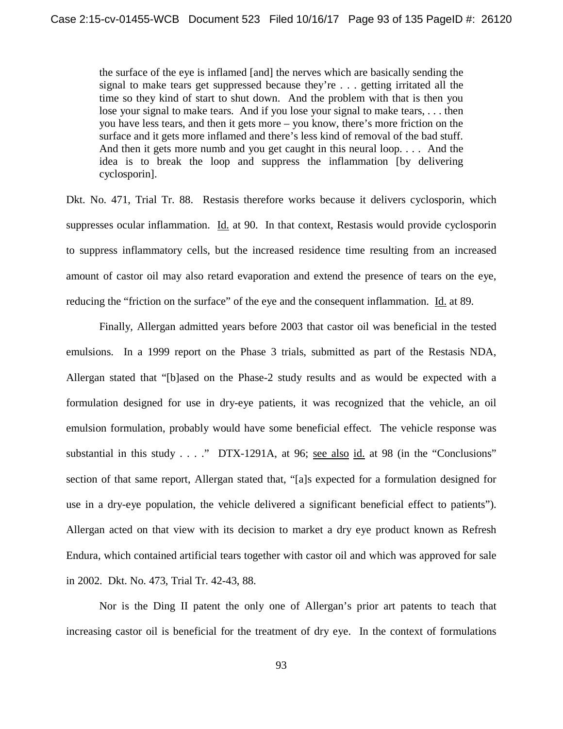> the surface of the eye is inflamed [and] the nerves which are basically sending the signal to make tears get suppressed because they're . . . getting irritated all the time so they kind of start to shut down. And the problem with that is then you lose your signal to make tears. And if you lose your signal to make tears, . . . then you have less tears, and then it gets more – you know, there's more friction on the surface and it gets more inflamed and there's less kind of removal of the bad stuff. And then it gets more numb and you get caught in this neural loop. . . . And the idea is to break the loop and suppress the inflammation [by delivering cyclosporin].

Dkt. No. 471, Trial Tr. 88. Restasis therefore works because it delivers cyclosporin, which suppresses ocular inflammation. Id. at 90. In that context, Restasis would provide cyclosporin to suppress inflammatory cells, but the increased residence time resulting from an increased amount of castor oil may also retard evaporation and extend the presence of tears on the eye, reducing the "friction on the surface" of the eye and the consequent inflammation. Id. at 89.

Finally, Allergan admitted years before 2003 that castor oil was beneficial in the tested emulsions. In a 1999 report on the Phase 3 trials, submitted as part of the Restasis NDA, Allergan stated that "[b]ased on the Phase-2 study results and as would be expected with a formulation designed for use in dry-eye patients, it was recognized that the vehicle, an oil emulsion formulation, probably would have some beneficial effect. The vehicle response was substantial in this study . . . ." DTX-1291A, at 96; see also id. at 98 (in the "Conclusions" section of that same report, Allergan stated that, "[a]s expected for a formulation designed for use in a dry-eye population, the vehicle delivered a significant beneficial effect to patients"). Allergan acted on that view with its decision to market a dry eye product known as Refresh Endura, which contained artificial tears together with castor oil and which was approved for sale in 2002. Dkt. No. 473, Trial Tr. 42-43, 88.

Nor is the Ding II patent the only one of Allergan's prior art patents to teach that increasing castor oil is beneficial for the treatment of dry eye. In the context of formulations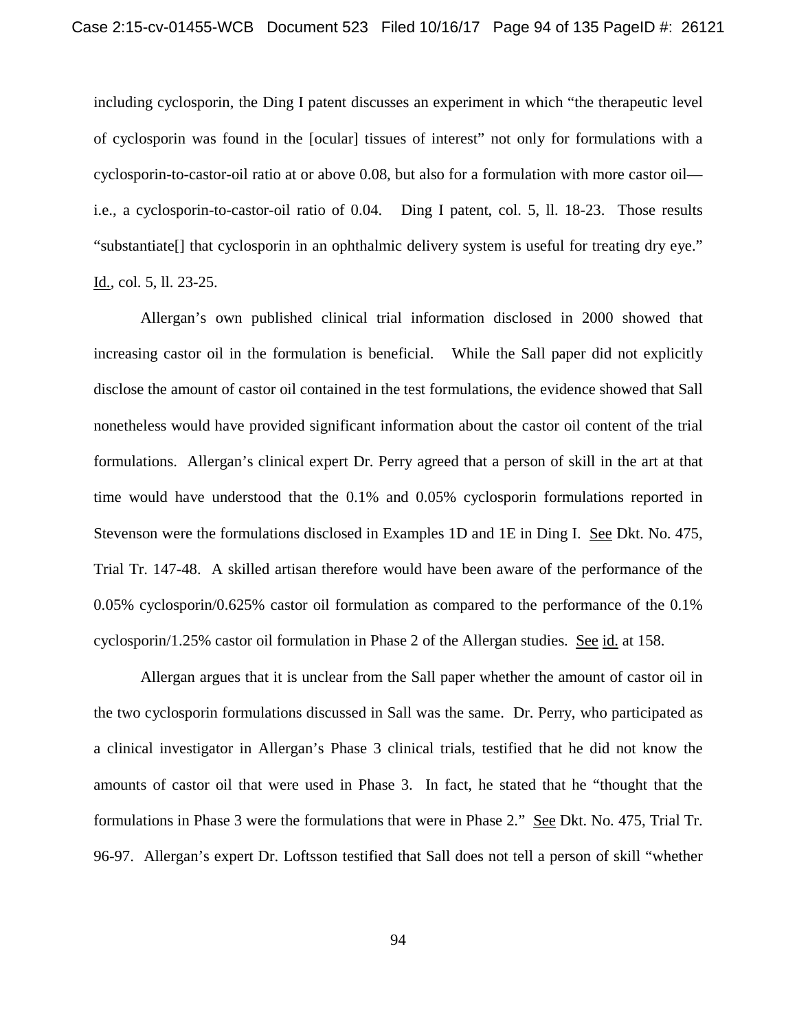including cyclosporin, the Ding I patent discusses an experiment in which "the therapeutic level of cyclosporin was found in the [ocular] tissues of interest" not only for formulations with a cyclosporin-to-castor-oil ratio at or above 0.08, but also for a formulation with more castor oil—i.e., a cyclosporin-to-castor-oil ratio of 0.04. Ding I patent, col. 5, ll. 18-23. Those results "substantiate[] that cyclosporin in an ophthalmic delivery system is useful for treating dry eye." Id., col. 5, ll. 23-25.

Allergan's own published clinical trial information disclosed in 2000 showed that increasing castor oil in the formulation is beneficial. While the Sall paper did not explicitly disclose the amount of castor oil contained in the test formulations, the evidence showed that Sall nonetheless would have provided significant information about the castor oil content of the trial formulations. Allergan's clinical expert Dr. Perry agreed that a person of skill in the art at that time would have understood that the 0.1% and 0.05% cyclosporin formulations reported in Stevenson were the formulations disclosed in Examples 1D and 1E in Ding I. See Dkt. No. 475, Trial Tr. 147-48. A skilled artisan therefore would have been aware of the performance of the 0.05% cyclosporin/0.625% castor oil formulation as compared to the performance of the 0.1% cyclosporin/1.25% castor oil formulation in Phase 2 of the Allergan studies. See id. at 158.

Allergan argues that it is unclear from the Sall paper whether the amount of castor oil in the two cyclosporin formulations discussed in Sall was the same. Dr. Perry, who participated as a clinical investigator in Allergan's Phase 3 clinical trials, testified that he did not know the amounts of castor oil that were used in Phase 3. In fact, he stated that he "thought that the formulations in Phase 3 were the formulations that were in Phase 2." See Dkt. No. 475, Trial Tr. 96-97. Allergan's expert Dr. Loftsson testified that Sall does not tell a person of skill "whether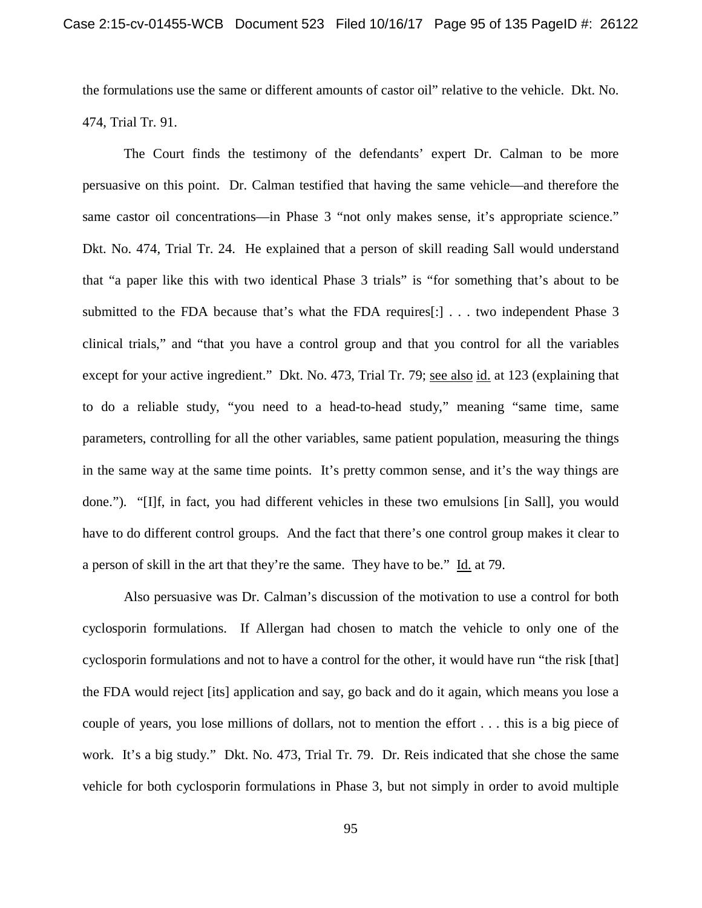the formulations use the same or different amounts of castor oil" relative to the vehicle. Dkt. No. 474, Trial Tr. 91.

The Court finds the testimony of the defendants' expert Dr. Calman to be more persuasive on this point. Dr. Calman testified that having the same vehicle—and therefore the same castor oil concentrations—in Phase 3 "not only makes sense, it's appropriate science." Dkt. No. 474, Trial Tr. 24. He explained that a person of skill reading Sall would understand that "a paper like this with two identical Phase 3 trials" is "for something that's about to be submitted to the FDA because that's what the FDA requires[:] . . . two independent Phase 3 clinical trials," and "that you have a control group and that you control for all the variables except for your active ingredient." Dkt. No. 473, Trial Tr. 79; see also id. at 123 (explaining that to do a reliable study, "you need to a head-to-head study," meaning "same time, same parameters, controlling for all the other variables, same patient population, measuring the things in the same way at the same time points. It's pretty common sense, and it's the way things are done."). "[I]f, in fact, you had different vehicles in these two emulsions [in Sall], you would have to do different control groups. And the fact that there's one control group makes it clear to a person of skill in the art that they're the same. They have to be." Id. at 79.

Also persuasive was Dr. Calman's discussion of the motivation to use a control for both cyclosporin formulations. If Allergan had chosen to match the vehicle to only one of the cyclosporin formulations and not to have a control for the other, it would have run "the risk [that] the FDA would reject [its] application and say, go back and do it again, which means you lose a couple of years, you lose millions of dollars, not to mention the effort . . . this is a big piece of work. It's a big study." Dkt. No. 473, Trial Tr. 79. Dr. Reis indicated that she chose the same vehicle for both cyclosporin formulations in Phase 3, but not simply in order to avoid multiple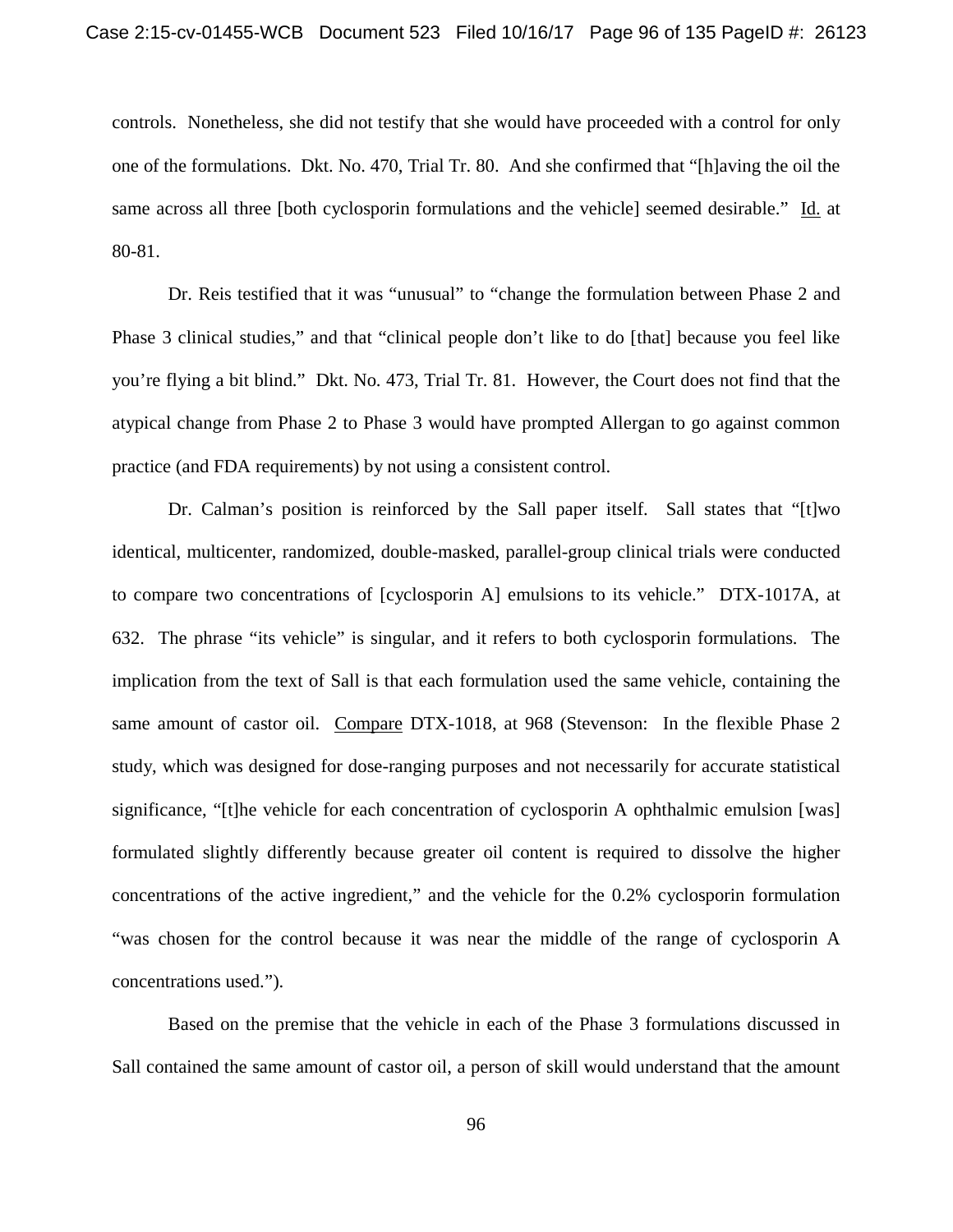controls. Nonetheless, she did not testify that she would have proceeded with a control for only one of the formulations. Dkt. No. 470, Trial Tr. 80. And she confirmed that "[h]aving the oil the same across all three [both cyclosporin formulations and the vehicle] seemed desirable." Id. at 80-81.

Dr. Reis testified that it was "unusual" to "change the formulation between Phase 2 and Phase 3 clinical studies," and that "clinical people don't like to do [that] because you feel like you're flying a bit blind." Dkt. No. 473, Trial Tr. 81. However, the Court does not find that the atypical change from Phase 2 to Phase 3 would have prompted Allergan to go against common practice (and FDA requirements) by not using a consistent control.

Dr. Calman's position is reinforced by the Sall paper itself. Sall states that "[t]wo identical, multicenter, randomized, double-masked, parallel-group clinical trials were conducted to compare two concentrations of [cyclosporin A] emulsions to its vehicle." DTX-1017A, at 632. The phrase "its vehicle" is singular, and it refers to both cyclosporin formulations. The implication from the text of Sall is that each formulation used the same vehicle, containing the same amount of castor oil. Compare DTX-1018, at 968 (Stevenson: In the flexible Phase 2 study, which was designed for dose-ranging purposes and not necessarily for accurate statistical significance, "[t]he vehicle for each concentration of cyclosporin A ophthalmic emulsion [was] formulated slightly differently because greater oil content is required to dissolve the higher concentrations of the active ingredient," and the vehicle for the 0.2% cyclosporin formulation "was chosen for the control because it was near the middle of the range of cyclosporin A concentrations used.").

Based on the premise that the vehicle in each of the Phase 3 formulations discussed in Sall contained the same amount of castor oil, a person of skill would understand that the amount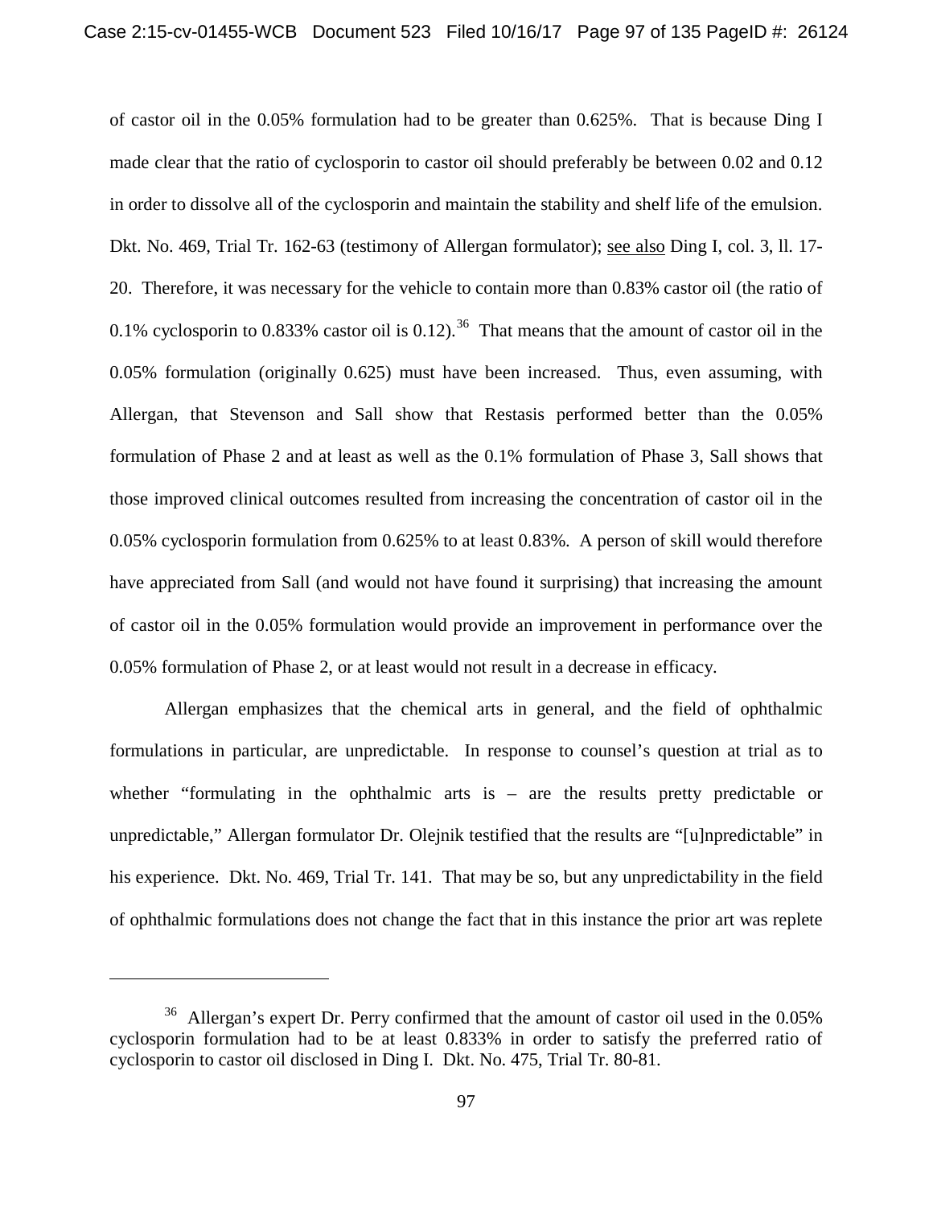of castor oil in the 0.05% formulation had to be greater than 0.625%. That is because Ding I made clear that the ratio of cyclosporin to castor oil should preferably be between 0.02 and 0.12 in order to dissolve all of the cyclosporin and maintain the stability and shelf life of the emulsion. Dkt. No. 469, Trial Tr. 162-63 (testimony of Allergan formulator); see also Ding I, col. 3, ll. 17-20. Therefore, it was necessary for the vehicle to contain more than 0.83% castor oil (the ratio of 0.1% cyclosporin to 0.833% castor oil is 0.12).[36] That means that the amount of castor oil in the 0.05% formulation (originally 0.625) must have been increased. Thus, even assuming, with Allergan, that Stevenson and Sall show that Restasis performed better than the 0.05% formulation of Phase 2 and at least as well as the 0.1% formulation of Phase 3, Sall shows that those improved clinical outcomes resulted from increasing the concentration of castor oil in the 0.05% cyclosporin formulation from 0.625% to at least 0.83%. A person of skill would therefore have appreciated from Sall (and would not have found it surprising) that increasing the amount of castor oil in the 0.05% formulation would provide an improvement in performance over the 0.05% formulation of Phase 2, or at least would not result in a decrease in efficacy.

Allergan emphasizes that the chemical arts in general, and the field of ophthalmic formulations in particular, are unpredictable. In response to counsel's question at trial as to whether "formulating in the ophthalmic arts is – are the results pretty predictable or unpredictable," Allergan formulator Dr. Olejnik testified that the results are "[u]npredictable" in his experience. Dkt. No. 469, Trial Tr. 141. That may be so, but any unpredictability in the field of ophthalmic formulations does not change the fact that in this instance the prior art was replete

---

[36] Allergan's expert Dr. Perry confirmed that the amount of castor oil used in the 0.05% cyclosporin formulation had to be at least 0.833% in order to satisfy the preferred ratio of cyclosporin to castor oil disclosed in Ding I. Dkt. No. 475, Trial Tr. 80-81.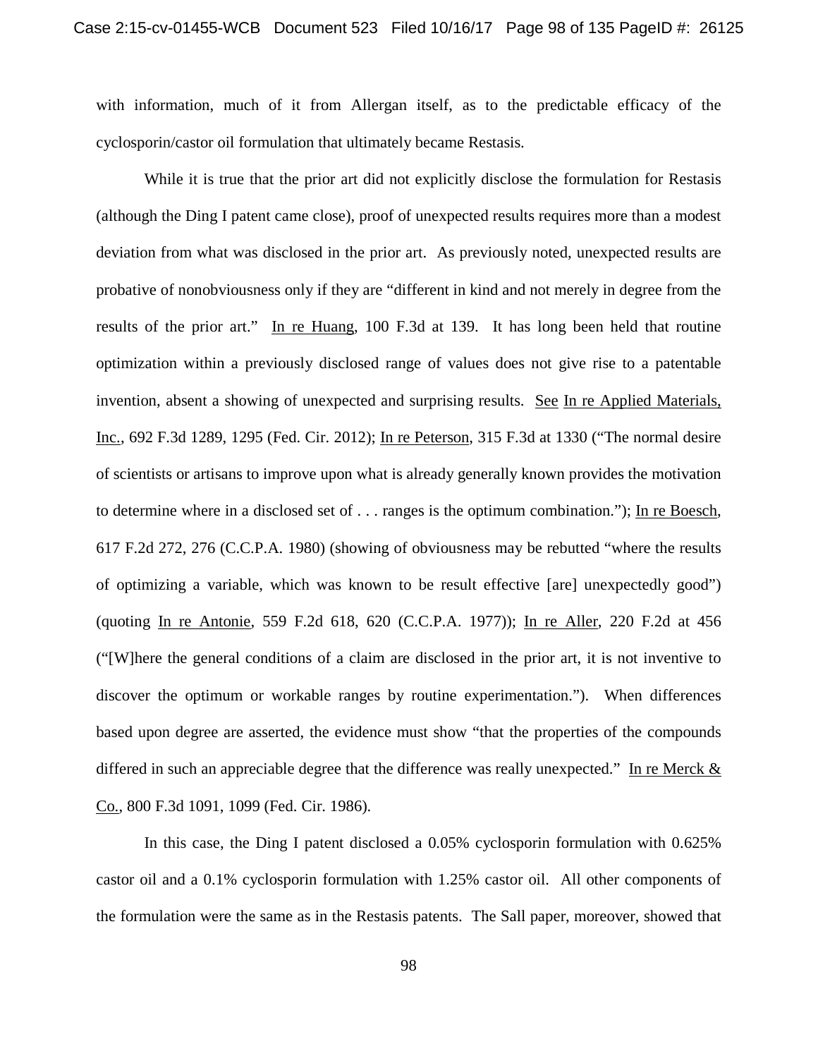with information, much of it from Allergan itself, as to the predictable efficacy of the cyclosporin/castor oil formulation that ultimately became Restasis.

While it is true that the prior art did not explicitly disclose the formulation for Restasis (although the Ding I patent came close), proof of unexpected results requires more than a modest deviation from what was disclosed in the prior art. As previously noted, unexpected results are probative of nonobviousness only if they are "different in kind and not merely in degree from the results of the prior art." In re Huang, 100 F.3d at 139. It has long been held that routine optimization within a previously disclosed range of values does not give rise to a patentable invention, absent a showing of unexpected and surprising results. See In re Applied Materials, Inc., 692 F.3d 1289, 1295 (Fed. Cir. 2012); In re Peterson, 315 F.3d at 1330 ("The normal desire of scientists or artisans to improve upon what is already generally known provides the motivation to determine where in a disclosed set of . . . ranges is the optimum combination."); In re Boesch, 617 F.2d 272, 276 (C.C.P.A. 1980) (showing of obviousness may be rebutted "where the results of optimizing a variable, which was known to be result effective [are] unexpectedly good") (quoting In re Antonie, 559 F.2d 618, 620 (C.C.P.A. 1977)); In re Aller, 220 F.2d at 456 ("[W]here the general conditions of a claim are disclosed in the prior art, it is not inventive to discover the optimum or workable ranges by routine experimentation."). When differences based upon degree are asserted, the evidence must show "that the properties of the compounds differed in such an appreciable degree that the difference was really unexpected." In re Merck & Co., 800 F.3d 1091, 1099 (Fed. Cir. 1986).

In this case, the Ding I patent disclosed a 0.05% cyclosporin formulation with 0.625% castor oil and a 0.1% cyclosporin formulation with 1.25% castor oil. All other components of the formulation were the same as in the Restasis patents. The Sall paper, moreover, showed that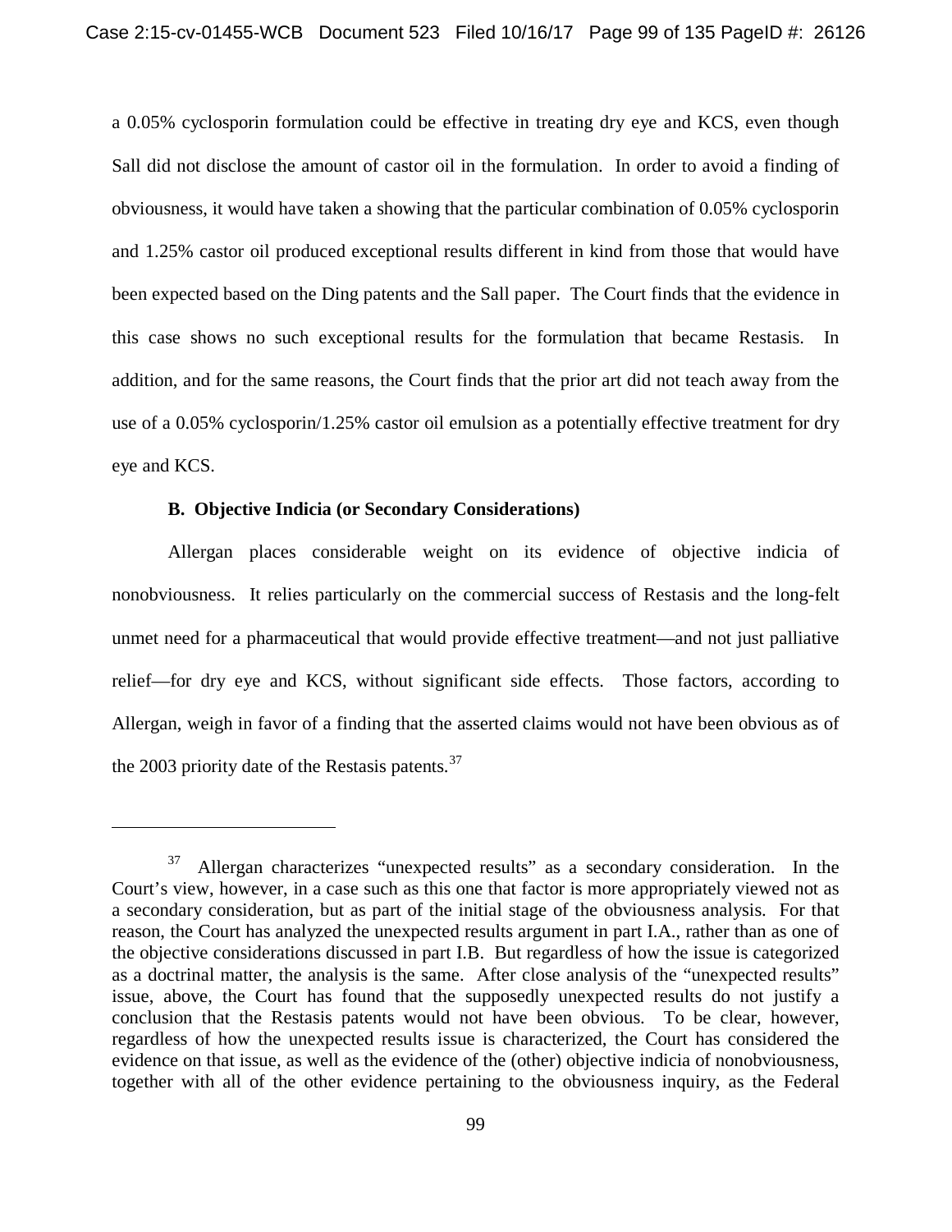a 0.05% cyclosporin formulation could be effective in treating dry eye and KCS, even though Sall did not disclose the amount of castor oil in the formulation. In order to avoid a finding of obviousness, it would have taken a showing that the particular combination of 0.05% cyclosporin and 1.25% castor oil produced exceptional results different in kind from those that would have been expected based on the Ding patents and the Sall paper. The Court finds that the evidence in this case shows no such exceptional results for the formulation that became Restasis. In addition, and for the same reasons, the Court finds that the prior art did not teach away from the use of a 0.05% cyclosporin/1.25% castor oil emulsion as a potentially effective treatment for dry eye and KCS.

**B. Objective Indicia (or Secondary Considerations)**

Allergan places considerable weight on its evidence of objective indicia of nonobviousness. It relies particularly on the commercial success of Restasis and the long-felt unmet need for a pharmaceutical that would provide effective treatment—and not just palliative relief—for dry eye and KCS, without significant side effects. Those factors, according to Allergan, weigh in favor of a finding that the asserted claims would not have been obvious as of the 2003 priority date of the Restasis patents.[37]

---

[37] Allergan characterizes "unexpected results" as a secondary consideration. In the Court's view, however, in a case such as this one that factor is more appropriately viewed not as a secondary consideration, but as part of the initial stage of the obviousness analysis. For that reason, the Court has analyzed the unexpected results argument in part I.A., rather than as one of the objective considerations discussed in part I.B. But regardless of how the issue is categorized as a doctrinal matter, the analysis is the same. After close analysis of the "unexpected results" issue, above, the Court has found that the supposedly unexpected results do not justify a conclusion that the Restasis patents would not have been obvious. To be clear, however, regardless of how the unexpected results issue is characterized, the Court has considered the evidence on that issue, as well as the evidence of the (other) objective indicia of nonobviousness, together with all of the other evidence pertaining to the obviousness inquiry, as the Federal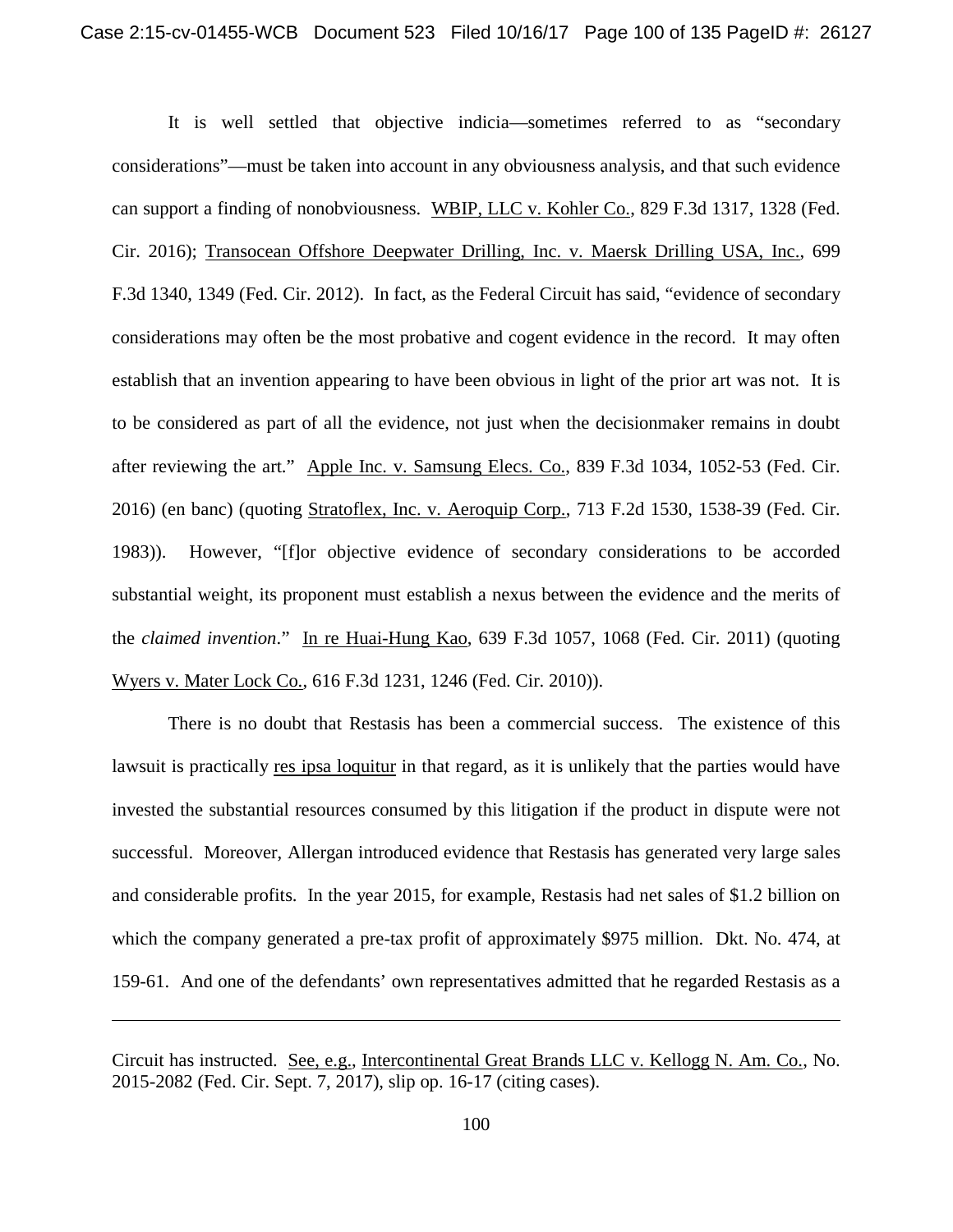It is well settled that objective indicia—sometimes referred to as "secondary considerations"—must be taken into account in any obviousness analysis, and that such evidence can support a finding of nonobviousness. WBIP, LLC v. Kohler Co., 829 F.3d 1317, 1328 (Fed. Cir. 2016); Transocean Offshore Deepwater Drilling, Inc. v. Maersk Drilling USA, Inc., 699 F.3d 1340, 1349 (Fed. Cir. 2012). In fact, as the Federal Circuit has said, "evidence of secondary considerations may often be the most probative and cogent evidence in the record. It may often establish that an invention appearing to have been obvious in light of the prior art was not. It is to be considered as part of all the evidence, not just when the decisionmaker remains in doubt after reviewing the art." Apple Inc. v. Samsung Elecs. Co., 839 F.3d 1034, 1052-53 (Fed. Cir. 2016) (en banc) (quoting Stratoflex, Inc. v. Aeroquip Corp., 713 F.2d 1530, 1538-39 (Fed. Cir. 1983)). However, "[f]or objective evidence of secondary considerations to be accorded substantial weight, its proponent must establish a nexus between the evidence and the merits of the *claimed invention*." In re Huai-Hung Kao, 639 F.3d 1057, 1068 (Fed. Cir. 2011) (quoting Wyers v. Mater Lock Co., 616 F.3d 1231, 1246 (Fed. Cir. 2010)).

There is no doubt that Restasis has been a commercial success. The existence of this lawsuit is practically res ipsa loquitur in that regard, as it is unlikely that the parties would have invested the substantial resources consumed by this litigation if the product in dispute were not successful. Moreover, Allergan introduced evidence that Restasis has generated very large sales and considerable profits. In the year 2015, for example, Restasis had net sales of $1.2 billion on which the company generated a pre-tax profit of approximately $975 million. Dkt. No. 474, at 159-61. And one of the defendants' own representatives admitted that he regarded Restasis as a

---

Circuit has instructed. See, e.g., Intercontinental Great Brands LLC v. Kellogg N. Am. Co., No. 2015-2082 (Fed. Cir. Sept. 7, 2017), slip op. 16-17 (citing cases).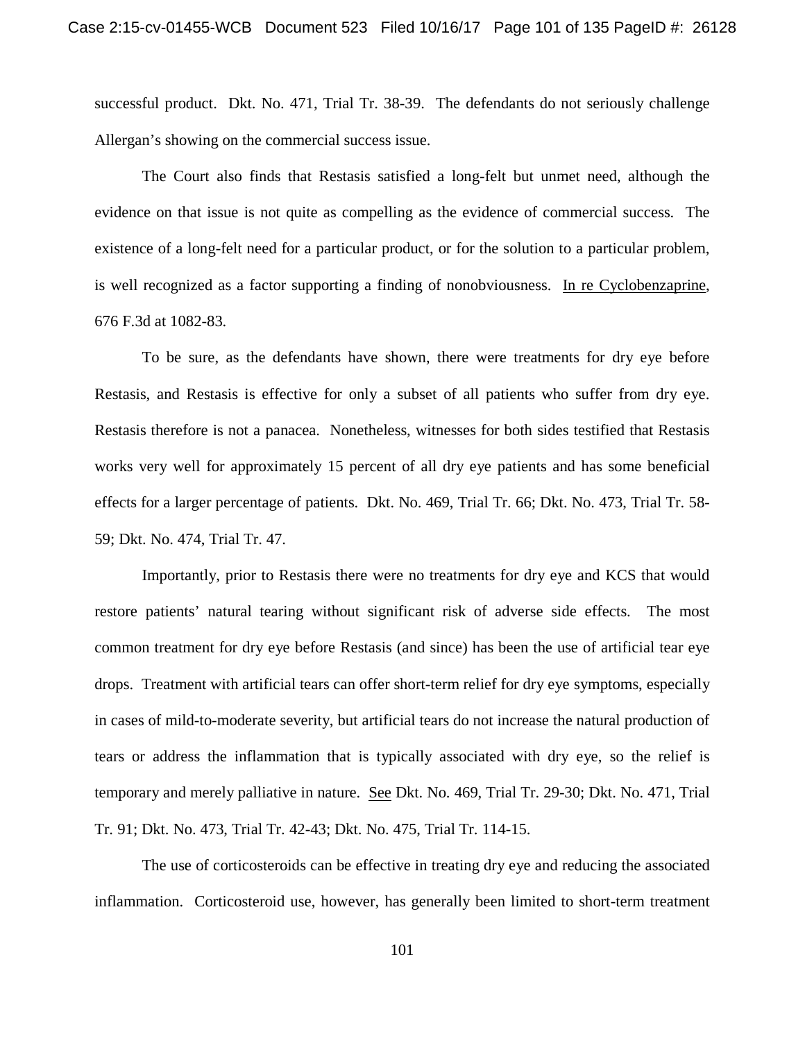successful product. Dkt. No. 471, Trial Tr. 38-39. The defendants do not seriously challenge Allergan's showing on the commercial success issue.

The Court also finds that Restasis satisfied a long-felt but unmet need, although the evidence on that issue is not quite as compelling as the evidence of commercial success. The existence of a long-felt need for a particular product, or for the solution to a particular problem, is well recognized as a factor supporting a finding of nonobviousness. In re Cyclobenzaprine, 676 F.3d at 1082-83.

To be sure, as the defendants have shown, there were treatments for dry eye before Restasis, and Restasis is effective for only a subset of all patients who suffer from dry eye. Restasis therefore is not a panacea. Nonetheless, witnesses for both sides testified that Restasis works very well for approximately 15 percent of all dry eye patients and has some beneficial effects for a larger percentage of patients. Dkt. No. 469, Trial Tr. 66; Dkt. No. 473, Trial Tr. 58-59; Dkt. No. 474, Trial Tr. 47.

Importantly, prior to Restasis there were no treatments for dry eye and KCS that would restore patients' natural tearing without significant risk of adverse side effects. The most common treatment for dry eye before Restasis (and since) has been the use of artificial tear eye drops. Treatment with artificial tears can offer short-term relief for dry eye symptoms, especially in cases of mild-to-moderate severity, but artificial tears do not increase the natural production of tears or address the inflammation that is typically associated with dry eye, so the relief is temporary and merely palliative in nature. See Dkt. No. 469, Trial Tr. 29-30; Dkt. No. 471, Trial Tr. 91; Dkt. No. 473, Trial Tr. 42-43; Dkt. No. 475, Trial Tr. 114-15.

The use of corticosteroids can be effective in treating dry eye and reducing the associated inflammation. Corticosteroid use, however, has generally been limited to short-term treatment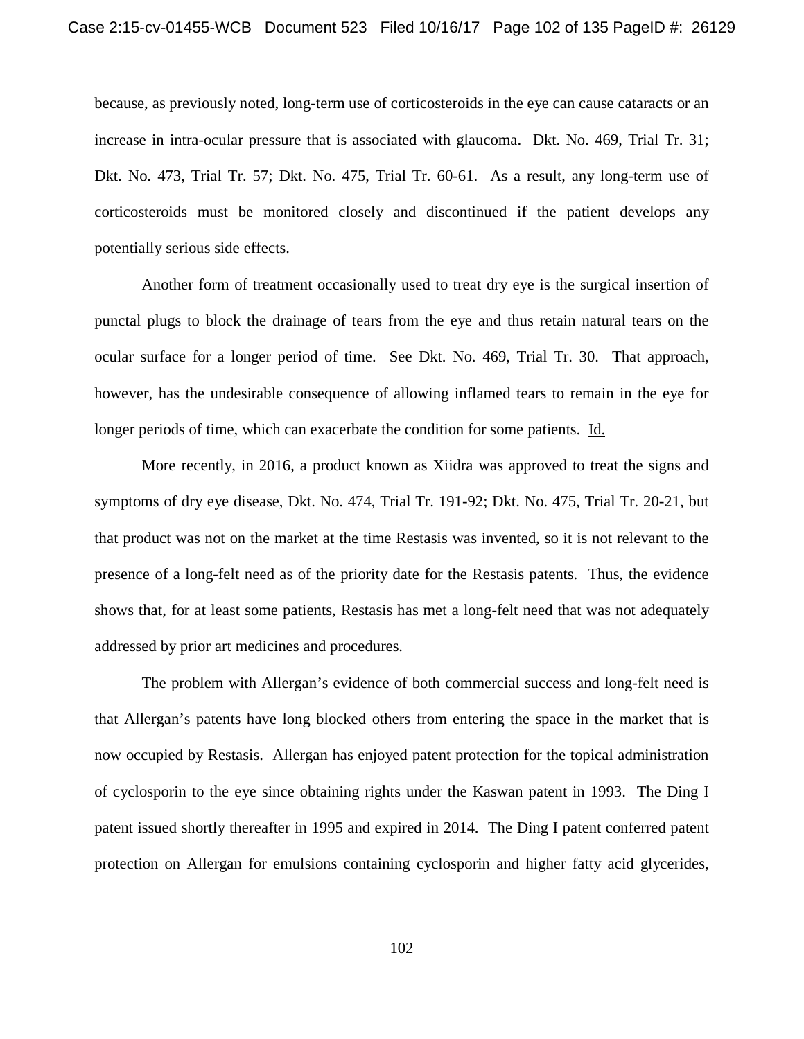because, as previously noted, long-term use of corticosteroids in the eye can cause cataracts or an increase in intra-ocular pressure that is associated with glaucoma. Dkt. No. 469, Trial Tr. 31; Dkt. No. 473, Trial Tr. 57; Dkt. No. 475, Trial Tr. 60-61. As a result, any long-term use of corticosteroids must be monitored closely and discontinued if the patient develops any potentially serious side effects.

Another form of treatment occasionally used to treat dry eye is the surgical insertion of punctal plugs to block the drainage of tears from the eye and thus retain natural tears on the ocular surface for a longer period of time. See Dkt. No. 469, Trial Tr. 30. That approach, however, has the undesirable consequence of allowing inflamed tears to remain in the eye for longer periods of time, which can exacerbate the condition for some patients. Id.

More recently, in 2016, a product known as Xiidra was approved to treat the signs and symptoms of dry eye disease, Dkt. No. 474, Trial Tr. 191-92; Dkt. No. 475, Trial Tr. 20-21, but that product was not on the market at the time Restasis was invented, so it is not relevant to the presence of a long-felt need as of the priority date for the Restasis patents. Thus, the evidence shows that, for at least some patients, Restasis has met a long-felt need that was not adequately addressed by prior art medicines and procedures.

The problem with Allergan's evidence of both commercial success and long-felt need is that Allergan's patents have long blocked others from entering the space in the market that is now occupied by Restasis. Allergan has enjoyed patent protection for the topical administration of cyclosporin to the eye since obtaining rights under the Kaswan patent in 1993. The Ding I patent issued shortly thereafter in 1995 and expired in 2014. The Ding I patent conferred patent protection on Allergan for emulsions containing cyclosporin and higher fatty acid glycerides,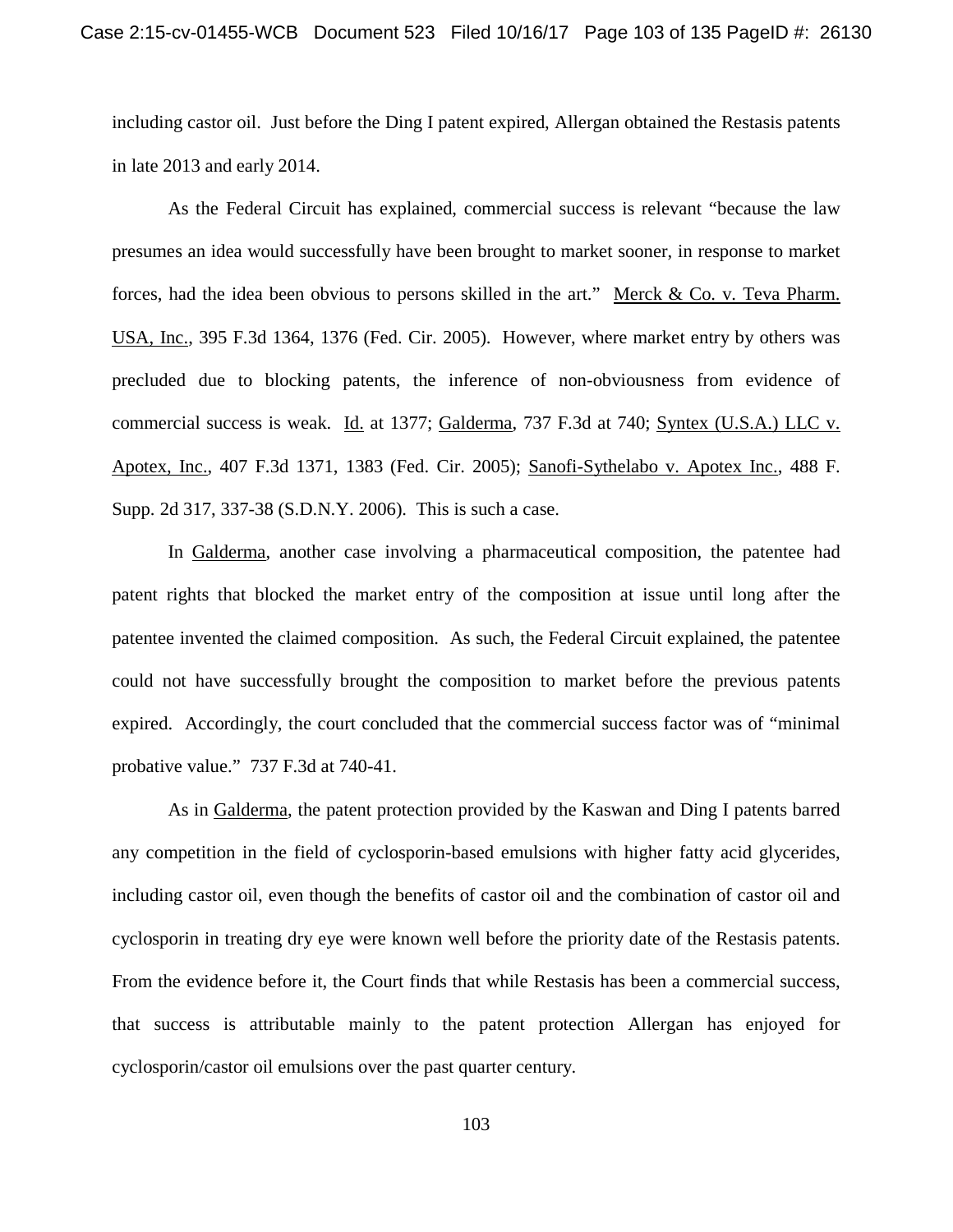including castor oil. Just before the Ding I patent expired, Allergan obtained the Restasis patents in late 2013 and early 2014.

As the Federal Circuit has explained, commercial success is relevant "because the law presumes an idea would successfully have been brought to market sooner, in response to market forces, had the idea been obvious to persons skilled in the art." Merck & Co. v. Teva Pharm. USA, Inc., 395 F.3d 1364, 1376 (Fed. Cir. 2005). However, where market entry by others was precluded due to blocking patents, the inference of non-obviousness from evidence of commercial success is weak. Id. at 1377; Galderma, 737 F.3d at 740; Syntex (U.S.A.) LLC v. Apotex, Inc., 407 F.3d 1371, 1383 (Fed. Cir. 2005); Sanofi-Sythelabo v. Apotex Inc., 488 F. Supp. 2d 317, 337-38 (S.D.N.Y. 2006). This is such a case.

In Galderma, another case involving a pharmaceutical composition, the patentee had patent rights that blocked the market entry of the composition at issue until long after the patentee invented the claimed composition. As such, the Federal Circuit explained, the patentee could not have successfully brought the composition to market before the previous patents expired. Accordingly, the court concluded that the commercial success factor was of "minimal probative value." 737 F.3d at 740-41.

As in Galderma, the patent protection provided by the Kaswan and Ding I patents barred any competition in the field of cyclosporin-based emulsions with higher fatty acid glycerides, including castor oil, even though the benefits of castor oil and the combination of castor oil and cyclosporin in treating dry eye were known well before the priority date of the Restasis patents. From the evidence before it, the Court finds that while Restasis has been a commercial success, that success is attributable mainly to the patent protection Allergan has enjoyed for cyclosporin/castor oil emulsions over the past quarter century.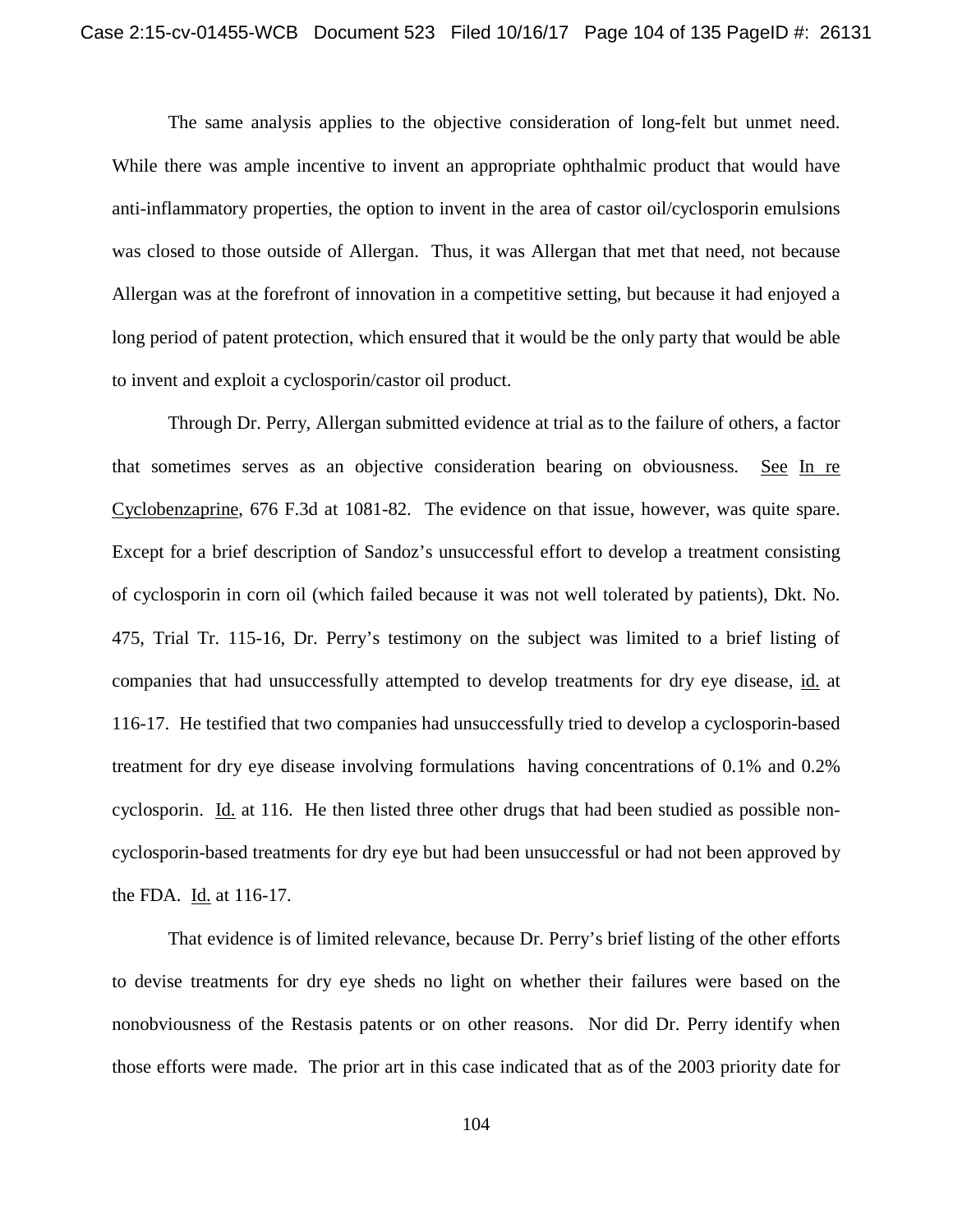The same analysis applies to the objective consideration of long-felt but unmet need. While there was ample incentive to invent an appropriate ophthalmic product that would have anti-inflammatory properties, the option to invent in the area of castor oil/cyclosporin emulsions was closed to those outside of Allergan. Thus, it was Allergan that met that need, not because Allergan was at the forefront of innovation in a competitive setting, but because it had enjoyed a long period of patent protection, which ensured that it would be the only party that would be able to invent and exploit a cyclosporin/castor oil product.

Through Dr. Perry, Allergan submitted evidence at trial as to the failure of others, a factor that sometimes serves as an objective consideration bearing on obviousness. See In re Cyclobenzaprine, 676 F.3d at 1081-82. The evidence on that issue, however, was quite spare. Except for a brief description of Sandoz's unsuccessful effort to develop a treatment consisting of cyclosporin in corn oil (which failed because it was not well tolerated by patients), Dkt. No. 475, Trial Tr. 115-16, Dr. Perry's testimony on the subject was limited to a brief listing of companies that had unsuccessfully attempted to develop treatments for dry eye disease, id. at 116-17. He testified that two companies had unsuccessfully tried to develop a cyclosporin-based treatment for dry eye disease involving formulations having concentrations of 0.1% and 0.2% cyclosporin. Id. at 116. He then listed three other drugs that had been studied as possible non-cyclosporin-based treatments for dry eye but had been unsuccessful or had not been approved by the FDA. Id. at 116-17.

That evidence is of limited relevance, because Dr. Perry's brief listing of the other efforts to devise treatments for dry eye sheds no light on whether their failures were based on the nonobviousness of the Restasis patents or on other reasons. Nor did Dr. Perry identify when those efforts were made. The prior art in this case indicated that as of the 2003 priority date for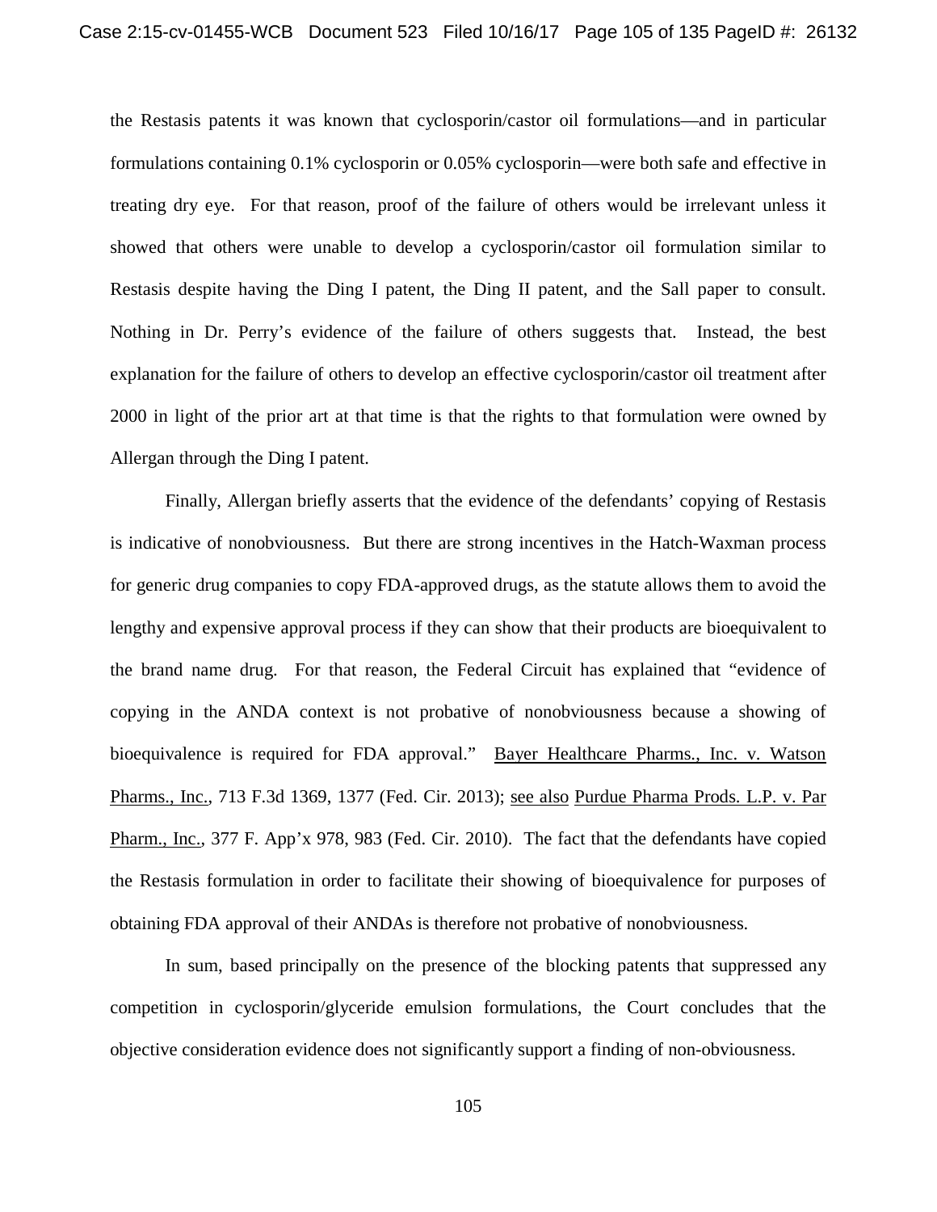the Restasis patents it was known that cyclosporin/castor oil formulations—and in particular formulations containing 0.1% cyclosporin or 0.05% cyclosporin—were both safe and effective in treating dry eye. For that reason, proof of the failure of others would be irrelevant unless it showed that others were unable to develop a cyclosporin/castor oil formulation similar to Restasis despite having the Ding I patent, the Ding II patent, and the Sall paper to consult. Nothing in Dr. Perry's evidence of the failure of others suggests that. Instead, the best explanation for the failure of others to develop an effective cyclosporin/castor oil treatment after 2000 in light of the prior art at that time is that the rights to that formulation were owned by Allergan through the Ding I patent.

Finally, Allergan briefly asserts that the evidence of the defendants' copying of Restasis is indicative of nonobviousness. But there are strong incentives in the Hatch-Waxman process for generic drug companies to copy FDA-approved drugs, as the statute allows them to avoid the lengthy and expensive approval process if they can show that their products are bioequivalent to the brand name drug. For that reason, the Federal Circuit has explained that "evidence of copying in the ANDA context is not probative of nonobviousness because a showing of bioequivalence is required for FDA approval." Bayer Healthcare Pharms., Inc. v. Watson Pharms., Inc., 713 F.3d 1369, 1377 (Fed. Cir. 2013); see also Purdue Pharma Prods. L.P. v. Par Pharm., Inc., 377 F. App'x 978, 983 (Fed. Cir. 2010). The fact that the defendants have copied the Restasis formulation in order to facilitate their showing of bioequivalence for purposes of obtaining FDA approval of their ANDAs is therefore not probative of nonobviousness.

In sum, based principally on the presence of the blocking patents that suppressed any competition in cyclosporin/glyceride emulsion formulations, the Court concludes that the objective consideration evidence does not significantly support a finding of non-obviousness.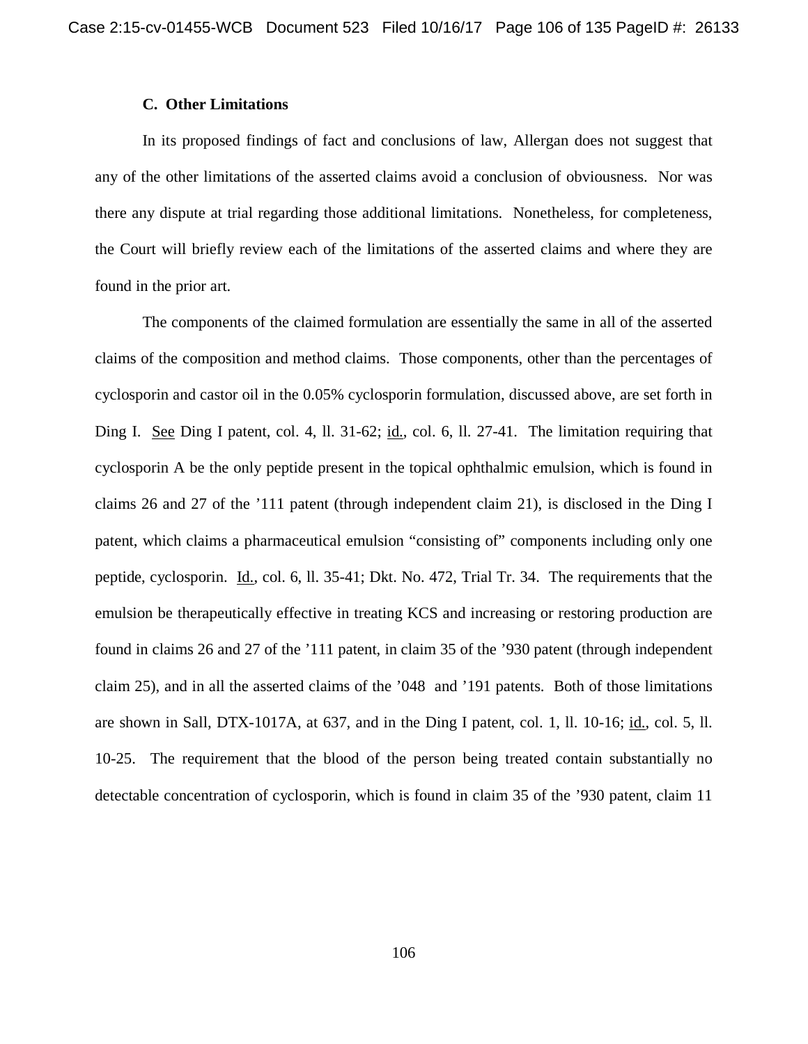### C. Other Limitations

In its proposed findings of fact and conclusions of law, Allergan does not suggest that any of the other limitations of the asserted claims avoid a conclusion of obviousness. Nor was there any dispute at trial regarding those additional limitations. Nonetheless, for completeness, the Court will briefly review each of the limitations of the asserted claims and where they are found in the prior art.

The components of the claimed formulation are essentially the same in all of the asserted claims of the composition and method claims. Those components, other than the percentages of cyclosporin and castor oil in the 0.05% cyclosporin formulation, discussed above, are set forth in Ding I. See Ding I patent, col. 4, ll. 31-62; id., col. 6, ll. 27-41. The limitation requiring that cyclosporin A be the only peptide present in the topical ophthalmic emulsion, which is found in claims 26 and 27 of the '111 patent (through independent claim 21), is disclosed in the Ding I patent, which claims a pharmaceutical emulsion "consisting of" components including only one peptide, cyclosporin. Id., col. 6, ll. 35-41; Dkt. No. 472, Trial Tr. 34. The requirements that the emulsion be therapeutically effective in treating KCS and increasing or restoring production are found in claims 26 and 27 of the '111 patent, in claim 35 of the '930 patent (through independent claim 25), and in all the asserted claims of the '048 and '191 patents. Both of those limitations are shown in Sall, DTX-1017A, at 637, and in the Ding I patent, col. 1, ll. 10-16; id., col. 5, ll. 10-25. The requirement that the blood of the person being treated contain substantially no detectable concentration of cyclosporin, which is found in claim 35 of the '930 patent, claim 11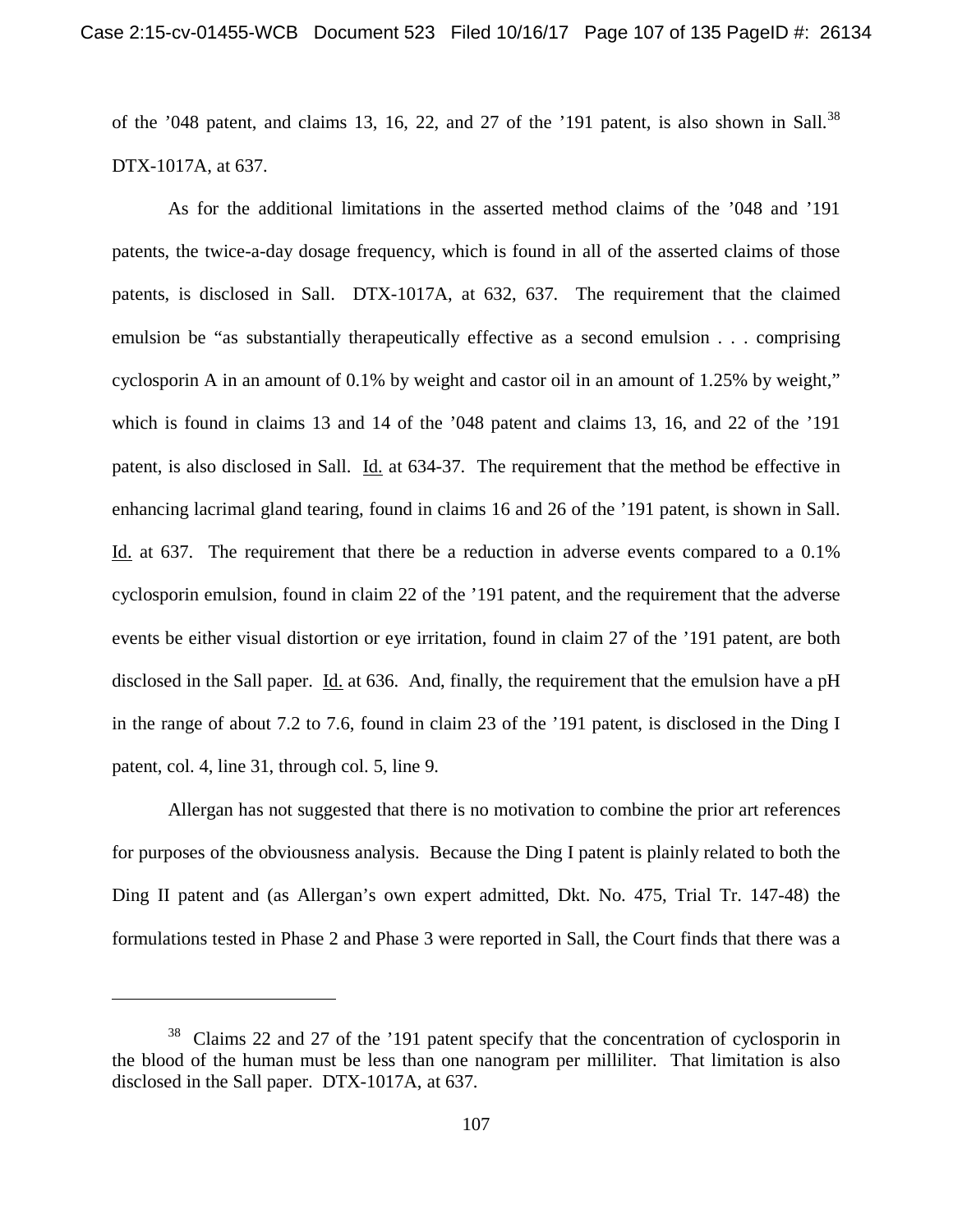of the '048 patent, and claims 13, 16, 22, and 27 of the '191 patent, is also shown in Sall.[38] DTX-1017A, at 637.

As for the additional limitations in the asserted method claims of the '048 and '191 patents, the twice-a-day dosage frequency, which is found in all of the asserted claims of those patents, is disclosed in Sall. DTX-1017A, at 632, 637. The requirement that the claimed emulsion be "as substantially therapeutically effective as a second emulsion . . . comprising cyclosporin A in an amount of 0.1% by weight and castor oil in an amount of 1.25% by weight," which is found in claims 13 and 14 of the '048 patent and claims 13, 16, and 22 of the '191 patent, is also disclosed in Sall. Id. at 634-37. The requirement that the method be effective in enhancing lacrimal gland tearing, found in claims 16 and 26 of the '191 patent, is shown in Sall. Id. at 637. The requirement that there be a reduction in adverse events compared to a 0.1% cyclosporin emulsion, found in claim 22 of the '191 patent, and the requirement that the adverse events be either visual distortion or eye irritation, found in claim 27 of the '191 patent, are both disclosed in the Sall paper. Id. at 636. And, finally, the requirement that the emulsion have a pH in the range of about 7.2 to 7.6, found in claim 23 of the '191 patent, is disclosed in the Ding I patent, col. 4, line 31, through col. 5, line 9.

Allergan has not suggested that there is no motivation to combine the prior art references for purposes of the obviousness analysis. Because the Ding I patent is plainly related to both the Ding II patent and (as Allergan's own expert admitted, Dkt. No. 475, Trial Tr. 147-48) the formulations tested in Phase 2 and Phase 3 were reported in Sall, the Court finds that there was a

---

[38] Claims 22 and 27 of the '191 patent specify that the concentration of cyclosporin in the blood of the human must be less than one nanogram per milliliter. That limitation is also disclosed in the Sall paper. DTX-1017A, at 637.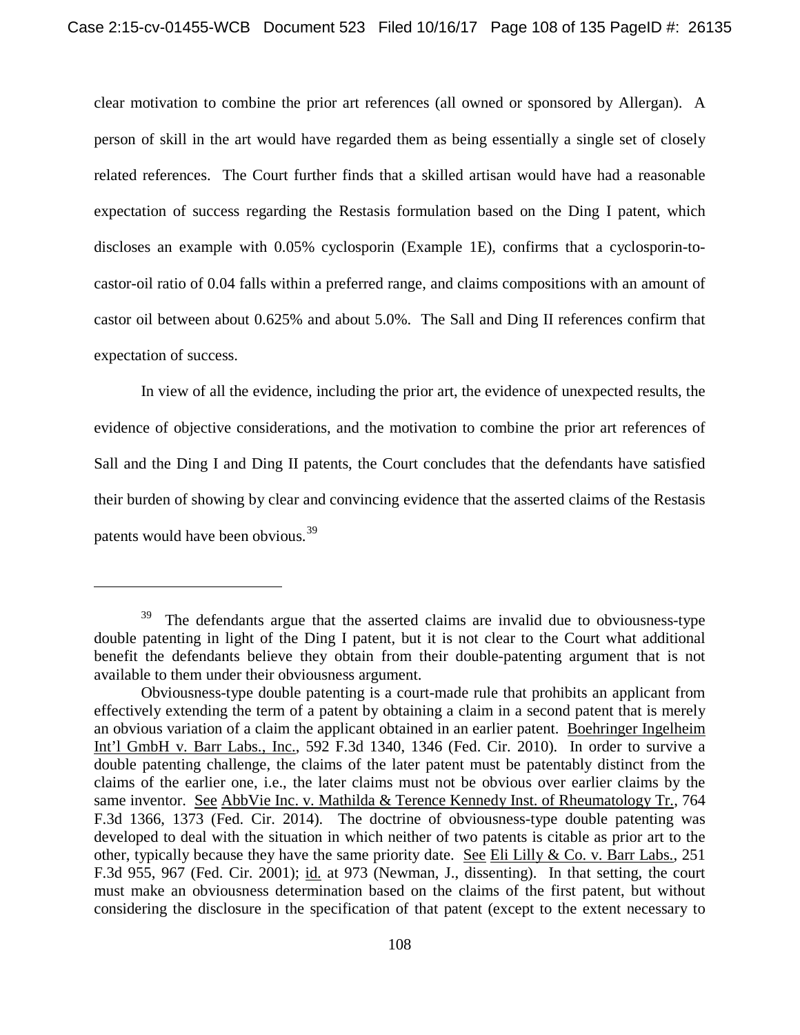clear motivation to combine the prior art references (all owned or sponsored by Allergan). A person of skill in the art would have regarded them as being essentially a single set of closely related references. The Court further finds that a skilled artisan would have had a reasonable expectation of success regarding the Restasis formulation based on the Ding I patent, which discloses an example with 0.05% cyclosporin (Example 1E), confirms that a cyclosporin-to-castor-oil ratio of 0.04 falls within a preferred range, and claims compositions with an amount of castor oil between about 0.625% and about 5.0%. The Sall and Ding II references confirm that expectation of success.

In view of all the evidence, including the prior art, the evidence of unexpected results, the evidence of objective considerations, and the motivation to combine the prior art references of Sall and the Ding I and Ding II patents, the Court concludes that the defendants have satisfied their burden of showing by clear and convincing evidence that the asserted claims of the Restasis patents would have been obvious.[39]

---

[39] The defendants argue that the asserted claims are invalid due to obviousness-type double patenting in light of the Ding I patent, but it is not clear to the Court what additional benefit the defendants believe they obtain from their double-patenting argument that is not available to them under their obviousness argument.

Obviousness-type double patenting is a court-made rule that prohibits an applicant from effectively extending the term of a patent by obtaining a claim in a second patent that is merely an obvious variation of a claim the applicant obtained in an earlier patent. Boehringer Ingelheim Int'l GmbH v. Barr Labs., Inc., 592 F.3d 1340, 1346 (Fed. Cir. 2010). In order to survive a double patenting challenge, the claims of the later patent must be patentably distinct from the claims of the earlier one, i.e., the later claims must not be obvious over earlier claims by the same inventor. See AbbVie Inc. v. Mathilda & Terence Kennedy Inst. of Rheumatology Tr., 764 F.3d 1366, 1373 (Fed. Cir. 2014). The doctrine of obviousness-type double patenting was developed to deal with the situation in which neither of two patents is citable as prior art to the other, typically because they have the same priority date. See Eli Lilly & Co. v. Barr Labs., 251 F.3d 955, 967 (Fed. Cir. 2001); id. at 973 (Newman, J., dissenting). In that setting, the court must make an obviousness determination based on the claims of the first patent, but without considering the disclosure in the specification of that patent (except to the extent necessary to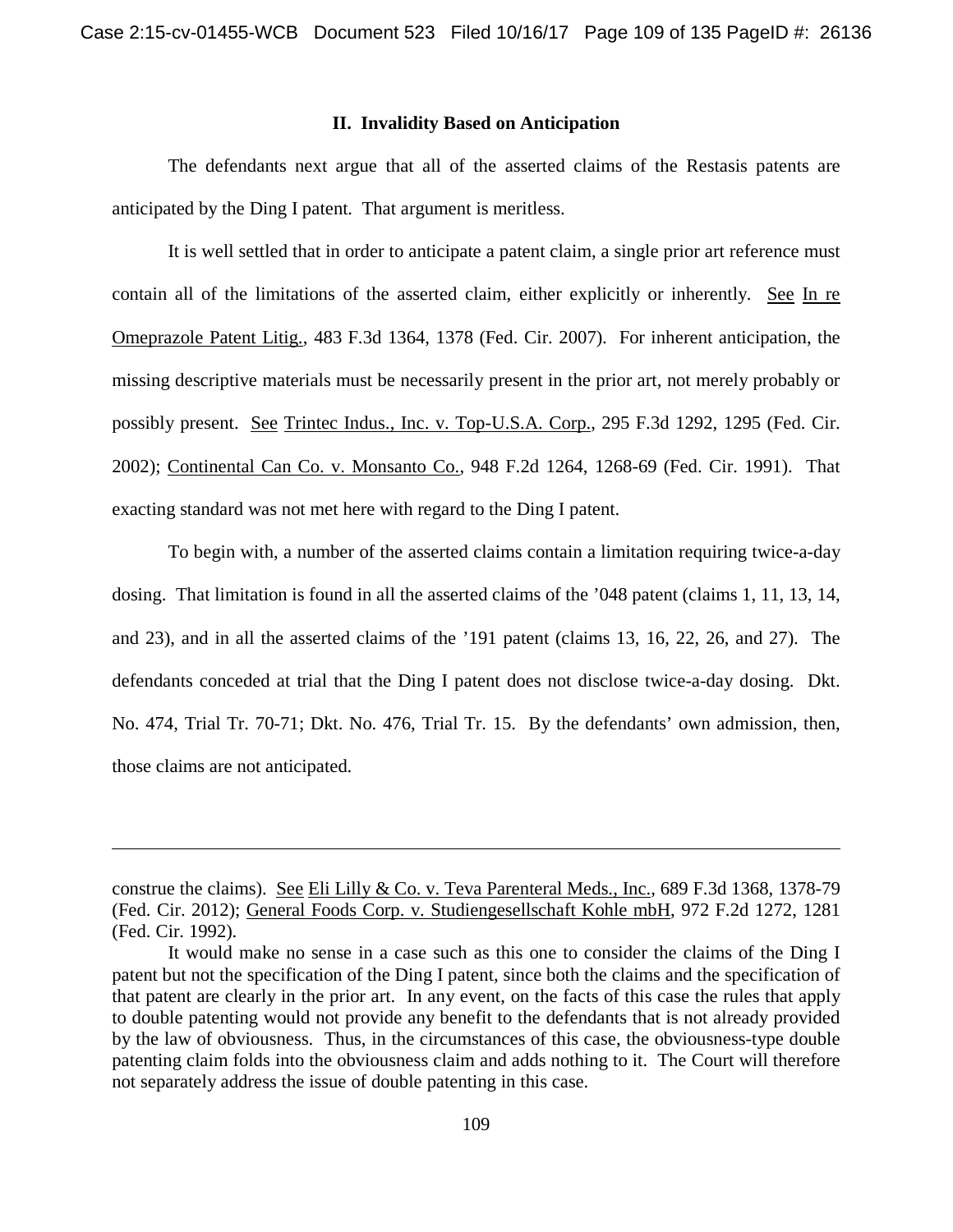## II. Invalidity Based on Anticipation

The defendants next argue that all of the asserted claims of the Restasis patents are anticipated by the Ding I patent. That argument is meritless.

It is well settled that in order to anticipate a patent claim, a single prior art reference must contain all of the limitations of the asserted claim, either explicitly or inherently. See In re Omeprazole Patent Litig., 483 F.3d 1364, 1378 (Fed. Cir. 2007). For inherent anticipation, the missing descriptive materials must be necessarily present in the prior art, not merely probably or possibly present. See Trintec Indus., Inc. v. Top-U.S.A. Corp., 295 F.3d 1292, 1295 (Fed. Cir. 2002); Continental Can Co. v. Monsanto Co., 948 F.2d 1264, 1268-69 (Fed. Cir. 1991). That exacting standard was not met here with regard to the Ding I patent.

To begin with, a number of the asserted claims contain a limitation requiring twice-a-day dosing. That limitation is found in all the asserted claims of the '048 patent (claims 1, 11, 13, 14, and 23), and in all the asserted claims of the '191 patent (claims 13, 16, 22, 26, and 27). The defendants conceded at trial that the Ding I patent does not disclose twice-a-day dosing. Dkt. No. 474, Trial Tr. 70-71; Dkt. No. 476, Trial Tr. 15. By the defendants' own admission, then, those claims are not anticipated.

---

construe the claims). See Eli Lilly & Co. v. Teva Parenteral Meds., Inc., 689 F.3d 1368, 1378-79 (Fed. Cir. 2012); General Foods Corp. v. Studiengesellschaft Kohle mbH, 972 F.2d 1272, 1281 (Fed. Cir. 1992).

It would make no sense in a case such as this one to consider the claims of the Ding I patent but not the specification of the Ding I patent, since both the claims and the specification of that patent are clearly in the prior art. In any event, on the facts of this case the rules that apply to double patenting would not provide any benefit to the defendants that is not already provided by the law of obviousness. Thus, in the circumstances of this case, the obviousness-type double patenting claim folds into the obviousness claim and adds nothing to it. The Court will therefore not separately address the issue of double patenting in this case.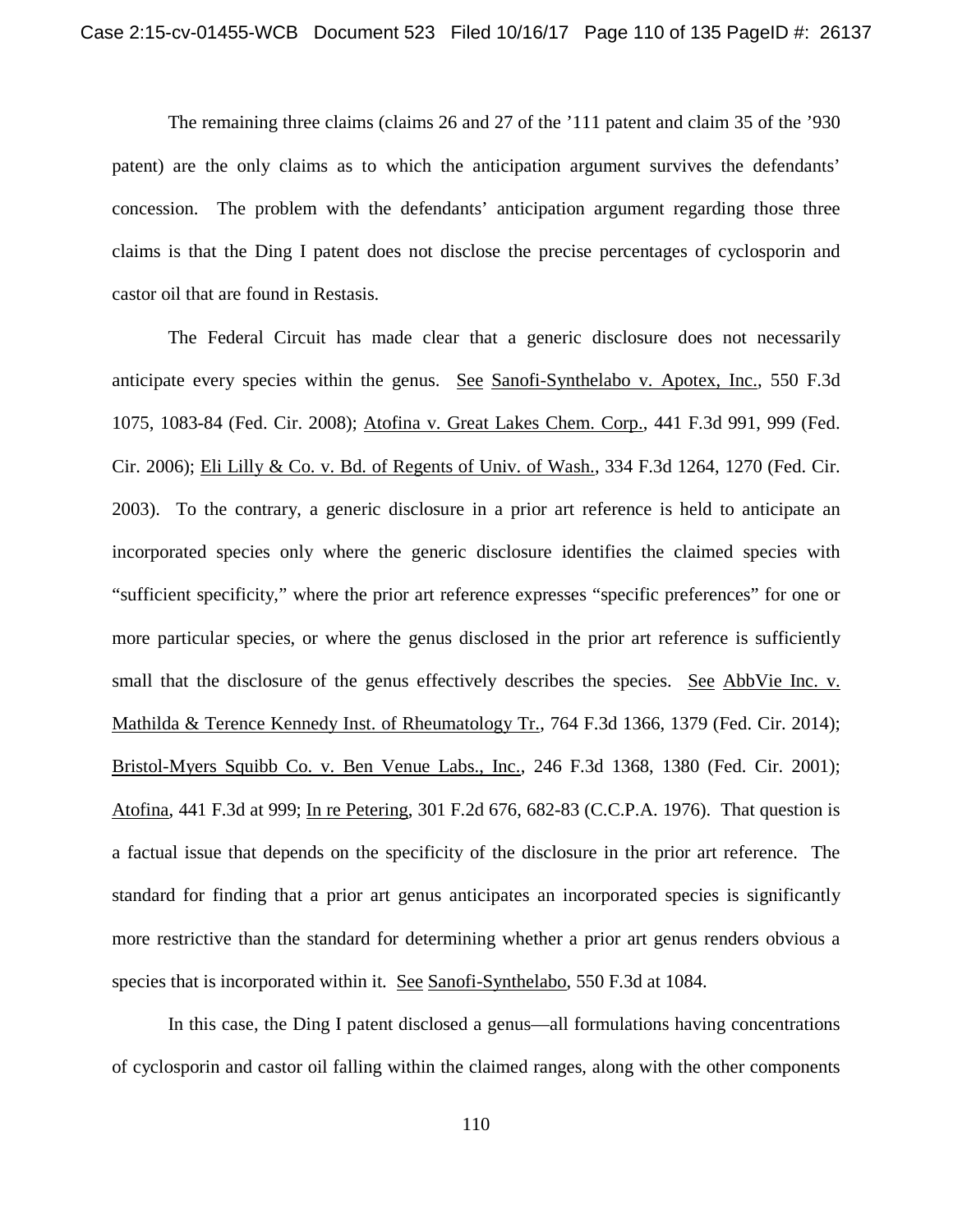The remaining three claims (claims 26 and 27 of the '111 patent and claim 35 of the '930 patent) are the only claims as to which the anticipation argument survives the defendants' concession. The problem with the defendants' anticipation argument regarding those three claims is that the Ding I patent does not disclose the precise percentages of cyclosporin and castor oil that are found in Restasis.

The Federal Circuit has made clear that a generic disclosure does not necessarily anticipate every species within the genus. See Sanofi-Synthelabo v. Apotex, Inc., 550 F.3d 1075, 1083-84 (Fed. Cir. 2008); Atofina v. Great Lakes Chem. Corp., 441 F.3d 991, 999 (Fed. Cir. 2006); Eli Lilly & Co. v. Bd. of Regents of Univ. of Wash., 334 F.3d 1264, 1270 (Fed. Cir. 2003). To the contrary, a generic disclosure in a prior art reference is held to anticipate an incorporated species only where the generic disclosure identifies the claimed species with "sufficient specificity," where the prior art reference expresses "specific preferences" for one or more particular species, or where the genus disclosed in the prior art reference is sufficiently small that the disclosure of the genus effectively describes the species. See AbbVie Inc. v. Mathilda & Terence Kennedy Inst. of Rheumatology Tr., 764 F.3d 1366, 1379 (Fed. Cir. 2014); Bristol-Myers Squibb Co. v. Ben Venue Labs., Inc., 246 F.3d 1368, 1380 (Fed. Cir. 2001); Atofina, 441 F.3d at 999; In re Petering, 301 F.2d 676, 682-83 (C.C.P.A. 1976). That question is a factual issue that depends on the specificity of the disclosure in the prior art reference. The standard for finding that a prior art genus anticipates an incorporated species is significantly more restrictive than the standard for determining whether a prior art genus renders obvious a species that is incorporated within it. See Sanofi-Synthelabo, 550 F.3d at 1084.

In this case, the Ding I patent disclosed a genus—all formulations having concentrations of cyclosporin and castor oil falling within the claimed ranges, along with the other components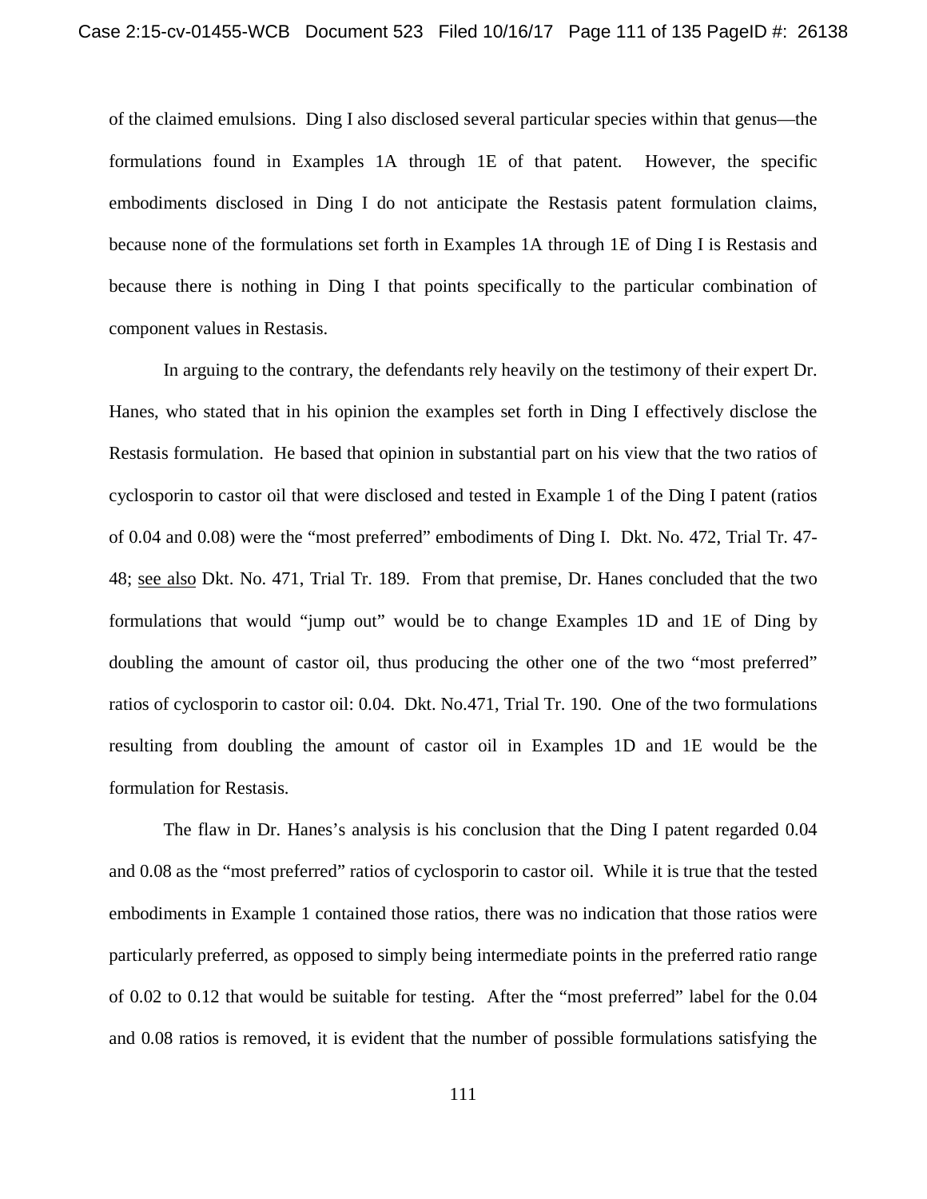of the claimed emulsions. Ding I also disclosed several particular species within that genus—the formulations found in Examples 1A through 1E of that patent. However, the specific embodiments disclosed in Ding I do not anticipate the Restasis patent formulation claims, because none of the formulations set forth in Examples 1A through 1E of Ding I is Restasis and because there is nothing in Ding I that points specifically to the particular combination of component values in Restasis.

In arguing to the contrary, the defendants rely heavily on the testimony of their expert Dr. Hanes, who stated that in his opinion the examples set forth in Ding I effectively disclose the Restasis formulation. He based that opinion in substantial part on his view that the two ratios of cyclosporin to castor oil that were disclosed and tested in Example 1 of the Ding I patent (ratios of 0.04 and 0.08) were the "most preferred" embodiments of Ding I. Dkt. No. 472, Trial Tr. 47-48; see also Dkt. No. 471, Trial Tr. 189. From that premise, Dr. Hanes concluded that the two formulations that would "jump out" would be to change Examples 1D and 1E of Ding by doubling the amount of castor oil, thus producing the other one of the two "most preferred" ratios of cyclosporin to castor oil: 0.04. Dkt. No.471, Trial Tr. 190. One of the two formulations resulting from doubling the amount of castor oil in Examples 1D and 1E would be the formulation for Restasis.

The flaw in Dr. Hanes's analysis is his conclusion that the Ding I patent regarded 0.04 and 0.08 as the "most preferred" ratios of cyclosporin to castor oil. While it is true that the tested embodiments in Example 1 contained those ratios, there was no indication that those ratios were particularly preferred, as opposed to simply being intermediate points in the preferred ratio range of 0.02 to 0.12 that would be suitable for testing. After the "most preferred" label for the 0.04 and 0.08 ratios is removed, it is evident that the number of possible formulations satisfying the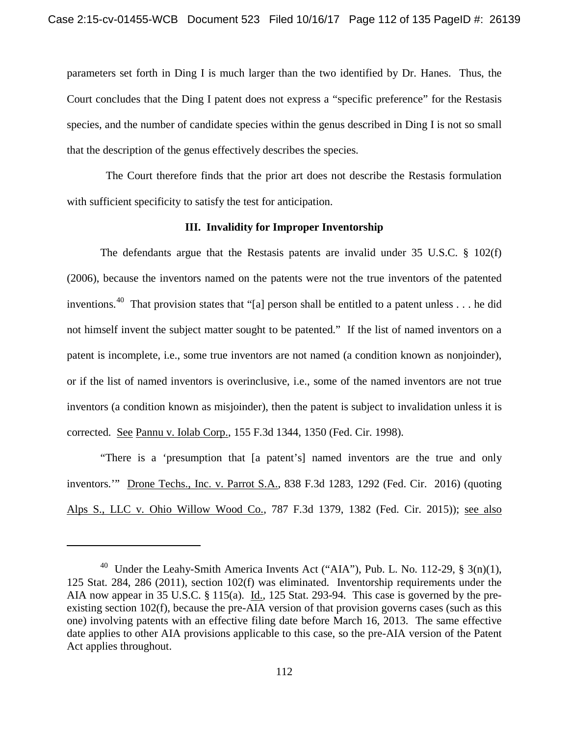parameters set forth in Ding I is much larger than the two identified by Dr. Hanes. Thus, the Court concludes that the Ding I patent does not express a "specific preference" for the Restasis species, and the number of candidate species within the genus described in Ding I is not so small that the description of the genus effectively describes the species.

The Court therefore finds that the prior art does not describe the Restasis formulation with sufficient specificity to satisfy the test for anticipation.

### III. Invalidity for Improper Inventorship

The defendants argue that the Restasis patents are invalid under 35 U.S.C. § 102(f) (2006), because the inventors named on the patents were not the true inventors of the patented inventions.[40] That provision states that "[a] person shall be entitled to a patent unless . . . he did not himself invent the subject matter sought to be patented." If the list of named inventors on a patent is incomplete, i.e., some true inventors are not named (a condition known as nonjoinder), or if the list of named inventors is overinclusive, i.e., some of the named inventors are not true inventors (a condition known as misjoinder), then the patent is subject to invalidation unless it is corrected. See Pannu v. Iolab Corp., 155 F.3d 1344, 1350 (Fed. Cir. 1998).

"There is a 'presumption that [a patent's] named inventors are the true and only inventors.'" Drone Techs., Inc. v. Parrot S.A., 838 F.3d 1283, 1292 (Fed. Cir. 2016) (quoting Alps S., LLC v. Ohio Willow Wood Co., 787 F.3d 1379, 1382 (Fed. Cir. 2015)); see also

---

[40] Under the Leahy-Smith America Invents Act ("AIA"), Pub. L. No. 112-29, § 3(n)(1), 125 Stat. 284, 286 (2011), section 102(f) was eliminated. Inventorship requirements under the AIA now appear in 35 U.S.C. § 115(a). Id., 125 Stat. 293-94. This case is governed by the pre-existing section 102(f), because the pre-AIA version of that provision governs cases (such as this one) involving patents with an effective filing date before March 16, 2013. The same effective date applies to other AIA provisions applicable to this case, so the pre-AIA version of the Patent Act applies throughout.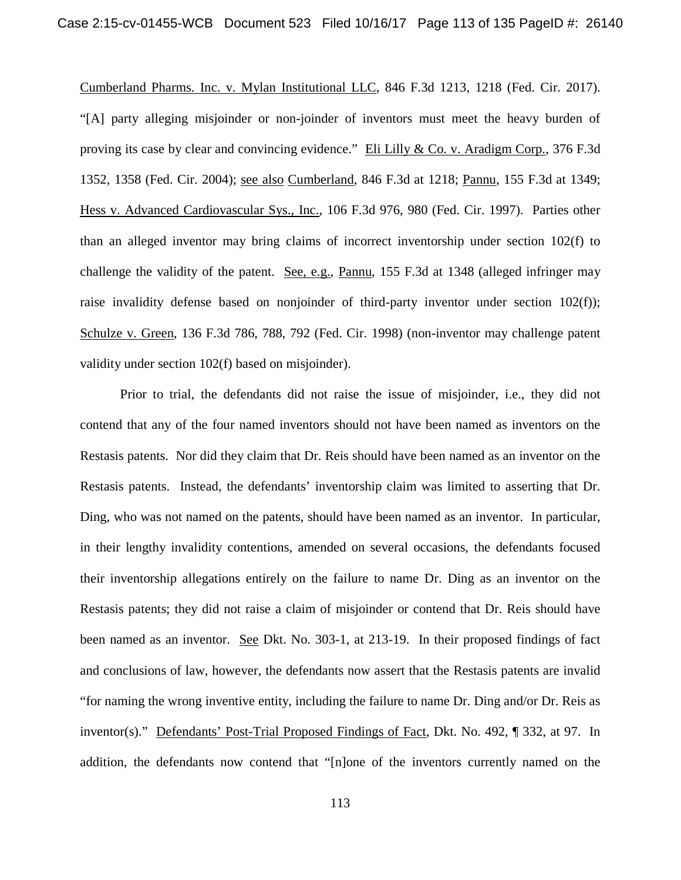Cumberland Pharms. Inc. v. Mylan Institutional LLC, 846 F.3d 1213, 1218 (Fed. Cir. 2017). "[A] party alleging misjoinder or non-joinder of inventors must meet the heavy burden of proving its case by clear and convincing evidence." Eli Lilly & Co. v. Aradigm Corp., 376 F.3d 1352, 1358 (Fed. Cir. 2004); see also Cumberland, 846 F.3d at 1218; Pannu, 155 F.3d at 1349; Hess v. Advanced Cardiovascular Sys., Inc., 106 F.3d 976, 980 (Fed. Cir. 1997). Parties other than an alleged inventor may bring claims of incorrect inventorship under section 102(f) to challenge the validity of the patent. See, e.g., Pannu, 155 F.3d at 1348 (alleged infringer may raise invalidity defense based on nonjoinder of third-party inventor under section 102(f)); Schulze v. Green, 136 F.3d 786, 788, 792 (Fed. Cir. 1998) (non-inventor may challenge patent validity under section 102(f) based on misjoinder).

Prior to trial, the defendants did not raise the issue of misjoinder, i.e., they did not contend that any of the four named inventors should not have been named as inventors on the Restasis patents. Nor did they claim that Dr. Reis should have been named as an inventor on the Restasis patents. Instead, the defendants' inventorship claim was limited to asserting that Dr. Ding, who was not named on the patents, should have been named as an inventor. In particular, in their lengthy invalidity contentions, amended on several occasions, the defendants focused their inventorship allegations entirely on the failure to name Dr. Ding as an inventor on the Restasis patents; they did not raise a claim of misjoinder or contend that Dr. Reis should have been named as an inventor. See Dkt. No. 303-1, at 213-19. In their proposed findings of fact and conclusions of law, however, the defendants now assert that the Restasis patents are invalid "for naming the wrong inventive entity, including the failure to name Dr. Ding and/or Dr. Reis as inventor(s)." Defendants' Post-Trial Proposed Findings of Fact, Dkt. No. 492, ¶ 332, at 97. In addition, the defendants now contend that "[n]one of the inventors currently named on the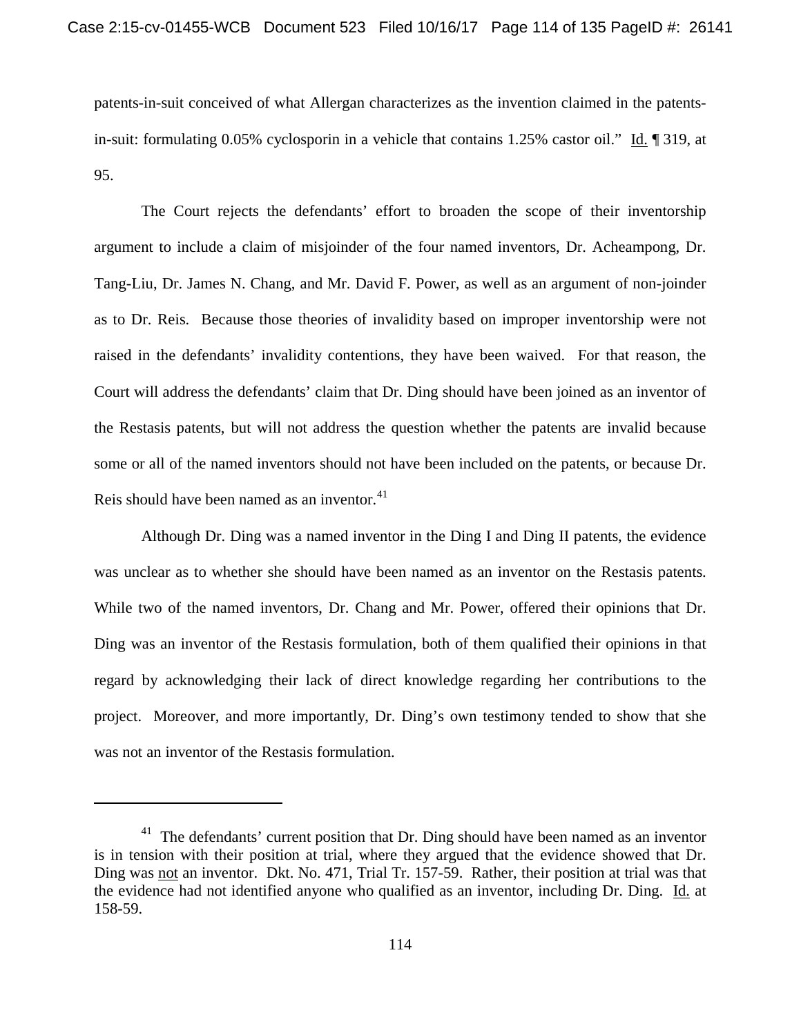patents-in-suit conceived of what Allergan characterizes as the invention claimed in the patents-in-suit: formulating 0.05% cyclosporin in a vehicle that contains 1.25% castor oil." Id. ¶ 319, at 95.

The Court rejects the defendants' effort to broaden the scope of their inventorship argument to include a claim of misjoinder of the four named inventors, Dr. Acheampong, Dr. Tang-Liu, Dr. James N. Chang, and Mr. David F. Power, as well as an argument of non-joinder as to Dr. Reis. Because those theories of invalidity based on improper inventorship were not raised in the defendants' invalidity contentions, they have been waived. For that reason, the Court will address the defendants' claim that Dr. Ding should have been joined as an inventor of the Restasis patents, but will not address the question whether the patents are invalid because some or all of the named inventors should not have been included on the patents, or because Dr. Reis should have been named as an inventor.[41]

Although Dr. Ding was a named inventor in the Ding I and Ding II patents, the evidence was unclear as to whether she should have been named as an inventor on the Restasis patents. While two of the named inventors, Dr. Chang and Mr. Power, offered their opinions that Dr. Ding was an inventor of the Restasis formulation, both of them qualified their opinions in that regard by acknowledging their lack of direct knowledge regarding her contributions to the project. Moreover, and more importantly, Dr. Ding's own testimony tended to show that she was not an inventor of the Restasis formulation.

---

[41] The defendants' current position that Dr. Ding should have been named as an inventor is in tension with their position at trial, where they argued that the evidence showed that Dr. Ding was not an inventor. Dkt. No. 471, Trial Tr. 157-59. Rather, their position at trial was that the evidence had not identified anyone who qualified as an inventor, including Dr. Ding. Id. at 158-59.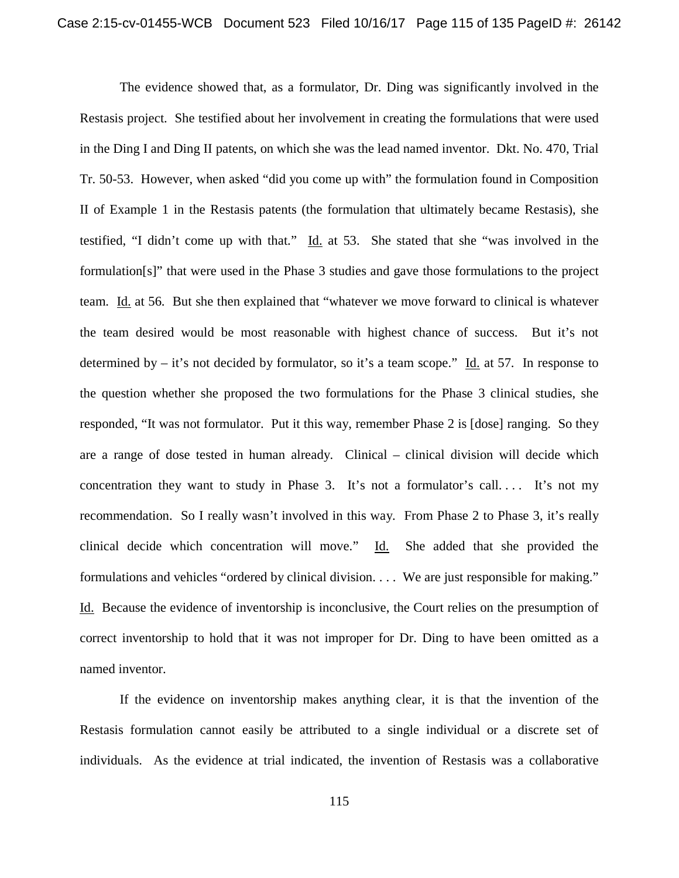The evidence showed that, as a formulator, Dr. Ding was significantly involved in the Restasis project. She testified about her involvement in creating the formulations that were used in the Ding I and Ding II patents, on which she was the lead named inventor. Dkt. No. 470, Trial Tr. 50-53. However, when asked "did you come up with" the formulation found in Composition II of Example 1 in the Restasis patents (the formulation that ultimately became Restasis), she testified, "I didn't come up with that." Id. at 53. She stated that she "was involved in the formulation[s]" that were used in the Phase 3 studies and gave those formulations to the project team. Id. at 56. But she then explained that "whatever we move forward to clinical is whatever the team desired would be most reasonable with highest chance of success. But it's not determined by – it's not decided by formulator, so it's a team scope." Id. at 57. In response to the question whether she proposed the two formulations for the Phase 3 clinical studies, she responded, "It was not formulator. Put it this way, remember Phase 2 is [dose] ranging. So they are a range of dose tested in human already. Clinical – clinical division will decide which concentration they want to study in Phase 3. It's not a formulator's call. . . . It's not my recommendation. So I really wasn't involved in this way. From Phase 2 to Phase 3, it's really clinical decide which concentration will move." Id. She added that she provided the formulations and vehicles "ordered by clinical division. . . . We are just responsible for making." Id. Because the evidence of inventorship is inconclusive, the Court relies on the presumption of correct inventorship to hold that it was not improper for Dr. Ding to have been omitted as a named inventor.

If the evidence on inventorship makes anything clear, it is that the invention of the Restasis formulation cannot easily be attributed to a single individual or a discrete set of individuals. As the evidence at trial indicated, the invention of Restasis was a collaborative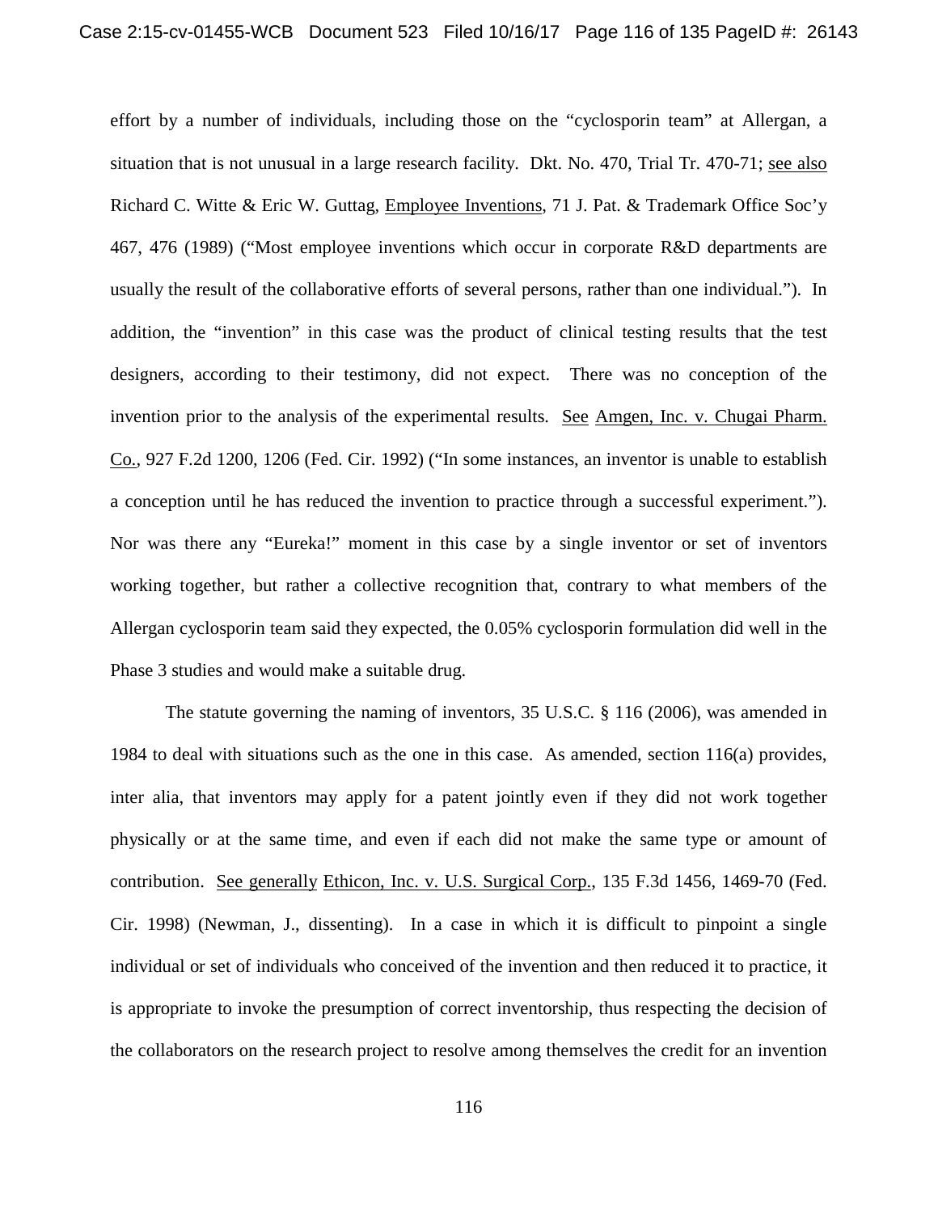effort by a number of individuals, including those on the "cyclosporin team" at Allergan, a situation that is not unusual in a large research facility. Dkt. No. 470, Trial Tr. 470-71; see also Richard C. Witte & Eric W. Guttag, Employee Inventions, 71 J. Pat. & Trademark Office Soc'y 467, 476 (1989) ("Most employee inventions which occur in corporate R&D departments are usually the result of the collaborative efforts of several persons, rather than one individual."). In addition, the "invention" in this case was the product of clinical testing results that the test designers, according to their testimony, did not expect. There was no conception of the invention prior to the analysis of the experimental results. See Amgen, Inc. v. Chugai Pharm. Co., 927 F.2d 1200, 1206 (Fed. Cir. 1992) ("In some instances, an inventor is unable to establish a conception until he has reduced the invention to practice through a successful experiment."). Nor was there any "Eureka!" moment in this case by a single inventor or set of inventors working together, but rather a collective recognition that, contrary to what members of the Allergan cyclosporin team said they expected, the 0.05% cyclosporin formulation did well in the Phase 3 studies and would make a suitable drug.

The statute governing the naming of inventors, 35 U.S.C. § 116 (2006), was amended in 1984 to deal with situations such as the one in this case. As amended, section 116(a) provides, inter alia, that inventors may apply for a patent jointly even if they did not work together physically or at the same time, and even if each did not make the same type or amount of contribution. See generally Ethicon, Inc. v. U.S. Surgical Corp., 135 F.3d 1456, 1469-70 (Fed. Cir. 1998) (Newman, J., dissenting). In a case in which it is difficult to pinpoint a single individual or set of individuals who conceived of the invention and then reduced it to practice, it is appropriate to invoke the presumption of correct inventorship, thus respecting the decision of the collaborators on the research project to resolve among themselves the credit for an invention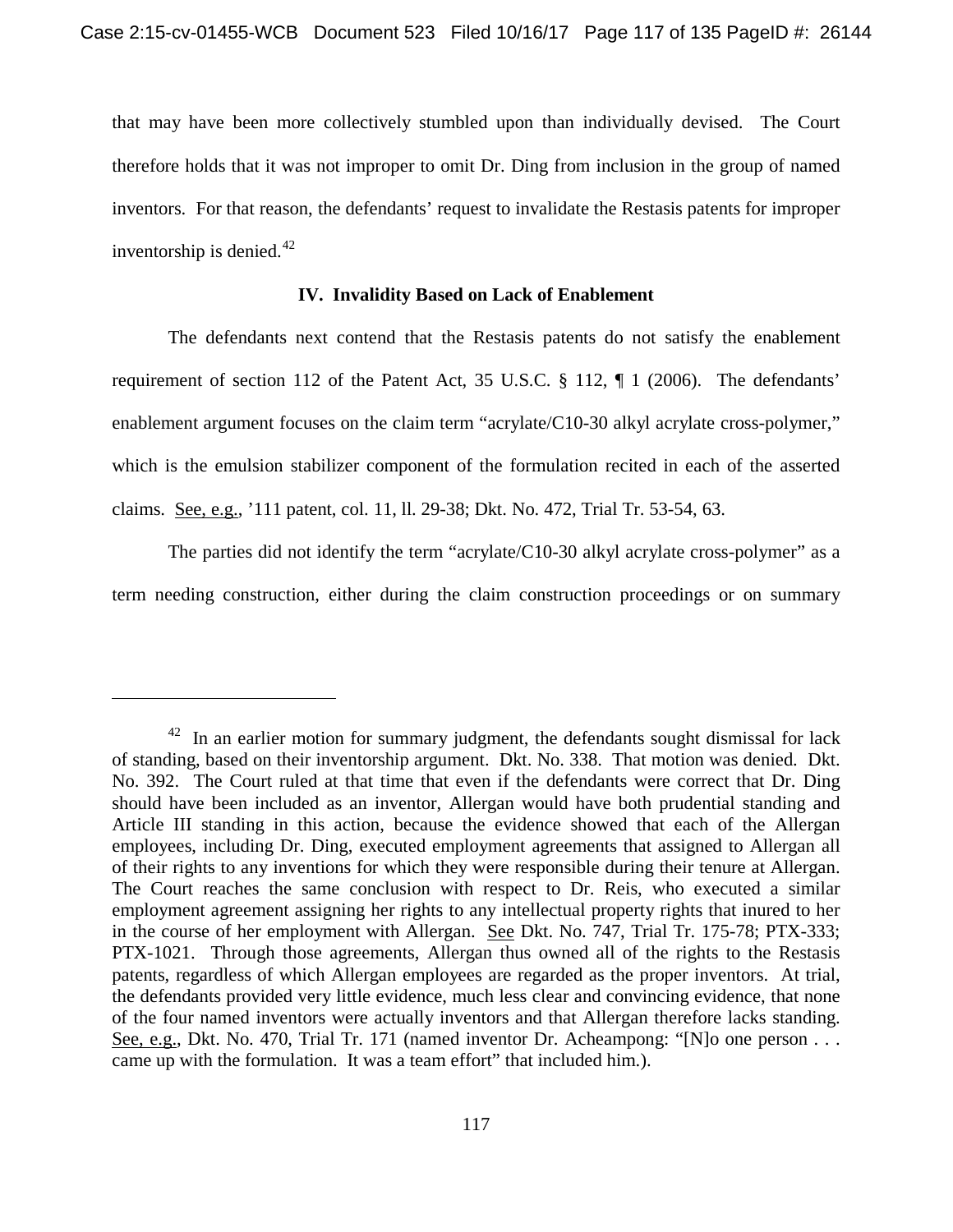that may have been more collectively stumbled upon than individually devised. The Court therefore holds that it was not improper to omit Dr. Ding from inclusion in the group of named inventors. For that reason, the defendants' request to invalidate the Restasis patents for improper inventorship is denied.[42]

### IV. Invalidity Based on Lack of Enablement

The defendants next contend that the Restasis patents do not satisfy the enablement requirement of section 112 of the Patent Act, 35 U.S.C. § 112, ¶ 1 (2006). The defendants' enablement argument focuses on the claim term "acrylate/C10-30 alkyl acrylate cross-polymer," which is the emulsion stabilizer component of the formulation recited in each of the asserted claims. See, e.g., '111 patent, col. 11, ll. 29-38; Dkt. No. 472, Trial Tr. 53-54, 63.

The parties did not identify the term "acrylate/C10-30 alkyl acrylate cross-polymer" as a term needing construction, either during the claim construction proceedings or on summary

---

[42] In an earlier motion for summary judgment, the defendants sought dismissal for lack of standing, based on their inventorship argument. Dkt. No. 338. That motion was denied. Dkt. No. 392. The Court ruled at that time that even if the defendants were correct that Dr. Ding should have been included as an inventor, Allergan would have both prudential standing and Article III standing in this action, because the evidence showed that each of the Allergan employees, including Dr. Ding, executed employment agreements that assigned to Allergan all of their rights to any inventions for which they were responsible during their tenure at Allergan. The Court reaches the same conclusion with respect to Dr. Reis, who executed a similar employment agreement assigning her rights to any intellectual property rights that inured to her in the course of her employment with Allergan. See Dkt. No. 747, Trial Tr. 175-78; PTX-333; PTX-1021. Through those agreements, Allergan thus owned all of the rights to the Restasis patents, regardless of which Allergan employees are regarded as the proper inventors. At trial, the defendants provided very little evidence, much less clear and convincing evidence, that none of the four named inventors were actually inventors and that Allergan therefore lacks standing. See, e.g., Dkt. No. 470, Trial Tr. 171 (named inventor Dr. Acheampong: "[N]o one person . . . came up with the formulation. It was a team effort" that included him.).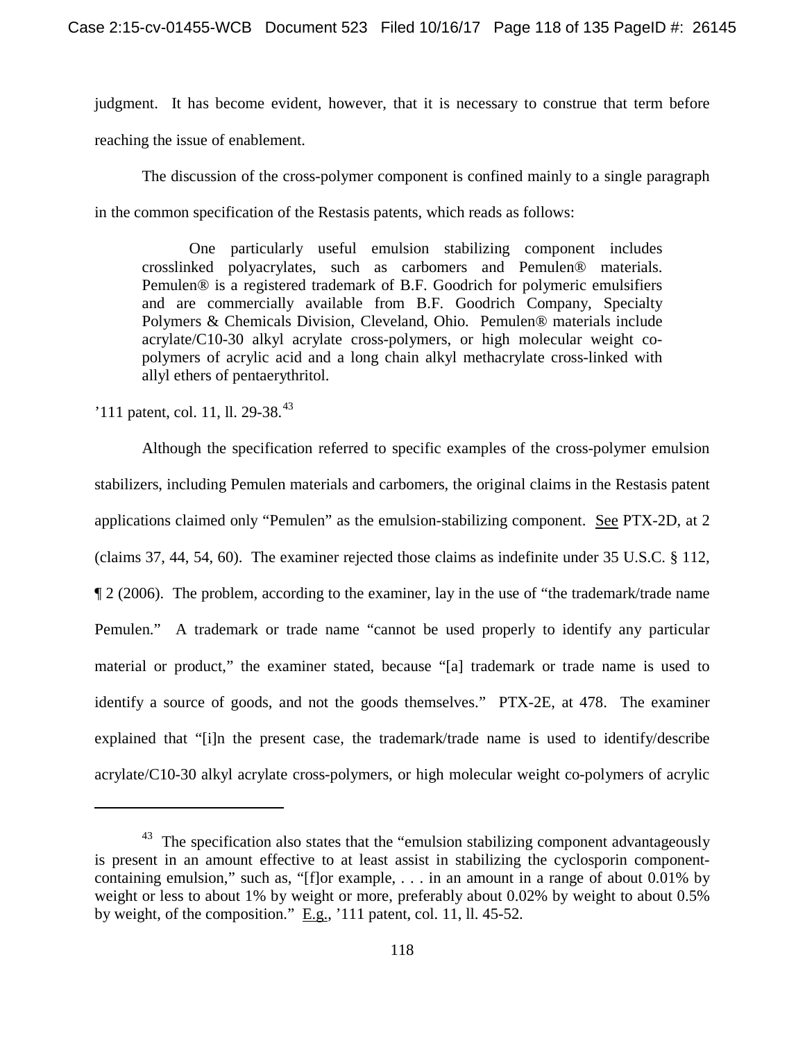judgment. It has become evident, however, that it is necessary to construe that term before reaching the issue of enablement.

The discussion of the cross-polymer component is confined mainly to a single paragraph in the common specification of the Restasis patents, which reads as follows:

> One particularly useful emulsion stabilizing component includes crosslinked polyacrylates, such as carbomers and Pemulen® materials. Pemulen® is a registered trademark of B.F. Goodrich for polymeric emulsifiers and are commercially available from B.F. Goodrich Company, Specialty Polymers & Chemicals Division, Cleveland, Ohio. Pemulen® materials include acrylate/C10-30 alkyl acrylate cross-polymers, or high molecular weight co-polymers of acrylic acid and a long chain alkyl methacrylate cross-linked with allyl ethers of pentaerythritol.

’111 patent, col. 11, ll. 29-38.[43]

Although the specification referred to specific examples of the cross-polymer emulsion stabilizers, including Pemulen materials and carbomers, the original claims in the Restasis patent applications claimed only “Pemulen” as the emulsion-stabilizing component. See PTX-2D, at 2 (claims 37, 44, 54, 60). The examiner rejected those claims as indefinite under 35 U.S.C. § 112, ¶ 2 (2006). The problem, according to the examiner, lay in the use of “the trademark/trade name Pemulen.” A trademark or trade name “cannot be used properly to identify any particular material or product,” the examiner stated, because “[a] trademark or trade name is used to identify a source of goods, and not the goods themselves.” PTX-2E, at 478. The examiner explained that “[i]n the present case, the trademark/trade name is used to identify/describe acrylate/C10-30 alkyl acrylate cross-polymers, or high molecular weight co-polymers of acrylic

---

[43] The specification also states that the “emulsion stabilizing component advantageously is present in an amount effective to at least assist in stabilizing the cyclosporin component-containing emulsion,” such as, “[f]or example, . . . in an amount in a range of about 0.01% by weight or less to about 1% by weight or more, preferably about 0.02% by weight to about 0.5% by weight, of the composition.” E.g., ’111 patent, col. 11, ll. 45-52.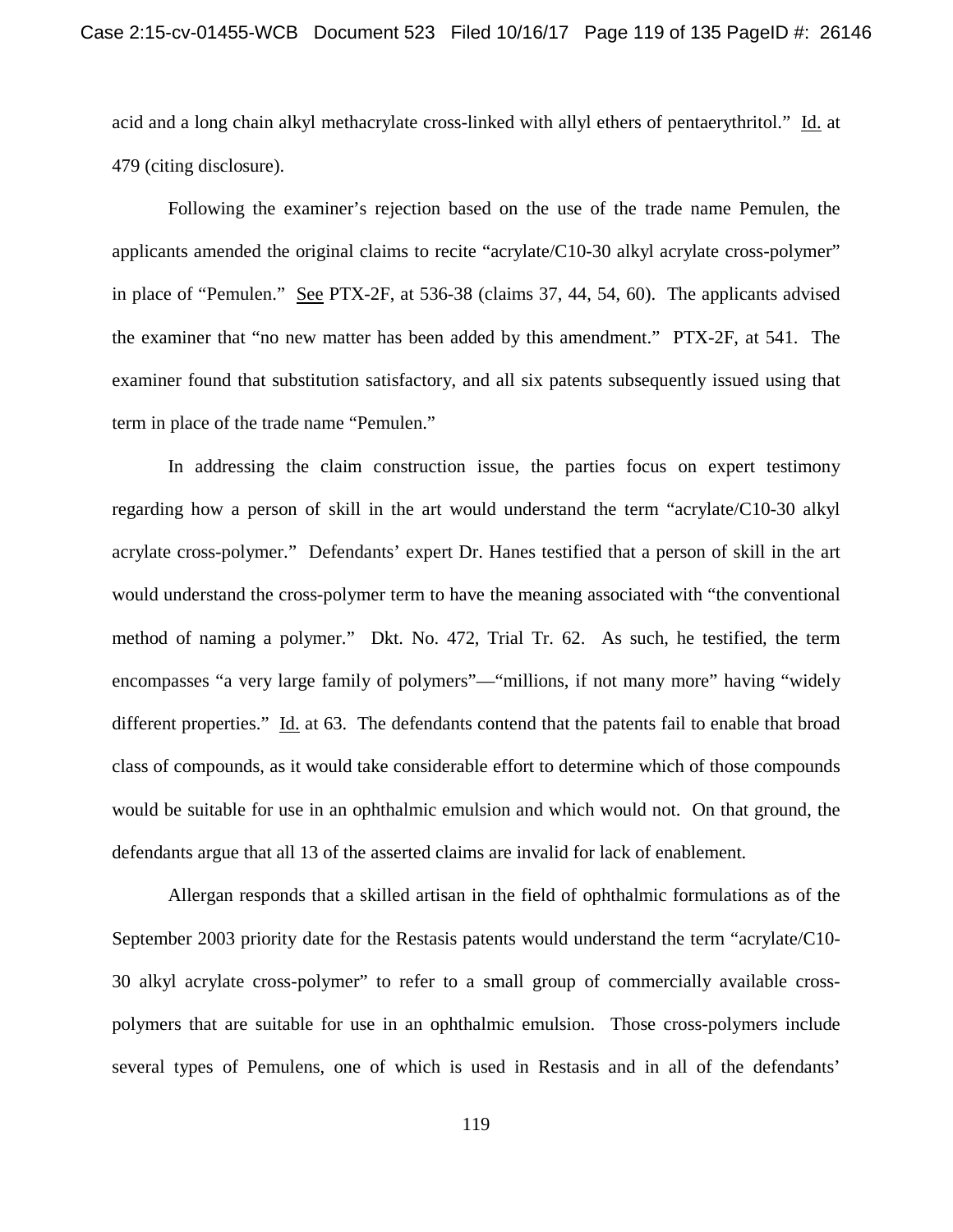acid and a long chain alkyl methacrylate cross-linked with allyl ethers of pentaerythritol." Id. at 479 (citing disclosure).

Following the examiner's rejection based on the use of the trade name Pemulen, the applicants amended the original claims to recite "acrylate/C10-30 alkyl acrylate cross-polymer" in place of "Pemulen." See PTX-2F, at 536-38 (claims 37, 44, 54, 60). The applicants advised the examiner that "no new matter has been added by this amendment." PTX-2F, at 541. The examiner found that substitution satisfactory, and all six patents subsequently issued using that term in place of the trade name "Pemulen."

In addressing the claim construction issue, the parties focus on expert testimony regarding how a person of skill in the art would understand the term "acrylate/C10-30 alkyl acrylate cross-polymer." Defendants' expert Dr. Hanes testified that a person of skill in the art would understand the cross-polymer term to have the meaning associated with "the conventional method of naming a polymer." Dkt. No. 472, Trial Tr. 62. As such, he testified, the term encompasses "a very large family of polymers"—"millions, if not many more" having "widely different properties." Id. at 63. The defendants contend that the patents fail to enable that broad class of compounds, as it would take considerable effort to determine which of those compounds would be suitable for use in an ophthalmic emulsion and which would not. On that ground, the defendants argue that all 13 of the asserted claims are invalid for lack of enablement.

Allergan responds that a skilled artisan in the field of ophthalmic formulations as of the September 2003 priority date for the Restasis patents would understand the term "acrylate/C10-30 alkyl acrylate cross-polymer" to refer to a small group of commercially available cross-polymers that are suitable for use in an ophthalmic emulsion. Those cross-polymers include several types of Pemulens, one of which is used in Restasis and in all of the defendants'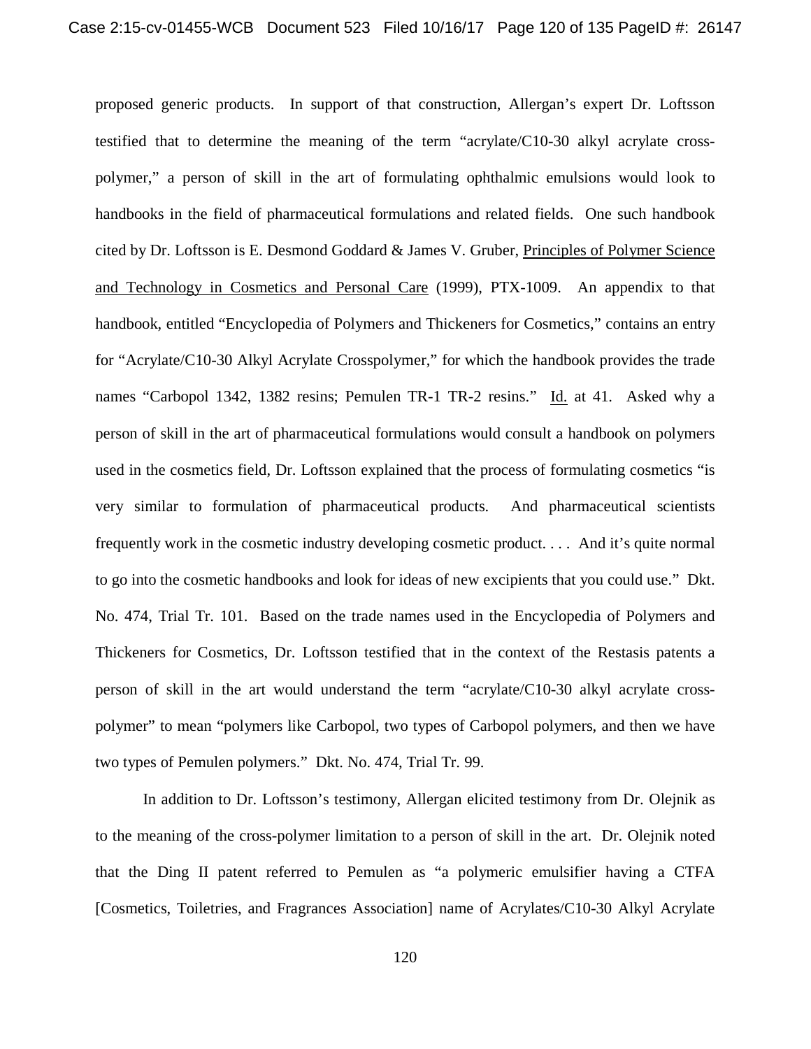proposed generic products. In support of that construction, Allergan's expert Dr. Loftsson testified that to determine the meaning of the term "acrylate/C10-30 alkyl acrylate cross-polymer," a person of skill in the art of formulating ophthalmic emulsions would look to handbooks in the field of pharmaceutical formulations and related fields. One such handbook cited by Dr. Loftsson is E. Desmond Goddard & James V. Gruber, Principles of Polymer Science and Technology in Cosmetics and Personal Care (1999), PTX-1009. An appendix to that handbook, entitled "Encyclopedia of Polymers and Thickeners for Cosmetics," contains an entry for "Acrylate/C10-30 Alkyl Acrylate Crosspolymer," for which the handbook provides the trade names "Carbopol 1342, 1382 resins; Pemulen TR-1 TR-2 resins." Id. at 41. Asked why a person of skill in the art of pharmaceutical formulations would consult a handbook on polymers used in the cosmetics field, Dr. Loftsson explained that the process of formulating cosmetics "is very similar to formulation of pharmaceutical products. And pharmaceutical scientists frequently work in the cosmetic industry developing cosmetic product. . . . And it's quite normal to go into the cosmetic handbooks and look for ideas of new excipients that you could use." Dkt. No. 474, Trial Tr. 101. Based on the trade names used in the Encyclopedia of Polymers and Thickeners for Cosmetics, Dr. Loftsson testified that in the context of the Restasis patents a person of skill in the art would understand the term "acrylate/C10-30 alkyl acrylate cross-polymer" to mean "polymers like Carbopol, two types of Carbopol polymers, and then we have two types of Pemulen polymers." Dkt. No. 474, Trial Tr. 99.

In addition to Dr. Loftsson's testimony, Allergan elicited testimony from Dr. Olejnik as to the meaning of the cross-polymer limitation to a person of skill in the art. Dr. Olejnik noted that the Ding II patent referred to Pemulen as "a polymeric emulsifier having a CTFA [Cosmetics, Toiletries, and Fragrances Association] name of Acrylates/C10-30 Alkyl Acrylate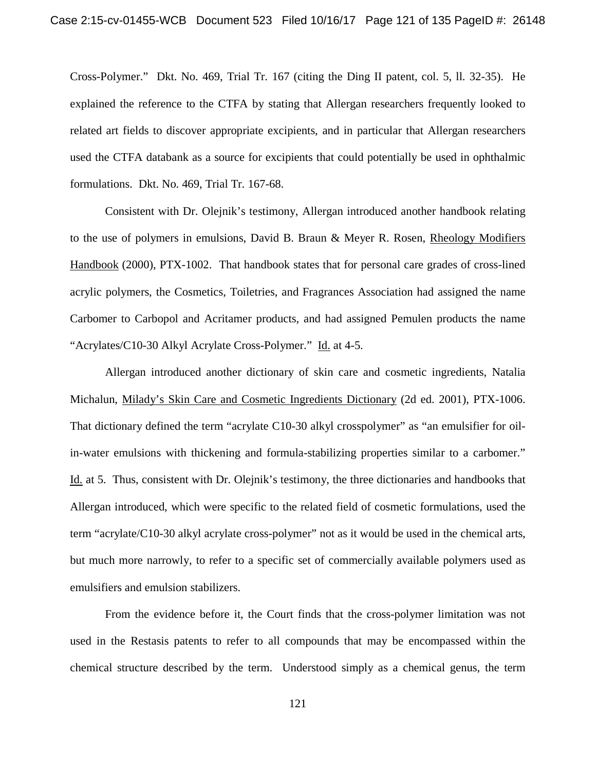Cross-Polymer." Dkt. No. 469, Trial Tr. 167 (citing the Ding II patent, col. 5, ll. 32-35). He explained the reference to the CTFA by stating that Allergan researchers frequently looked to related art fields to discover appropriate excipients, and in particular that Allergan researchers used the CTFA databank as a source for excipients that could potentially be used in ophthalmic formulations. Dkt. No. 469, Trial Tr. 167-68.

Consistent with Dr. Olejnik's testimony, Allergan introduced another handbook relating to the use of polymers in emulsions, David B. Braun & Meyer R. Rosen, Rheology Modifiers Handbook (2000), PTX-1002. That handbook states that for personal care grades of cross-lined acrylic polymers, the Cosmetics, Toiletries, and Fragrances Association had assigned the name Carbomer to Carbopol and Acritamer products, and had assigned Pemulen products the name "Acrylates/C10-30 Alkyl Acrylate Cross-Polymer." Id. at 4-5.

Allergan introduced another dictionary of skin care and cosmetic ingredients, Natalia Michalun, Milady's Skin Care and Cosmetic Ingredients Dictionary (2d ed. 2001), PTX-1006. That dictionary defined the term "acrylate C10-30 alkyl crosspolymer" as "an emulsifier for oil-in-water emulsions with thickening and formula-stabilizing properties similar to a carbomer." Id. at 5. Thus, consistent with Dr. Olejnik's testimony, the three dictionaries and handbooks that Allergan introduced, which were specific to the related field of cosmetic formulations, used the term "acrylate/C10-30 alkyl acrylate cross-polymer" not as it would be used in the chemical arts, but much more narrowly, to refer to a specific set of commercially available polymers used as emulsifiers and emulsion stabilizers.

From the evidence before it, the Court finds that the cross-polymer limitation was not used in the Restasis patents to refer to all compounds that may be encompassed within the chemical structure described by the term. Understood simply as a chemical genus, the term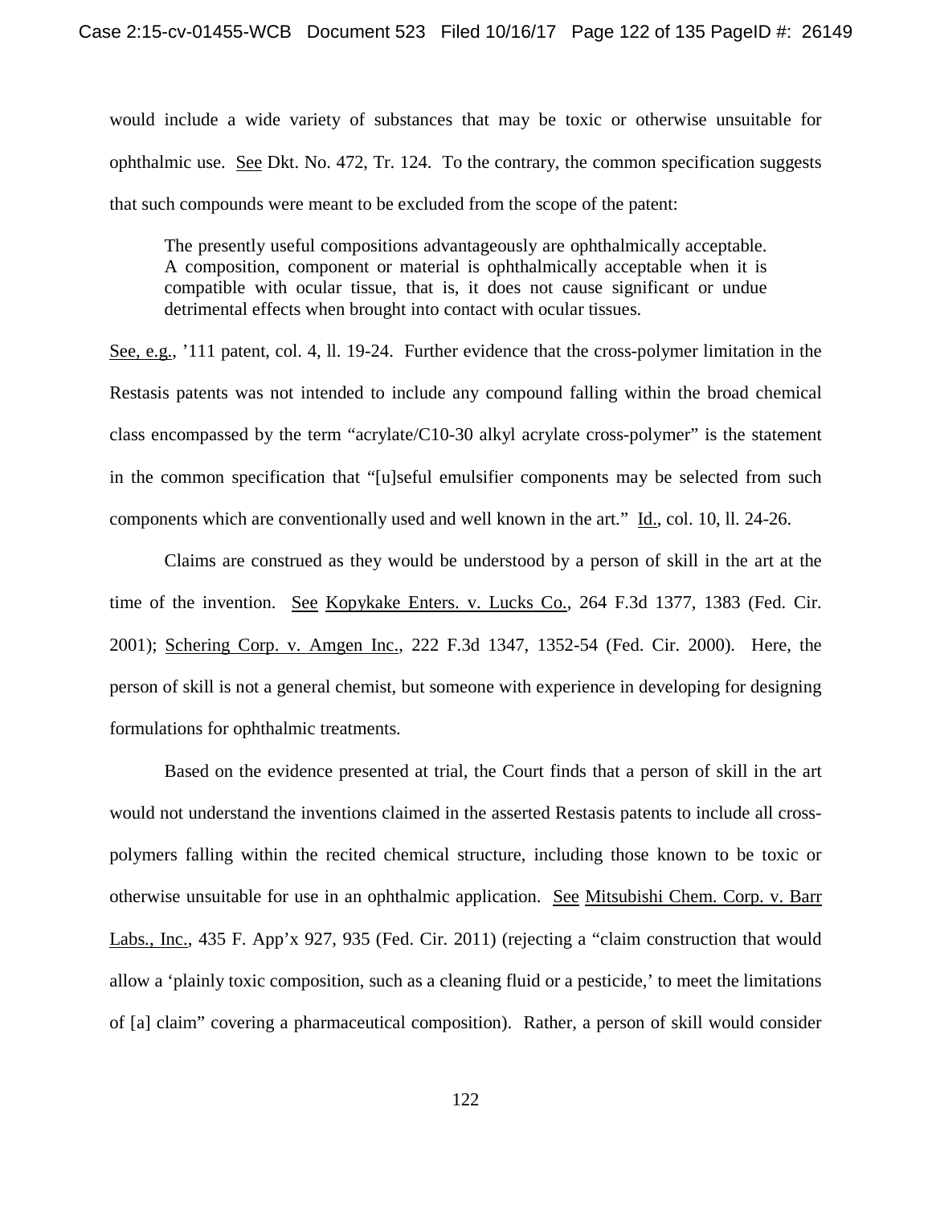would include a wide variety of substances that may be toxic or otherwise unsuitable for ophthalmic use. See Dkt. No. 472, Tr. 124. To the contrary, the common specification suggests that such compounds were meant to be excluded from the scope of the patent:

> The presently useful compositions advantageously are ophthalmically acceptable. A composition, component or material is ophthalmically acceptable when it is compatible with ocular tissue, that is, it does not cause significant or undue detrimental effects when brought into contact with ocular tissues.

See, e.g., '111 patent, col. 4, ll. 19-24. Further evidence that the cross-polymer limitation in the Restasis patents was not intended to include any compound falling within the broad chemical class encompassed by the term "acrylate/C10-30 alkyl acrylate cross-polymer" is the statement in the common specification that "[u]seful emulsifier components may be selected from such components which are conventionally used and well known in the art." Id., col. 10, ll. 24-26.

Claims are construed as they would be understood by a person of skill in the art at the time of the invention. See Kopykake Enters. v. Lucks Co., 264 F.3d 1377, 1383 (Fed. Cir. 2001); Schering Corp. v. Amgen Inc., 222 F.3d 1347, 1352-54 (Fed. Cir. 2000). Here, the person of skill is not a general chemist, but someone with experience in developing for designing formulations for ophthalmic treatments.

Based on the evidence presented at trial, the Court finds that a person of skill in the art would not understand the inventions claimed in the asserted Restasis patents to include all cross-polymers falling within the recited chemical structure, including those known to be toxic or otherwise unsuitable for use in an ophthalmic application. See Mitsubishi Chem. Corp. v. Barr Labs., Inc., 435 F. App'x 927, 935 (Fed. Cir. 2011) (rejecting a "claim construction that would allow a 'plainly toxic composition, such as a cleaning fluid or a pesticide,' to meet the limitations of [a] claim" covering a pharmaceutical composition). Rather, a person of skill would consider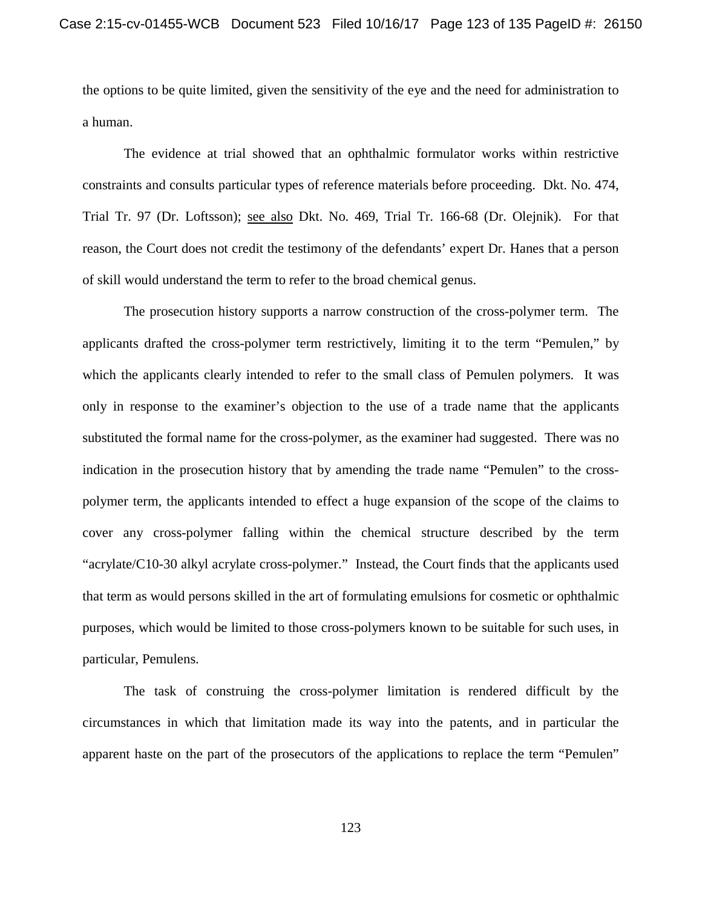the options to be quite limited, given the sensitivity of the eye and the need for administration to a human.

The evidence at trial showed that an ophthalmic formulator works within restrictive constraints and consults particular types of reference materials before proceeding. Dkt. No. 474, Trial Tr. 97 (Dr. Loftsson); see also Dkt. No. 469, Trial Tr. 166-68 (Dr. Olejnik). For that reason, the Court does not credit the testimony of the defendants' expert Dr. Hanes that a person of skill would understand the term to refer to the broad chemical genus.

The prosecution history supports a narrow construction of the cross-polymer term. The applicants drafted the cross-polymer term restrictively, limiting it to the term "Pemulen," by which the applicants clearly intended to refer to the small class of Pemulen polymers. It was only in response to the examiner's objection to the use of a trade name that the applicants substituted the formal name for the cross-polymer, as the examiner had suggested. There was no indication in the prosecution history that by amending the trade name "Pemulen" to the cross-polymer term, the applicants intended to effect a huge expansion of the scope of the claims to cover any cross-polymer falling within the chemical structure described by the term "acrylate/C10-30 alkyl acrylate cross-polymer." Instead, the Court finds that the applicants used that term as would persons skilled in the art of formulating emulsions for cosmetic or ophthalmic purposes, which would be limited to those cross-polymers known to be suitable for such uses, in particular, Pemulens.

The task of construing the cross-polymer limitation is rendered difficult by the circumstances in which that limitation made its way into the patents, and in particular the apparent haste on the part of the prosecutors of the applications to replace the term "Pemulen"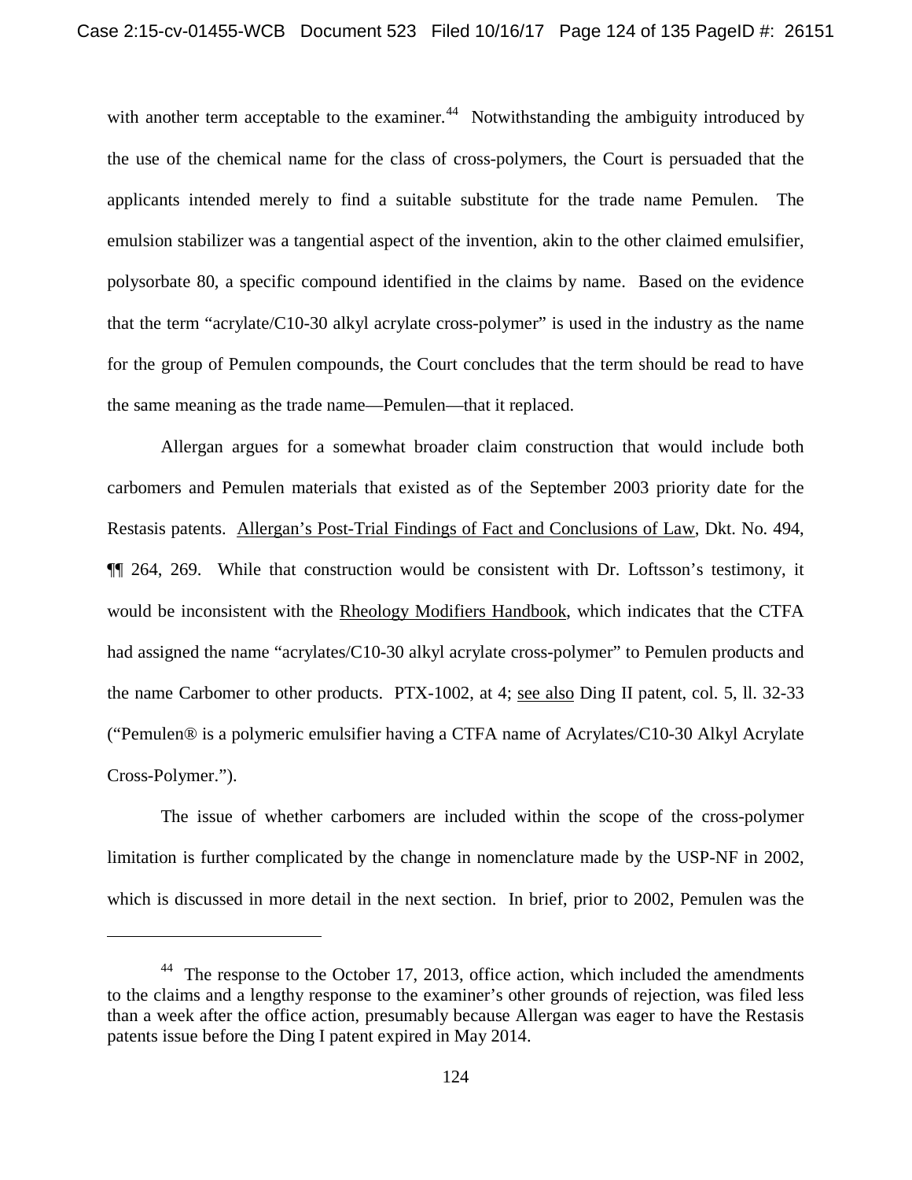with another term acceptable to the examiner.[44] Notwithstanding the ambiguity introduced by the use of the chemical name for the class of cross-polymers, the Court is persuaded that the applicants intended merely to find a suitable substitute for the trade name Pemulen. The emulsion stabilizer was a tangential aspect of the invention, akin to the other claimed emulsifier, polysorbate 80, a specific compound identified in the claims by name. Based on the evidence that the term "acrylate/C10-30 alkyl acrylate cross-polymer" is used in the industry as the name for the group of Pemulen compounds, the Court concludes that the term should be read to have the same meaning as the trade name—Pemulen—that it replaced.

Allergan argues for a somewhat broader claim construction that would include both carbomers and Pemulen materials that existed as of the September 2003 priority date for the Restasis patents. Allergan's Post-Trial Findings of Fact and Conclusions of Law, Dkt. No. 494, ¶¶ 264, 269. While that construction would be consistent with Dr. Loftsson's testimony, it would be inconsistent with the Rheology Modifiers Handbook, which indicates that the CTFA had assigned the name "acrylates/C10-30 alkyl acrylate cross-polymer" to Pemulen products and the name Carbomer to other products. PTX-1002, at 4; see also Ding II patent, col. 5, ll. 32-33 ("Pemulen® is a polymeric emulsifier having a CTFA name of Acrylates/C10-30 Alkyl Acrylate Cross-Polymer.").

The issue of whether carbomers are included within the scope of the cross-polymer limitation is further complicated by the change in nomenclature made by the USP-NF in 2002, which is discussed in more detail in the next section. In brief, prior to 2002, Pemulen was the

---

[44] The response to the October 17, 2013, office action, which included the amendments to the claims and a lengthy response to the examiner's other grounds of rejection, was filed less than a week after the office action, presumably because Allergan was eager to have the Restasis patents issue before the Ding I patent expired in May 2014.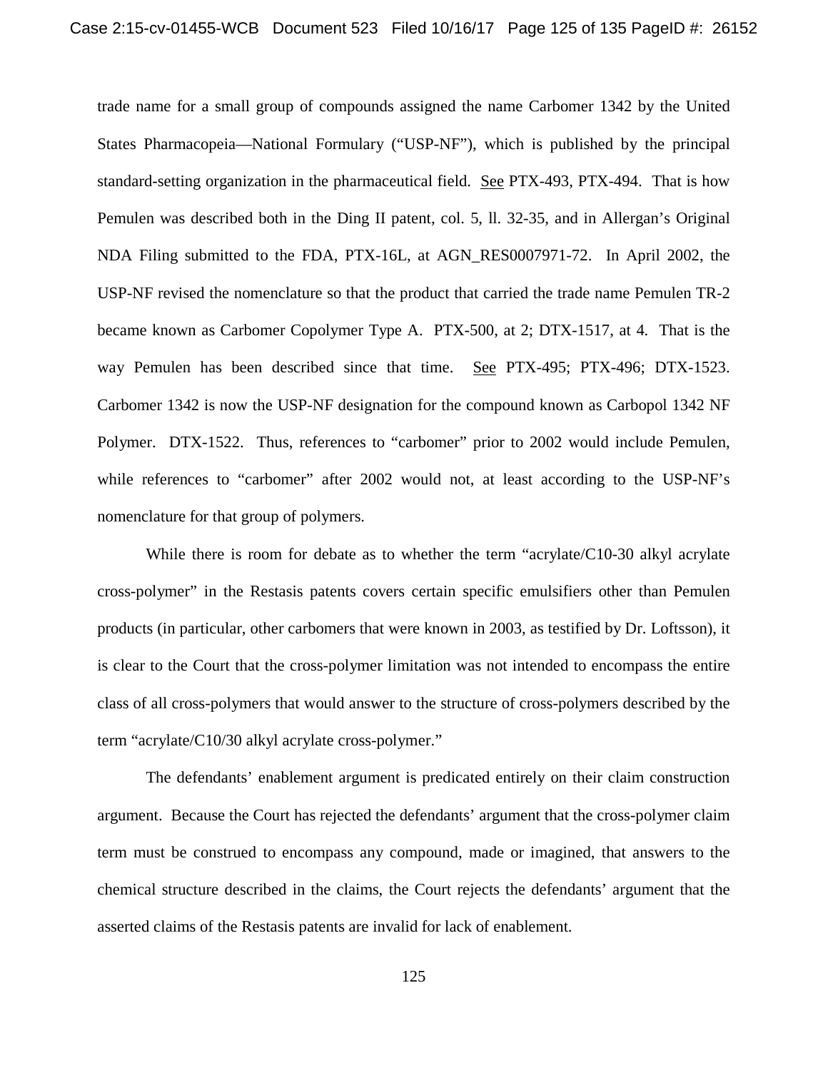trade name for a small group of compounds assigned the name Carbomer 1342 by the United States Pharmacopeia—National Formulary ("USP-NF"), which is published by the principal standard-setting organization in the pharmaceutical field. See PTX-493, PTX-494. That is how Pemulen was described both in the Ding II patent, col. 5, ll. 32-35, and in Allergan's Original NDA Filing submitted to the FDA, PTX-16L, at AGN_RES0007971-72. In April 2002, the USP-NF revised the nomenclature so that the product that carried the trade name Pemulen TR-2 became known as Carbomer Copolymer Type A. PTX-500, at 2; DTX-1517, at 4. That is the way Pemulen has been described since that time. See PTX-495; PTX-496; DTX-1523. Carbomer 1342 is now the USP-NF designation for the compound known as Carbopol 1342 NF Polymer. DTX-1522. Thus, references to "carbomer" prior to 2002 would include Pemulen, while references to "carbomer" after 2002 would not, at least according to the USP-NF's nomenclature for that group of polymers.

While there is room for debate as to whether the term "acrylate/C10-30 alkyl acrylate cross-polymer" in the Restasis patents covers certain specific emulsifiers other than Pemulen products (in particular, other carbomers that were known in 2003, as testified by Dr. Loftsson), it is clear to the Court that the cross-polymer limitation was not intended to encompass the entire class of all cross-polymers that would answer to the structure of cross-polymers described by the term "acrylate/C10/30 alkyl acrylate cross-polymer."

The defendants' enablement argument is predicated entirely on their claim construction argument. Because the Court has rejected the defendants' argument that the cross-polymer claim term must be construed to encompass any compound, made or imagined, that answers to the chemical structure described in the claims, the Court rejects the defendants' argument that the asserted claims of the Restasis patents are invalid for lack of enablement.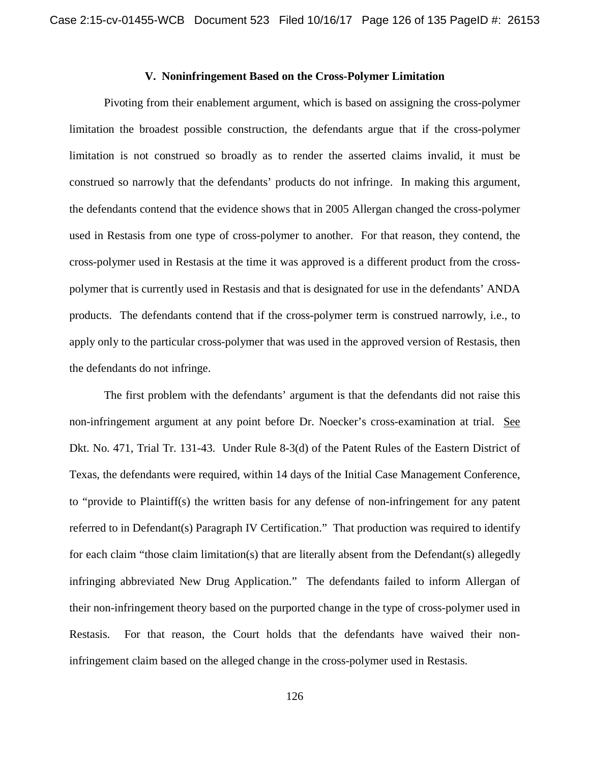### V. Noninfringement Based on the Cross-Polymer Limitation

Pivoting from their enablement argument, which is based on assigning the cross-polymer limitation the broadest possible construction, the defendants argue that if the cross-polymer limitation is not construed so broadly as to render the asserted claims invalid, it must be construed so narrowly that the defendants' products do not infringe. In making this argument, the defendants contend that the evidence shows that in 2005 Allergan changed the cross-polymer used in Restasis from one type of cross-polymer to another. For that reason, they contend, the cross-polymer used in Restasis at the time it was approved is a different product from the cross-polymer that is currently used in Restasis and that is designated for use in the defendants' ANDA products. The defendants contend that if the cross-polymer term is construed narrowly, i.e., to apply only to the particular cross-polymer that was used in the approved version of Restasis, then the defendants do not infringe.

The first problem with the defendants' argument is that the defendants did not raise this non-infringement argument at any point before Dr. Noecker's cross-examination at trial. See Dkt. No. 471, Trial Tr. 131-43. Under Rule 8-3(d) of the Patent Rules of the Eastern District of Texas, the defendants were required, within 14 days of the Initial Case Management Conference, to "provide to Plaintiff(s) the written basis for any defense of non-infringement for any patent referred to in Defendant(s) Paragraph IV Certification." That production was required to identify for each claim "those claim limitation(s) that are literally absent from the Defendant(s) allegedly infringing abbreviated New Drug Application." The defendants failed to inform Allergan of their non-infringement theory based on the purported change in the type of cross-polymer used in Restasis. For that reason, the Court holds that the defendants have waived their non-infringement claim based on the alleged change in the cross-polymer used in Restasis.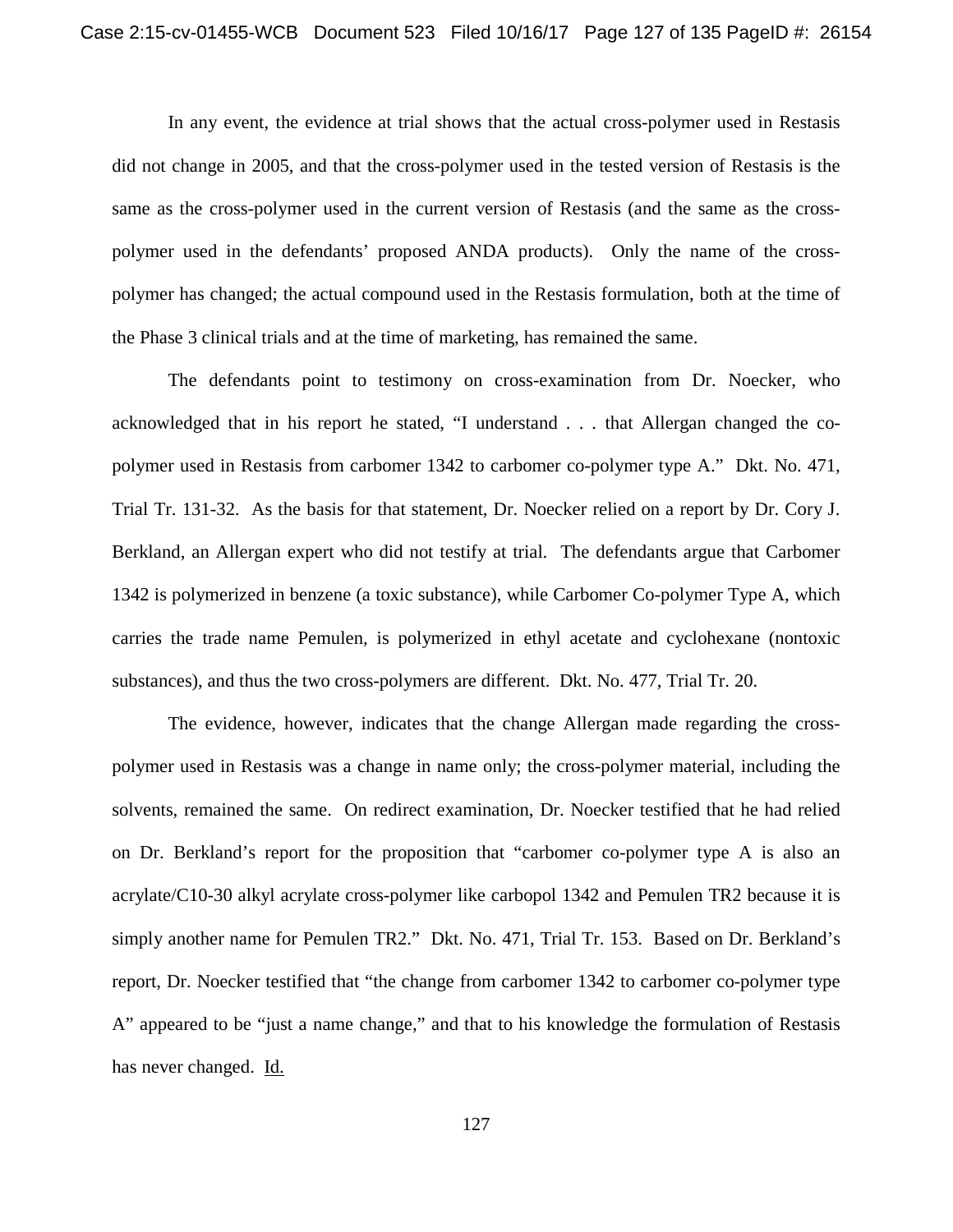In any event, the evidence at trial shows that the actual cross-polymer used in Restasis did not change in 2005, and that the cross-polymer used in the tested version of Restasis is the same as the cross-polymer used in the current version of Restasis (and the same as the cross-polymer used in the defendants' proposed ANDA products). Only the name of the cross-polymer has changed; the actual compound used in the Restasis formulation, both at the time of the Phase 3 clinical trials and at the time of marketing, has remained the same.

The defendants point to testimony on cross-examination from Dr. Noecker, who acknowledged that in his report he stated, "I understand . . . that Allergan changed the co-polymer used in Restasis from carbomer 1342 to carbomer co-polymer type A." Dkt. No. 471, Trial Tr. 131-32. As the basis for that statement, Dr. Noecker relied on a report by Dr. Cory J. Berkland, an Allergan expert who did not testify at trial. The defendants argue that Carbomer 1342 is polymerized in benzene (a toxic substance), while Carbomer Co-polymer Type A, which carries the trade name Pemulen, is polymerized in ethyl acetate and cyclohexane (nontoxic substances), and thus the two cross-polymers are different. Dkt. No. 477, Trial Tr. 20.

The evidence, however, indicates that the change Allergan made regarding the cross-polymer used in Restasis was a change in name only; the cross-polymer material, including the solvents, remained the same. On redirect examination, Dr. Noecker testified that he had relied on Dr. Berkland's report for the proposition that "carbomer co-polymer type A is also an acrylate/C10-30 alkyl acrylate cross-polymer like carbopol 1342 and Pemulen TR2 because it is simply another name for Pemulen TR2." Dkt. No. 471, Trial Tr. 153. Based on Dr. Berkland's report, Dr. Noecker testified that "the change from carbomer 1342 to carbomer co-polymer type A" appeared to be "just a name change," and that to his knowledge the formulation of Restasis has never changed. Id.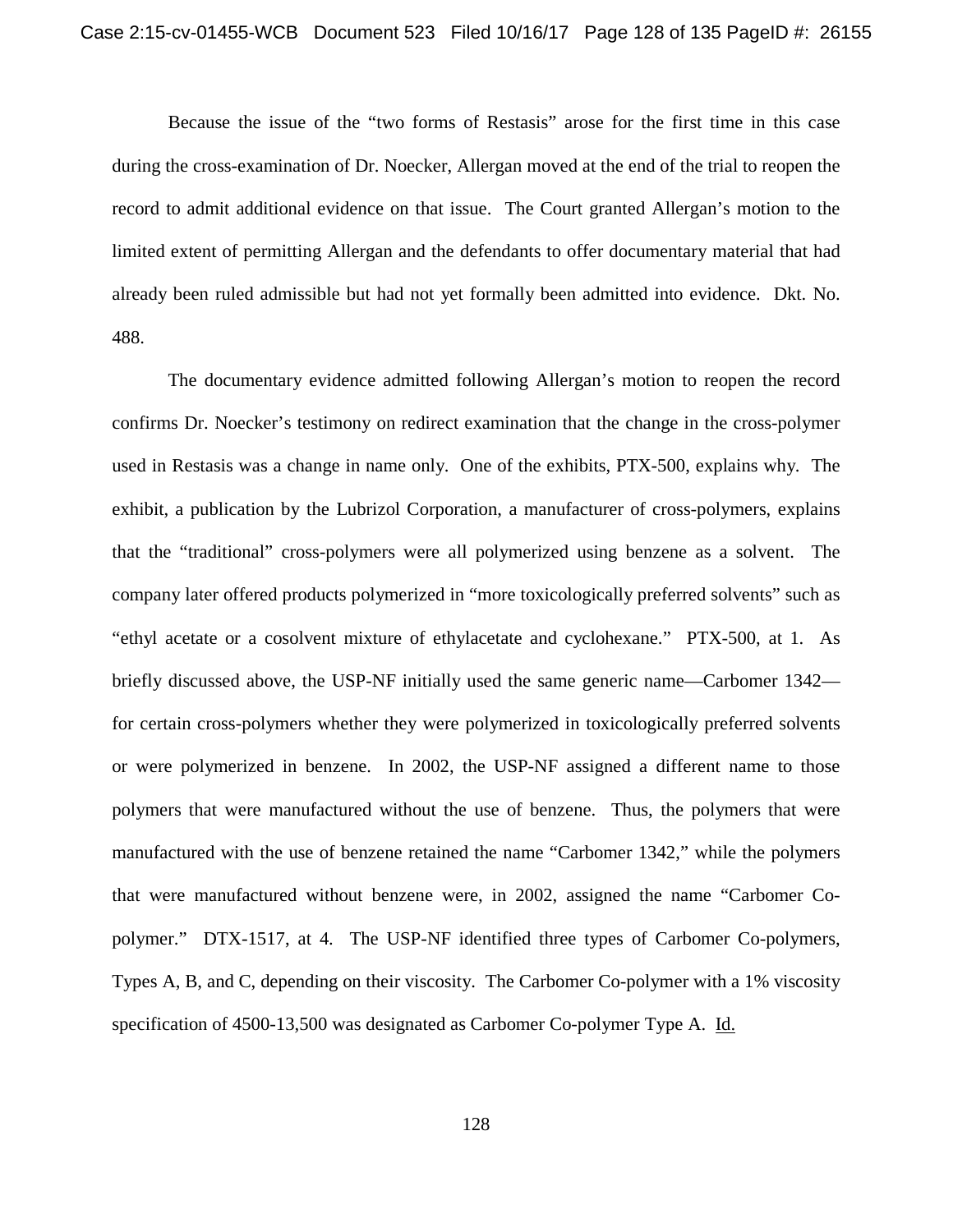Because the issue of the "two forms of Restasis" arose for the first time in this case during the cross-examination of Dr. Noecker, Allergan moved at the end of the trial to reopen the record to admit additional evidence on that issue. The Court granted Allergan's motion to the limited extent of permitting Allergan and the defendants to offer documentary material that had already been ruled admissible but had not yet formally been admitted into evidence. Dkt. No. 488.

The documentary evidence admitted following Allergan's motion to reopen the record confirms Dr. Noecker's testimony on redirect examination that the change in the cross-polymer used in Restasis was a change in name only. One of the exhibits, PTX-500, explains why. The exhibit, a publication by the Lubrizol Corporation, a manufacturer of cross-polymers, explains that the "traditional" cross-polymers were all polymerized using benzene as a solvent. The company later offered products polymerized in "more toxicologically preferred solvents" such as "ethyl acetate or a cosolvent mixture of ethylacetate and cyclohexane." PTX-500, at 1. As briefly discussed above, the USP-NF initially used the same generic name—Carbomer 1342—for certain cross-polymers whether they were polymerized in toxicologically preferred solvents or were polymerized in benzene. In 2002, the USP-NF assigned a different name to those polymers that were manufactured without the use of benzene. Thus, the polymers that were manufactured with the use of benzene retained the name "Carbomer 1342," while the polymers that were manufactured without benzene were, in 2002, assigned the name "Carbomer Co-polymer." DTX-1517, at 4. The USP-NF identified three types of Carbomer Co-polymers, Types A, B, and C, depending on their viscosity. The Carbomer Co-polymer with a 1% viscosity specification of 4500-13,500 was designated as Carbomer Co-polymer Type A. Id.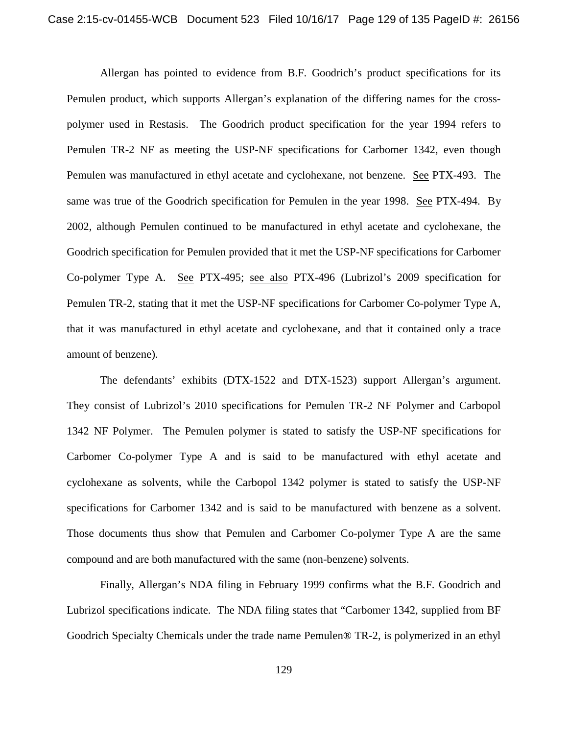Allergan has pointed to evidence from B.F. Goodrich's product specifications for its Pemulen product, which supports Allergan's explanation of the differing names for the cross-polymer used in Restasis. The Goodrich product specification for the year 1994 refers to Pemulen TR-2 NF as meeting the USP-NF specifications for Carbomer 1342, even though Pemulen was manufactured in ethyl acetate and cyclohexane, not benzene. See PTX-493. The same was true of the Goodrich specification for Pemulen in the year 1998. See PTX-494. By 2002, although Pemulen continued to be manufactured in ethyl acetate and cyclohexane, the Goodrich specification for Pemulen provided that it met the USP-NF specifications for Carbomer Co-polymer Type A. See PTX-495; see also PTX-496 (Lubrizol's 2009 specification for Pemulen TR-2, stating that it met the USP-NF specifications for Carbomer Co-polymer Type A, that it was manufactured in ethyl acetate and cyclohexane, and that it contained only a trace amount of benzene).

The defendants' exhibits (DTX-1522 and DTX-1523) support Allergan's argument. They consist of Lubrizol's 2010 specifications for Pemulen TR-2 NF Polymer and Carbopol 1342 NF Polymer. The Pemulen polymer is stated to satisfy the USP-NF specifications for Carbomer Co-polymer Type A and is said to be manufactured with ethyl acetate and cyclohexane as solvents, while the Carbopol 1342 polymer is stated to satisfy the USP-NF specifications for Carbomer 1342 and is said to be manufactured with benzene as a solvent. Those documents thus show that Pemulen and Carbomer Co-polymer Type A are the same compound and are both manufactured with the same (non-benzene) solvents.

Finally, Allergan's NDA filing in February 1999 confirms what the B.F. Goodrich and Lubrizol specifications indicate. The NDA filing states that "Carbomer 1342, supplied from BF Goodrich Specialty Chemicals under the trade name Pemulen® TR-2, is polymerized in an ethyl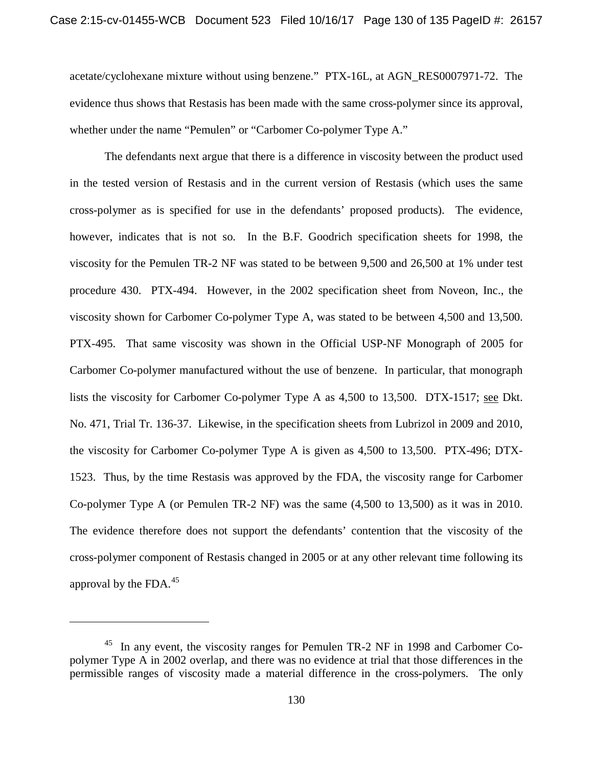acetate/cyclohexane mixture without using benzene." PTX-16L, at AGN_RES0007971-72. The evidence thus shows that Restasis has been made with the same cross-polymer since its approval, whether under the name "Pemulen" or "Carbomer Co-polymer Type A."

The defendants next argue that there is a difference in viscosity between the product used in the tested version of Restasis and in the current version of Restasis (which uses the same cross-polymer as is specified for use in the defendants' proposed products). The evidence, however, indicates that is not so. In the B.F. Goodrich specification sheets for 1998, the viscosity for the Pemulen TR-2 NF was stated to be between 9,500 and 26,500 at 1% under test procedure 430. PTX-494. However, in the 2002 specification sheet from Noveon, Inc., the viscosity shown for Carbomer Co-polymer Type A, was stated to be between 4,500 and 13,500. PTX-495. That same viscosity was shown in the Official USP-NF Monograph of 2005 for Carbomer Co-polymer manufactured without the use of benzene. In particular, that monograph lists the viscosity for Carbomer Co-polymer Type A as 4,500 to 13,500. DTX-1517; see Dkt. No. 471, Trial Tr. 136-37. Likewise, in the specification sheets from Lubrizol in 2009 and 2010, the viscosity for Carbomer Co-polymer Type A is given as 4,500 to 13,500. PTX-496; DTX-1523. Thus, by the time Restasis was approved by the FDA, the viscosity range for Carbomer Co-polymer Type A (or Pemulen TR-2 NF) was the same (4,500 to 13,500) as it was in 2010. The evidence therefore does not support the defendants' contention that the viscosity of the cross-polymer component of Restasis changed in 2005 or at any other relevant time following its approval by the FDA.[45]

---

[45] In any event, the viscosity ranges for Pemulen TR-2 NF in 1998 and Carbomer Co-polymer Type A in 2002 overlap, and there was no evidence at trial that those differences in the permissible ranges of viscosity made a material difference in the cross-polymers. The only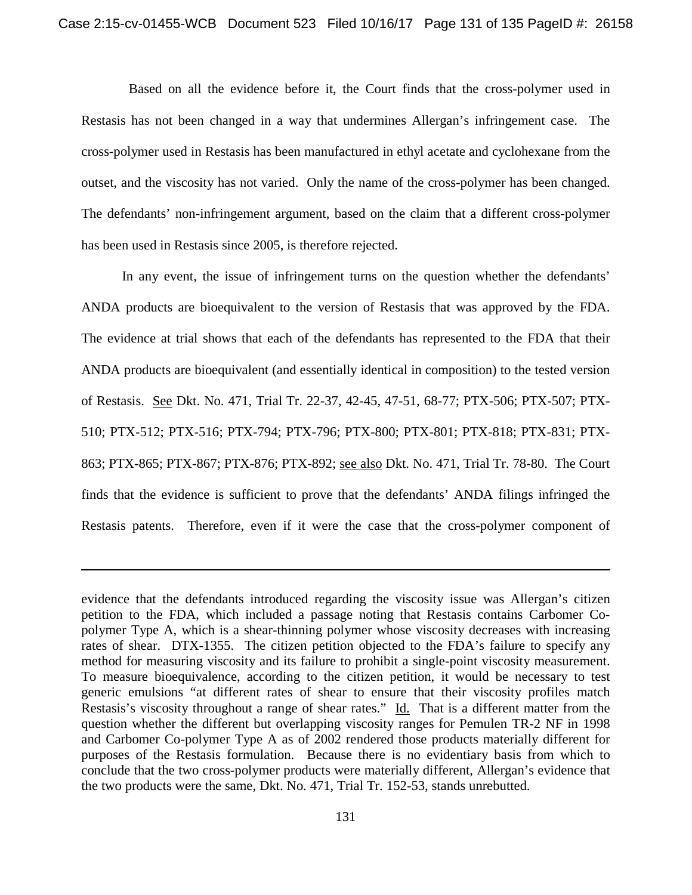Based on all the evidence before it, the Court finds that the cross-polymer used in Restasis has not been changed in a way that undermines Allergan's infringement case. The cross-polymer used in Restasis has been manufactured in ethyl acetate and cyclohexane from the outset, and the viscosity has not varied. Only the name of the cross-polymer has been changed. The defendants' non-infringement argument, based on the claim that a different cross-polymer has been used in Restasis since 2005, is therefore rejected.

In any event, the issue of infringement turns on the question whether the defendants' ANDA products are bioequivalent to the version of Restasis that was approved by the FDA. The evidence at trial shows that each of the defendants has represented to the FDA that their ANDA products are bioequivalent (and essentially identical in composition) to the tested version of Restasis. See Dkt. No. 471, Trial Tr. 22-37, 42-45, 47-51, 68-77; PTX-506; PTX-507; PTX-510; PTX-512; PTX-516; PTX-794; PTX-796; PTX-800; PTX-801; PTX-818; PTX-831; PTX-863; PTX-865; PTX-867; PTX-876; PTX-892; see also Dkt. No. 471, Trial Tr. 78-80. The Court finds that the evidence is sufficient to prove that the defendants' ANDA filings infringed the Restasis patents. Therefore, even if it were the case that the cross-polymer component of

---

evidence that the defendants introduced regarding the viscosity issue was Allergan's citizen petition to the FDA, which included a passage noting that Restasis contains Carbomer Co-polymer Type A, which is a shear-thinning polymer whose viscosity decreases with increasing rates of shear. DTX-1355. The citizen petition objected to the FDA's failure to specify any method for measuring viscosity and its failure to prohibit a single-point viscosity measurement. To measure bioequivalence, according to the citizen petition, it would be necessary to test generic emulsions "at different rates of shear to ensure that their viscosity profiles match Restasis's viscosity throughout a range of shear rates." Id. That is a different matter from the question whether the different but overlapping viscosity ranges for Pemulen TR-2 NF in 1998 and Carbomer Co-polymer Type A as of 2002 rendered those products materially different for purposes of the Restasis formulation. Because there is no evidentiary basis from which to conclude that the two cross-polymer products were materially different, Allergan's evidence that the two products were the same, Dkt. No. 471, Trial Tr. 152-53, stands unrebutted.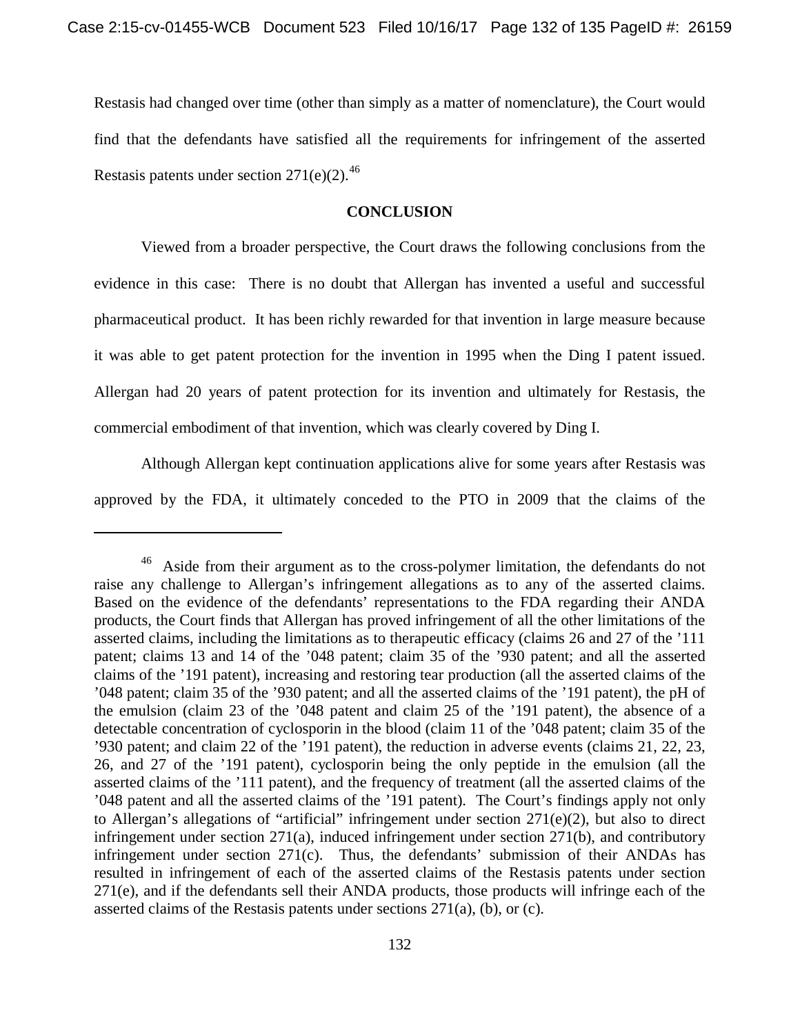Restasis had changed over time (other than simply as a matter of nomenclature), the Court would find that the defendants have satisfied all the requirements for infringement of the asserted Restasis patents under section 271(e)(2).[46]

**CONCLUSION**

Viewed from a broader perspective, the Court draws the following conclusions from the evidence in this case: There is no doubt that Allergan has invented a useful and successful pharmaceutical product. It has been richly rewarded for that invention in large measure because it was able to get patent protection for the invention in 1995 when the Ding I patent issued. Allergan had 20 years of patent protection for its invention and ultimately for Restasis, the commercial embodiment of that invention, which was clearly covered by Ding I.

Although Allergan kept continuation applications alive for some years after Restasis was approved by the FDA, it ultimately conceded to the PTO in 2009 that the claims of the

---

[46] Aside from their argument as to the cross-polymer limitation, the defendants do not raise any challenge to Allergan's infringement allegations as to any of the asserted claims. Based on the evidence of the defendants' representations to the FDA regarding their ANDA products, the Court finds that Allergan has proved infringement of all the other limitations of the asserted claims, including the limitations as to therapeutic efficacy (claims 26 and 27 of the '111 patent; claims 13 and 14 of the '048 patent; claim 35 of the '930 patent; and all the asserted claims of the '191 patent), increasing and restoring tear production (all the asserted claims of the '048 patent; claim 35 of the '930 patent; and all the asserted claims of the '191 patent), the pH of the emulsion (claim 23 of the '048 patent and claim 25 of the '191 patent), the absence of a detectable concentration of cyclosporin in the blood (claim 11 of the '048 patent; claim 35 of the '930 patent; and claim 22 of the '191 patent), the reduction in adverse events (claims 21, 22, 23, 26, and 27 of the '191 patent), cyclosporin being the only peptide in the emulsion (all the asserted claims of the '111 patent), and the frequency of treatment (all the asserted claims of the '048 patent and all the asserted claims of the '191 patent). The Court's findings apply not only to Allergan's allegations of "artificial" infringement under section 271(e)(2), but also to direct infringement under section 271(a), induced infringement under section 271(b), and contributory infringement under section 271(c). Thus, the defendants' submission of their ANDAs has resulted in infringement of each of the asserted claims of the Restasis patents under section 271(e), and if the defendants sell their ANDA products, those products will infringe each of the asserted claims of the Restasis patents under sections 271(a), (b), or (c).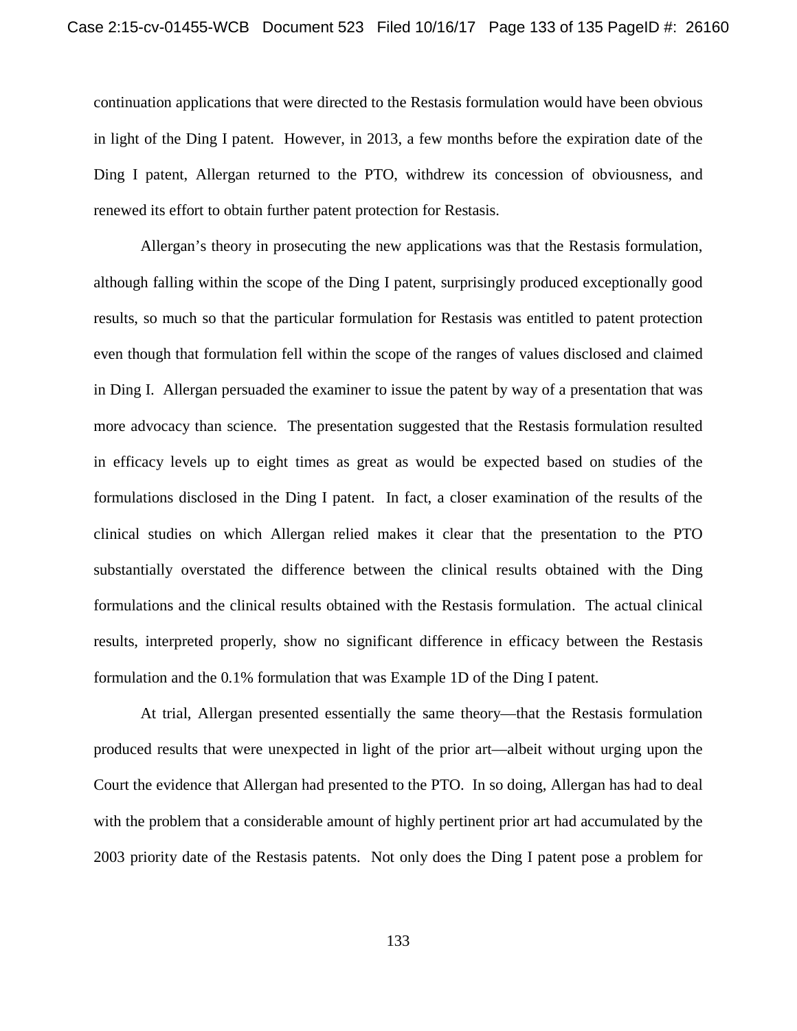continuation applications that were directed to the Restasis formulation would have been obvious in light of the Ding I patent. However, in 2013, a few months before the expiration date of the Ding I patent, Allergan returned to the PTO, withdrew its concession of obviousness, and renewed its effort to obtain further patent protection for Restasis.

Allergan's theory in prosecuting the new applications was that the Restasis formulation, although falling within the scope of the Ding I patent, surprisingly produced exceptionally good results, so much so that the particular formulation for Restasis was entitled to patent protection even though that formulation fell within the scope of the ranges of values disclosed and claimed in Ding I. Allergan persuaded the examiner to issue the patent by way of a presentation that was more advocacy than science. The presentation suggested that the Restasis formulation resulted in efficacy levels up to eight times as great as would be expected based on studies of the formulations disclosed in the Ding I patent. In fact, a closer examination of the results of the clinical studies on which Allergan relied makes it clear that the presentation to the PTO substantially overstated the difference between the clinical results obtained with the Ding formulations and the clinical results obtained with the Restasis formulation. The actual clinical results, interpreted properly, show no significant difference in efficacy between the Restasis formulation and the 0.1% formulation that was Example 1D of the Ding I patent.

At trial, Allergan presented essentially the same theory—that the Restasis formulation produced results that were unexpected in light of the prior art—albeit without urging upon the Court the evidence that Allergan had presented to the PTO. In so doing, Allergan has had to deal with the problem that a considerable amount of highly pertinent prior art had accumulated by the 2003 priority date of the Restasis patents. Not only does the Ding I patent pose a problem for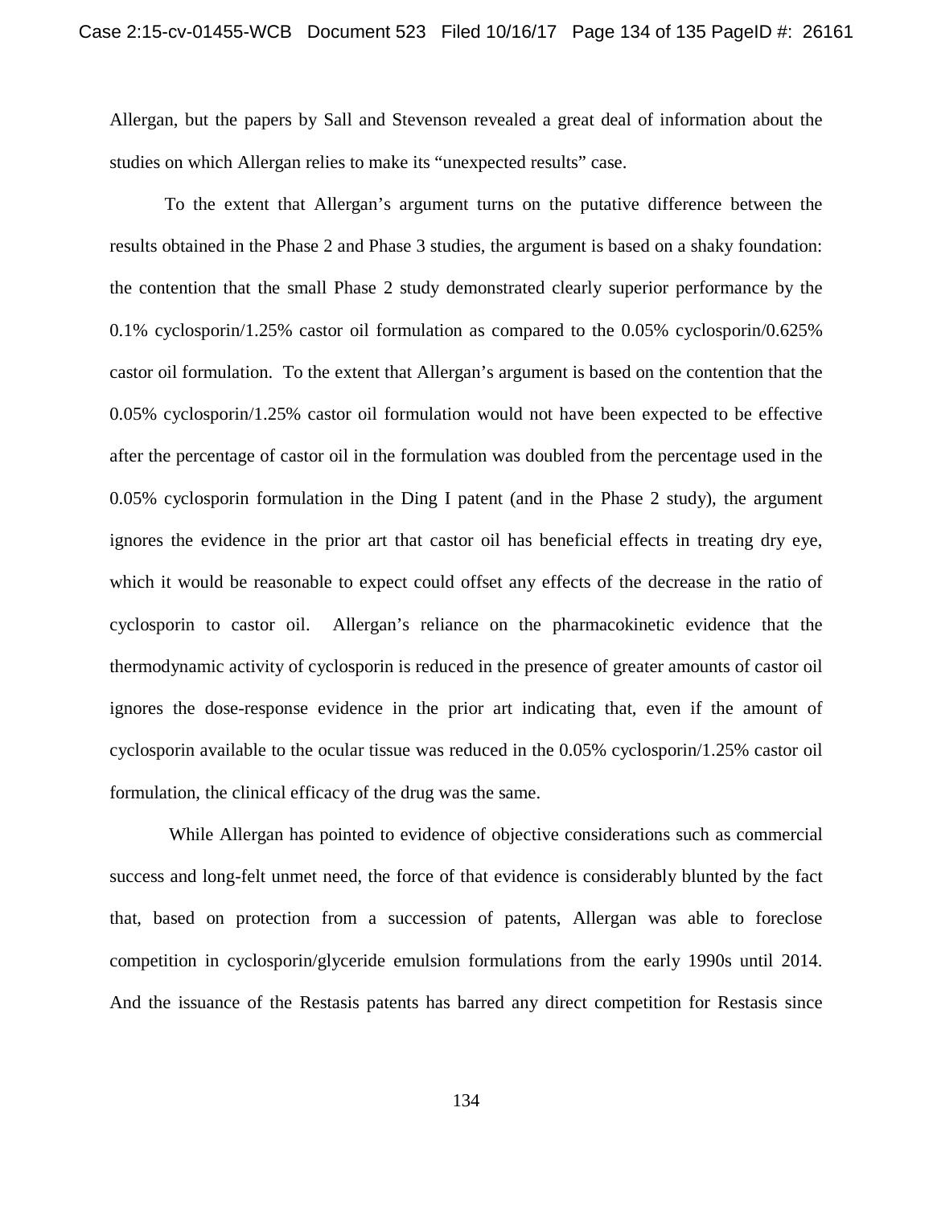Allergan, but the papers by Sall and Stevenson revealed a great deal of information about the studies on which Allergan relies to make its "unexpected results" case.

To the extent that Allergan's argument turns on the putative difference between the results obtained in the Phase 2 and Phase 3 studies, the argument is based on a shaky foundation: the contention that the small Phase 2 study demonstrated clearly superior performance by the 0.1% cyclosporin/1.25% castor oil formulation as compared to the 0.05% cyclosporin/0.625% castor oil formulation. To the extent that Allergan's argument is based on the contention that the 0.05% cyclosporin/1.25% castor oil formulation would not have been expected to be effective after the percentage of castor oil in the formulation was doubled from the percentage used in the 0.05% cyclosporin formulation in the Ding I patent (and in the Phase 2 study), the argument ignores the evidence in the prior art that castor oil has beneficial effects in treating dry eye, which it would be reasonable to expect could offset any effects of the decrease in the ratio of cyclosporin to castor oil. Allergan's reliance on the pharmacokinetic evidence that the thermodynamic activity of cyclosporin is reduced in the presence of greater amounts of castor oil ignores the dose-response evidence in the prior art indicating that, even if the amount of cyclosporin available to the ocular tissue was reduced in the 0.05% cyclosporin/1.25% castor oil formulation, the clinical efficacy of the drug was the same.

While Allergan has pointed to evidence of objective considerations such as commercial success and long-felt unmet need, the force of that evidence is considerably blunted by the fact that, based on protection from a succession of patents, Allergan was able to foreclose competition in cyclosporin/glyceride emulsion formulations from the early 1990s until 2014. And the issuance of the Restasis patents has barred any direct competition for Restasis since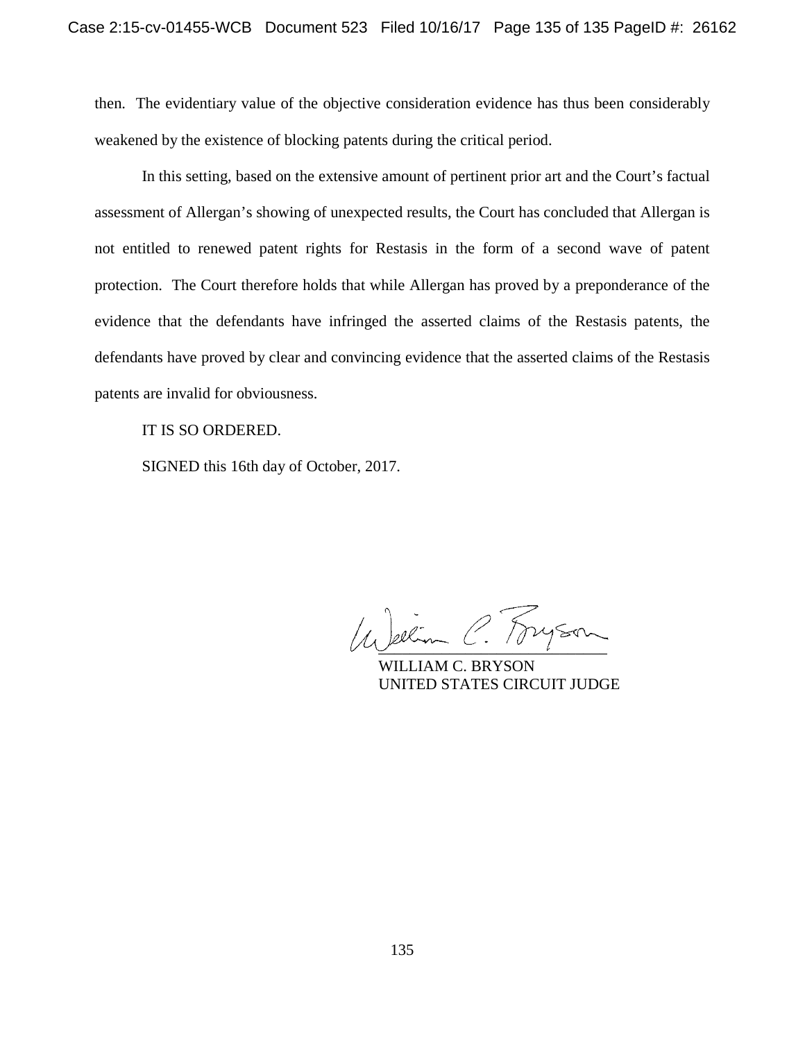then. The evidentiary value of the objective consideration evidence has thus been considerably weakened by the existence of blocking patents during the critical period.

In this setting, based on the extensive amount of pertinent prior art and the Court's factual assessment of Allergan's showing of unexpected results, the Court has concluded that Allergan is not entitled to renewed patent rights for Restasis in the form of a second wave of patent protection. The Court therefore holds that while Allergan has proved by a preponderance of the evidence that the defendants have infringed the asserted claims of the Restasis patents, the defendants have proved by clear and convincing evidence that the asserted claims of the Restasis patents are invalid for obviousness.

IT IS SO ORDERED.

SIGNED this 16th day of October, 2017.

WILLIAM C. BRYSON
UNITED STATES CIRCUIT JUDGE